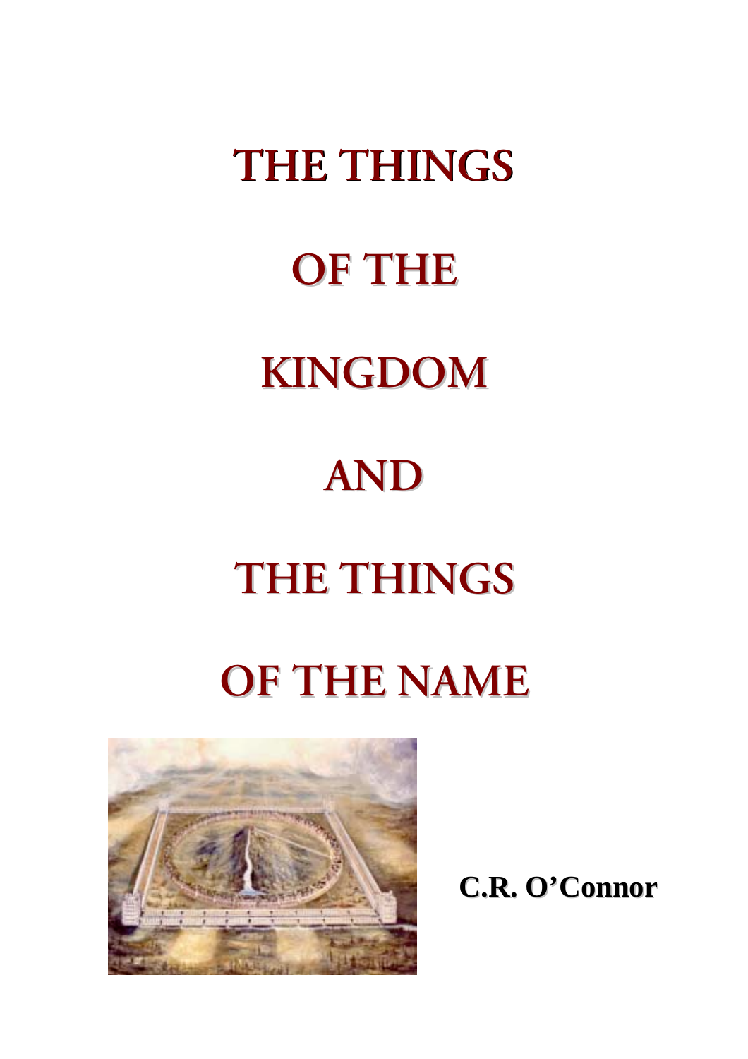# THE THINGS OF THE KINGDOM AND THE THINGS OF THE NAME

**C.R. O'Connor**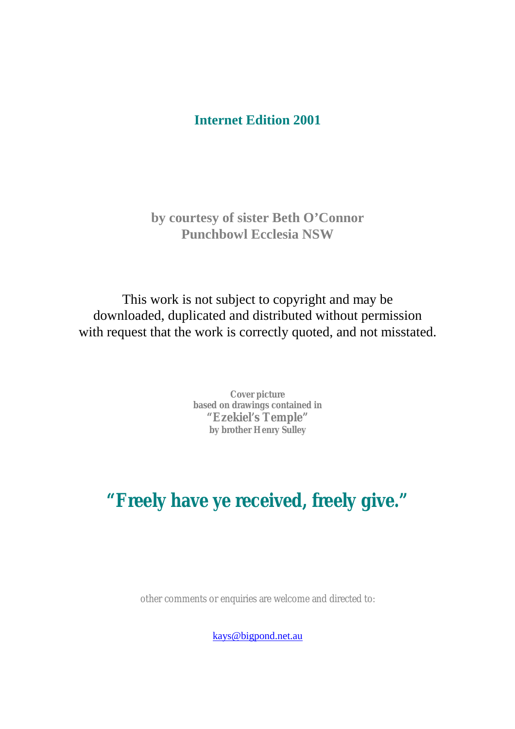**Internet Edition 2001**

**by courtesy of sister Beth O'Connor**
**Punchbowl Ecclesia NSW**

This work is not subject to copyright and may be downloaded, duplicated and distributed without permission with request that the work is correctly quoted, and not misstated.

**Cover picture**
**based on drawings contained in**
**"Ezekiel's Temple"**
**by brother Henry Sulley**

## "Freely have ye received, freely give."

other comments or enquiries are welcome and directed to:

kays@bigpond.net.au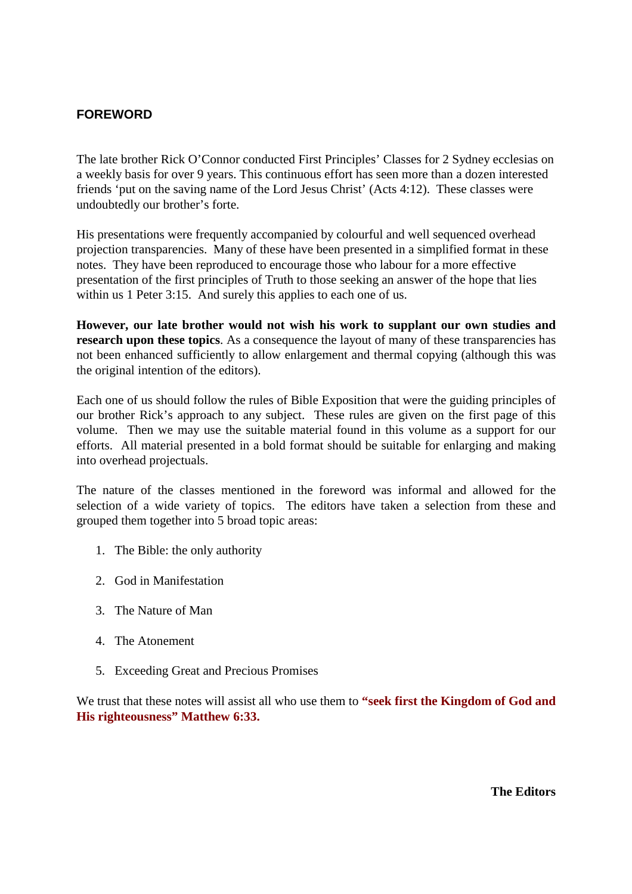# FOREWORD

The late brother Rick O'Connor conducted First Principles' Classes for 2 Sydney ecclesias on a weekly basis for over 9 years. This continuous effort has seen more than a dozen interested friends 'put on the saving name of the Lord Jesus Christ' (Acts 4:12). These classes were undoubtedly our brother's forte.

His presentations were frequently accompanied by colourful and well sequenced overhead projection transparencies. Many of these have been presented in a simplified format in these notes. They have been reproduced to encourage those who labour for a more effective presentation of the first principles of Truth to those seeking an answer of the hope that lies within us 1 Peter 3:15. And surely this applies to each one of us.

**However, our late brother would not wish his work to supplant our own studies and research upon these topics**. As a consequence the layout of many of these transparencies has not been enhanced sufficiently to allow enlargement and thermal copying (although this was the original intention of the editors).

Each one of us should follow the rules of Bible Exposition that were the guiding principles of our brother Rick's approach to any subject. These rules are given on the first page of this volume. Then we may use the suitable material found in this volume as a support for our efforts. All material presented in a bold format should be suitable for enlarging and making into overhead projectuals.

The nature of the classes mentioned in the foreword was informal and allowed for the selection of a wide variety of topics. The editors have taken a selection from these and grouped them together into 5 broad topic areas:

1. The Bible: the only authority
2. God in Manifestation
3. The Nature of Man
4. The Atonement
5. Exceeding Great and Precious Promises

We trust that these notes will assist all who use them to **"seek first the Kingdom of God and His righteousness" Matthew 6:33.**

**The Editors**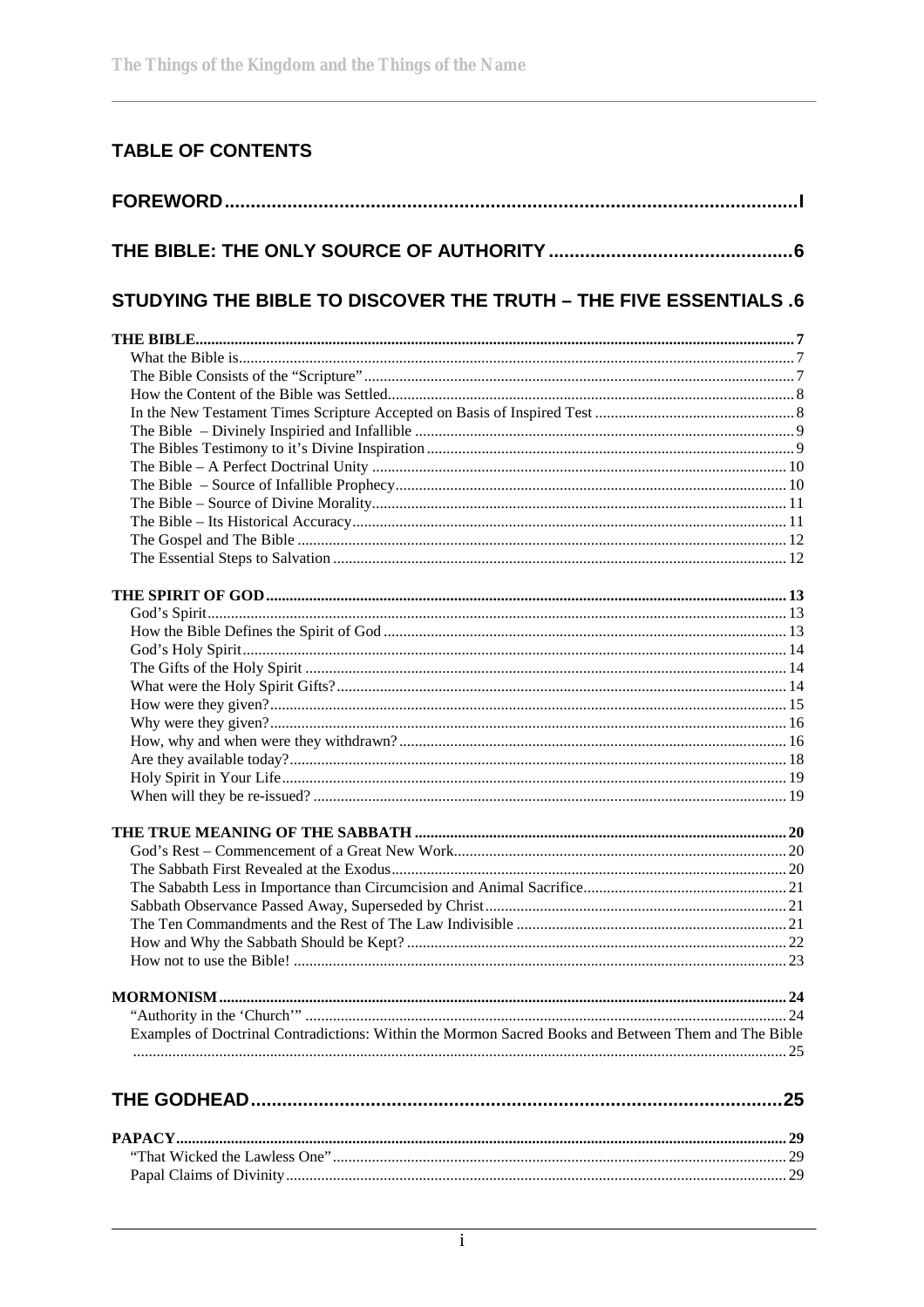## TABLE OF CONTENTS

**FOREWORD** ..... I

**THE BIBLE: THE ONLY SOURCE OF AUTHORITY** ..... 6

**STUDYING THE BIBLE TO DISCOVER THE TRUTH – THE FIVE ESSENTIALS** .6

**THE BIBLE** ..... 7
- What the Bible is ..... 7
- The Bible Consists of the "Scripture" ..... 7
- How the Content of the Bible was Settled ..... 8
- In the New Testament Times Scripture Accepted on Basis of Inspired Test ..... 8
- The Bible – Divinely Inspiried and Infallible ..... 9
- The Bibles Testimony to it's Divine Inspiration ..... 9
- The Bible – A Perfect Doctrinal Unity ..... 10
- The Bible – Source of Infallible Prophecy ..... 10
- The Bible – Source of Divine Morality ..... 11
- The Bible – Its Historical Accuracy ..... 11
- The Gospel and The Bible ..... 12
- The Essential Steps to Salvation ..... 12

**THE SPIRIT OF GOD** ..... 13
- God's Spirit ..... 13
- How the Bible Defines the Spirit of God ..... 13
- God's Holy Spirit ..... 14
- The Gifts of the Holy Spirit ..... 14
- What were the Holy Spirit Gifts? ..... 14
- How were they given? ..... 15
- Why were they given? ..... 16
- How, why and when were they withdrawn? ..... 16
- Are they available today? ..... 18
- Holy Spirit in Your Life ..... 19
- When will they be re-issued? ..... 19

**THE TRUE MEANING OF THE SABBATH** ..... 20
- God's Rest – Commencement of a Great New Work ..... 20
- The Sabbath First Revealed at the Exodus ..... 20
- The Sababth Less in Importance than Circumcision and Animal Sacrifice ..... 21
- Sabbath Observance Passed Away, Superseded by Christ ..... 21
- The Ten Commandments and the Rest of The Law Indivisible ..... 21
- How and Why the Sabbath Should be Kept? ..... 22
- How not to use the Bible! ..... 23

**MORMONISM** ..... 24
- "Authority in the 'Church'" ..... 24
- Examples of Doctrinal Contradictions: Within the Mormon Sacred Books and Between Them and The Bible ..... 25

**THE GODHEAD** ..... 25

**PAPACY** ..... 29
- "That Wicked the Lawless One" ..... 29
- Papal Claims of Divinity ..... 29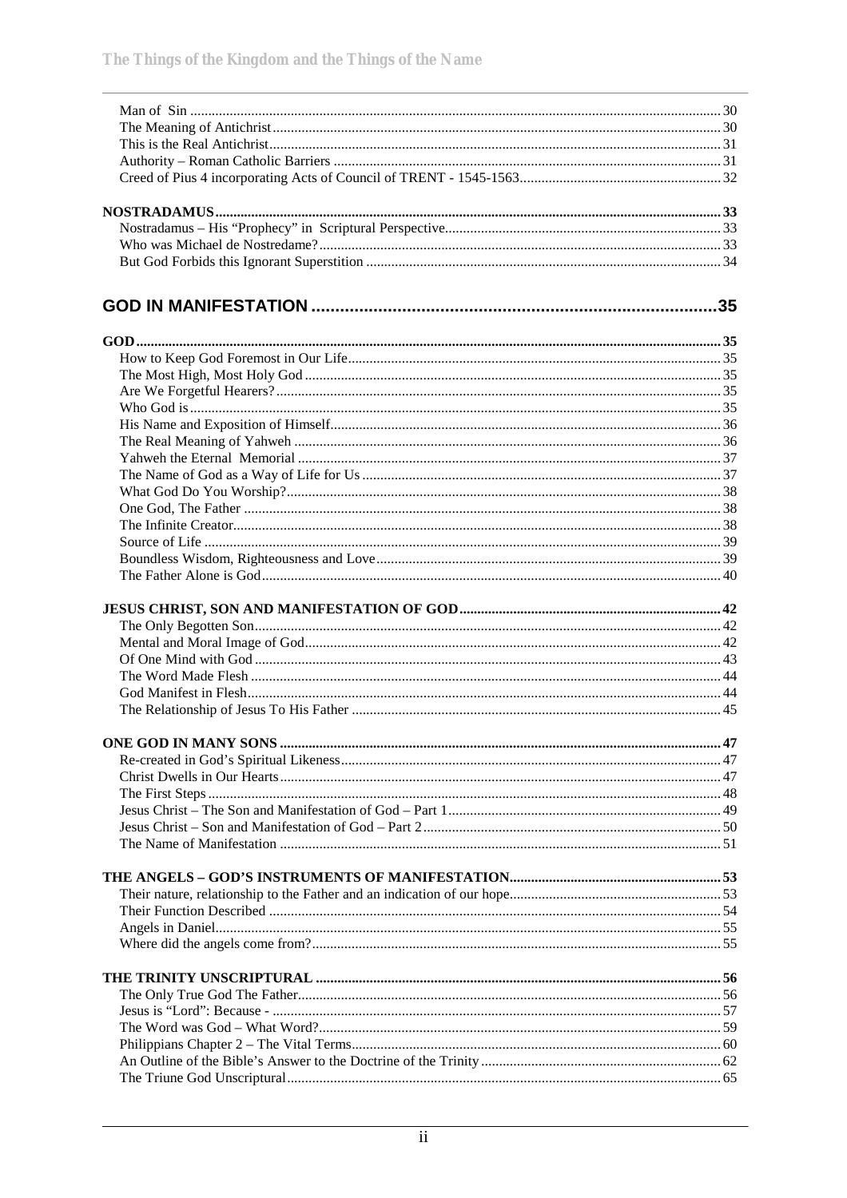Man of Sin ........................................................................................................................................ 30
The Meaning of Antichrist ................................................................................................................... 30
This is the Real Antichrist ................................................................................................................... 31
Authority – Roman Catholic Barriers ................................................................................................... 31
Creed of Pius 4 incorporating Acts of Council of TRENT - 1545-1563 ................................................ 32

**NOSTRADAMUS** ........................................................................................................................... **33**
Nostradamus – His "Prophecy" in Scriptural Perspective ..................................................................... 33
Who was Michael de Nostredame? ....................................................................................................... 33
But God Forbids this Ignorant Superstition .......................................................................................... 34

# GOD IN MANIFESTATION ........................................................................... 35

**GOD** ................................................................................................................................................ **35**
How to Keep God Foremost in Our Life ................................................................................................ 35
The Most High, Most Holy God ............................................................................................................ 35
Are We Forgetful Hearers? ................................................................................................................... 35
Who God is .......................................................................................................................................... 35
His Name and Exposition of Himself .................................................................................................... 36
The Real Meaning of Yahweh ............................................................................................................... 36
Yahweh the Eternal Memorial .............................................................................................................. 37
The Name of God as a Way of Life for Us ............................................................................................ 37
What God Do You Worship? ................................................................................................................ 38
One God, The Father ............................................................................................................................ 38
The Infinite Creator ............................................................................................................................... 38
Source of Life ....................................................................................................................................... 39
Boundless Wisdom, Righteousness and Love ........................................................................................ 39
The Father Alone is God ....................................................................................................................... 40

**JESUS CHRIST, SON AND MANIFESTATION OF GOD** .................................................................. **42**
The Only Begotten Son ......................................................................................................................... 42
Mental and Moral Image of God ............................................................................................................ 42
Of One Mind with God .......................................................................................................................... 43
The Word Made Flesh ........................................................................................................................... 44
God Manifest in Flesh ........................................................................................................................... 44
The Relationship of Jesus To His Father ............................................................................................... 45

**ONE GOD IN MANY SONS** ............................................................................................................. **47**
Re-created in God's Spiritual Likeness .................................................................................................. 47
Christ Dwells in Our Hearts ................................................................................................................... 47
The First Steps ...................................................................................................................................... 48
Jesus Christ – The Son and Manifestation of God – Part 1 .................................................................... 49
Jesus Christ – Son and Manifestation of God – Part 2 ........................................................................... 50
The Name of Manifestation ................................................................................................................... 51

**THE ANGELS – GOD'S INSTRUMENTS OF MANIFESTATION** ....................................................... **53**
Their nature, relationship to the Father and an indication of our hope ................................................... 53
Their Function Described ...................................................................................................................... 54
Angels in Daniel .................................................................................................................................... 55
Where did the angels come from? .......................................................................................................... 55

**THE TRINITY UNSCRIPTURAL** ...................................................................................................... **56**
The Only True God The Father .............................................................................................................. 56
Jesus is "Lord": Because - ..................................................................................................................... 57
The Word was God – What Word? ......................................................................................................... 59
Philippians Chapter 2 – The Vital Terms ................................................................................................ 60
An Outline of the Bible's Answer to the Doctrine of the Trinity ............................................................. 62
The Triune God Unscriptural ................................................................................................................. 65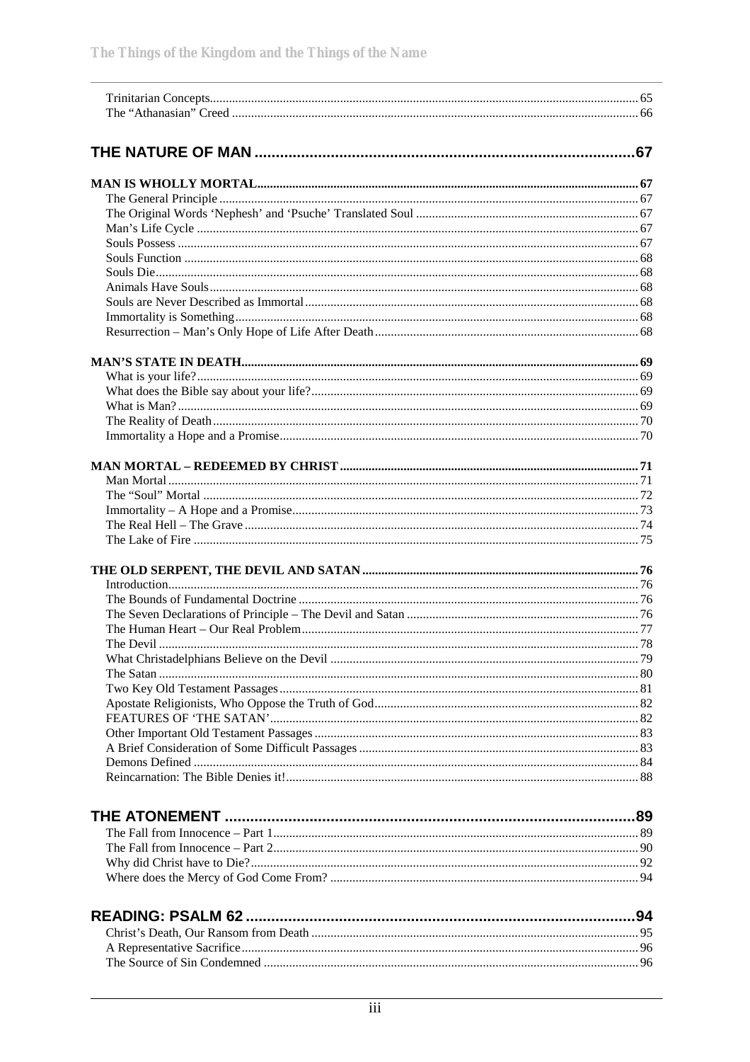Trinitarian Concepts 65
The "Athanasian" Creed 66

## THE NATURE OF MAN 67

**MAN IS WHOLLY MORTAL 67**

The General Principle 67
The Original Words 'Nephesh' and 'Psuche' Translated Soul 67
Man's Life Cycle 67
Souls Possess 67
Souls Function 68
Souls Die 68
Animals Have Souls 68
Souls are Never Described as Immortal 68
Immortality is Something 68
Resurrection – Man's Only Hope of Life After Death 68

**MAN'S STATE IN DEATH 69**

What is your life? 69
What does the Bible say about your life? 69
What is Man? 69
The Reality of Death 70
Immortality a Hope and a Promise 70

**MAN MORTAL – REDEEMED BY CHRIST 71**

Man Mortal 71
The "Soul" Mortal 72
Immortality – A Hope and a Promise 73
The Real Hell – The Grave 74
The Lake of Fire 75

**THE OLD SERPENT, THE DEVIL AND SATAN 76**

Introduction 76
The Bounds of Fundamental Doctrine 76
The Seven Declarations of Principle – The Devil and Satan 76
The Human Heart – Our Real Problem 77
The Devil 78
What Christadelphians Believe on the Devil 79
The Satan 80
Two Key Old Testament Passages 81
Apostate Religionists, Who Oppose the Truth of God 82
FEATURES OF 'THE SATAN' 82
Other Important Old Testament Passages 83
A Brief Consideration of Some Difficult Passages 83
Demons Defined 84
Reincarnation: The Bible Denies it! 88

## THE ATONEMENT 89

The Fall from Innocence – Part 1 89
The Fall from Innocence – Part 2 90
Why did Christ have to Die? 92
Where does the Mercy of God Come From? 94

## READING: PSALM 62 94

Christ's Death, Our Ransom from Death 95
A Representative Sacrifice 96
The Source of Sin Condemned 96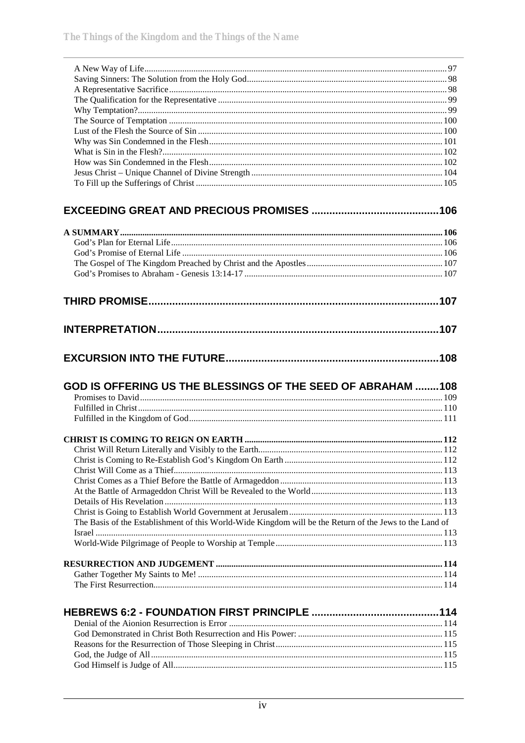A New Way of Life ... 97
Saving Sinners: The Solution from the Holy God ... 98
A Representative Sacrifice ... 98
The Qualification for the Representative ... 99
Why Temptation? ... 99
The Source of Temptation ... 100
Lust of the Flesh the Source of Sin ... 100
Why was Sin Condemned in the Flesh ... 101
What is Sin in the Flesh? ... 102
How was Sin Condemned in the Flesh ... 102
Jesus Christ – Unique Channel of Divine Strength ... 104
To Fill up the Sufferings of Christ ... 105

## EXCEEDING GREAT AND PRECIOUS PROMISES ... 106

**A SUMMARY ... 106**
God's Plan for Eternal Life ... 106
God's Promise of Eternal Life ... 106
The Gospel of The Kingdom Preached by Christ and the Apostles ... 107
God's Promises to Abraham - Genesis 13:14-17 ... 107

## THIRD PROMISE ... 107

## INTERPRETATION ... 107

## EXCURSION INTO THE FUTURE ... 108

## GOD IS OFFERING US THE BLESSINGS OF THE SEED OF ABRAHAM ... 108

Promises to David ... 109
Fulfilled in Christ ... 110
Fulfilled in the Kingdom of God ... 111

**CHRIST IS COMING TO REIGN ON EARTH ... 112**
Christ Will Return Literally and Visibly to the Earth ... 112
Christ is Coming to Re-Establish God's Kingdom On Earth ... 112
Christ Will Come as a Thief ... 113
Christ Comes as a Thief Before the Battle of Armageddon ... 113
At the Battle of Armageddon Christ Will be Revealed to the World ... 113
Details of His Revelation ... 113
Christ is Going to Establish World Government at Jerusalem ... 113
The Basis of the Establishment of this World-Wide Kingdom will be the Return of the Jews to the Land of Israel ... 113
World-Wide Pilgrimage of People to Worship at Temple ... 113

**RESURRECTION AND JUDGEMENT ... 114**
Gather Together My Saints to Me! ... 114
The First Resurrection ... 114

## HEBREWS 6:2 - FOUNDATION FIRST PRINCIPLE ... 114

Denial of the Aionion Resurrection is Error ... 114
God Demonstrated in Christ Both Resurrection and His Power: ... 115
Reasons for the Resurrection of Those Sleeping in Christ ... 115
God, the Judge of All ... 115
God Himself is Judge of All ... 115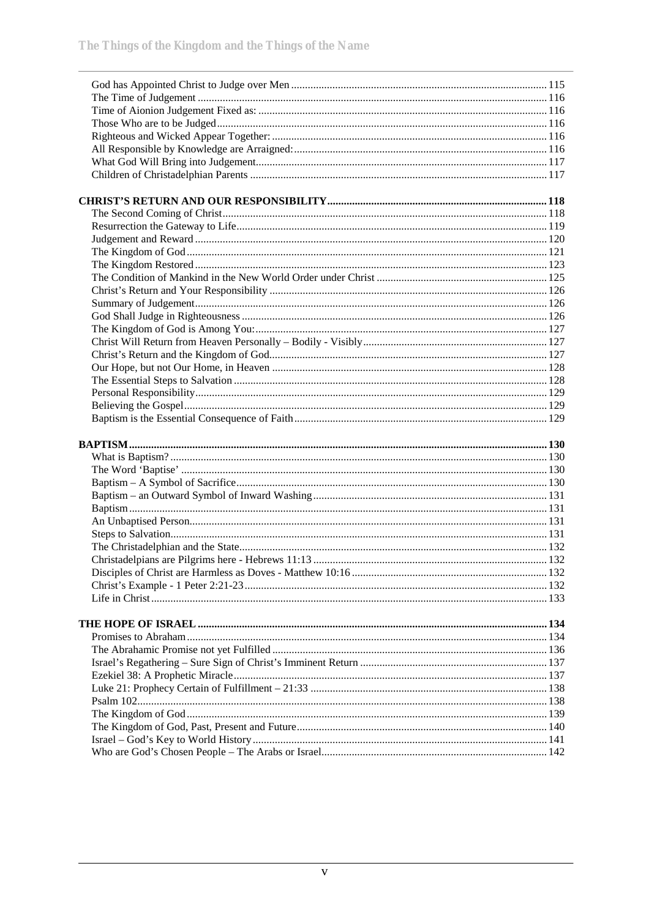God has Appointed Christ to Judge over Men ........ 115
The Time of Judgement ........ 116
Time of Aionion Judgement Fixed as: ........ 116
Those Who are to be Judged ........ 116
Righteous and Wicked Appear Together: ........ 116
All Responsible by Knowledge are Arraigned: ........ 116
What God Will Bring into Judgement ........ 117
Children of Christadelphian Parents ........ 117

**CHRIST'S RETURN AND OUR RESPONSIBILITY ........ 118**
The Second Coming of Christ ........ 118
Resurrection the Gateway to Life ........ 119
Judgement and Reward ........ 120
The Kingdom of God ........ 121
The Kingdom Restored ........ 123
The Condition of Mankind in the New World Order under Christ ........ 125
Christ's Return and Your Responsibility ........ 126
Summary of Judgement ........ 126
God Shall Judge in Righteousness ........ 126
The Kingdom of God is Among You: ........ 127
Christ Will Return from Heaven Personally – Bodily - Visibly ........ 127
Christ's Return and the Kingdom of God ........ 127
Our Hope, but not Our Home, in Heaven ........ 128
The Essential Steps to Salvation ........ 128
Personal Responsibility ........ 129
Believing the Gospel ........ 129
Baptism is the Essential Consequence of Faith ........ 129

**BAPTISM ........ 130**
What is Baptism? ........ 130
The Word 'Baptise' ........ 130
Baptism – A Symbol of Sacrifice ........ 130
Baptism – an Outward Symbol of Inward Washing ........ 131
Baptism ........ 131
An Unbaptised Person ........ 131
Steps to Salvation ........ 131
The Christadelphian and the State ........ 132
Christadelphians are Pilgrims here - Hebrews 11:13 ........ 132
Disciples of Christ are Harmless as Doves - Matthew 10:16 ........ 132
Christ's Example - 1 Peter 2:21-23 ........ 132
Life in Christ ........ 133

**THE HOPE OF ISRAEL ........ 134**
Promises to Abraham ........ 134
The Abrahamic Promise not yet Fulfilled ........ 136
Israel's Regathering – Sure Sign of Christ's Imminent Return ........ 137
Ezekiel 38: A Prophetic Miracle ........ 137
Luke 21: Prophecy Certain of Fulfillment – 21:33 ........ 138
Psalm 102 ........ 138
The Kingdom of God ........ 139
The Kingdom of God, Past, Present and Future ........ 140
Israel – God's Key to World History ........ 141
Who are God's Chosen People – The Arabs or Israel ........ 142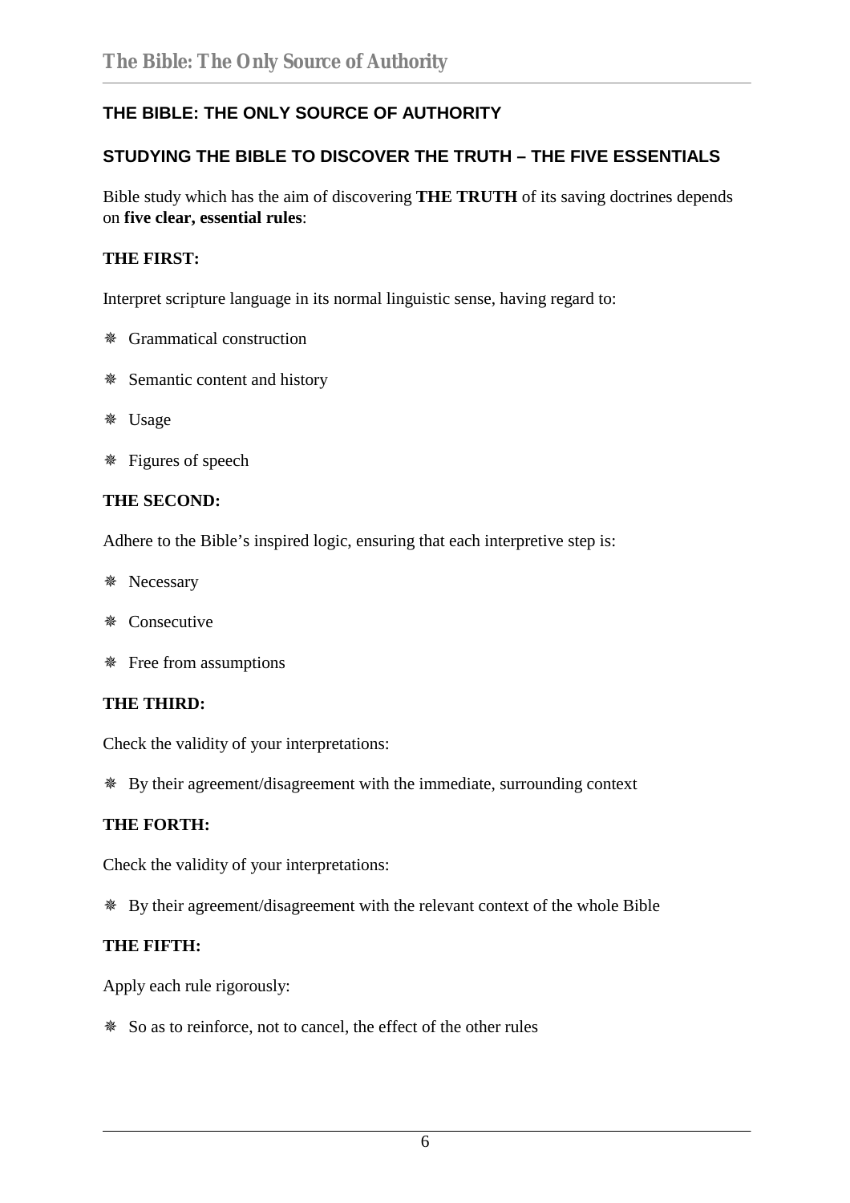## THE BIBLE: THE ONLY SOURCE OF AUTHORITY

### STUDYING THE BIBLE TO DISCOVER THE TRUTH – THE FIVE ESSENTIALS

Bible study which has the aim of discovering **THE TRUTH** of its saving doctrines depends on **five clear, essential rules**:

**THE FIRST:**

Interpret scripture language in its normal linguistic sense, having regard to:

- Grammatical construction
- Semantic content and history
- Usage
- Figures of speech

**THE SECOND:**

Adhere to the Bible's inspired logic, ensuring that each interpretive step is:

- Necessary
- Consecutive
- Free from assumptions

**THE THIRD:**

Check the validity of your interpretations:

- By their agreement/disagreement with the immediate, surrounding context

**THE FORTH:**

Check the validity of your interpretations:

- By their agreement/disagreement with the relevant context of the whole Bible

**THE FIFTH:**

Apply each rule rigorously:

- So as to reinforce, not to cancel, the effect of the other rules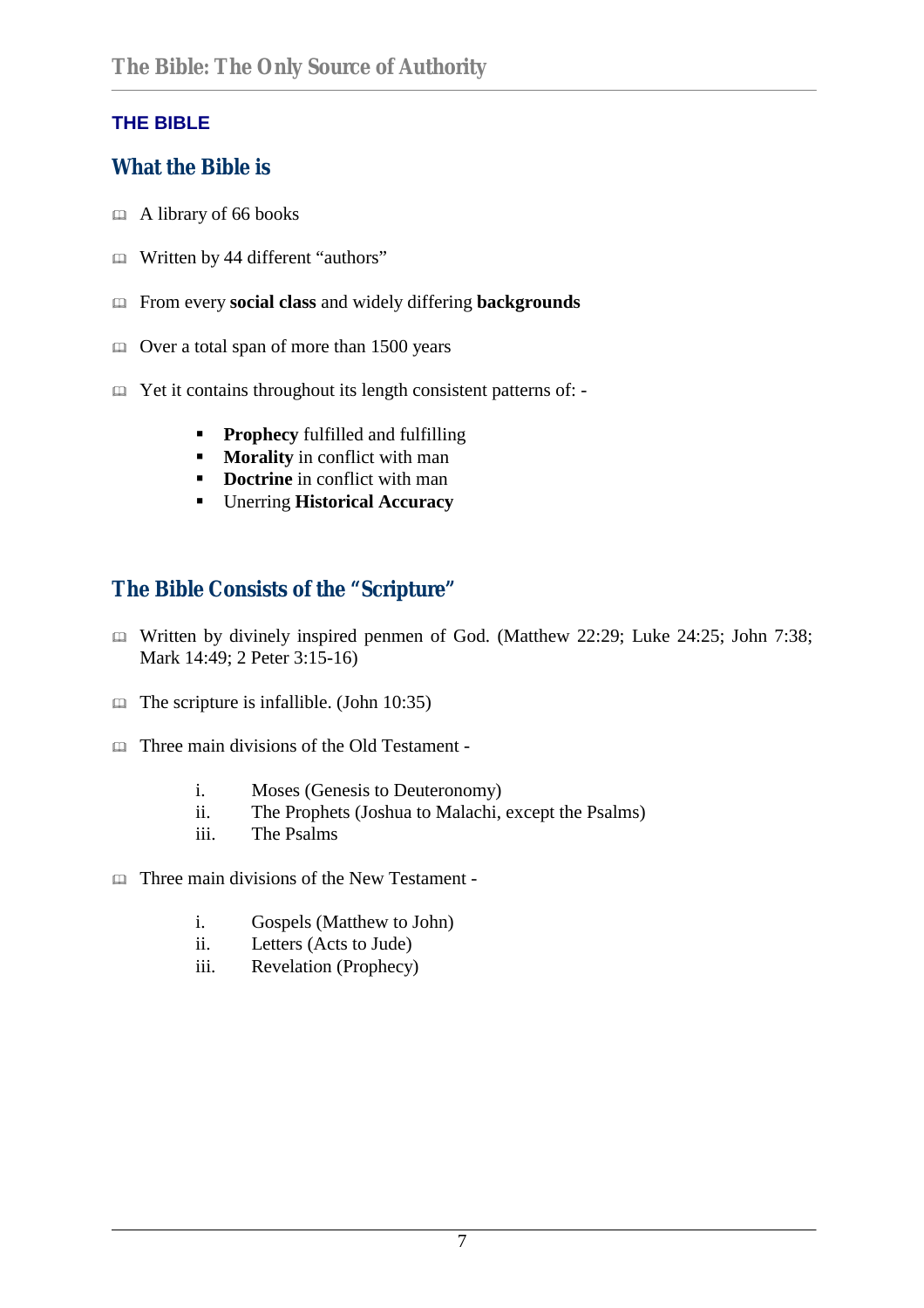## THE BIBLE

### What the Bible is

- A library of 66 books
- Written by 44 different "authors"
- From every **social class** and widely differing **backgrounds**
- Over a total span of more than 1500 years
- Yet it contains throughout its length consistent patterns of: -
    - **Prophecy** fulfilled and fulfilling
    - **Morality** in conflict with man
    - **Doctrine** in conflict with man
    - Unerring **Historical Accuracy**

### The Bible Consists of the "Scripture"

- Written by divinely inspired penmen of God. (Matthew 22:29; Luke 24:25; John 7:38; Mark 14:49; 2 Peter 3:15-16)
- The scripture is infallible. (John 10:35)
- Three main divisions of the Old Testament -
    - i. Moses (Genesis to Deuteronomy)
    - ii. The Prophets (Joshua to Malachi, except the Psalms)
    - iii. The Psalms
- Three main divisions of the New Testament -
    - i. Gospels (Matthew to John)
    - ii. Letters (Acts to Jude)
    - iii. Revelation (Prophecy)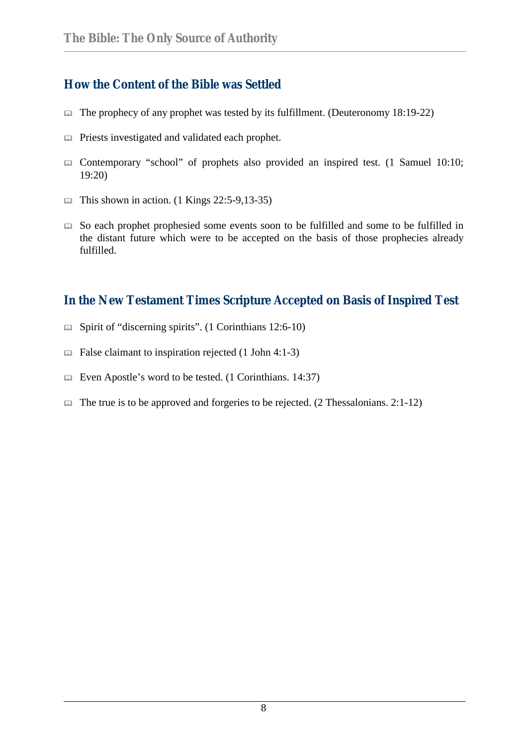## How the Content of the Bible was Settled

- The prophecy of any prophet was tested by its fulfillment. (Deuteronomy 18:19-22)
- Priests investigated and validated each prophet.
- Contemporary "school" of prophets also provided an inspired test. (1 Samuel 10:10; 19:20)
- This shown in action. (1 Kings 22:5-9,13-35)
- So each prophet prophesied some events soon to be fulfilled and some to be fulfilled in the distant future which were to be accepted on the basis of those prophecies already fulfilled.

## In the New Testament Times Scripture Accepted on Basis of Inspired Test

- Spirit of "discerning spirits". (1 Corinthians 12:6-10)
- False claimant to inspiration rejected (1 John 4:1-3)
- Even Apostle's word to be tested. (1 Corinthians. 14:37)
- The true is to be approved and forgeries to be rejected. (2 Thessalonians. 2:1-12)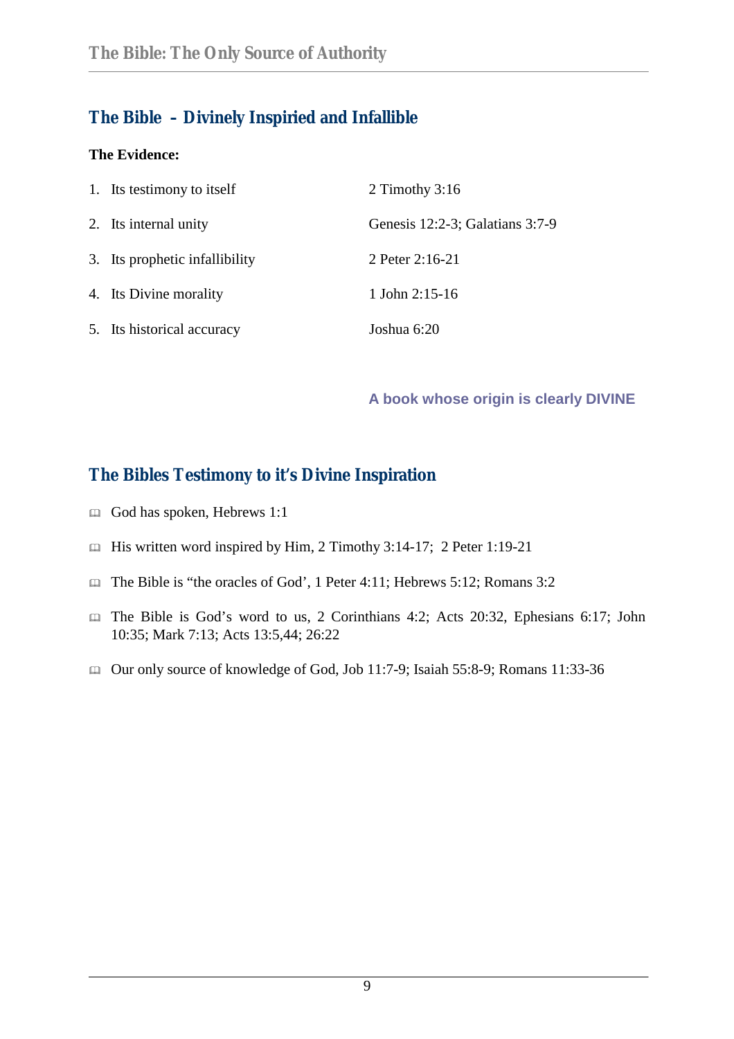## The Bible – Divinely Inspiried and Infallible

**The Evidence:**

| | |
|---|---|
| 1. Its testimony to itself | 2 Timothy 3:16 |
| 2. Its internal unity | Genesis 12:2-3; Galatians 3:7-9 |
| 3. Its prophetic infallibility | 2 Peter 2:16-21 |
| 4. Its Divine morality | 1 John 2:15-16 |
| 5. Its historical accuracy | Joshua 6:20 |

**A book whose origin is clearly DIVINE**

## The Bibles Testimony to it's Divine Inspiration

- God has spoken, Hebrews 1:1
- His written word inspired by Him, 2 Timothy 3:14-17; 2 Peter 1:19-21
- The Bible is "the oracles of God', 1 Peter 4:11; Hebrews 5:12; Romans 3:2
- The Bible is God's word to us, 2 Corinthians 4:2; Acts 20:32, Ephesians 6:17; John 10:35; Mark 7:13; Acts 13:5,44; 26:22
- Our only source of knowledge of God, Job 11:7-9; Isaiah 55:8-9; Romans 11:33-36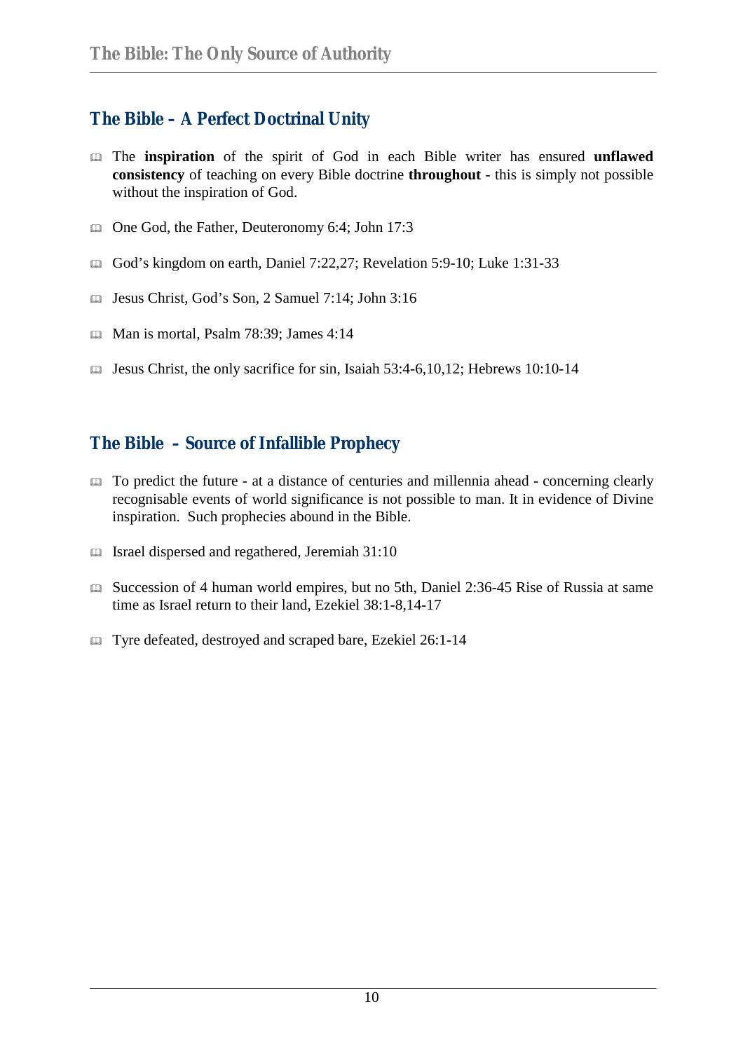## The Bible – A Perfect Doctrinal Unity

- The **inspiration** of the spirit of God in each Bible writer has ensured **unflawed consistency** of teaching on every Bible doctrine **throughout** - this is simply not possible without the inspiration of God.
- One God, the Father, Deuteronomy 6:4; John 17:3
- God's kingdom on earth, Daniel 7:22,27; Revelation 5:9-10; Luke 1:31-33
- Jesus Christ, God's Son, 2 Samuel 7:14; John 3:16
- Man is mortal, Psalm 78:39; James 4:14
- Jesus Christ, the only sacrifice for sin, Isaiah 53:4-6,10,12; Hebrews 10:10-14

## The Bible – Source of Infallible Prophecy

- To predict the future - at a distance of centuries and millennia ahead - concerning clearly recognisable events of world significance is not possible to man. It in evidence of Divine inspiration. Such prophecies abound in the Bible.
- Israel dispersed and regathered, Jeremiah 31:10
- Succession of 4 human world empires, but no 5th, Daniel 2:36-45 Rise of Russia at same time as Israel return to their land, Ezekiel 38:1-8,14-17
- Tyre defeated, destroyed and scraped bare, Ezekiel 26:1-14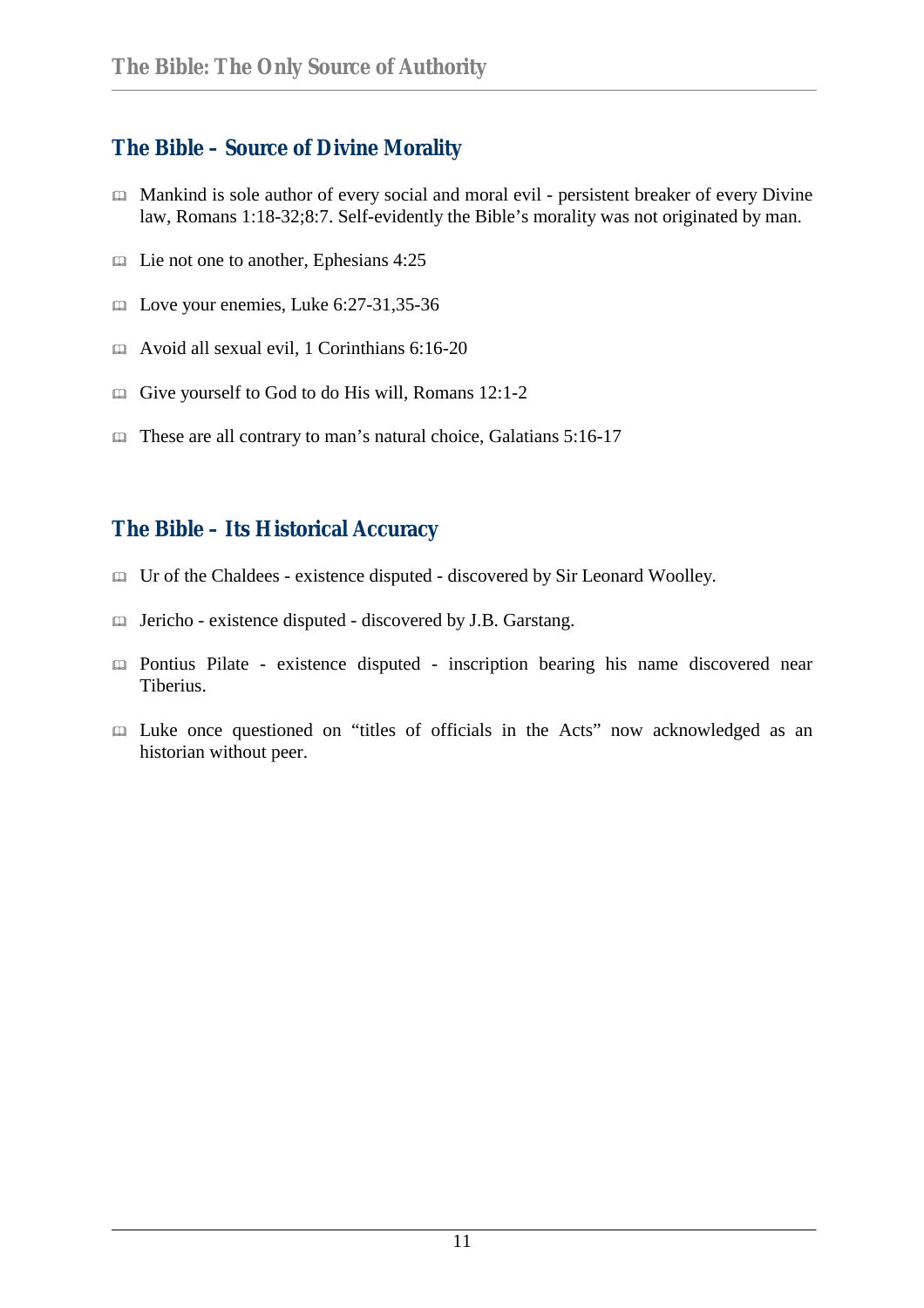## The Bible – Source of Divine Morality

- Mankind is sole author of every social and moral evil - persistent breaker of every Divine law, Romans 1:18-32;8:7. Self-evidently the Bible's morality was not originated by man.
- Lie not one to another, Ephesians 4:25
- Love your enemies, Luke 6:27-31,35-36
- Avoid all sexual evil, 1 Corinthians 6:16-20
- Give yourself to God to do His will, Romans 12:1-2
- These are all contrary to man's natural choice, Galatians 5:16-17

## The Bible – Its Historical Accuracy

- Ur of the Chaldees - existence disputed - discovered by Sir Leonard Woolley.
- Jericho - existence disputed - discovered by J.B. Garstang.
- Pontius Pilate - existence disputed - inscription bearing his name discovered near Tiberius.
- Luke once questioned on "titles of officials in the Acts" now acknowledged as an historian without peer.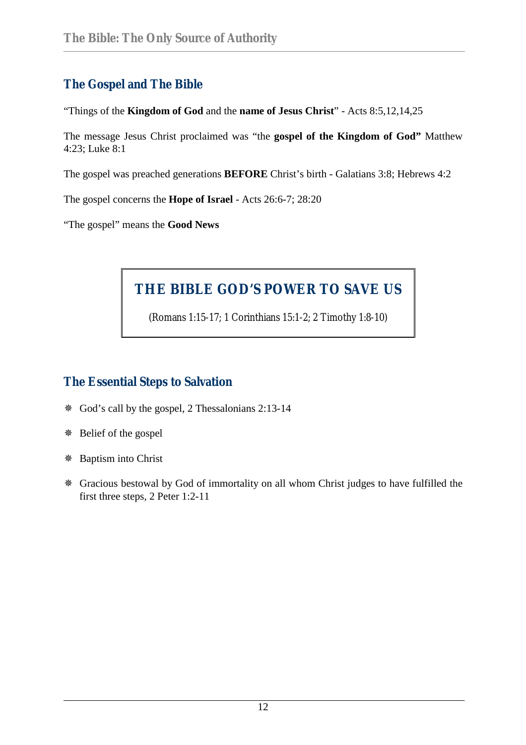## The Gospel and The Bible

"Things of the **Kingdom of God** and the **name of Jesus Christ**" - Acts 8:5,12,14,25

The message Jesus Christ proclaimed was "the **gospel of the Kingdom of God"** Matthew 4:23; Luke 8:1

The gospel was preached generations **BEFORE** Christ's birth - Galatians 3:8; Hebrews 4:2

The gospel concerns the **Hope of Israel** - Acts 26:6-7; 28:20

"The gospel" means the **Good News**

> **THE BIBLE GOD'S POWER TO SAVE US**
>
> (Romans 1:15-17; 1 Corinthians 15:1-2; 2 Timothy 1:8-10)

## The Essential Steps to Salvation

- God's call by the gospel, 2 Thessalonians 2:13-14
- Belief of the gospel
- Baptism into Christ
- Gracious bestowal by God of immortality on all whom Christ judges to have fulfilled the first three steps, 2 Peter 1:2-11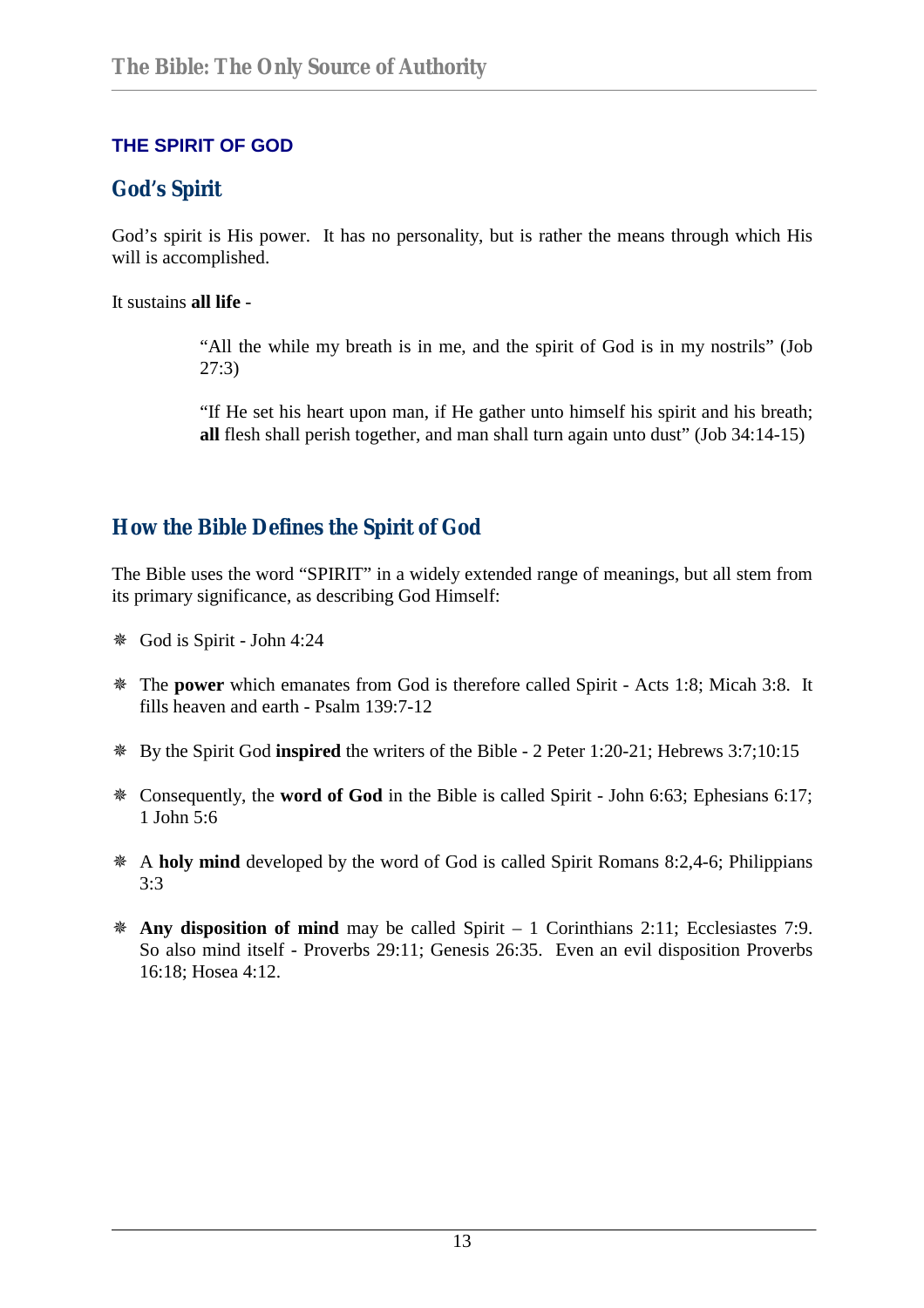## THE SPIRIT OF GOD

### God's Spirit

God's spirit is His power. It has no personality, but is rather the means through which His will is accomplished.

It sustains **all life** -

> "All the while my breath is in me, and the spirit of God is in my nostrils" (Job 27:3)
>
> "If He set his heart upon man, if He gather unto himself his spirit and his breath; **all** flesh shall perish together, and man shall turn again unto dust" (Job 34:14-15)

### How the Bible Defines the Spirit of God

The Bible uses the word "SPIRIT" in a widely extended range of meanings, but all stem from its primary significance, as describing God Himself:

- God is Spirit - John 4:24
- The **power** which emanates from God is therefore called Spirit - Acts 1:8; Micah 3:8. It fills heaven and earth - Psalm 139:7-12
- By the Spirit God **inspired** the writers of the Bible - 2 Peter 1:20-21; Hebrews 3:7;10:15
- Consequently, the **word of God** in the Bible is called Spirit - John 6:63; Ephesians 6:17; 1 John 5:6
- A **holy mind** developed by the word of God is called Spirit Romans 8:2,4-6; Philippians 3:3
- **Any disposition of mind** may be called Spirit – 1 Corinthians 2:11; Ecclesiastes 7:9. So also mind itself - Proverbs 29:11; Genesis 26:35. Even an evil disposition Proverbs 16:18; Hosea 4:12.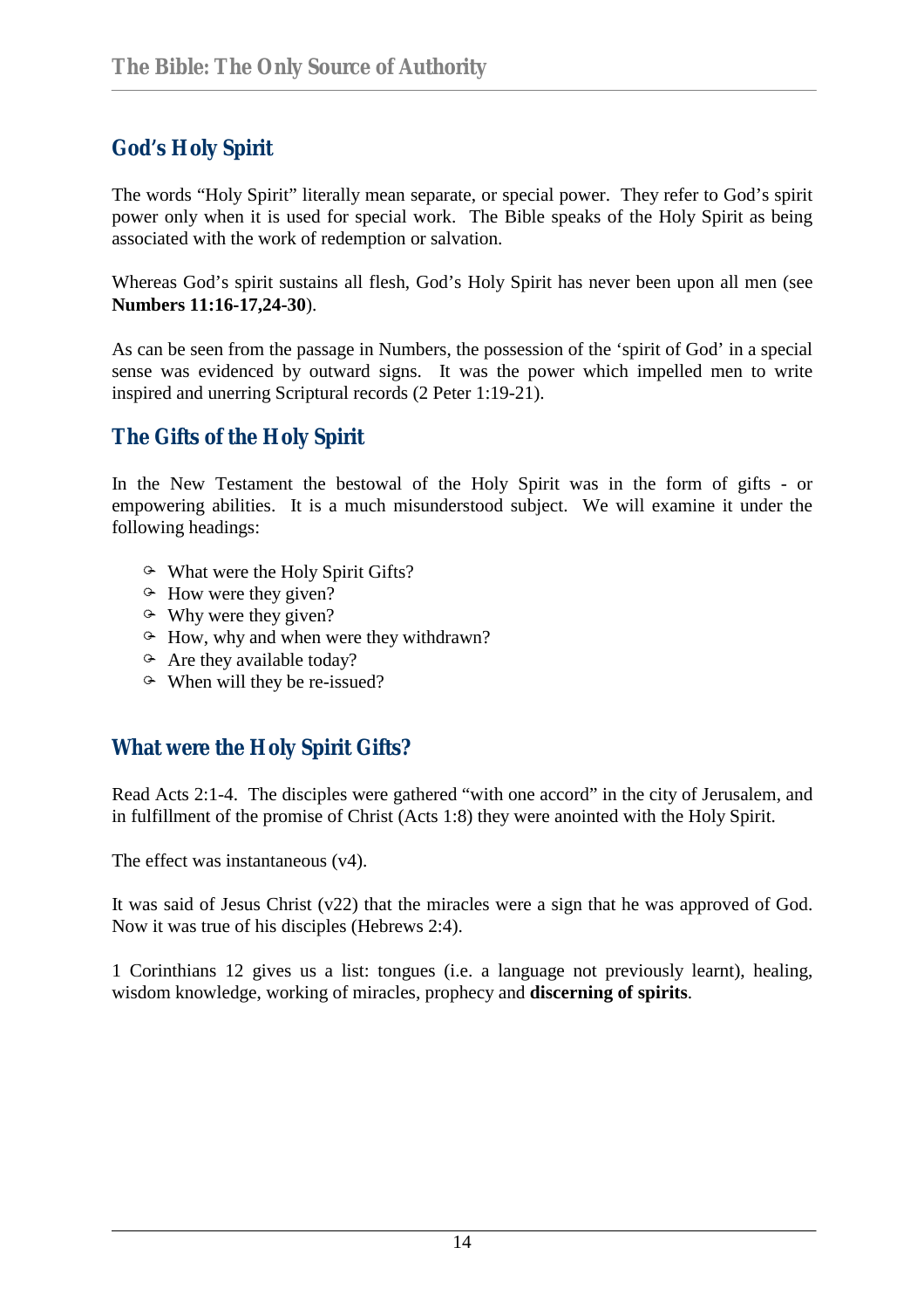## God's Holy Spirit

The words "Holy Spirit" literally mean separate, or special power. They refer to God's spirit power only when it is used for special work. The Bible speaks of the Holy Spirit as being associated with the work of redemption or salvation.

Whereas God's spirit sustains all flesh, God's Holy Spirit has never been upon all men (see **Numbers 11:16-17,24-30**).

As can be seen from the passage in Numbers, the possession of the 'spirit of God' in a special sense was evidenced by outward signs. It was the power which impelled men to write inspired and unerring Scriptural records (2 Peter 1:19-21).

## The Gifts of the Holy Spirit

In the New Testament the bestowal of the Holy Spirit was in the form of gifts - or empowering abilities. It is a much misunderstood subject. We will examine it under the following headings:

- What were the Holy Spirit Gifts?
- How were they given?
- Why were they given?
- How, why and when were they withdrawn?
- Are they available today?
- When will they be re-issued?

## What were the Holy Spirit Gifts?

Read Acts 2:1-4. The disciples were gathered "with one accord" in the city of Jerusalem, and in fulfillment of the promise of Christ (Acts 1:8) they were anointed with the Holy Spirit.

The effect was instantaneous (v4).

It was said of Jesus Christ (v22) that the miracles were a sign that he was approved of God. Now it was true of his disciples (Hebrews 2:4).

1 Corinthians 12 gives us a list: tongues (i.e. a language not previously learnt), healing, wisdom knowledge, working of miracles, prophecy and **discerning of spirits**.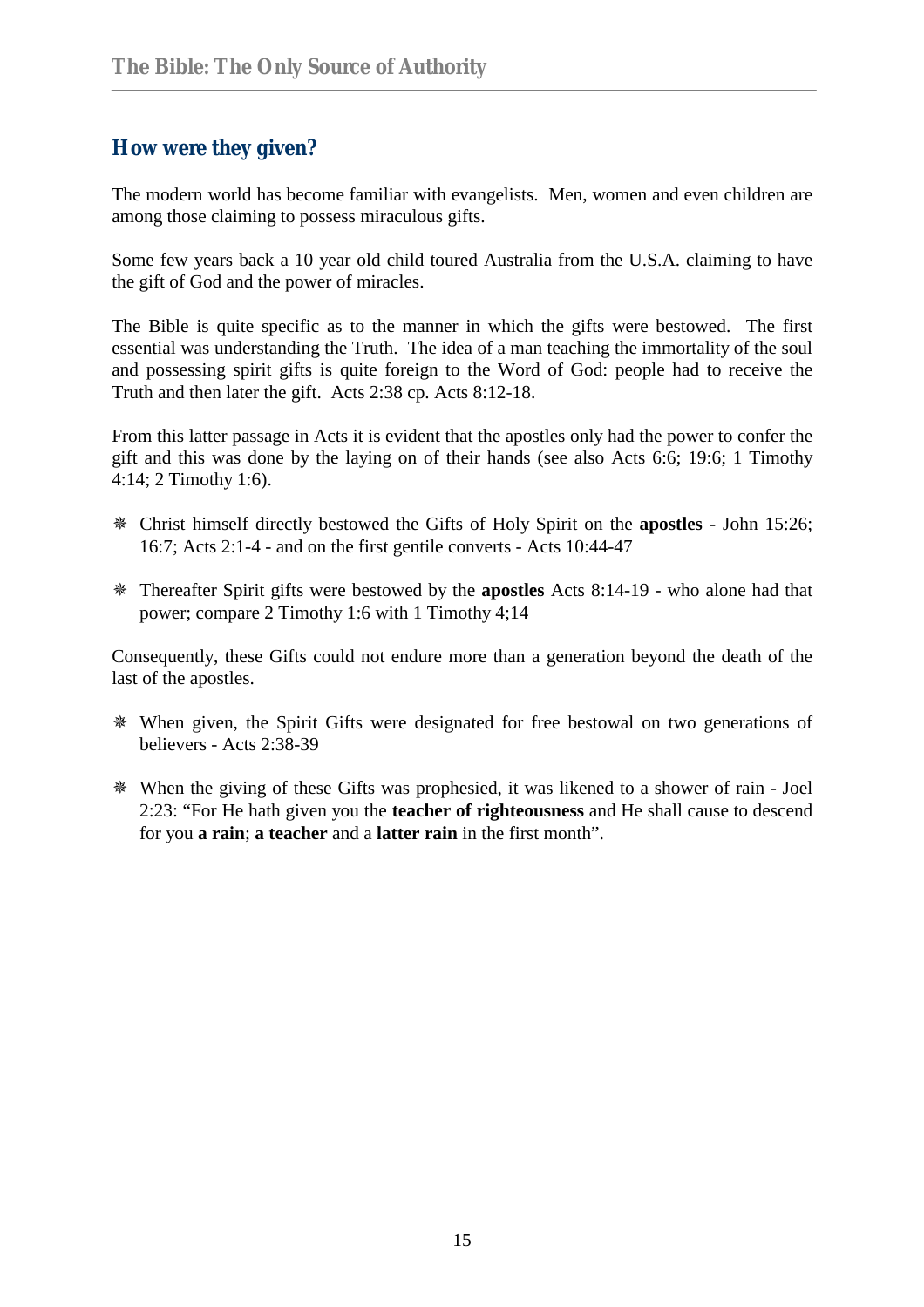## How were they given?

The modern world has become familiar with evangelists. Men, women and even children are among those claiming to possess miraculous gifts.

Some few years back a 10 year old child toured Australia from the U.S.A. claiming to have the gift of God and the power of miracles.

The Bible is quite specific as to the manner in which the gifts were bestowed. The first essential was understanding the Truth. The idea of a man teaching the immortality of the soul and possessing spirit gifts is quite foreign to the Word of God: people had to receive the Truth and then later the gift. Acts 2:38 cp. Acts 8:12-18.

From this latter passage in Acts it is evident that the apostles only had the power to confer the gift and this was done by the laying on of their hands (see also Acts 6:6; 19:6; 1 Timothy 4:14; 2 Timothy 1:6).

- Christ himself directly bestowed the Gifts of Holy Spirit on the **apostles** - John 15:26; 16:7; Acts 2:1-4 - and on the first gentile converts - Acts 10:44-47

- Thereafter Spirit gifts were bestowed by the **apostles** Acts 8:14-19 - who alone had that power; compare 2 Timothy 1:6 with 1 Timothy 4;14

Consequently, these Gifts could not endure more than a generation beyond the death of the last of the apostles.

- When given, the Spirit Gifts were designated for free bestowal on two generations of believers - Acts 2:38-39

- When the giving of these Gifts was prophesied, it was likened to a shower of rain - Joel 2:23: "For He hath given you the **teacher of righteousness** and He shall cause to descend for you **a rain**; **a teacher** and a **latter rain** in the first month".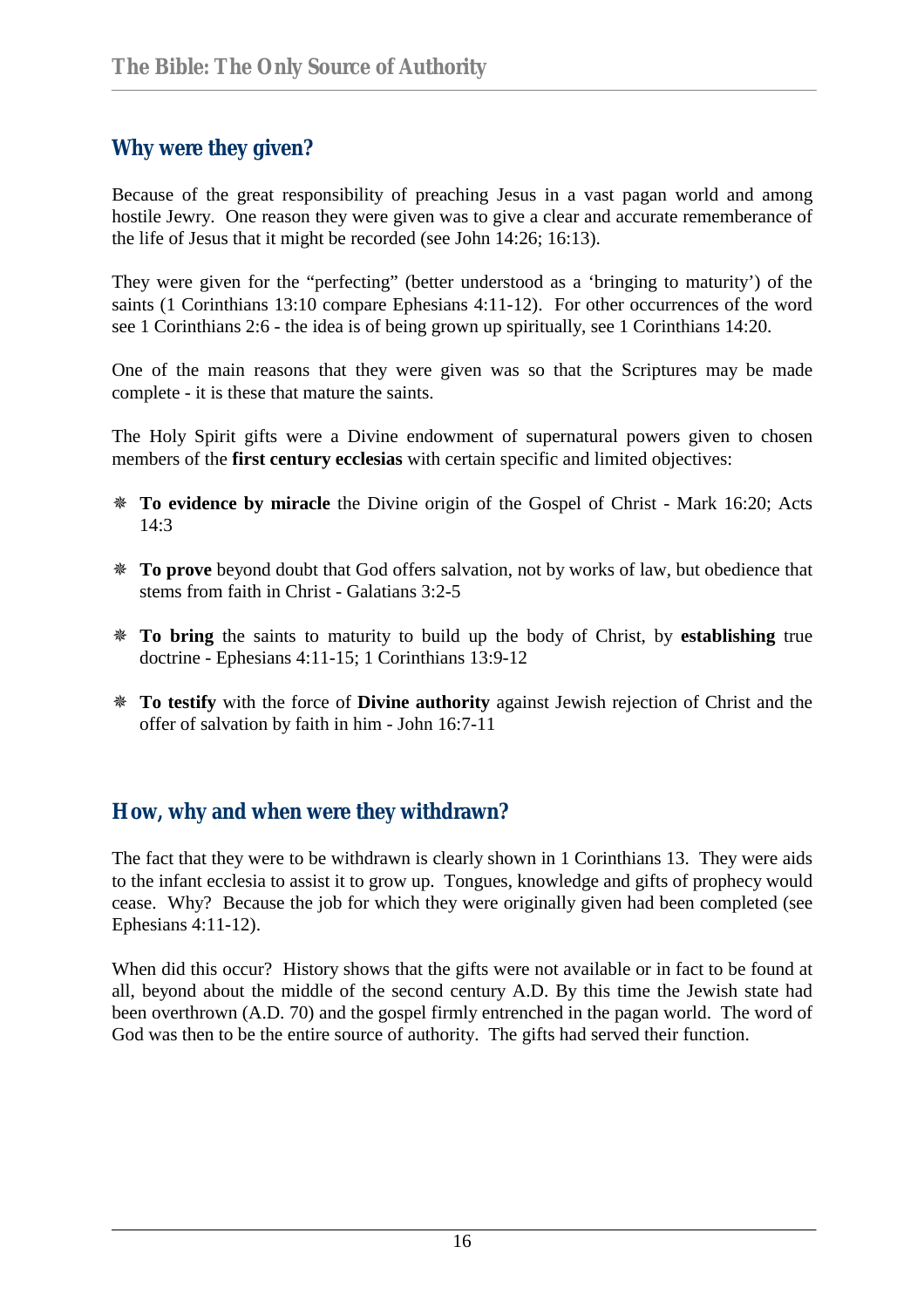## Why were they given?

Because of the great responsibility of preaching Jesus in a vast pagan world and among hostile Jewry. One reason they were given was to give a clear and accurate rememberance of the life of Jesus that it might be recorded (see John 14:26; 16:13).

They were given for the "perfecting" (better understood as a 'bringing to maturity') of the saints (1 Corinthians 13:10 compare Ephesians 4:11-12). For other occurrences of the word see 1 Corinthians 2:6 - the idea is of being grown up spiritually, see 1 Corinthians 14:20.

One of the main reasons that they were given was so that the Scriptures may be made complete - it is these that mature the saints.

The Holy Spirit gifts were a Divine endowment of supernatural powers given to chosen members of the **first century ecclesias** with certain specific and limited objectives:

- **To evidence by miracle** the Divine origin of the Gospel of Christ - Mark 16:20; Acts 14:3
- **To prove** beyond doubt that God offers salvation, not by works of law, but obedience that stems from faith in Christ - Galatians 3:2-5
- **To bring** the saints to maturity to build up the body of Christ, by **establishing** true doctrine - Ephesians 4:11-15; 1 Corinthians 13:9-12
- **To testify** with the force of **Divine authority** against Jewish rejection of Christ and the offer of salvation by faith in him - John 16:7-11

## How, why and when were they withdrawn?

The fact that they were to be withdrawn is clearly shown in 1 Corinthians 13. They were aids to the infant ecclesia to assist it to grow up. Tongues, knowledge and gifts of prophecy would cease. Why? Because the job for which they were originally given had been completed (see Ephesians 4:11-12).

When did this occur? History shows that the gifts were not available or in fact to be found at all, beyond about the middle of the second century A.D. By this time the Jewish state had been overthrown (A.D. 70) and the gospel firmly entrenched in the pagan world. The word of God was then to be the entire source of authority. The gifts had served their function.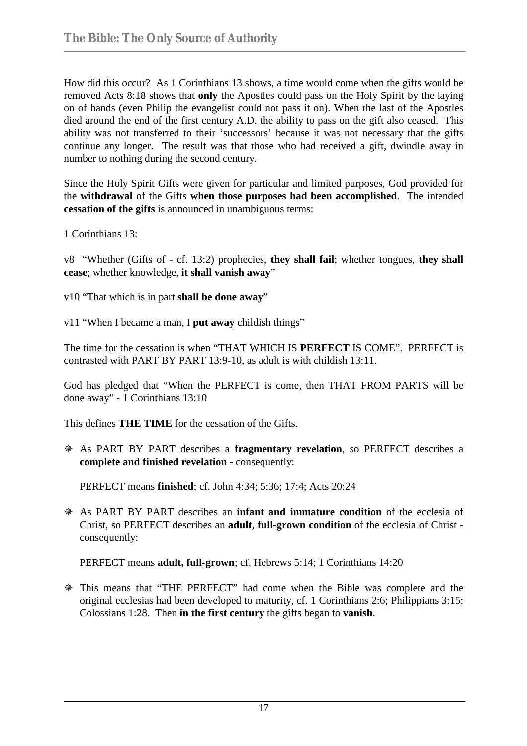How did this occur? As 1 Corinthians 13 shows, a time would come when the gifts would be removed Acts 8:18 shows that **only** the Apostles could pass on the Holy Spirit by the laying on of hands (even Philip the evangelist could not pass it on). When the last of the Apostles died around the end of the first century A.D. the ability to pass on the gift also ceased. This ability was not transferred to their 'successors' because it was not necessary that the gifts continue any longer. The result was that those who had received a gift, dwindle away in number to nothing during the second century.

Since the Holy Spirit Gifts were given for particular and limited purposes, God provided for the **withdrawal** of the Gifts **when those purposes had been accomplished**. The intended **cessation of the gifts** is announced in unambiguous terms:

1 Corinthians 13:

v8 "Whether (Gifts of - cf. 13:2) prophecies, **they shall fail**; whether tongues, **they shall cease**; whether knowledge, **it shall vanish away**"

v10 "That which is in part **shall be done away**"

v11 "When I became a man, I **put away** childish things"

The time for the cessation is when "THAT WHICH IS **PERFECT** IS COME". PERFECT is contrasted with PART BY PART 13:9-10, as adult is with childish 13:11.

God has pledged that "When the PERFECT is come, then THAT FROM PARTS will be done away" - 1 Corinthians 13:10

This defines **THE TIME** for the cessation of the Gifts.

- As PART BY PART describes a **fragmentary revelation**, so PERFECT describes a **complete and finished revelation** - consequently:

  PERFECT means **finished**; cf. John 4:34; 5:36; 17:4; Acts 20:24

- As PART BY PART describes an **infant and immature condition** of the ecclesia of Christ, so PERFECT describes an **adult**, **full-grown condition** of the ecclesia of Christ - consequently:

  PERFECT means **adult, full-grown**; cf. Hebrews 5:14; 1 Corinthians 14:20

- This means that "THE PERFECT" had come when the Bible was complete and the original ecclesias had been developed to maturity, cf. 1 Corinthians 2:6; Philippians 3:15; Colossians 1:28. Then **in the first century** the gifts began to **vanish**.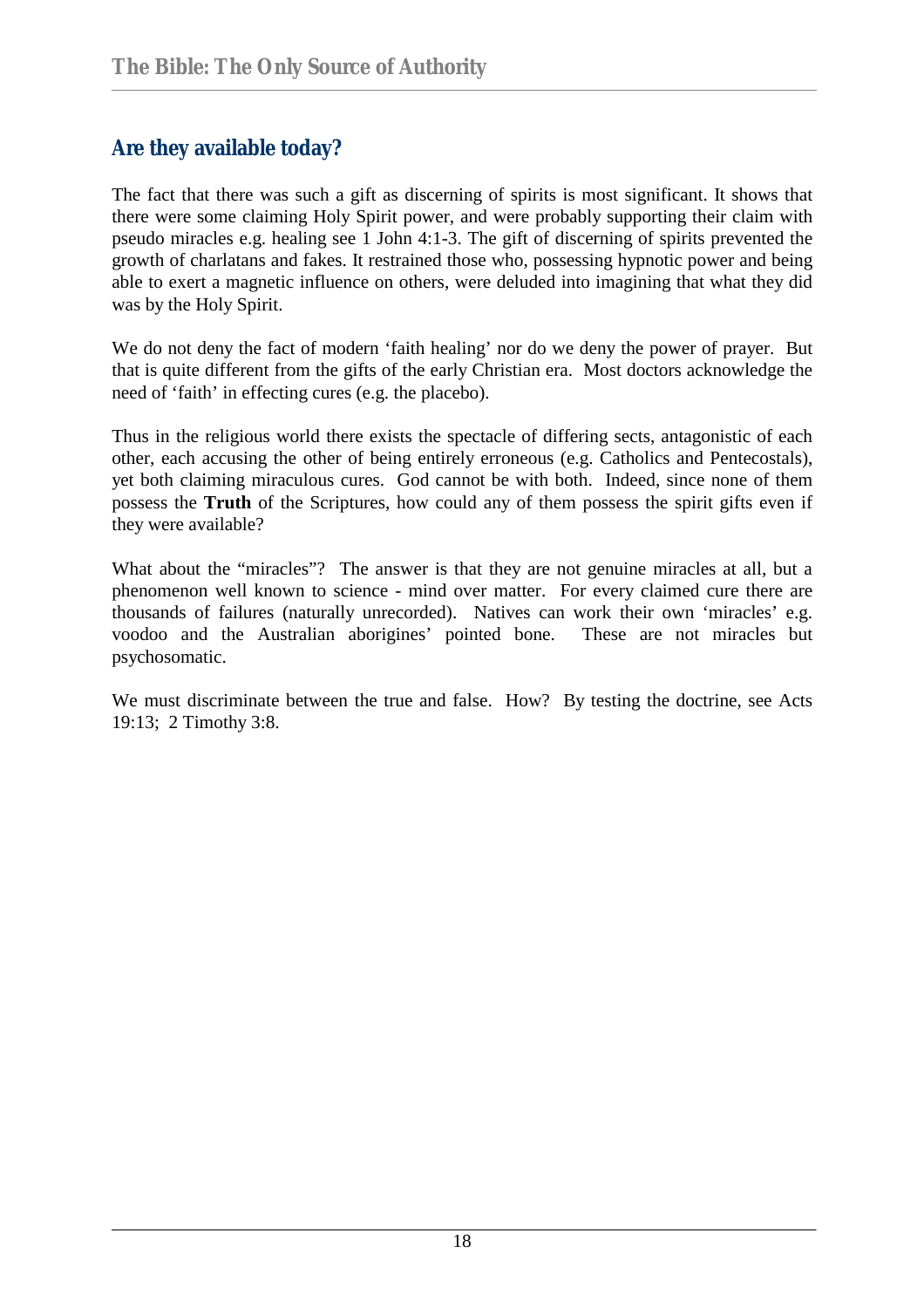## Are they available today?

The fact that there was such a gift as discerning of spirits is most significant. It shows that there were some claiming Holy Spirit power, and were probably supporting their claim with pseudo miracles e.g. healing see 1 John 4:1-3. The gift of discerning of spirits prevented the growth of charlatans and fakes. It restrained those who, possessing hypnotic power and being able to exert a magnetic influence on others, were deluded into imagining that what they did was by the Holy Spirit.

We do not deny the fact of modern 'faith healing' nor do we deny the power of prayer. But that is quite different from the gifts of the early Christian era. Most doctors acknowledge the need of 'faith' in effecting cures (e.g. the placebo).

Thus in the religious world there exists the spectacle of differing sects, antagonistic of each other, each accusing the other of being entirely erroneous (e.g. Catholics and Pentecostals), yet both claiming miraculous cures. God cannot be with both. Indeed, since none of them possess the **Truth** of the Scriptures, how could any of them possess the spirit gifts even if they were available?

What about the "miracles"? The answer is that they are not genuine miracles at all, but a phenomenon well known to science - mind over matter. For every claimed cure there are thousands of failures (naturally unrecorded). Natives can work their own 'miracles' e.g. voodoo and the Australian aborigines' pointed bone. These are not miracles but psychosomatic.

We must discriminate between the true and false. How? By testing the doctrine, see Acts 19:13; 2 Timothy 3:8.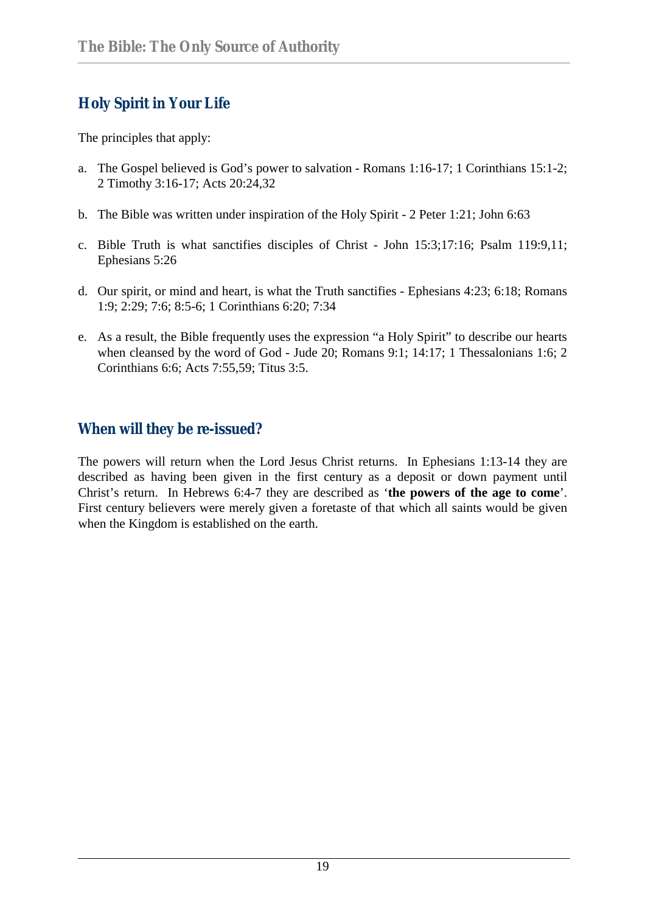## Holy Spirit in Your Life

The principles that apply:

a. The Gospel believed is God's power to salvation - Romans 1:16-17; 1 Corinthians 15:1-2; 2 Timothy 3:16-17; Acts 20:24,32

b. The Bible was written under inspiration of the Holy Spirit - 2 Peter 1:21; John 6:63

c. Bible Truth is what sanctifies disciples of Christ - John 15:3;17:16; Psalm 119:9,11; Ephesians 5:26

d. Our spirit, or mind and heart, is what the Truth sanctifies - Ephesians 4:23; 6:18; Romans 1:9; 2:29; 7:6; 8:5-6; 1 Corinthians 6:20; 7:34

e. As a result, the Bible frequently uses the expression "a Holy Spirit" to describe our hearts when cleansed by the word of God - Jude 20; Romans 9:1; 14:17; 1 Thessalonians 1:6; 2 Corinthians 6:6; Acts 7:55,59; Titus 3:5.

## When will they be re-issued?

The powers will return when the Lord Jesus Christ returns. In Ephesians 1:13-14 they are described as having been given in the first century as a deposit or down payment until Christ's return. In Hebrews 6:4-7 they are described as '**the powers of the age to come**'. First century believers were merely given a foretaste of that which all saints would be given when the Kingdom is established on the earth.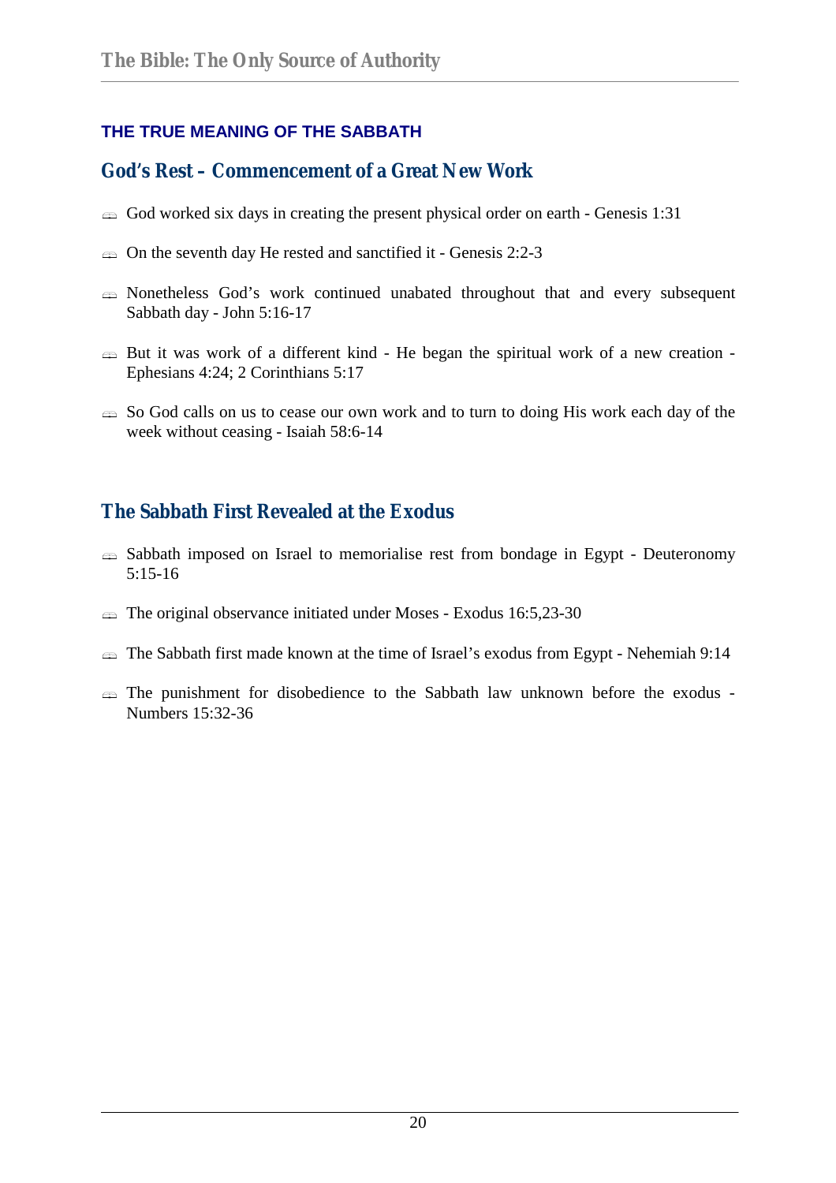## THE TRUE MEANING OF THE SABBATH

### God's Rest – Commencement of a Great New Work

- God worked six days in creating the present physical order on earth - Genesis 1:31
- On the seventh day He rested and sanctified it - Genesis 2:2-3
- Nonetheless God's work continued unabated throughout that and every subsequent Sabbath day - John 5:16-17
- But it was work of a different kind - He began the spiritual work of a new creation - Ephesians 4:24; 2 Corinthians 5:17
- So God calls on us to cease our own work and to turn to doing His work each day of the week without ceasing - Isaiah 58:6-14

### The Sabbath First Revealed at the Exodus

- Sabbath imposed on Israel to memorialise rest from bondage in Egypt - Deuteronomy 5:15-16
- The original observance initiated under Moses - Exodus 16:5,23-30
- The Sabbath first made known at the time of Israel's exodus from Egypt - Nehemiah 9:14
- The punishment for disobedience to the Sabbath law unknown before the exodus - Numbers 15:32-36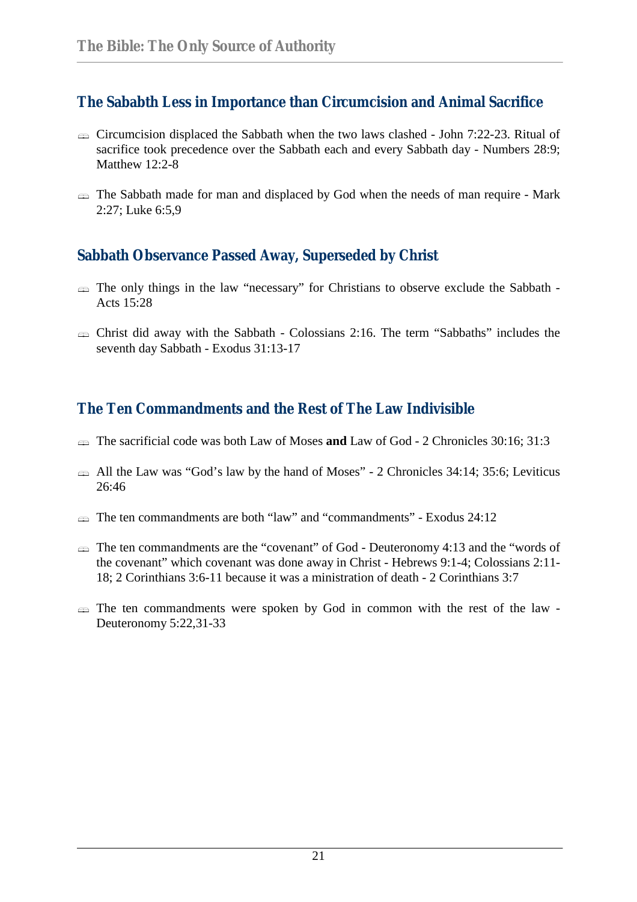## The Sababth Less in Importance than Circumcision and Animal Sacrifice

- Circumcision displaced the Sabbath when the two laws clashed - John 7:22-23. Ritual of sacrifice took precedence over the Sabbath each and every Sabbath day - Numbers 28:9; Matthew 12:2-8
- The Sabbath made for man and displaced by God when the needs of man require - Mark 2:27; Luke 6:5,9

## Sabbath Observance Passed Away, Superseded by Christ

- The only things in the law "necessary" for Christians to observe exclude the Sabbath - Acts 15:28
- Christ did away with the Sabbath - Colossians 2:16. The term "Sabbaths" includes the seventh day Sabbath - Exodus 31:13-17

## The Ten Commandments and the Rest of The Law Indivisible

- The sacrificial code was both Law of Moses **and** Law of God - 2 Chronicles 30:16; 31:3
- All the Law was "God's law by the hand of Moses" - 2 Chronicles 34:14; 35:6; Leviticus 26:46
- The ten commandments are both "law" and "commandments" - Exodus 24:12
- The ten commandments are the "covenant" of God - Deuteronomy 4:13 and the "words of the covenant" which covenant was done away in Christ - Hebrews 9:1-4; Colossians 2:11-18; 2 Corinthians 3:6-11 because it was a ministration of death - 2 Corinthians 3:7
- The ten commandments were spoken by God in common with the rest of the law - Deuteronomy 5:22,31-33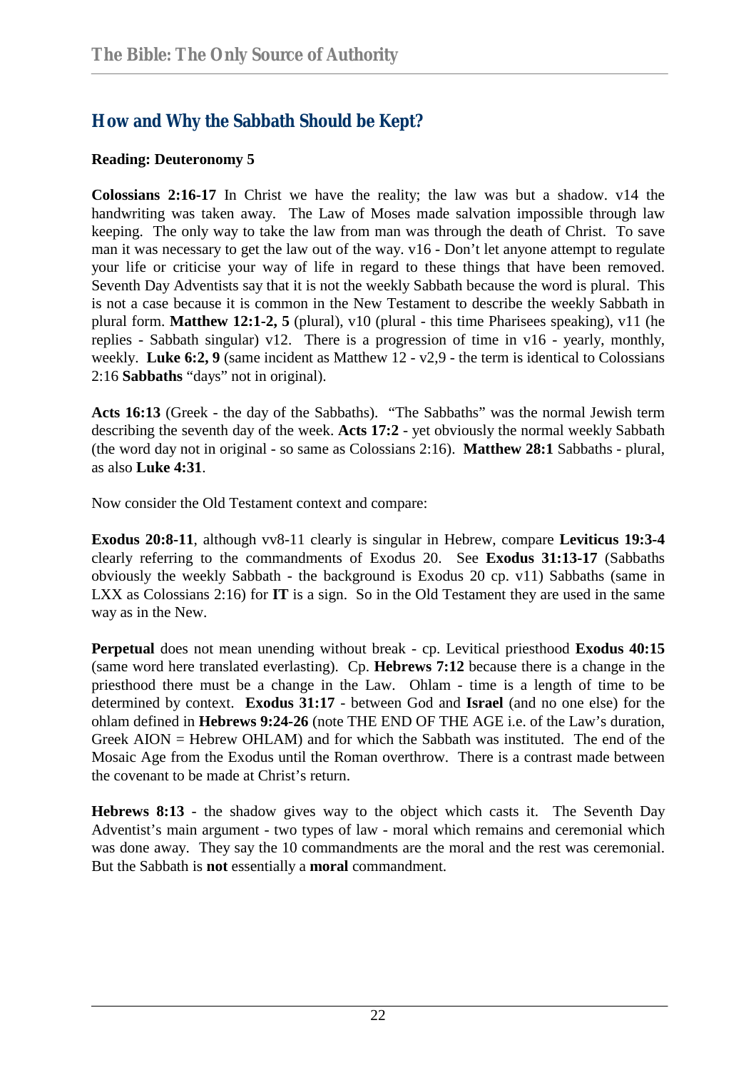## How and Why the Sabbath Should be Kept?

**Reading: Deuteronomy 5**

**Colossians 2:16-17** In Christ we have the reality; the law was but a shadow. v14 the handwriting was taken away. The Law of Moses made salvation impossible through law keeping. The only way to take the law from man was through the death of Christ. To save man it was necessary to get the law out of the way. v16 - Don't let anyone attempt to regulate your life or criticise your way of life in regard to these things that have been removed. Seventh Day Adventists say that it is not the weekly Sabbath because the word is plural. This is not a case because it is common in the New Testament to describe the weekly Sabbath in plural form. **Matthew 12:1-2, 5** (plural), v10 (plural - this time Pharisees speaking), v11 (he replies - Sabbath singular) v12. There is a progression of time in v16 - yearly, monthly, weekly. **Luke 6:2, 9** (same incident as Matthew 12 - v2,9 - the term is identical to Colossians 2:16 **Sabbaths** "days" not in original).

**Acts 16:13** (Greek - the day of the Sabbaths). "The Sabbaths" was the normal Jewish term describing the seventh day of the week. **Acts 17:2** - yet obviously the normal weekly Sabbath (the word day not in original - so same as Colossians 2:16). **Matthew 28:1** Sabbaths - plural, as also **Luke 4:31**.

Now consider the Old Testament context and compare:

**Exodus 20:8-11**, although vv8-11 clearly is singular in Hebrew, compare **Leviticus 19:3-4** clearly referring to the commandments of Exodus 20. See **Exodus 31:13-17** (Sabbaths obviously the weekly Sabbath - the background is Exodus 20 cp. v11) Sabbaths (same in LXX as Colossians 2:16) for **IT** is a sign. So in the Old Testament they are used in the same way as in the New.

**Perpetual** does not mean unending without break - cp. Levitical priesthood **Exodus 40:15** (same word here translated everlasting). Cp. **Hebrews 7:12** because there is a change in the priesthood there must be a change in the Law. Ohlam - time is a length of time to be determined by context. **Exodus 31:17** - between God and **Israel** (and no one else) for the ohlam defined in **Hebrews 9:24-26** (note THE END OF THE AGE i.e. of the Law's duration, Greek AION = Hebrew OHLAM) and for which the Sabbath was instituted. The end of the Mosaic Age from the Exodus until the Roman overthrow. There is a contrast made between the covenant to be made at Christ's return.

**Hebrews 8:13** - the shadow gives way to the object which casts it. The Seventh Day Adventist's main argument - two types of law - moral which remains and ceremonial which was done away. They say the 10 commandments are the moral and the rest was ceremonial. But the Sabbath is **not** essentially a **moral** commandment.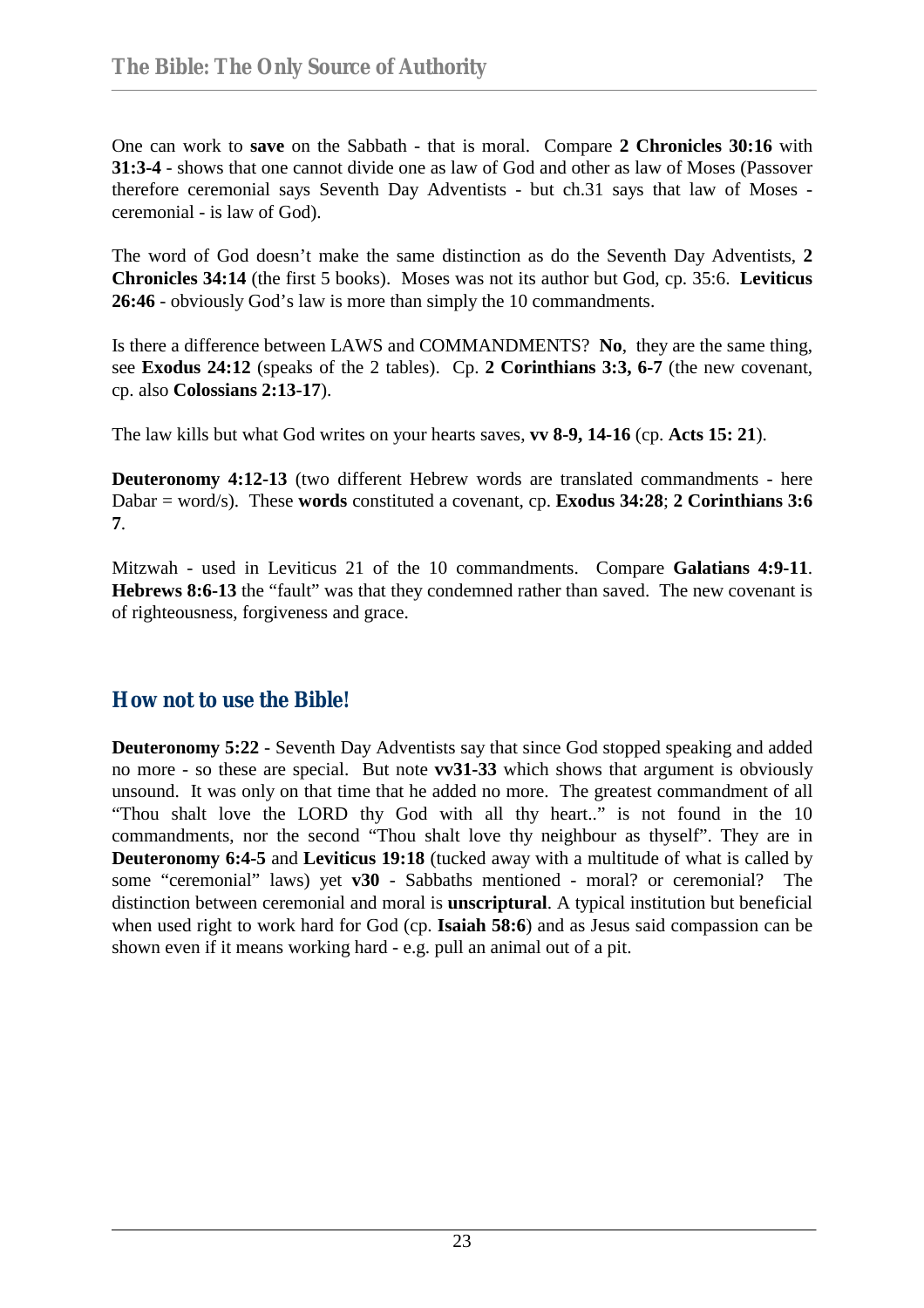One can work to **save** on the Sabbath - that is moral. Compare **2 Chronicles 30:16** with **31:3-4** - shows that one cannot divide one as law of God and other as law of Moses (Passover therefore ceremonial says Seventh Day Adventists - but ch.31 says that law of Moses - ceremonial - is law of God).

The word of God doesn't make the same distinction as do the Seventh Day Adventists, **2 Chronicles 34:14** (the first 5 books). Moses was not its author but God, cp. 35:6. **Leviticus 26:46** - obviously God's law is more than simply the 10 commandments.

Is there a difference between LAWS and COMMANDMENTS? **No**, they are the same thing, see **Exodus 24:12** (speaks of the 2 tables). Cp. **2 Corinthians 3:3, 6-7** (the new covenant, cp. also **Colossians 2:13-17**).

The law kills but what God writes on your hearts saves, **vv 8-9, 14-16** (cp. **Acts 15: 21**).

**Deuteronomy 4:12-13** (two different Hebrew words are translated commandments - here Dabar = word/s). These **words** constituted a covenant, cp. **Exodus 34:28**; **2 Corinthians 3:6 7**.

Mitzwah - used in Leviticus 21 of the 10 commandments. Compare **Galatians 4:9-11**. **Hebrews 8:6-13** the "fault" was that they condemned rather than saved. The new covenant is of righteousness, forgiveness and grace.

## How not to use the Bible!

**Deuteronomy 5:22** - Seventh Day Adventists say that since God stopped speaking and added no more - so these are special. But note **vv31-33** which shows that argument is obviously unsound. It was only on that time that he added no more. The greatest commandment of all "Thou shalt love the LORD thy God with all thy heart.." is not found in the 10 commandments, nor the second "Thou shalt love thy neighbour as thyself". They are in **Deuteronomy 6:4-5** and **Leviticus 19:18** (tucked away with a multitude of what is called by some "ceremonial" laws) yet **v30** - Sabbaths mentioned - moral? or ceremonial? The distinction between ceremonial and moral is **unscriptural**. A typical institution but beneficial when used right to work hard for God (cp. **Isaiah 58:6**) and as Jesus said compassion can be shown even if it means working hard - e.g. pull an animal out of a pit.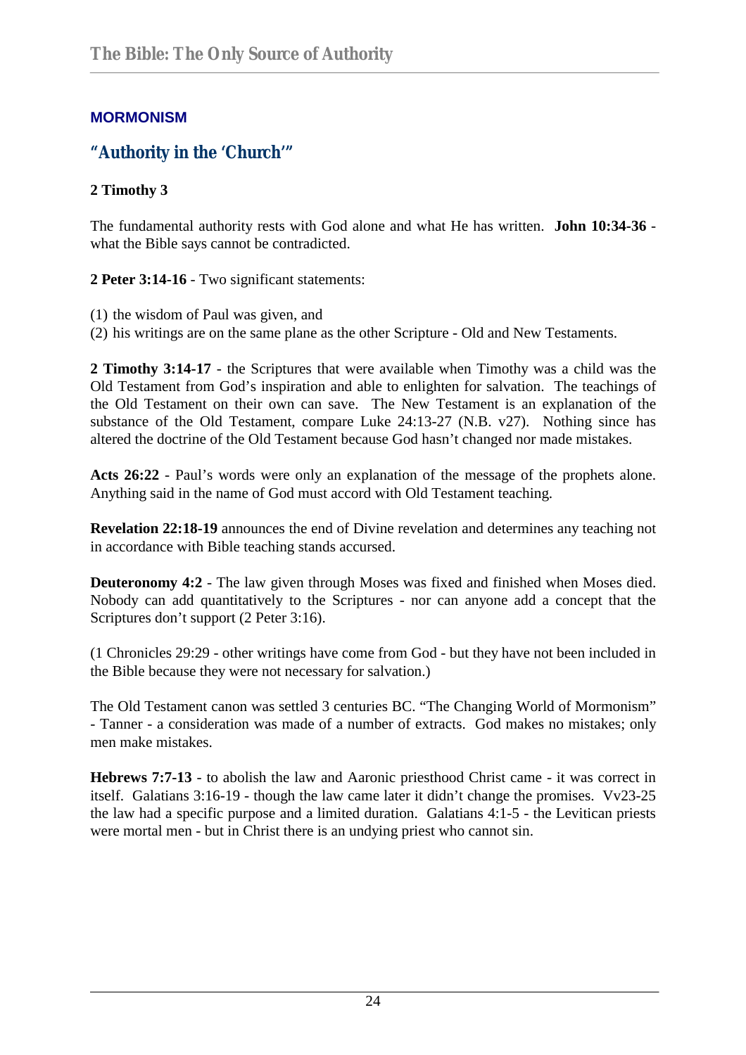## MORMONISM

### "Authority in the 'Church'"

**2 Timothy 3**

The fundamental authority rests with God alone and what He has written. **John 10:34-36** - what the Bible says cannot be contradicted.

**2 Peter 3:14-16** - Two significant statements:

(1) the wisdom of Paul was given, and
(2) his writings are on the same plane as the other Scripture - Old and New Testaments.

**2 Timothy 3:14-17** - the Scriptures that were available when Timothy was a child was the Old Testament from God's inspiration and able to enlighten for salvation. The teachings of the Old Testament on their own can save. The New Testament is an explanation of the substance of the Old Testament, compare Luke 24:13-27 (N.B. v27). Nothing since has altered the doctrine of the Old Testament because God hasn't changed nor made mistakes.

**Acts 26:22** - Paul's words were only an explanation of the message of the prophets alone. Anything said in the name of God must accord with Old Testament teaching.

**Revelation 22:18-19** announces the end of Divine revelation and determines any teaching not in accordance with Bible teaching stands accursed.

**Deuteronomy 4:2** - The law given through Moses was fixed and finished when Moses died. Nobody can add quantitatively to the Scriptures - nor can anyone add a concept that the Scriptures don't support (2 Peter 3:16).

(1 Chronicles 29:29 - other writings have come from God - but they have not been included in the Bible because they were not necessary for salvation.)

The Old Testament canon was settled 3 centuries BC. "The Changing World of Mormonism" - Tanner - a consideration was made of a number of extracts. God makes no mistakes; only men make mistakes.

**Hebrews 7:7-13** - to abolish the law and Aaronic priesthood Christ came - it was correct in itself. Galatians 3:16-19 - though the law came later it didn't change the promises. Vv23-25 the law had a specific purpose and a limited duration. Galatians 4:1-5 - the Levitican priests were mortal men - but in Christ there is an undying priest who cannot sin.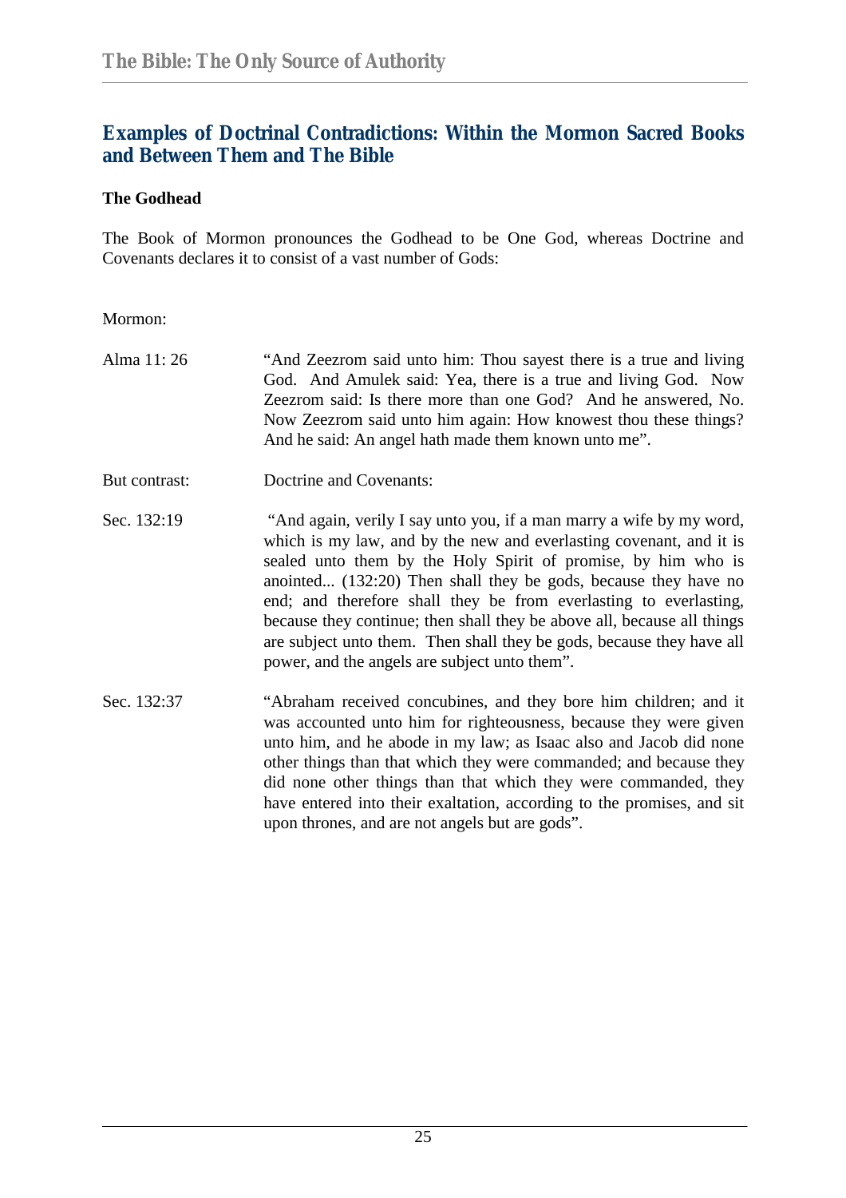## Examples of Doctrinal Contradictions: Within the Mormon Sacred Books and Between Them and The Bible

### The Godhead

The Book of Mormon pronounces the Godhead to be One God, whereas Doctrine and Covenants declares it to consist of a vast number of Gods:

Mormon:

Alma 11: 26 — "And Zeezrom said unto him: Thou sayest there is a true and living God. And Amulek said: Yea, there is a true and living God. Now Zeezrom said: Is there more than one God? And he answered, No. Now Zeezrom said unto him again: How knowest thou these things? And he said: An angel hath made them known unto me".

But contrast: Doctrine and Covenants:

Sec. 132:19 — "And again, verily I say unto you, if a man marry a wife by my word, which is my law, and by the new and everlasting covenant, and it is sealed unto them by the Holy Spirit of promise, by him who is anointed... (132:20) Then shall they be gods, because they have no end; and therefore shall they be from everlasting to everlasting, because they continue; then shall they be above all, because all things are subject unto them. Then shall they be gods, because they have all power, and the angels are subject unto them".

Sec. 132:37 — "Abraham received concubines, and they bore him children; and it was accounted unto him for righteousness, because they were given unto him, and he abode in my law; as Isaac also and Jacob did none other things than that which they were commanded; and because they did none other things than that which they were commanded, they have entered into their exaltation, according to the promises, and sit upon thrones, and are not angels but are gods".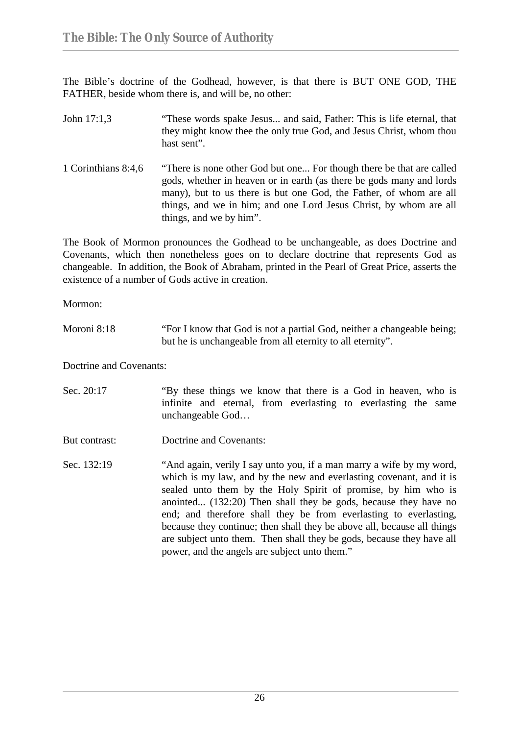The Bible's doctrine of the Godhead, however, is that there is BUT ONE GOD, THE FATHER, beside whom there is, and will be, no other:

| | |
|---|---|
| John 17:1,3 | "These words spake Jesus... and said, Father: This is life eternal, that they might know thee the only true God, and Jesus Christ, whom thou hast sent". |
| 1 Corinthians 8:4,6 | "There is none other God but one... For though there be that are called gods, whether in heaven or in earth (as there be gods many and lords many), but to us there is but one God, the Father, of whom are all things, and we in him; and one Lord Jesus Christ, by whom are all things, and we by him". |

The Book of Mormon pronounces the Godhead to be unchangeable, as does Doctrine and Covenants, which then nonetheless goes on to declare doctrine that represents God as changeable. In addition, the Book of Abraham, printed in the Pearl of Great Price, asserts the existence of a number of Gods active in creation.

Mormon:

| | |
|---|---|
| Moroni 8:18 | "For I know that God is not a partial God, neither a changeable being; but he is unchangeable from all eternity to all eternity". |

Doctrine and Covenants:

| | |
|---|---|
| Sec. 20:17 | "By these things we know that there is a God in heaven, who is infinite and eternal, from everlasting to everlasting the same unchangeable God… |
| But contrast: | Doctrine and Covenants: |
| Sec. 132:19 | "And again, verily I say unto you, if a man marry a wife by my word, which is my law, and by the new and everlasting covenant, and it is sealed unto them by the Holy Spirit of promise, by him who is anointed... (132:20) Then shall they be gods, because they have no end; and therefore shall they be from everlasting to everlasting, because they continue; then shall they be above all, because all things are subject unto them. Then shall they be gods, because they have all power, and the angels are subject unto them." |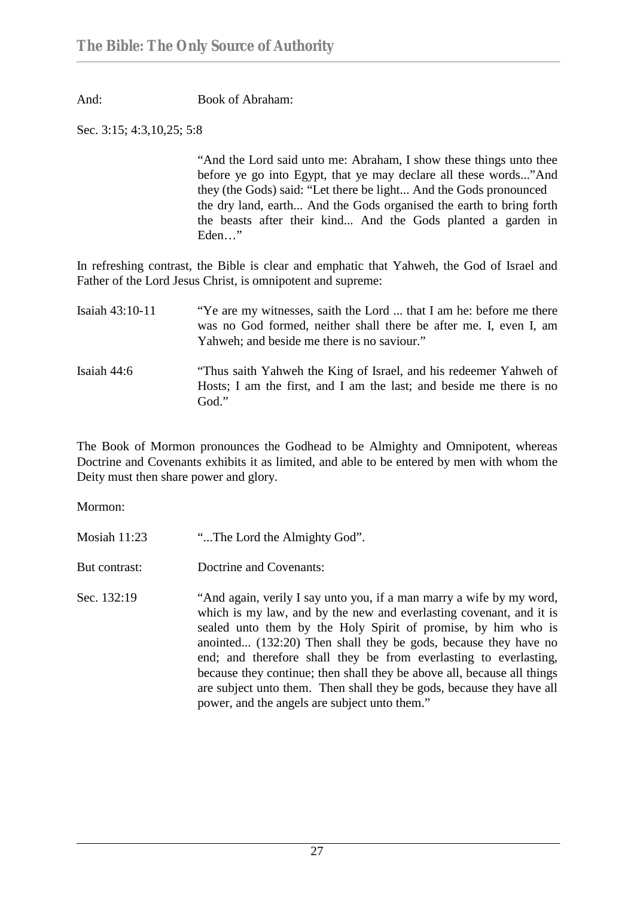And: Book of Abraham:

Sec. 3:15; 4:3,10,25; 5:8

> "And the Lord said unto me: Abraham, I show these things unto thee before ye go into Egypt, that ye may declare all these words..."And they (the Gods) said: "Let there be light... And the Gods pronounced the dry land, earth... And the Gods organised the earth to bring forth the beasts after their kind... And the Gods planted a garden in Eden…"

In refreshing contrast, the Bible is clear and emphatic that Yahweh, the God of Israel and Father of the Lord Jesus Christ, is omnipotent and supreme:

Isaiah 43:10-11 "Ye are my witnesses, saith the Lord ... that I am he: before me there was no God formed, neither shall there be after me. I, even I, am Yahweh; and beside me there is no saviour."

Isaiah 44:6 "Thus saith Yahweh the King of Israel, and his redeemer Yahweh of Hosts; I am the first, and I am the last; and beside me there is no God."

The Book of Mormon pronounces the Godhead to be Almighty and Omnipotent, whereas Doctrine and Covenants exhibits it as limited, and able to be entered by men with whom the Deity must then share power and glory.

Mormon:

Mosiah 11:23 "...The Lord the Almighty God".

But contrast: Doctrine and Covenants:

Sec. 132:19 "And again, verily I say unto you, if a man marry a wife by my word, which is my law, and by the new and everlasting covenant, and it is sealed unto them by the Holy Spirit of promise, by him who is anointed... (132:20) Then shall they be gods, because they have no end; and therefore shall they be from everlasting to everlasting, because they continue; then shall they be above all, because all things are subject unto them. Then shall they be gods, because they have all power, and the angels are subject unto them."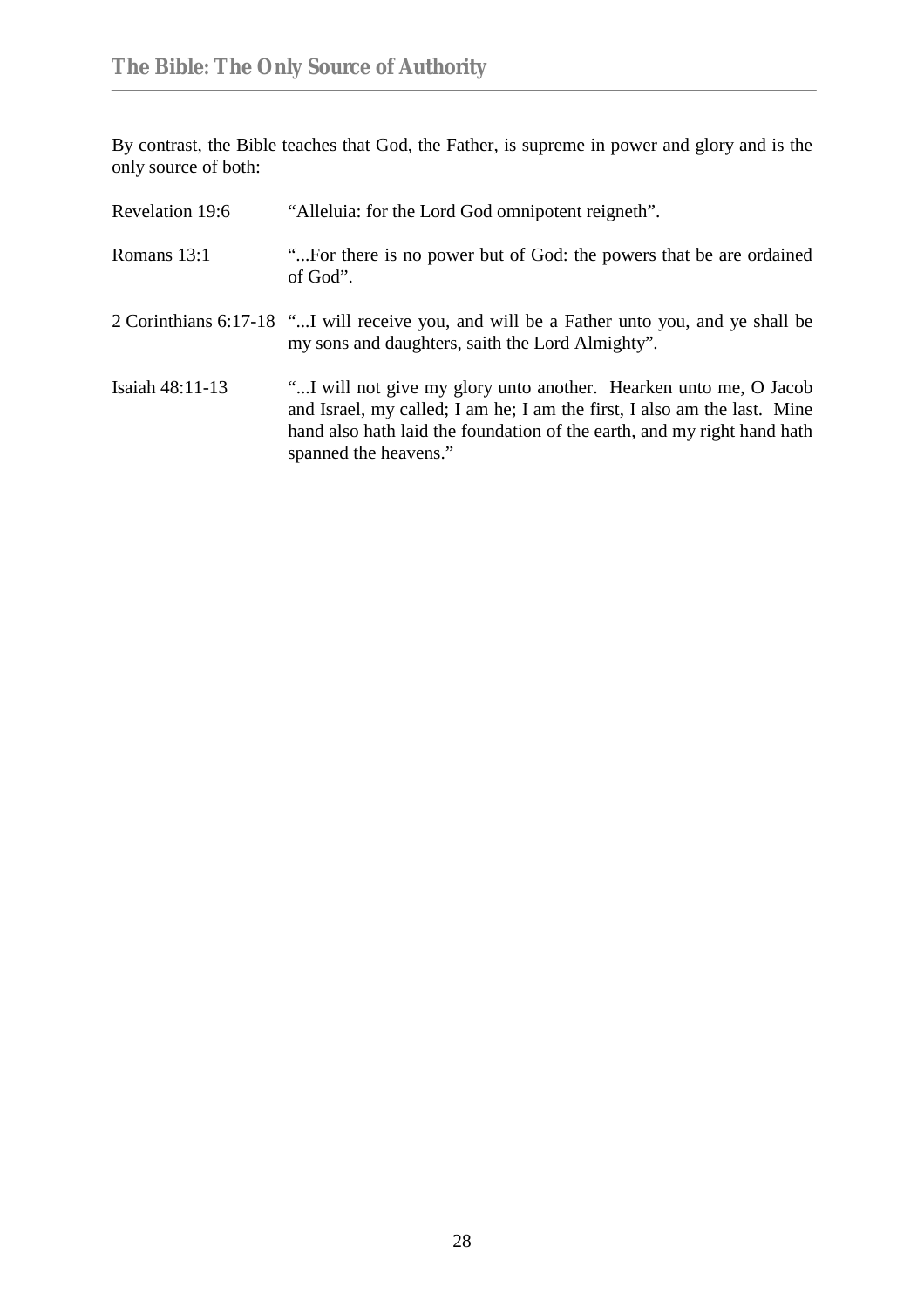By contrast, the Bible teaches that God, the Father, is supreme in power and glory and is the only source of both:

| | |
|---|---|
| Revelation 19:6 | “Alleluia: for the Lord God omnipotent reigneth”. |
| Romans 13:1 | “...For there is no power but of God: the powers that be are ordained of God”. |
| 2 Corinthians 6:17-18 | “...I will receive you, and will be a Father unto you, and ye shall be my sons and daughters, saith the Lord Almighty”. |
| Isaiah 48:11-13 | “...I will not give my glory unto another. Hearken unto me, O Jacob and Israel, my called; I am he; I am the first, I also am the last. Mine hand also hath laid the foundation of the earth, and my right hand hath spanned the heavens.” |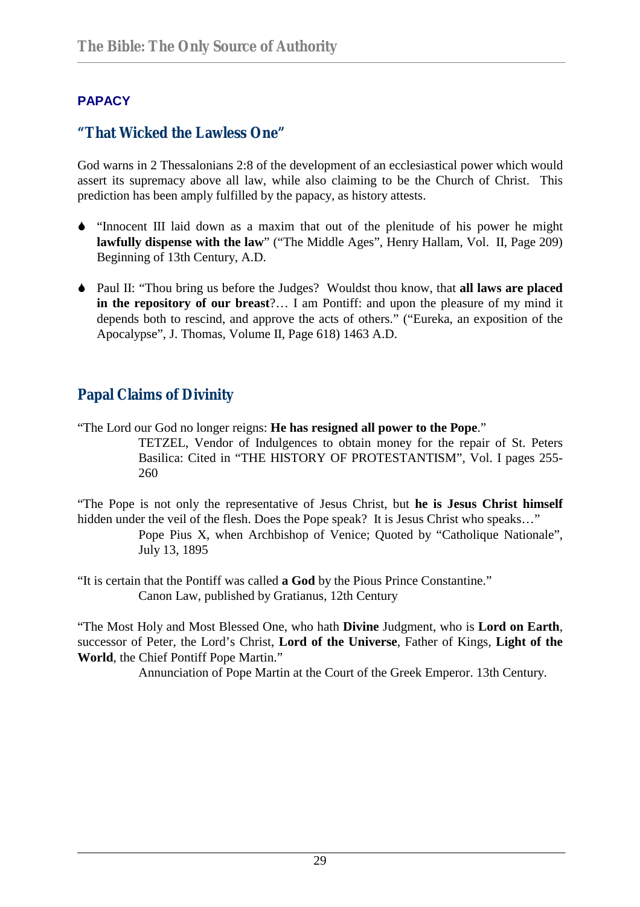## PAPACY

### "That Wicked the Lawless One"

God warns in 2 Thessalonians 2:8 of the development of an ecclesiastical power which would assert its supremacy above all law, while also claiming to be the Church of Christ. This prediction has been amply fulfilled by the papacy, as history attests.

- "Innocent III laid down as a maxim that out of the plenitude of his power he might **lawfully dispense with the law**" ("The Middle Ages", Henry Hallam, Vol. II, Page 209) Beginning of 13th Century, A.D.

- Paul II: "Thou bring us before the Judges? Wouldst thou know, that **all laws are placed in the repository of our breast**?… I am Pontiff: and upon the pleasure of my mind it depends both to rescind, and approve the acts of others." ("Eureka, an exposition of the Apocalypse", J. Thomas, Volume II, Page 618) 1463 A.D.

### Papal Claims of Divinity

"The Lord our God no longer reigns: **He has resigned all power to the Pope**."

> TETZEL, Vendor of Indulgences to obtain money for the repair of St. Peters Basilica: Cited in "THE HISTORY OF PROTESTANTISM", Vol. I pages 255-260

"The Pope is not only the representative of Jesus Christ, but **he is Jesus Christ himself** hidden under the veil of the flesh. Does the Pope speak? It is Jesus Christ who speaks…"

> Pope Pius X, when Archbishop of Venice; Quoted by "Catholique Nationale", July 13, 1895

"It is certain that the Pontiff was called **a God** by the Pious Prince Constantine."

> Canon Law, published by Gratianus, 12th Century

"The Most Holy and Most Blessed One, who hath **Divine** Judgment, who is **Lord on Earth**, successor of Peter, the Lord's Christ, **Lord of the Universe**, Father of Kings, **Light of the World**, the Chief Pontiff Pope Martin."

> Annunciation of Pope Martin at the Court of the Greek Emperor. 13th Century.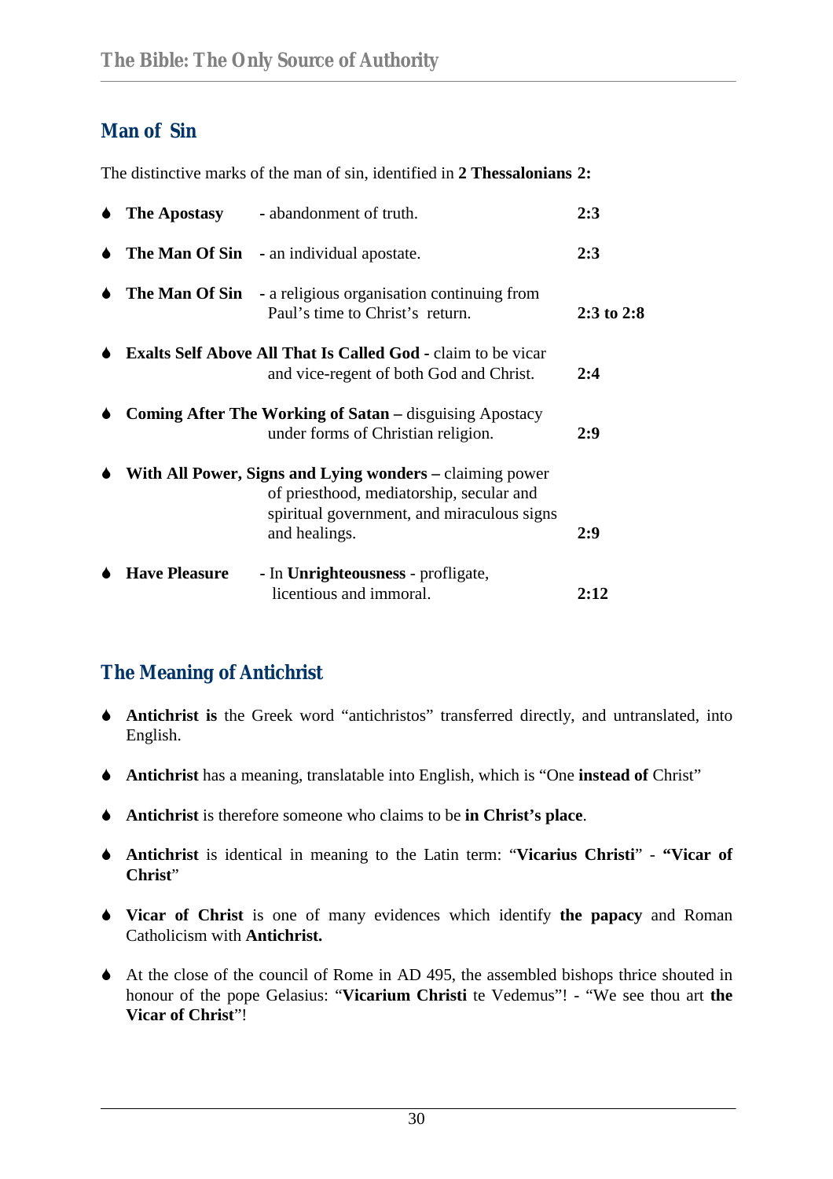## Man of Sin

The distinctive marks of the man of sin, identified in **2 Thessalonians 2:**

- **The Apostasy** - abandonment of truth. **2:3**
- **The Man Of Sin** - an individual apostate. **2:3**
- **The Man Of Sin** - a religious organisation continuing from Paul's time to Christ's return. **2:3 to 2:8**
- **Exalts Self Above All That Is Called God -** claim to be vicar and vice-regent of both God and Christ. **2:4**
- **Coming After The Working of Satan –** disguising Apostacy under forms of Christian religion. **2:9**
- **With All Power, Signs and Lying wonders –** claiming power of priesthood, mediatorship, secular and spiritual government, and miraculous signs and healings. **2:9**
- **Have Pleasure** - In **Unrighteousness** - profligate, licentious and immoral. **2:12**

## The Meaning of Antichrist

- **Antichrist is** the Greek word "antichristos" transferred directly, and untranslated, into English.
- **Antichrist** has a meaning, translatable into English, which is "One **instead of** Christ"
- **Antichrist** is therefore someone who claims to be **in Christ's place**.
- **Antichrist** is identical in meaning to the Latin term: "**Vicarius Christi**" - **"Vicar of Christ**"
- **Vicar of Christ** is one of many evidences which identify **the papacy** and Roman Catholicism with **Antichrist.**
- At the close of the council of Rome in AD 495, the assembled bishops thrice shouted in honour of the pope Gelasius: "**Vicarium Christi** te Vedemus"! - "We see thou art **the Vicar of Christ**"!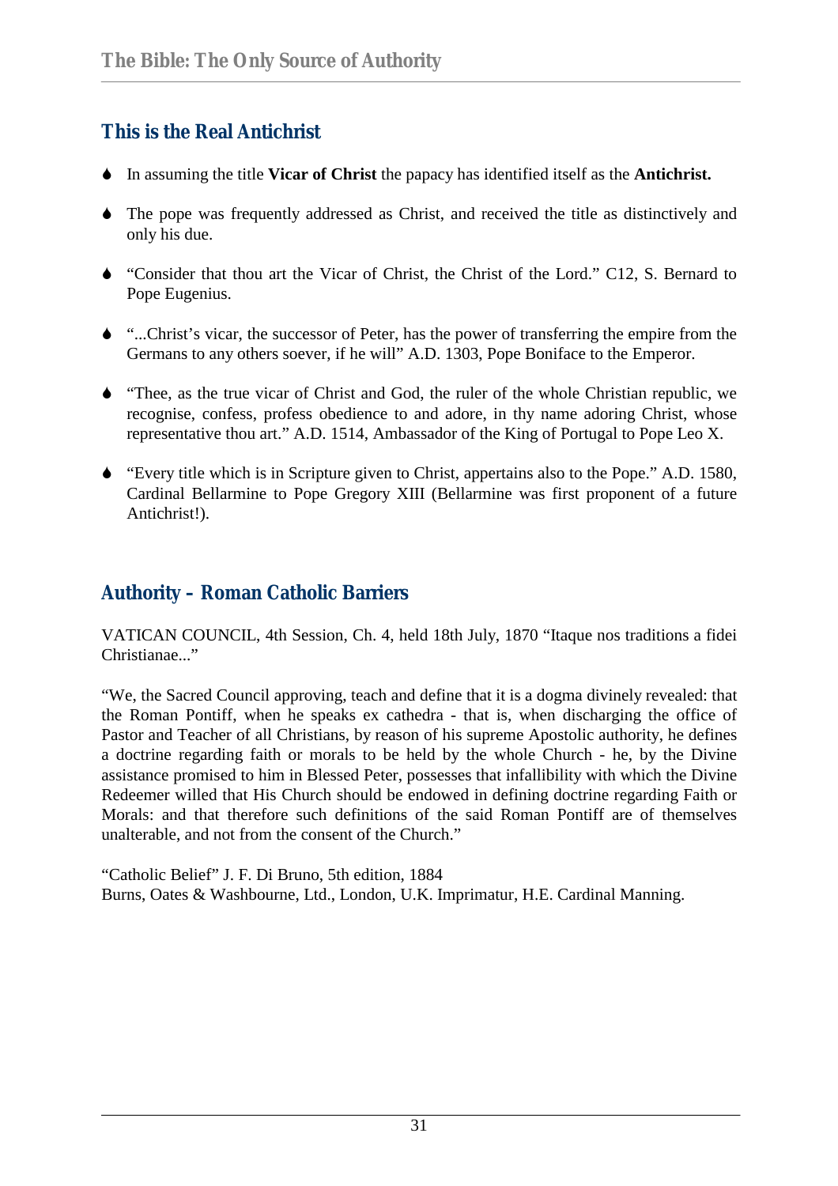## This is the Real Antichrist

- In assuming the title **Vicar of Christ** the papacy has identified itself as the **Antichrist.**
- The pope was frequently addressed as Christ, and received the title as distinctively and only his due.
- "Consider that thou art the Vicar of Christ, the Christ of the Lord." C12, S. Bernard to Pope Eugenius.
- "...Christ's vicar, the successor of Peter, has the power of transferring the empire from the Germans to any others soever, if he will" A.D. 1303, Pope Boniface to the Emperor.
- "Thee, as the true vicar of Christ and God, the ruler of the whole Christian republic, we recognise, confess, profess obedience to and adore, in thy name adoring Christ, whose representative thou art." A.D. 1514, Ambassador of the King of Portugal to Pope Leo X.
- "Every title which is in Scripture given to Christ, appertains also to the Pope." A.D. 1580, Cardinal Bellarmine to Pope Gregory XIII (Bellarmine was first proponent of a future Antichrist!).

## Authority – Roman Catholic Barriers

VATICAN COUNCIL, 4th Session, Ch. 4, held 18th July, 1870 "Itaque nos traditions a fidei Christianae..."

"We, the Sacred Council approving, teach and define that it is a dogma divinely revealed: that the Roman Pontiff, when he speaks ex cathedra - that is, when discharging the office of Pastor and Teacher of all Christians, by reason of his supreme Apostolic authority, he defines a doctrine regarding faith or morals to be held by the whole Church - he, by the Divine assistance promised to him in Blessed Peter, possesses that infallibility with which the Divine Redeemer willed that His Church should be endowed in defining doctrine regarding Faith or Morals: and that therefore such definitions of the said Roman Pontiff are of themselves unalterable, and not from the consent of the Church."

"Catholic Belief" J. F. Di Bruno, 5th edition, 1884
Burns, Oates & Washbourne, Ltd., London, U.K. Imprimatur, H.E. Cardinal Manning.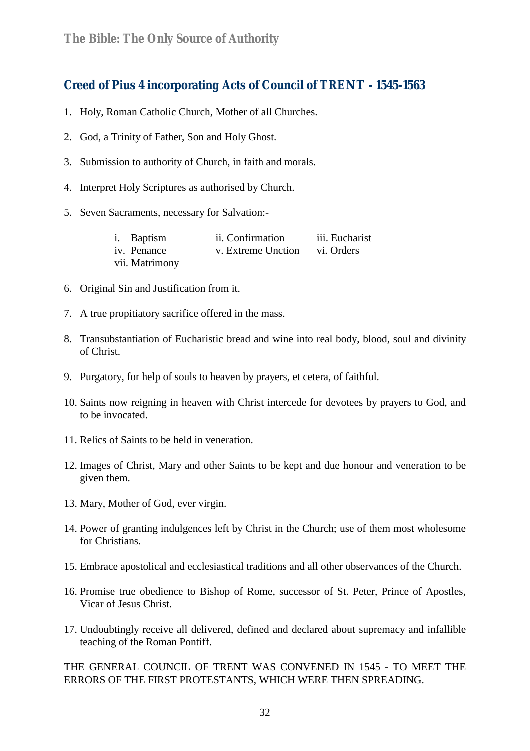## Creed of Pius 4 incorporating Acts of Council of TRENT - 1545-1563

1. Holy, Roman Catholic Church, Mother of all Churches.

2. God, a Trinity of Father, Son and Holy Ghost.

3. Submission to authority of Church, in faith and morals.

4. Interpret Holy Scriptures as authorised by Church.

5. Seven Sacraments, necessary for Salvation:-

   | | | |
   |---|---|---|
   | i. Baptism | ii. Confirmation | iii. Eucharist |
   | iv. Penance | v. Extreme Unction | vi. Orders |
   | vii. Matrimony | | |

6. Original Sin and Justification from it.

7. A true propitiatory sacrifice offered in the mass.

8. Transubstantiation of Eucharistic bread and wine into real body, blood, soul and divinity of Christ.

9. Purgatory, for help of souls to heaven by prayers, et cetera, of faithful.

10. Saints now reigning in heaven with Christ intercede for devotees by prayers to God, and to be invocated.

11. Relics of Saints to be held in veneration.

12. Images of Christ, Mary and other Saints to be kept and due honour and veneration to be given them.

13. Mary, Mother of God, ever virgin.

14. Power of granting indulgences left by Christ in the Church; use of them most wholesome for Christians.

15. Embrace apostolical and ecclesiastical traditions and all other observances of the Church.

16. Promise true obedience to Bishop of Rome, successor of St. Peter, Prince of Apostles, Vicar of Jesus Christ.

17. Undoubtingly receive all delivered, defined and declared about supremacy and infallible teaching of the Roman Pontiff.

THE GENERAL COUNCIL OF TRENT WAS CONVENED IN 1545 - TO MEET THE ERRORS OF THE FIRST PROTESTANTS, WHICH WERE THEN SPREADING.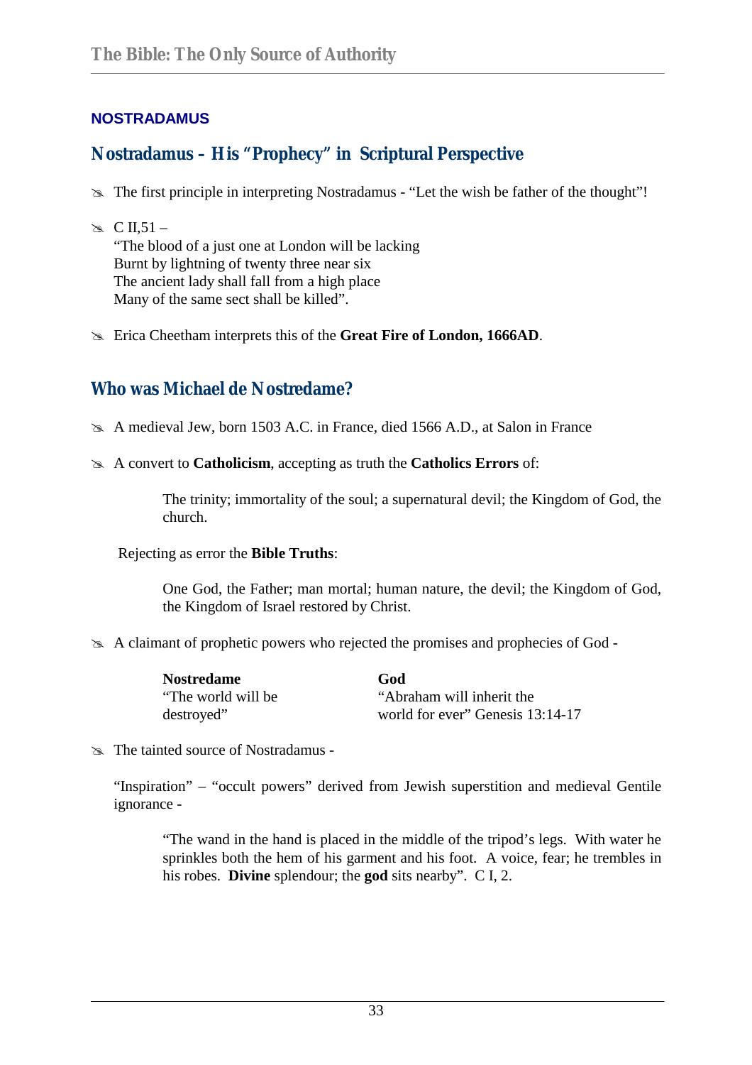## NOSTRADAMUS

### Nostradamus – His "Prophecy" in Scriptural Perspective

- The first principle in interpreting Nostradamus - "Let the wish be father of the thought"!

- C II,51 –
  "The blood of a just one at London will be lacking
  Burnt by lightning of twenty three near six
  The ancient lady shall fall from a high place
  Many of the same sect shall be killed".

- Erica Cheetham interprets this of the **Great Fire of London, 1666AD**.

### Who was Michael de Nostredame?

- A medieval Jew, born 1503 A.C. in France, died 1566 A.D., at Salon in France

- A convert to **Catholicism**, accepting as truth the **Catholics Errors** of:

  The trinity; immortality of the soul; a supernatural devil; the Kingdom of God, the church.

  Rejecting as error the **Bible Truths**:

  One God, the Father; man mortal; human nature, the devil; the Kingdom of God, the Kingdom of Israel restored by Christ.

- A claimant of prophetic powers who rejected the promises and prophecies of God -

| **Nostredame** | **God** |
|---|---|
| "The world will be destroyed" | "Abraham will inherit the world for ever" Genesis 13:14-17 |

- The tainted source of Nostradamus -

  "Inspiration" – "occult powers" derived from Jewish superstition and medieval Gentile ignorance -

  "The wand in the hand is placed in the middle of the tripod's legs. With water he sprinkles both the hem of his garment and his foot. A voice, fear; he trembles in his robes. **Divine** splendour; the **god** sits nearby". C I, 2.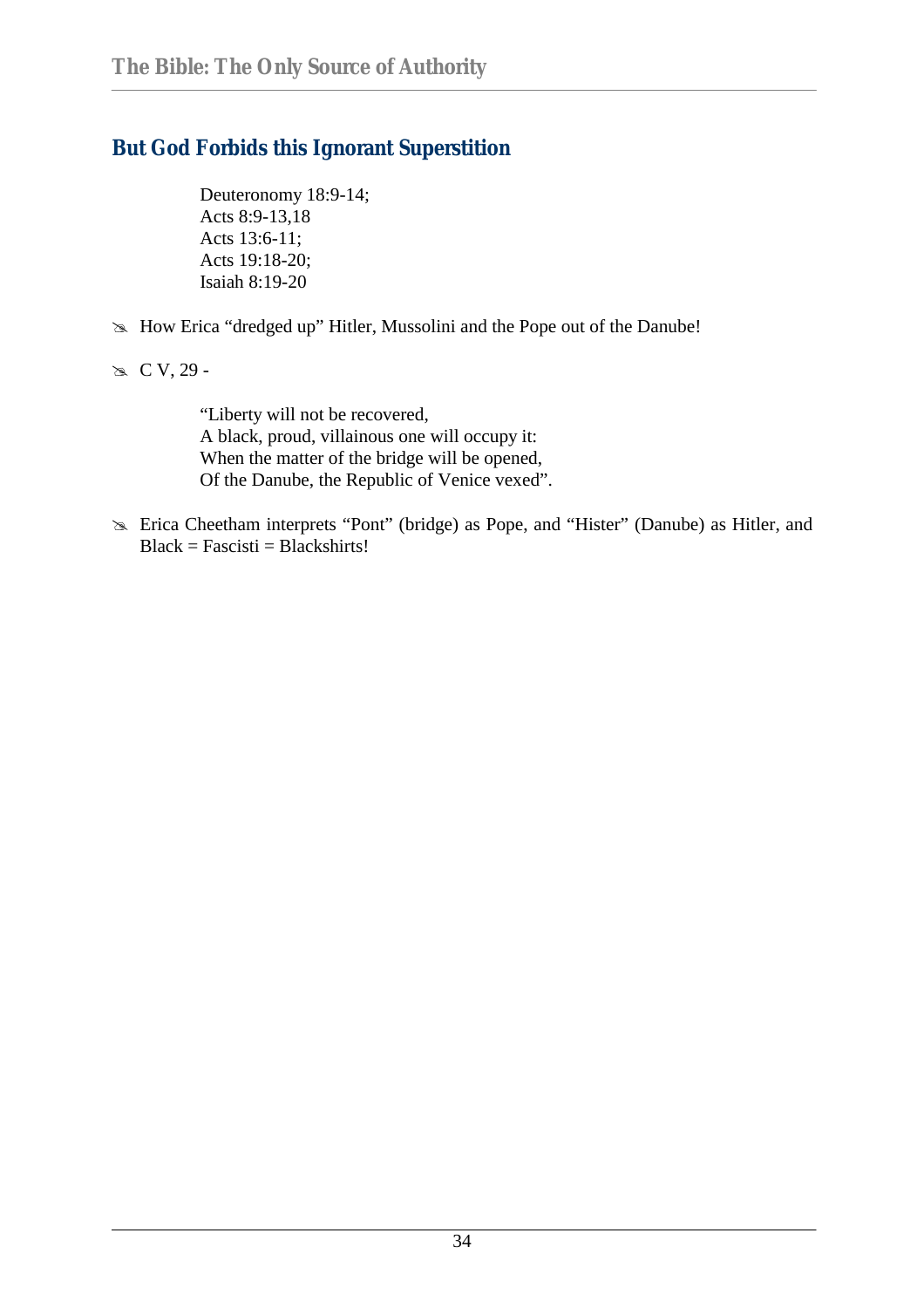## But God Forbids this Ignorant Superstition

> Deuteronomy 18:9-14;
> Acts 8:9-13,18
> Acts 13:6-11;
> Acts 19:18-20;
> Isaiah 8:19-20

- How Erica "dredged up" Hitler, Mussolini and the Pope out of the Danube!
- C V, 29 -

> "Liberty will not be recovered,
> A black, proud, villainous one will occupy it:
> When the matter of the bridge will be opened,
> Of the Danube, the Republic of Venice vexed".

- Erica Cheetham interprets "Pont" (bridge) as Pope, and "Hister" (Danube) as Hitler, and Black = Fascisti = Blackshirts!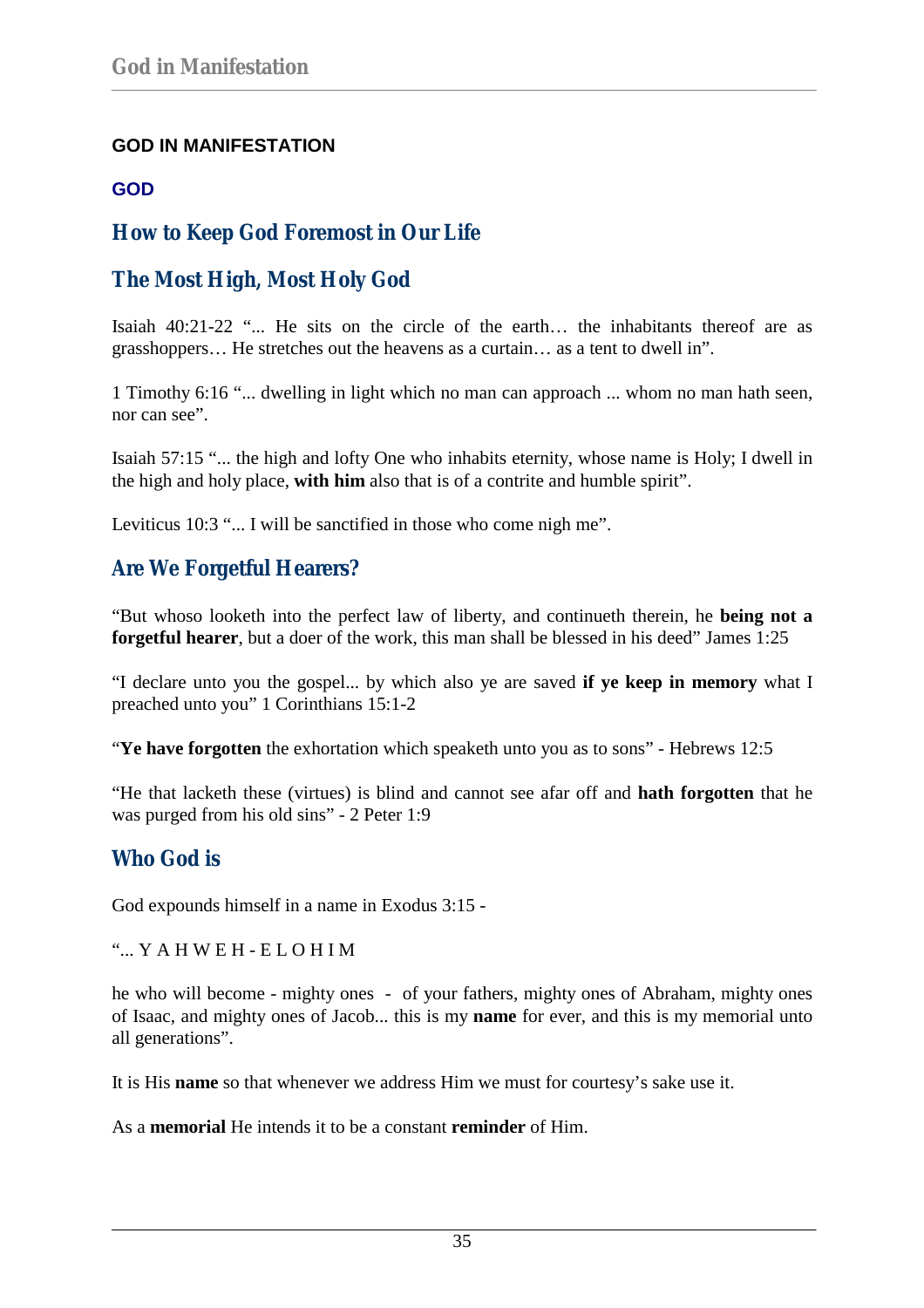## GOD IN MANIFESTATION

### GOD

## How to Keep God Foremost in Our Life

## The Most High, Most Holy God

Isaiah 40:21-22 "... He sits on the circle of the earth… the inhabitants thereof are as grasshoppers… He stretches out the heavens as a curtain… as a tent to dwell in".

1 Timothy 6:16 "... dwelling in light which no man can approach ... whom no man hath seen, nor can see".

Isaiah 57:15 "... the high and lofty One who inhabits eternity, whose name is Holy; I dwell in the high and holy place, **with him** also that is of a contrite and humble spirit".

Leviticus 10:3 "... I will be sanctified in those who come nigh me".

## Are We Forgetful Hearers?

"But whoso looketh into the perfect law of liberty, and continueth therein, he **being not a forgetful hearer**, but a doer of the work, this man shall be blessed in his deed" James 1:25

"I declare unto you the gospel... by which also ye are saved **if ye keep in memory** what I preached unto you" 1 Corinthians 15:1-2

"**Ye have forgotten** the exhortation which speaketh unto you as to sons" - Hebrews 12:5

"He that lacketh these (virtues) is blind and cannot see afar off and **hath forgotten** that he was purged from his old sins" - 2 Peter 1:9

## Who God is

God expounds himself in a name in Exodus 3:15 -

"... Y A H W E H - E L O H I M

he who will become - mighty ones - of your fathers, mighty ones of Abraham, mighty ones of Isaac, and mighty ones of Jacob... this is my **name** for ever, and this is my memorial unto all generations".

It is His **name** so that whenever we address Him we must for courtesy's sake use it.

As a **memorial** He intends it to be a constant **reminder** of Him.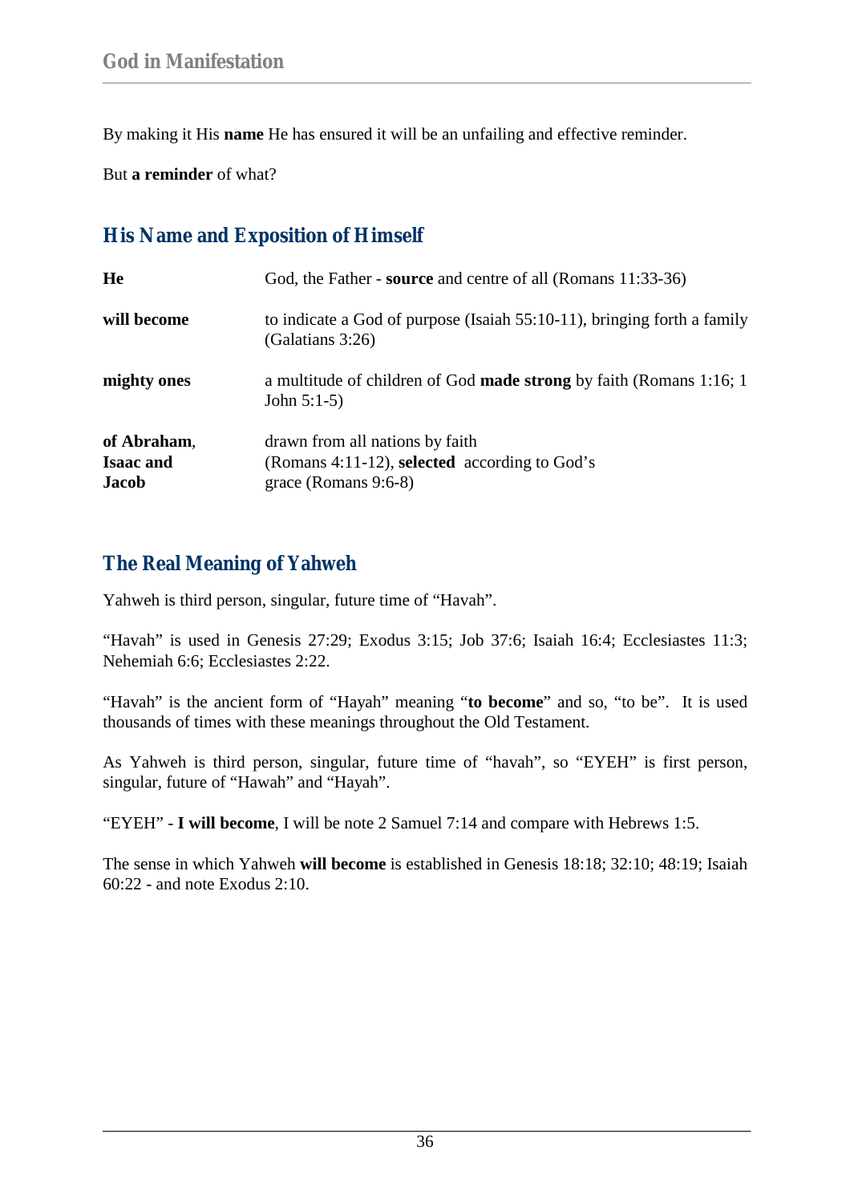By making it His **name** He has ensured it will be an unfailing and effective reminder.

But **a reminder** of what?

## His Name and Exposition of Himself

| | |
|---|---|
| **He** | God, the Father - **source** and centre of all (Romans 11:33-36) |
| **will become** | to indicate a God of purpose (Isaiah 55:10-11), bringing forth a family (Galatians 3:26) |
| **mighty ones** | a multitude of children of God **made strong** by faith (Romans 1:16; 1 John 5:1-5) |
| **of Abraham**, **Isaac and Jacob** | drawn from all nations by faith (Romans 4:11-12), **selected** according to God's grace (Romans 9:6-8) |

## The Real Meaning of Yahweh

Yahweh is third person, singular, future time of "Havah".

"Havah" is used in Genesis 27:29; Exodus 3:15; Job 37:6; Isaiah 16:4; Ecclesiastes 11:3; Nehemiah 6:6; Ecclesiastes 2:22.

"Havah" is the ancient form of "Hayah" meaning "**to become**" and so, "to be". It is used thousands of times with these meanings throughout the Old Testament.

As Yahweh is third person, singular, future time of "havah", so "EYEH" is first person, singular, future of "Hawah" and "Hayah".

"EYEH" - **I will become**, I will be note 2 Samuel 7:14 and compare with Hebrews 1:5.

The sense in which Yahweh **will become** is established in Genesis 18:18; 32:10; 48:19; Isaiah 60:22 - and note Exodus 2:10.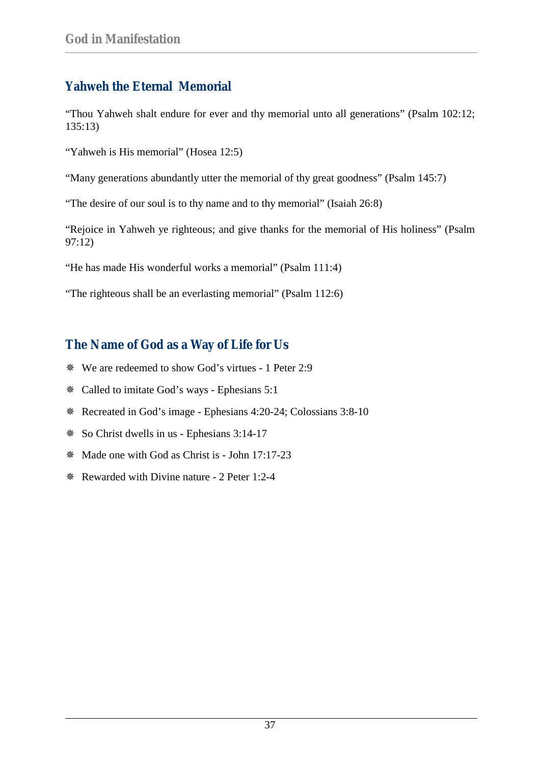## Yahweh the Eternal Memorial

“Thou Yahweh shalt endure for ever and thy memorial unto all generations” (Psalm 102:12; 135:13)

“Yahweh is His memorial” (Hosea 12:5)

“Many generations abundantly utter the memorial of thy great goodness” (Psalm 145:7)

“The desire of our soul is to thy name and to thy memorial” (Isaiah 26:8)

“Rejoice in Yahweh ye righteous; and give thanks for the memorial of His holiness” (Psalm 97:12)

“He has made His wonderful works a memorial” (Psalm 111:4)

“The righteous shall be an everlasting memorial” (Psalm 112:6)

## The Name of God as a Way of Life for Us

- We are redeemed to show God’s virtues - 1 Peter 2:9
- Called to imitate God’s ways - Ephesians 5:1
- Recreated in God’s image - Ephesians 4:20-24; Colossians 3:8-10
- So Christ dwells in us - Ephesians 3:14-17
- Made one with God as Christ is - John 17:17-23
- Rewarded with Divine nature - 2 Peter 1:2-4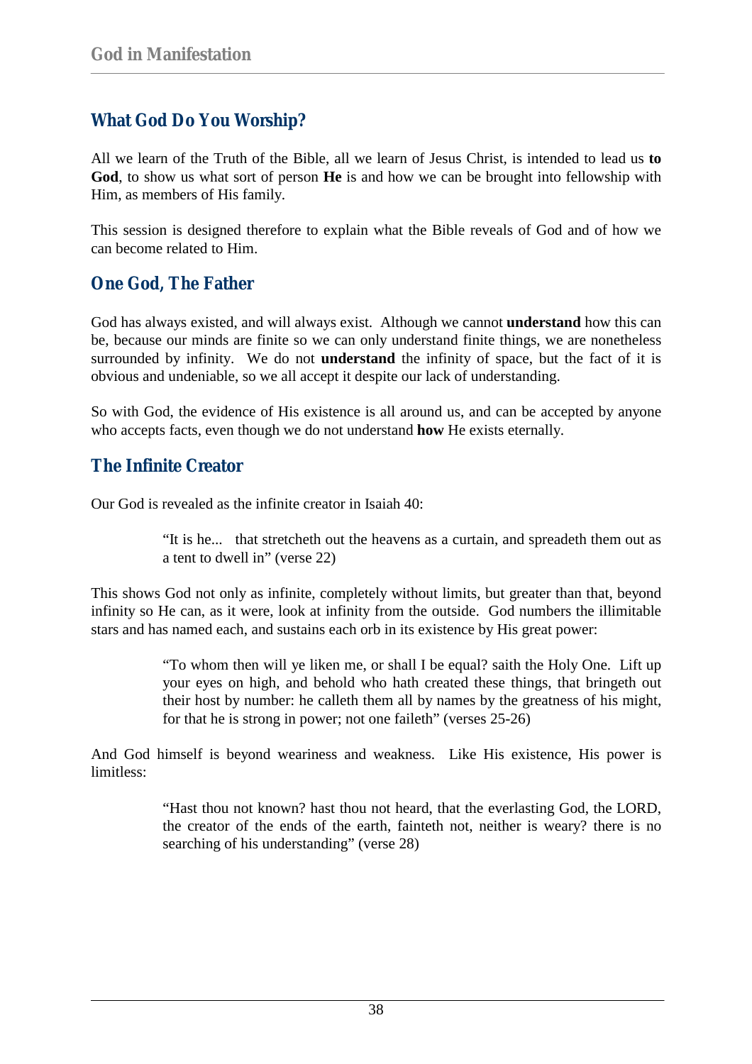## What God Do You Worship?

All we learn of the Truth of the Bible, all we learn of Jesus Christ, is intended to lead us **to God**, to show us what sort of person **He** is and how we can be brought into fellowship with Him, as members of His family.

This session is designed therefore to explain what the Bible reveals of God and of how we can become related to Him.

## One God, The Father

God has always existed, and will always exist. Although we cannot **understand** how this can be, because our minds are finite so we can only understand finite things, we are nonetheless surrounded by infinity. We do not **understand** the infinity of space, but the fact of it is obvious and undeniable, so we all accept it despite our lack of understanding.

So with God, the evidence of His existence is all around us, and can be accepted by anyone who accepts facts, even though we do not understand **how** He exists eternally.

## The Infinite Creator

Our God is revealed as the infinite creator in Isaiah 40:

> "It is he... that stretcheth out the heavens as a curtain, and spreadeth them out as a tent to dwell in" (verse 22)

This shows God not only as infinite, completely without limits, but greater than that, beyond infinity so He can, as it were, look at infinity from the outside. God numbers the illimitable stars and has named each, and sustains each orb in its existence by His great power:

> "To whom then will ye liken me, or shall I be equal? saith the Holy One. Lift up your eyes on high, and behold who hath created these things, that bringeth out their host by number: he calleth them all by names by the greatness of his might, for that he is strong in power; not one faileth" (verses 25-26)

And God himself is beyond weariness and weakness. Like His existence, His power is limitless:

> "Hast thou not known? hast thou not heard, that the everlasting God, the LORD, the creator of the ends of the earth, fainteth not, neither is weary? there is no searching of his understanding" (verse 28)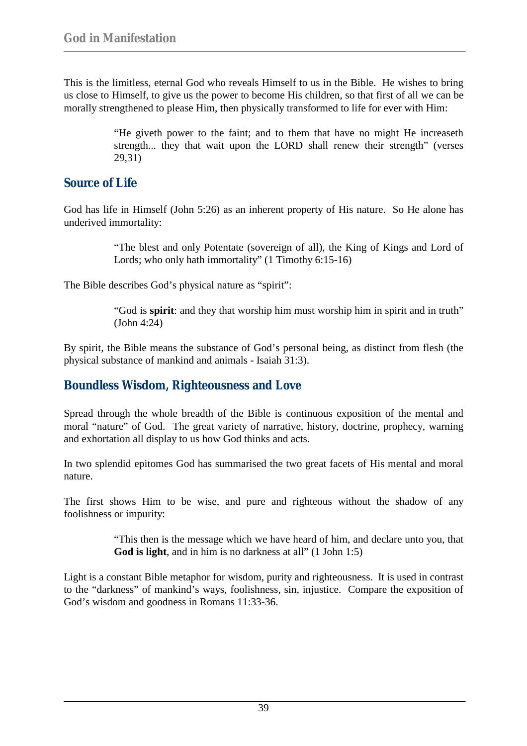This is the limitless, eternal God who reveals Himself to us in the Bible. He wishes to bring us close to Himself, to give us the power to become His children, so that first of all we can be morally strengthened to please Him, then physically transformed to life for ever with Him:

> "He giveth power to the faint; and to them that have no might He increaseth strength... they that wait upon the LORD shall renew their strength" (verses 29,31)

## Source of Life

God has life in Himself (John 5:26) as an inherent property of His nature. So He alone has underived immortality:

> "The blest and only Potentate (sovereign of all), the King of Kings and Lord of Lords; who only hath immortality" (1 Timothy 6:15-16)

The Bible describes God's physical nature as "spirit":

> "God is **spirit**: and they that worship him must worship him in spirit and in truth" (John 4:24)

By spirit, the Bible means the substance of God's personal being, as distinct from flesh (the physical substance of mankind and animals - Isaiah 31:3).

## Boundless Wisdom, Righteousness and Love

Spread through the whole breadth of the Bible is continuous exposition of the mental and moral "nature" of God. The great variety of narrative, history, doctrine, prophecy, warning and exhortation all display to us how God thinks and acts.

In two splendid epitomes God has summarised the two great facets of His mental and moral nature.

The first shows Him to be wise, and pure and righteous without the shadow of any foolishness or impurity:

> "This then is the message which we have heard of him, and declare unto you, that **God is light**, and in him is no darkness at all" (1 John 1:5)

Light is a constant Bible metaphor for wisdom, purity and righteousness. It is used in contrast to the "darkness" of mankind's ways, foolishness, sin, injustice. Compare the exposition of God's wisdom and goodness in Romans 11:33-36.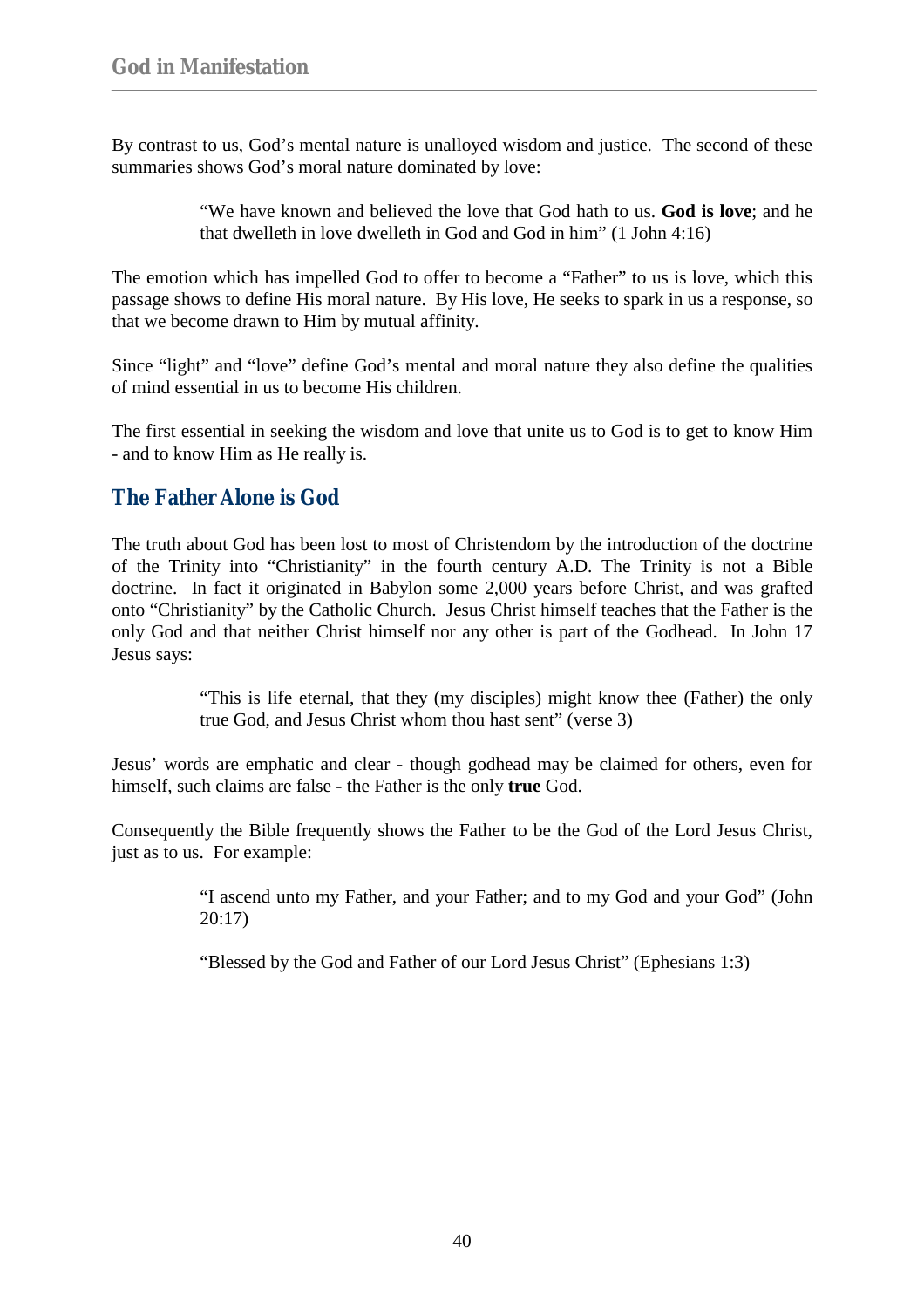By contrast to us, God's mental nature is unalloyed wisdom and justice. The second of these summaries shows God's moral nature dominated by love:

> "We have known and believed the love that God hath to us. **God is love**; and he that dwelleth in love dwelleth in God and God in him" (1 John 4:16)

The emotion which has impelled God to offer to become a "Father" to us is love, which this passage shows to define His moral nature. By His love, He seeks to spark in us a response, so that we become drawn to Him by mutual affinity.

Since "light" and "love" define God's mental and moral nature they also define the qualities of mind essential in us to become His children.

The first essential in seeking the wisdom and love that unite us to God is to get to know Him - and to know Him as He really is.

## The Father Alone is God

The truth about God has been lost to most of Christendom by the introduction of the doctrine of the Trinity into "Christianity" in the fourth century A.D. The Trinity is not a Bible doctrine. In fact it originated in Babylon some 2,000 years before Christ, and was grafted onto "Christianity" by the Catholic Church. Jesus Christ himself teaches that the Father is the only God and that neither Christ himself nor any other is part of the Godhead. In John 17 Jesus says:

> "This is life eternal, that they (my disciples) might know thee (Father) the only true God, and Jesus Christ whom thou hast sent" (verse 3)

Jesus' words are emphatic and clear - though godhead may be claimed for others, even for himself, such claims are false - the Father is the only **true** God.

Consequently the Bible frequently shows the Father to be the God of the Lord Jesus Christ, just as to us. For example:

> "I ascend unto my Father, and your Father; and to my God and your God" (John 20:17)
>
> "Blessed by the God and Father of our Lord Jesus Christ" (Ephesians 1:3)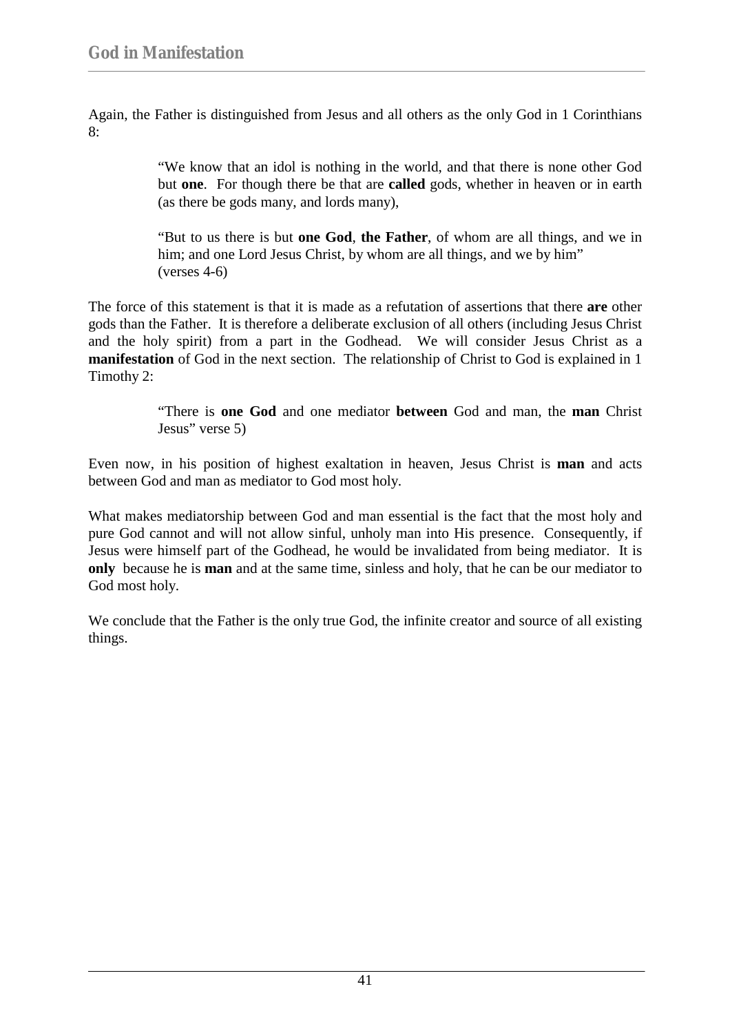Again, the Father is distinguished from Jesus and all others as the only God in 1 Corinthians 8:

> "We know that an idol is nothing in the world, and that there is none other God but **one**. For though there be that are **called** gods, whether in heaven or in earth (as there be gods many, and lords many),
>
> "But to us there is but **one God**, **the Father**, of whom are all things, and we in him; and one Lord Jesus Christ, by whom are all things, and we by him" (verses 4-6)

The force of this statement is that it is made as a refutation of assertions that there **are** other gods than the Father. It is therefore a deliberate exclusion of all others (including Jesus Christ and the holy spirit) from a part in the Godhead. We will consider Jesus Christ as a **manifestation** of God in the next section. The relationship of Christ to God is explained in 1 Timothy 2:

> "There is **one God** and one mediator **between** God and man, the **man** Christ Jesus" verse 5)

Even now, in his position of highest exaltation in heaven, Jesus Christ is **man** and acts between God and man as mediator to God most holy.

What makes mediatorship between God and man essential is the fact that the most holy and pure God cannot and will not allow sinful, unholy man into His presence. Consequently, if Jesus were himself part of the Godhead, he would be invalidated from being mediator. It is **only** because he is **man** and at the same time, sinless and holy, that he can be our mediator to God most holy.

We conclude that the Father is the only true God, the infinite creator and source of all existing things.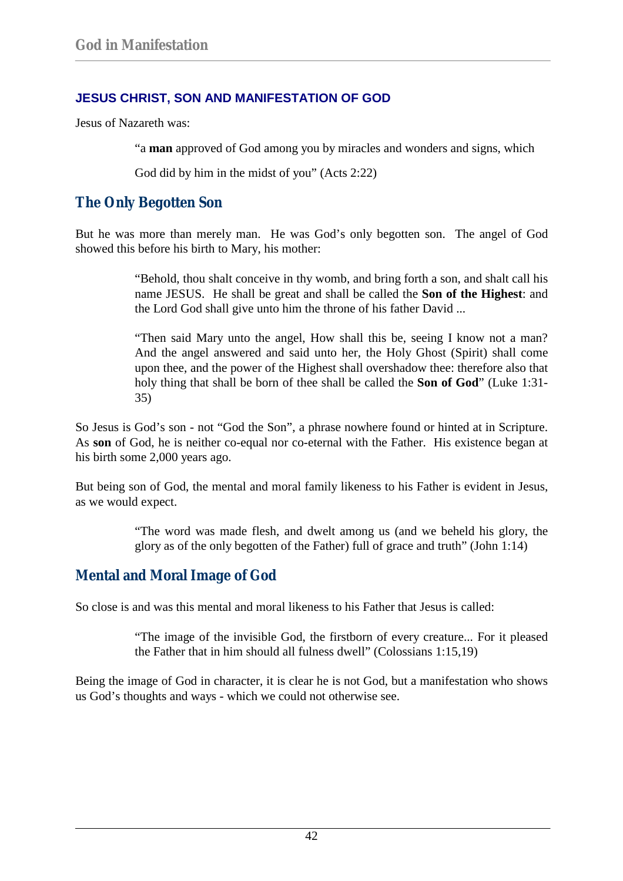## JESUS CHRIST, SON AND MANIFESTATION OF GOD

Jesus of Nazareth was:

> "a **man** approved of God among you by miracles and wonders and signs, which
>
> God did by him in the midst of you" (Acts 2:22)

### The Only Begotten Son

But he was more than merely man. He was God's only begotten son. The angel of God showed this before his birth to Mary, his mother:

> "Behold, thou shalt conceive in thy womb, and bring forth a son, and shalt call his name JESUS. He shall be great and shall be called the **Son of the Highest**: and the Lord God shall give unto him the throne of his father David ...
>
> "Then said Mary unto the angel, How shall this be, seeing I know not a man? And the angel answered and said unto her, the Holy Ghost (Spirit) shall come upon thee, and the power of the Highest shall overshadow thee: therefore also that holy thing that shall be born of thee shall be called the **Son of God**" (Luke 1:31-35)

So Jesus is God's son - not "God the Son", a phrase nowhere found or hinted at in Scripture. As **son** of God, he is neither co-equal nor co-eternal with the Father. His existence began at his birth some 2,000 years ago.

But being son of God, the mental and moral family likeness to his Father is evident in Jesus, as we would expect.

> "The word was made flesh, and dwelt among us (and we beheld his glory, the glory as of the only begotten of the Father) full of grace and truth" (John 1:14)

### Mental and Moral Image of God

So close is and was this mental and moral likeness to his Father that Jesus is called:

> "The image of the invisible God, the firstborn of every creature... For it pleased the Father that in him should all fulness dwell" (Colossians 1:15,19)

Being the image of God in character, it is clear he is not God, but a manifestation who shows us God's thoughts and ways - which we could not otherwise see.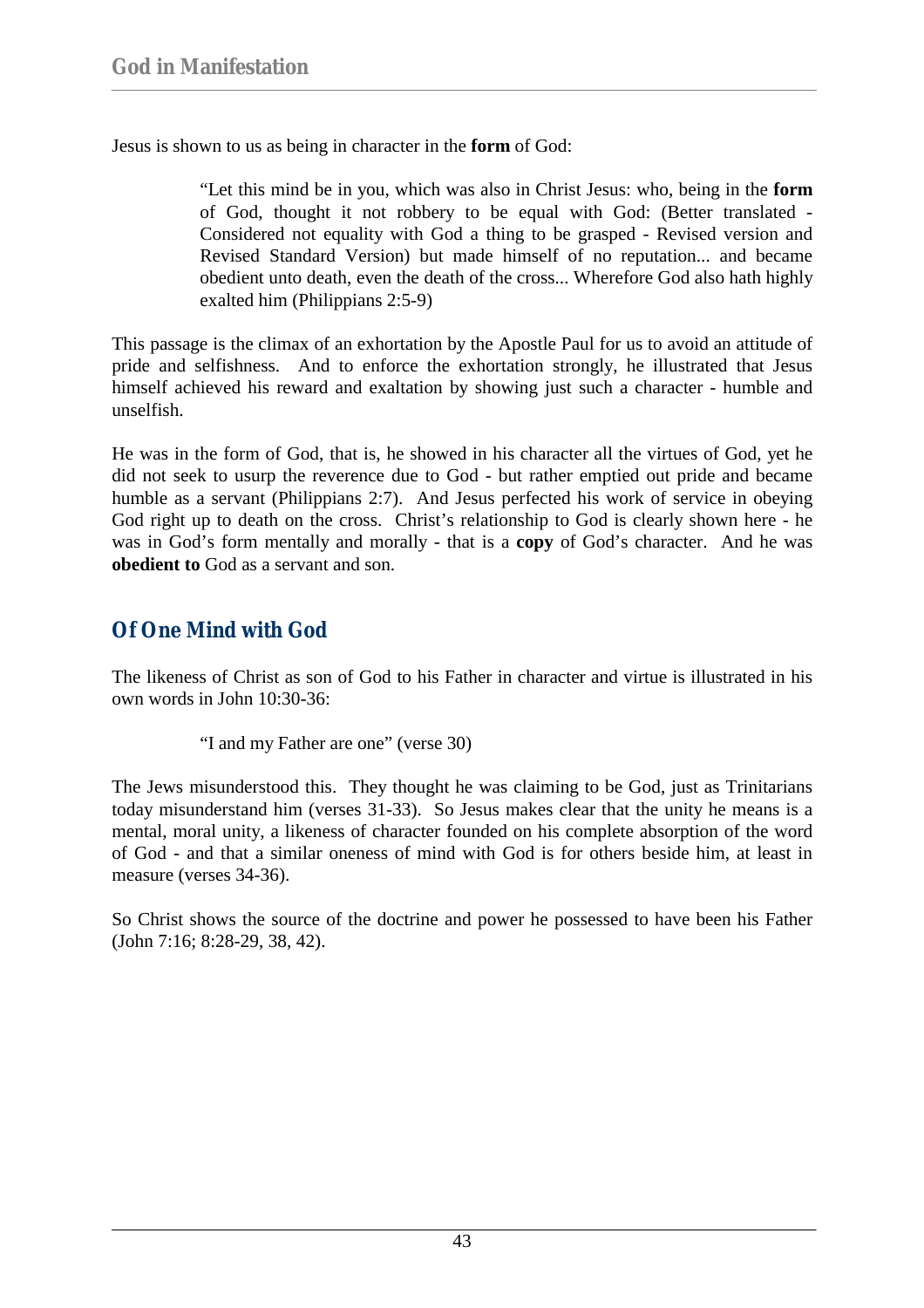Jesus is shown to us as being in character in the **form** of God:

> "Let this mind be in you, which was also in Christ Jesus: who, being in the **form** of God, thought it not robbery to be equal with God: (Better translated - Considered not equality with God a thing to be grasped - Revised version and Revised Standard Version) but made himself of no reputation... and became obedient unto death, even the death of the cross... Wherefore God also hath highly exalted him (Philippians 2:5-9)

This passage is the climax of an exhortation by the Apostle Paul for us to avoid an attitude of pride and selfishness. And to enforce the exhortation strongly, he illustrated that Jesus himself achieved his reward and exaltation by showing just such a character - humble and unselfish.

He was in the form of God, that is, he showed in his character all the virtues of God, yet he did not seek to usurp the reverence due to God - but rather emptied out pride and became humble as a servant (Philippians 2:7). And Jesus perfected his work of service in obeying God right up to death on the cross. Christ's relationship to God is clearly shown here - he was in God's form mentally and morally - that is a **copy** of God's character. And he was **obedient to** God as a servant and son.

## Of One Mind with God

The likeness of Christ as son of God to his Father in character and virtue is illustrated in his own words in John 10:30-36:

> "I and my Father are one" (verse 30)

The Jews misunderstood this. They thought he was claiming to be God, just as Trinitarians today misunderstand him (verses 31-33). So Jesus makes clear that the unity he means is a mental, moral unity, a likeness of character founded on his complete absorption of the word of God - and that a similar oneness of mind with God is for others beside him, at least in measure (verses 34-36).

So Christ shows the source of the doctrine and power he possessed to have been his Father (John 7:16; 8:28-29, 38, 42).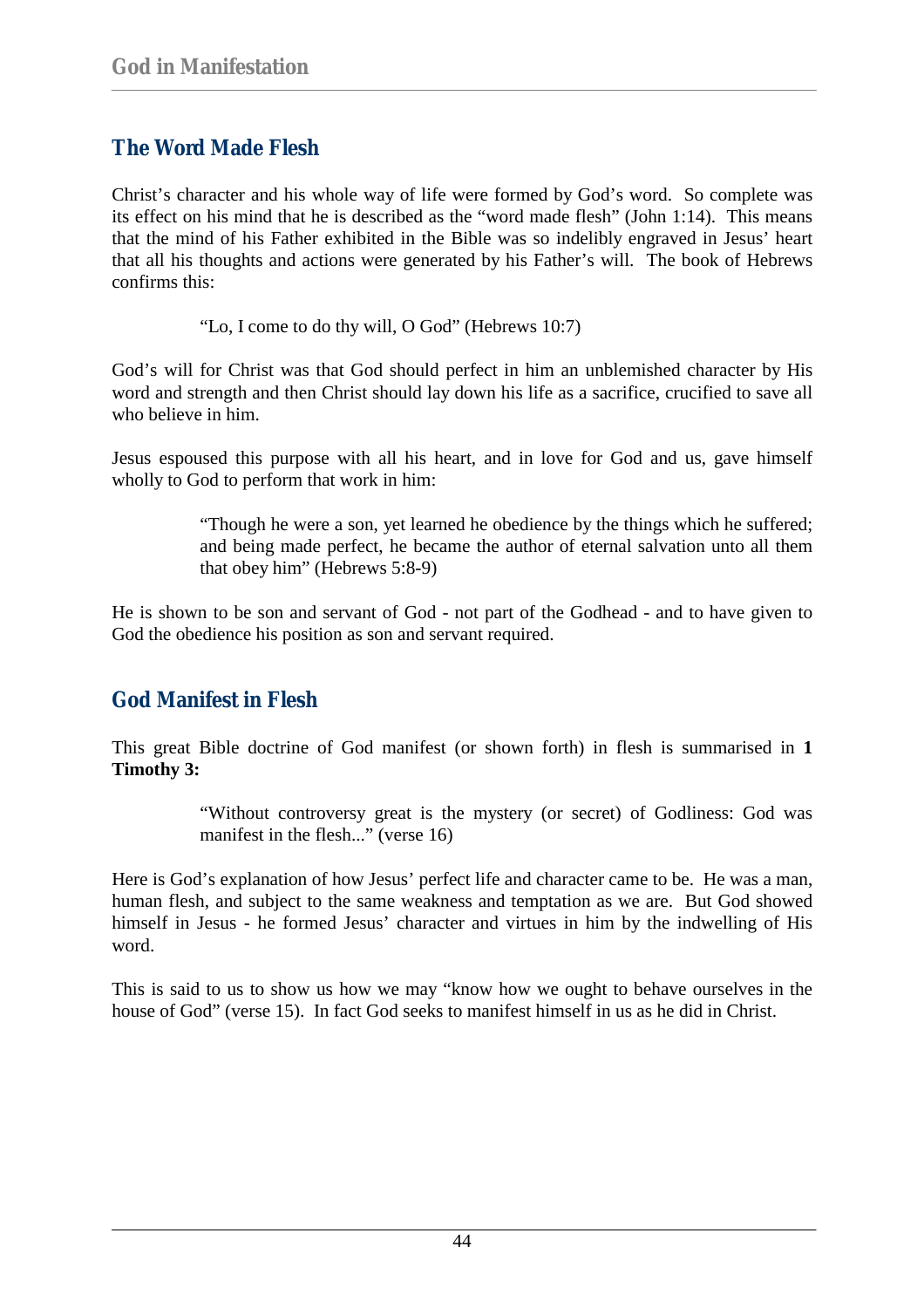## The Word Made Flesh

Christ's character and his whole way of life were formed by God's word. So complete was its effect on his mind that he is described as the "word made flesh" (John 1:14). This means that the mind of his Father exhibited in the Bible was so indelibly engraved in Jesus' heart that all his thoughts and actions were generated by his Father's will. The book of Hebrews confirms this:

> "Lo, I come to do thy will, O God" (Hebrews 10:7)

God's will for Christ was that God should perfect in him an unblemished character by His word and strength and then Christ should lay down his life as a sacrifice, crucified to save all who believe in him.

Jesus espoused this purpose with all his heart, and in love for God and us, gave himself wholly to God to perform that work in him:

> "Though he were a son, yet learned he obedience by the things which he suffered; and being made perfect, he became the author of eternal salvation unto all them that obey him" (Hebrews 5:8-9)

He is shown to be son and servant of God - not part of the Godhead - and to have given to God the obedience his position as son and servant required.

## God Manifest in Flesh

This great Bible doctrine of God manifest (or shown forth) in flesh is summarised in **1 Timothy 3:**

> "Without controversy great is the mystery (or secret) of Godliness: God was manifest in the flesh..." (verse 16)

Here is God's explanation of how Jesus' perfect life and character came to be. He was a man, human flesh, and subject to the same weakness and temptation as we are. But God showed himself in Jesus - he formed Jesus' character and virtues in him by the indwelling of His word.

This is said to us to show us how we may "know how we ought to behave ourselves in the house of God" (verse 15). In fact God seeks to manifest himself in us as he did in Christ.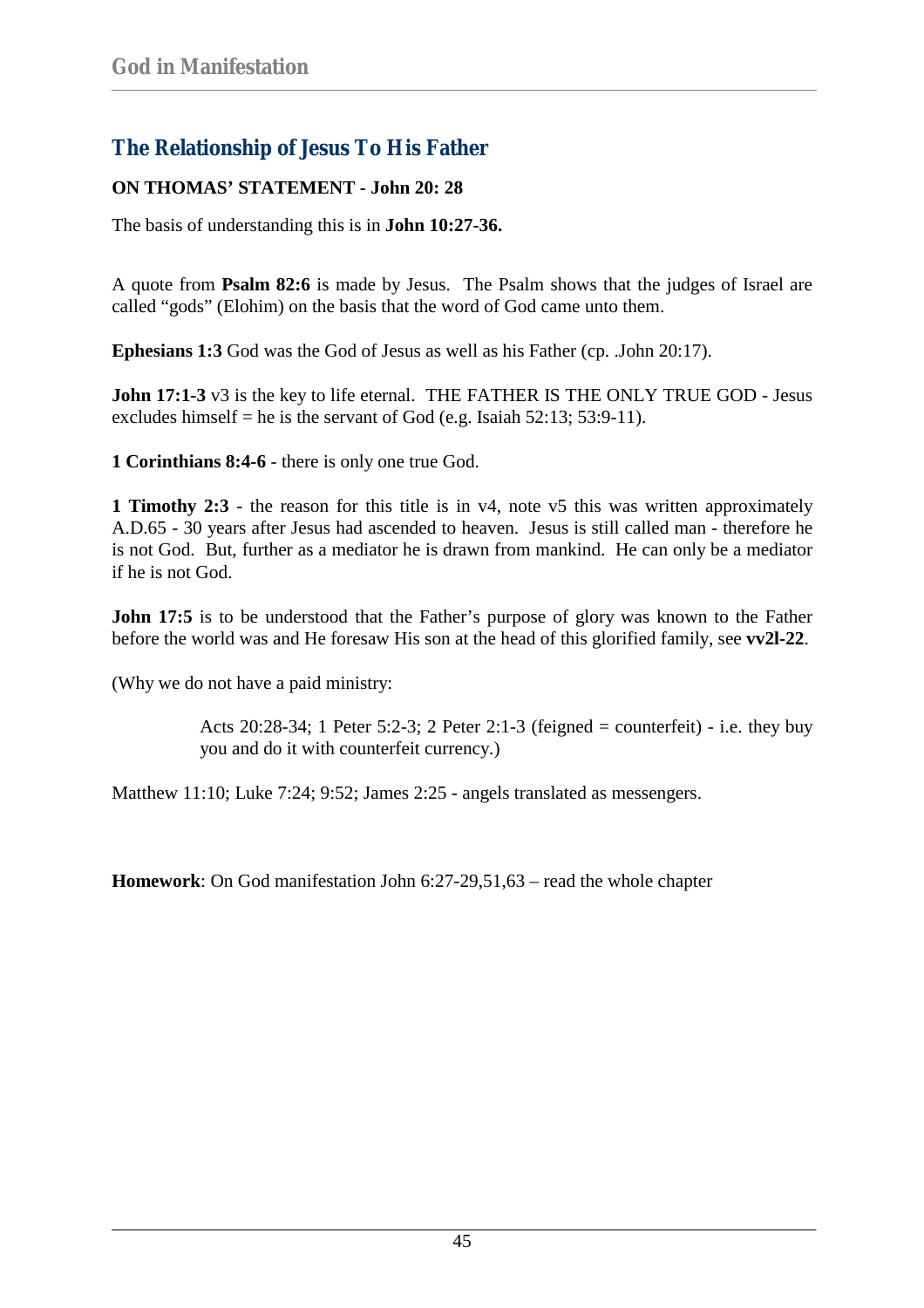## The Relationship of Jesus To His Father

**ON THOMAS' STATEMENT - John 20: 28**

The basis of understanding this is in **John 10:27-36.**

A quote from **Psalm 82:6** is made by Jesus. The Psalm shows that the judges of Israel are called "gods" (Elohim) on the basis that the word of God came unto them.

**Ephesians 1:3** God was the God of Jesus as well as his Father (cp. .John 20:17).

**John 17:1-3** v3 is the key to life eternal. THE FATHER IS THE ONLY TRUE GOD - Jesus excludes himself = he is the servant of God (e.g. Isaiah 52:13; 53:9-11).

**1 Corinthians 8:4-6** - there is only one true God.

**1 Timothy 2:3** - the reason for this title is in v4, note v5 this was written approximately A.D.65 - 30 years after Jesus had ascended to heaven. Jesus is still called man - therefore he is not God. But, further as a mediator he is drawn from mankind. He can only be a mediator if he is not God.

**John 17:5** is to be understood that the Father's purpose of glory was known to the Father before the world was and He foresaw His son at the head of this glorified family, see **vv2l-22**.

(Why we do not have a paid ministry:

> Acts 20:28-34; 1 Peter 5:2-3; 2 Peter 2:1-3 (feigned = counterfeit) - i.e. they buy you and do it with counterfeit currency.)

Matthew 11:10; Luke 7:24; 9:52; James 2:25 - angels translated as messengers.

**Homework**: On God manifestation John 6:27-29,51,63 – read the whole chapter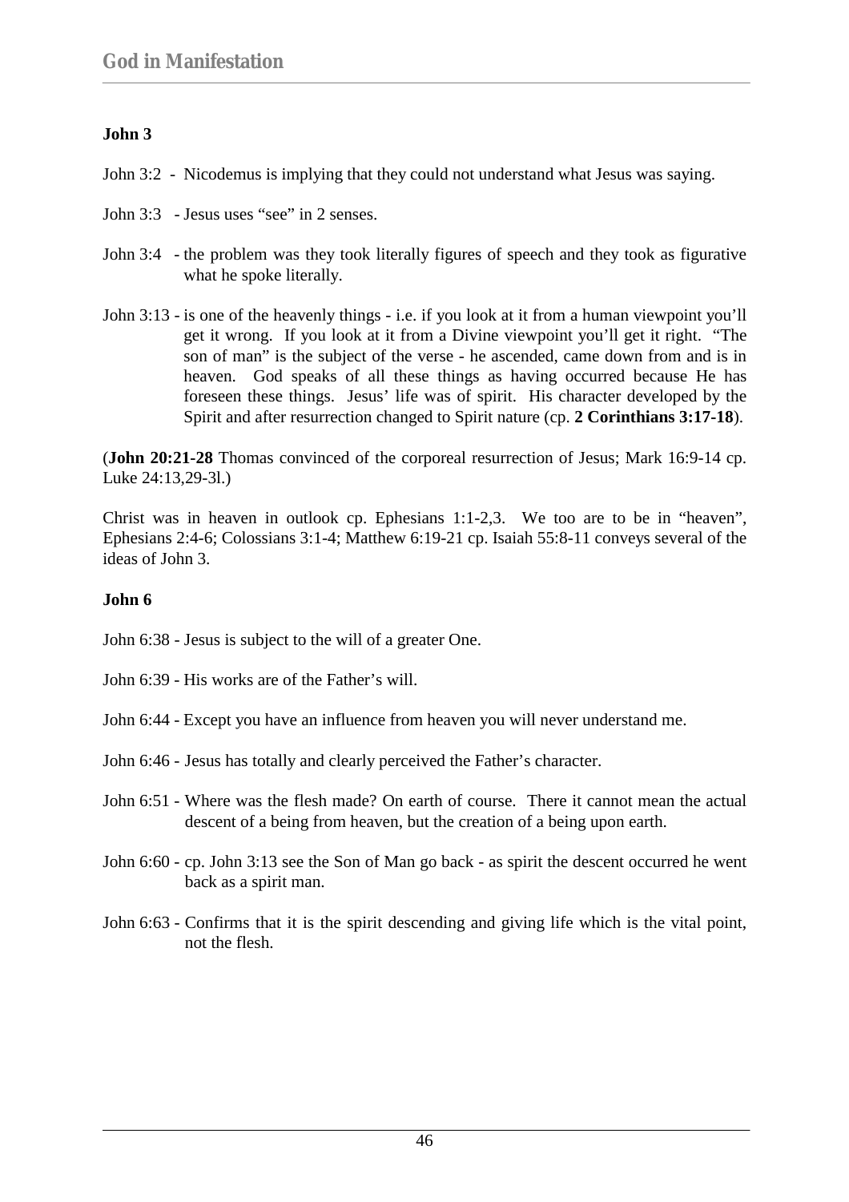**John 3**

John 3:2 - Nicodemus is implying that they could not understand what Jesus was saying.

John 3:3 - Jesus uses "see" in 2 senses.

John 3:4 - the problem was they took literally figures of speech and they took as figurative what he spoke literally.

John 3:13 - is one of the heavenly things - i.e. if you look at it from a human viewpoint you'll get it wrong. If you look at it from a Divine viewpoint you'll get it right. "The son of man" is the subject of the verse - he ascended, came down from and is in heaven. God speaks of all these things as having occurred because He has foreseen these things. Jesus' life was of spirit. His character developed by the Spirit and after resurrection changed to Spirit nature (cp. **2 Corinthians 3:17-18**).

(**John 20:21-28** Thomas convinced of the corporeal resurrection of Jesus; Mark 16:9-14 cp. Luke 24:13,29-3l.)

Christ was in heaven in outlook cp. Ephesians 1:1-2,3. We too are to be in "heaven", Ephesians 2:4-6; Colossians 3:1-4; Matthew 6:19-21 cp. Isaiah 55:8-11 conveys several of the ideas of John 3.

**John 6**

John 6:38 - Jesus is subject to the will of a greater One.

John 6:39 - His works are of the Father's will.

John 6:44 - Except you have an influence from heaven you will never understand me.

John 6:46 - Jesus has totally and clearly perceived the Father's character.

John 6:51 - Where was the flesh made? On earth of course. There it cannot mean the actual descent of a being from heaven, but the creation of a being upon earth.

John 6:60 - cp. John 3:13 see the Son of Man go back - as spirit the descent occurred he went back as a spirit man.

John 6:63 - Confirms that it is the spirit descending and giving life which is the vital point, not the flesh.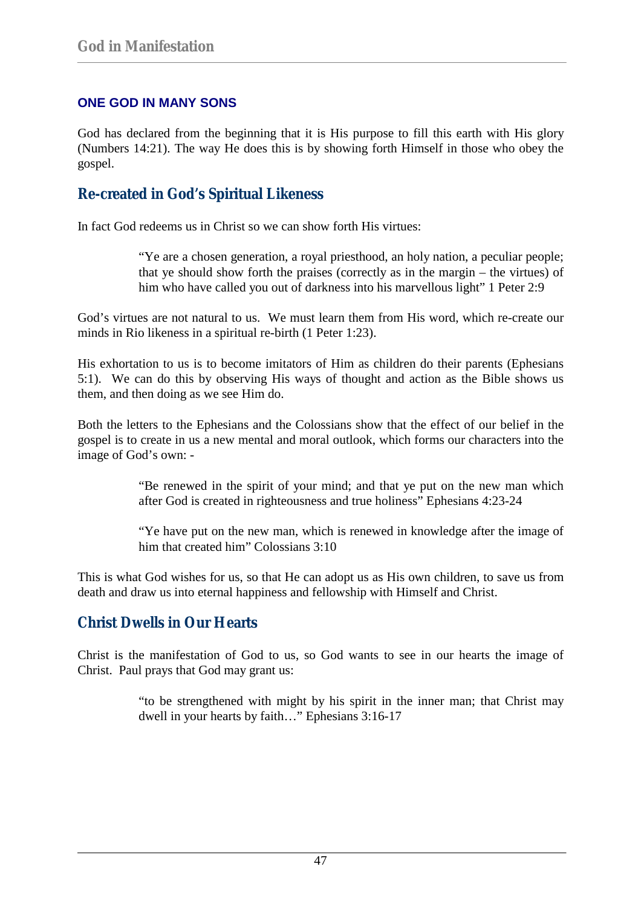## ONE GOD IN MANY SONS

God has declared from the beginning that it is His purpose to fill this earth with His glory (Numbers 14:21). The way He does this is by showing forth Himself in those who obey the gospel.

### Re-created in God's Spiritual Likeness

In fact God redeems us in Christ so we can show forth His virtues:

> "Ye are a chosen generation, a royal priesthood, an holy nation, a peculiar people; that ye should show forth the praises (correctly as in the margin – the virtues) of him who have called you out of darkness into his marvellous light" 1 Peter 2:9

God's virtues are not natural to us. We must learn them from His word, which re-create our minds in Rio likeness in a spiritual re-birth (1 Peter 1:23).

His exhortation to us is to become imitators of Him as children do their parents (Ephesians 5:1). We can do this by observing His ways of thought and action as the Bible shows us them, and then doing as we see Him do.

Both the letters to the Ephesians and the Colossians show that the effect of our belief in the gospel is to create in us a new mental and moral outlook, which forms our characters into the image of God's own: -

> "Be renewed in the spirit of your mind; and that ye put on the new man which after God is created in righteousness and true holiness" Ephesians 4:23-24

> "Ye have put on the new man, which is renewed in knowledge after the image of him that created him" Colossians 3:10

This is what God wishes for us, so that He can adopt us as His own children, to save us from death and draw us into eternal happiness and fellowship with Himself and Christ.

### Christ Dwells in Our Hearts

Christ is the manifestation of God to us, so God wants to see in our hearts the image of Christ. Paul prays that God may grant us:

> "to be strengthened with might by his spirit in the inner man; that Christ may dwell in your hearts by faith…" Ephesians 3:16-17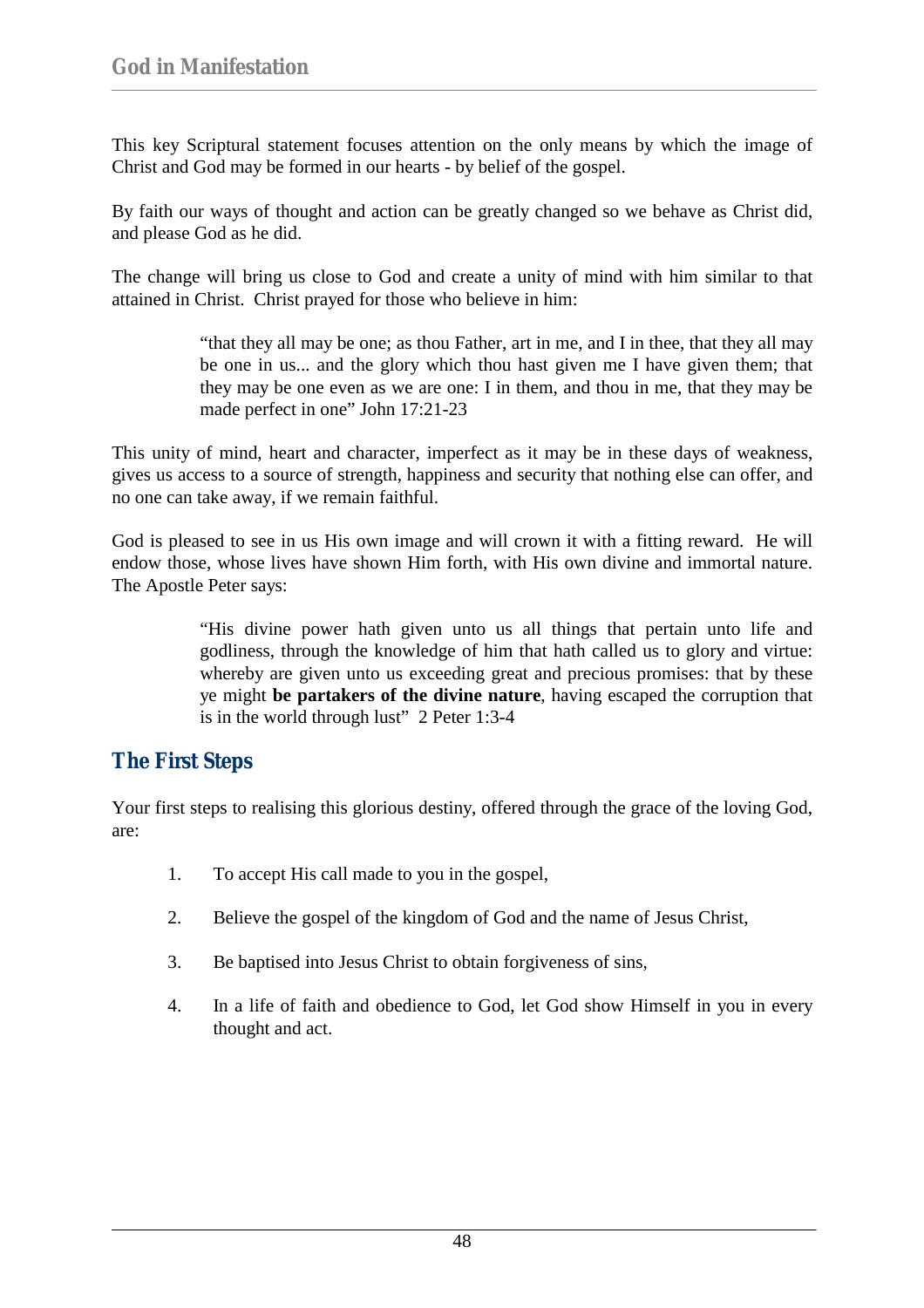This key Scriptural statement focuses attention on the only means by which the image of Christ and God may be formed in our hearts - by belief of the gospel.

By faith our ways of thought and action can be greatly changed so we behave as Christ did, and please God as he did.

The change will bring us close to God and create a unity of mind with him similar to that attained in Christ. Christ prayed for those who believe in him:

> "that they all may be one; as thou Father, art in me, and I in thee, that they all may be one in us... and the glory which thou hast given me I have given them; that they may be one even as we are one: I in them, and thou in me, that they may be made perfect in one" John 17:21-23

This unity of mind, heart and character, imperfect as it may be in these days of weakness, gives us access to a source of strength, happiness and security that nothing else can offer, and no one can take away, if we remain faithful.

God is pleased to see in us His own image and will crown it with a fitting reward. He will endow those, whose lives have shown Him forth, with His own divine and immortal nature. The Apostle Peter says:

> "His divine power hath given unto us all things that pertain unto life and godliness, through the knowledge of him that hath called us to glory and virtue: whereby are given unto us exceeding great and precious promises: that by these ye might **be partakers of the divine nature**, having escaped the corruption that is in the world through lust" 2 Peter 1:3-4

## The First Steps

Your first steps to realising this glorious destiny, offered through the grace of the loving God, are:

1. To accept His call made to you in the gospel,
2. Believe the gospel of the kingdom of God and the name of Jesus Christ,
3. Be baptised into Jesus Christ to obtain forgiveness of sins,
4. In a life of faith and obedience to God, let God show Himself in you in every thought and act.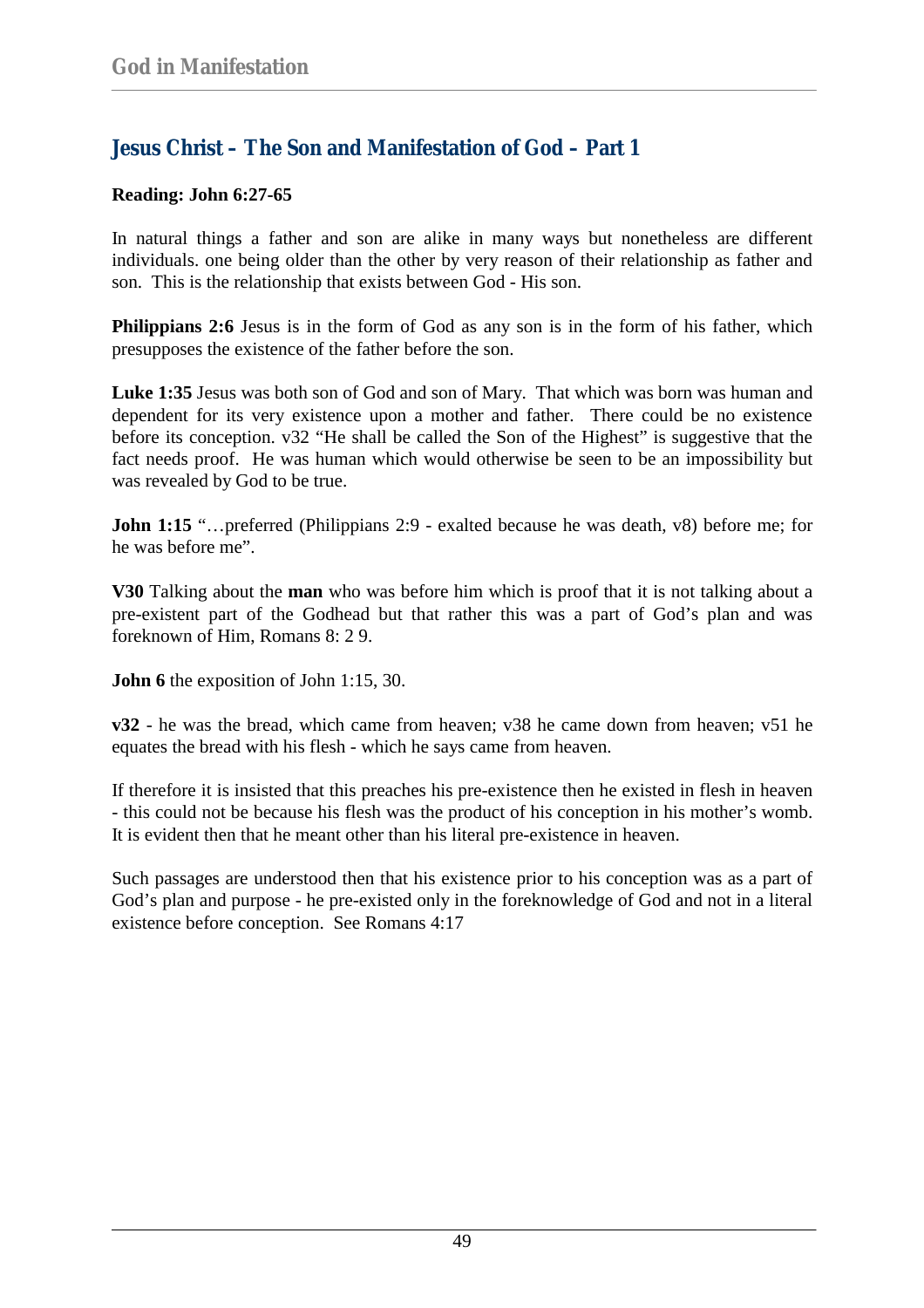## Jesus Christ – The Son and Manifestation of God – Part 1

**Reading: John 6:27-65**

In natural things a father and son are alike in many ways but nonetheless are different individuals. one being older than the other by very reason of their relationship as father and son. This is the relationship that exists between God - His son.

**Philippians 2:6** Jesus is in the form of God as any son is in the form of his father, which presupposes the existence of the father before the son.

**Luke 1:35** Jesus was both son of God and son of Mary. That which was born was human and dependent for its very existence upon a mother and father. There could be no existence before its conception. v32 "He shall be called the Son of the Highest" is suggestive that the fact needs proof. He was human which would otherwise be seen to be an impossibility but was revealed by God to be true.

**John 1:15** "…preferred (Philippians 2:9 - exalted because he was death, v8) before me; for he was before me".

**V30** Talking about the **man** who was before him which is proof that it is not talking about a pre-existent part of the Godhead but that rather this was a part of God's plan and was foreknown of Him, Romans 8: 2 9.

**John 6** the exposition of John 1:15, 30.

**v32** - he was the bread, which came from heaven; v38 he came down from heaven; v51 he equates the bread with his flesh - which he says came from heaven.

If therefore it is insisted that this preaches his pre-existence then he existed in flesh in heaven - this could not be because his flesh was the product of his conception in his mother's womb. It is evident then that he meant other than his literal pre-existence in heaven.

Such passages are understood then that his existence prior to his conception was as a part of God's plan and purpose - he pre-existed only in the foreknowledge of God and not in a literal existence before conception. See Romans 4:17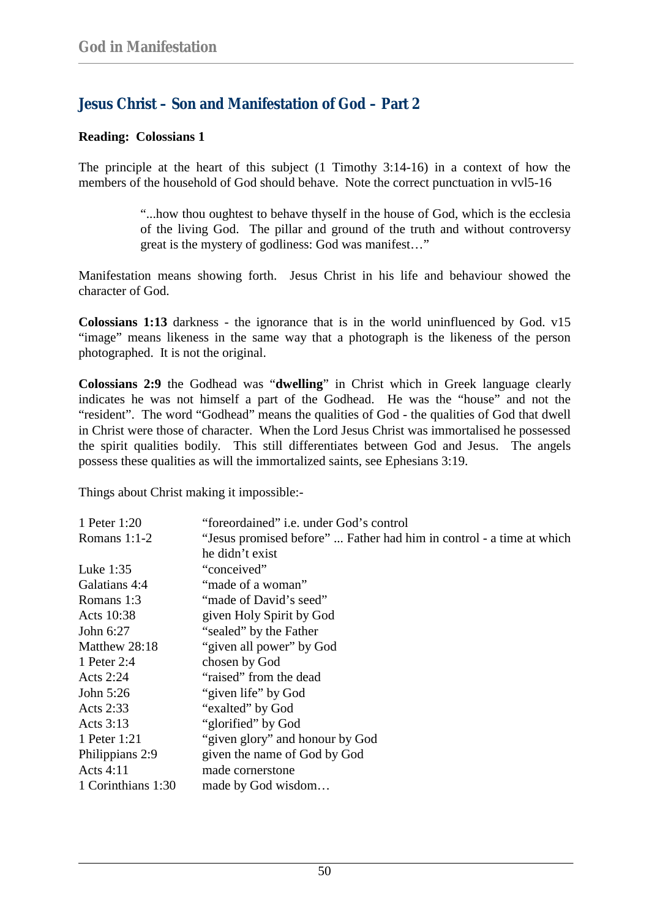## Jesus Christ – Son and Manifestation of God – Part 2

**Reading: Colossians 1**

The principle at the heart of this subject (1 Timothy 3:14-16) in a context of how the members of the household of God should behave. Note the correct punctuation in vvl5-16

> "...how thou oughtest to behave thyself in the house of God, which is the ecclesia of the living God. The pillar and ground of the truth and without controversy great is the mystery of godliness: God was manifest…"

Manifestation means showing forth. Jesus Christ in his life and behaviour showed the character of God.

**Colossians 1:13** darkness - the ignorance that is in the world uninfluenced by God. v15 "image" means likeness in the same way that a photograph is the likeness of the person photographed. It is not the original.

**Colossians 2:9** the Godhead was "**dwelling**" in Christ which in Greek language clearly indicates he was not himself a part of the Godhead. He was the "house" and not the "resident". The word "Godhead" means the qualities of God - the qualities of God that dwell in Christ were those of character. When the Lord Jesus Christ was immortalised he possessed the spirit qualities bodily. This still differentiates between God and Jesus. The angels possess these qualities as will the immortalized saints, see Ephesians 3:19.

Things about Christ making it impossible:-

| | |
|---|---|
| 1 Peter 1:20 | "foreordained" i.e. under God's control |
| Romans 1:1-2 | "Jesus promised before" ... Father had him in control - a time at which he didn't exist |
| Luke 1:35 | "conceived" |
| Galatians 4:4 | "made of a woman" |
| Romans 1:3 | "made of David's seed" |
| Acts 10:38 | given Holy Spirit by God |
| John 6:27 | "sealed" by the Father |
| Matthew 28:18 | "given all power" by God |
| 1 Peter 2:4 | chosen by God |
| Acts 2:24 | "raised" from the dead |
| John 5:26 | "given life" by God |
| Acts 2:33 | "exalted" by God |
| Acts 3:13 | "glorified" by God |
| 1 Peter 1:21 | "given glory" and honour by God |
| Philippians 2:9 | given the name of God by God |
| Acts 4:11 | made cornerstone |
| 1 Corinthians 1:30 | made by God wisdom… |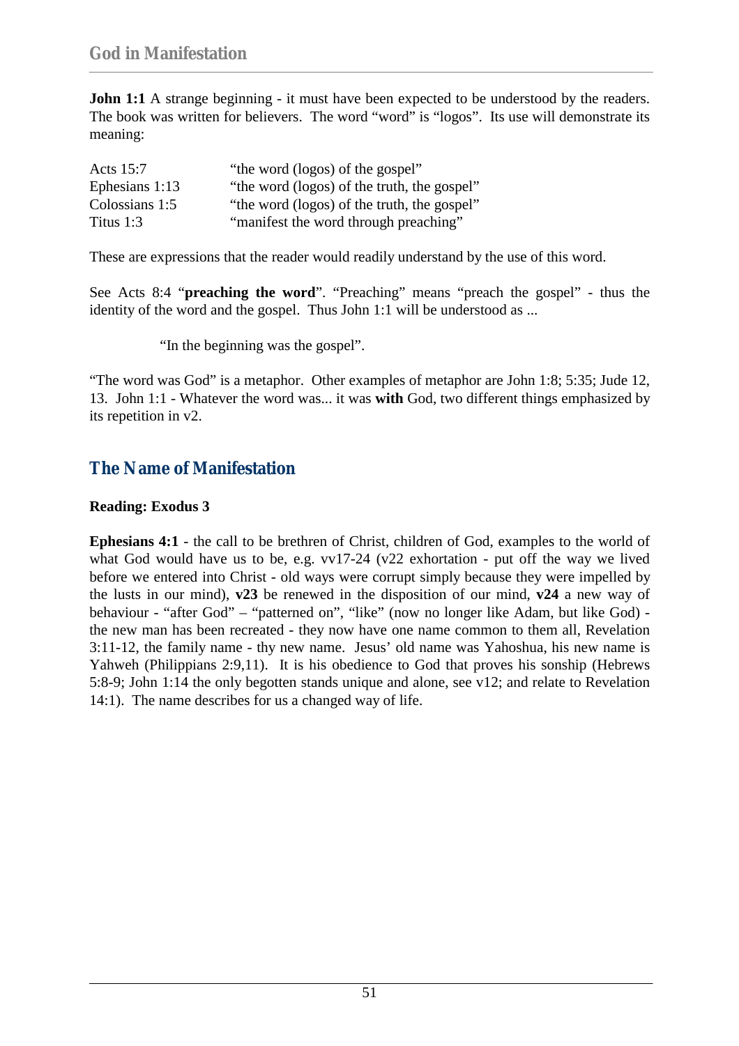**John 1:1** A strange beginning - it must have been expected to be understood by the readers. The book was written for believers. The word "word" is "logos". Its use will demonstrate its meaning:

| | |
|---|---|
| Acts 15:7 | "the word (logos) of the gospel" |
| Ephesians 1:13 | "the word (logos) of the truth, the gospel" |
| Colossians 1:5 | "the word (logos) of the truth, the gospel" |
| Titus 1:3 | "manifest the word through preaching" |

These are expressions that the reader would readily understand by the use of this word.

See Acts 8:4 "**preaching the word**". "Preaching" means "preach the gospel" - thus the identity of the word and the gospel. Thus John 1:1 will be understood as ...

"In the beginning was the gospel".

"The word was God" is a metaphor. Other examples of metaphor are John 1:8; 5:35; Jude 12, 13. John 1:1 - Whatever the word was... it was **with** God, two different things emphasized by its repetition in v2.

## The Name of Manifestation

**Reading: Exodus 3**

**Ephesians 4:1** - the call to be brethren of Christ, children of God, examples to the world of what God would have us to be, e.g. vv17-24 (v22 exhortation - put off the way we lived before we entered into Christ - old ways were corrupt simply because they were impelled by the lusts in our mind), **v23** be renewed in the disposition of our mind, **v24** a new way of behaviour - "after God" – "patterned on", "like" (now no longer like Adam, but like God) - the new man has been recreated - they now have one name common to them all, Revelation 3:11-12, the family name - thy new name. Jesus' old name was Yahoshua, his new name is Yahweh (Philippians 2:9,11). It is his obedience to God that proves his sonship (Hebrews 5:8-9; John 1:14 the only begotten stands unique and alone, see v12; and relate to Revelation 14:1). The name describes for us a changed way of life.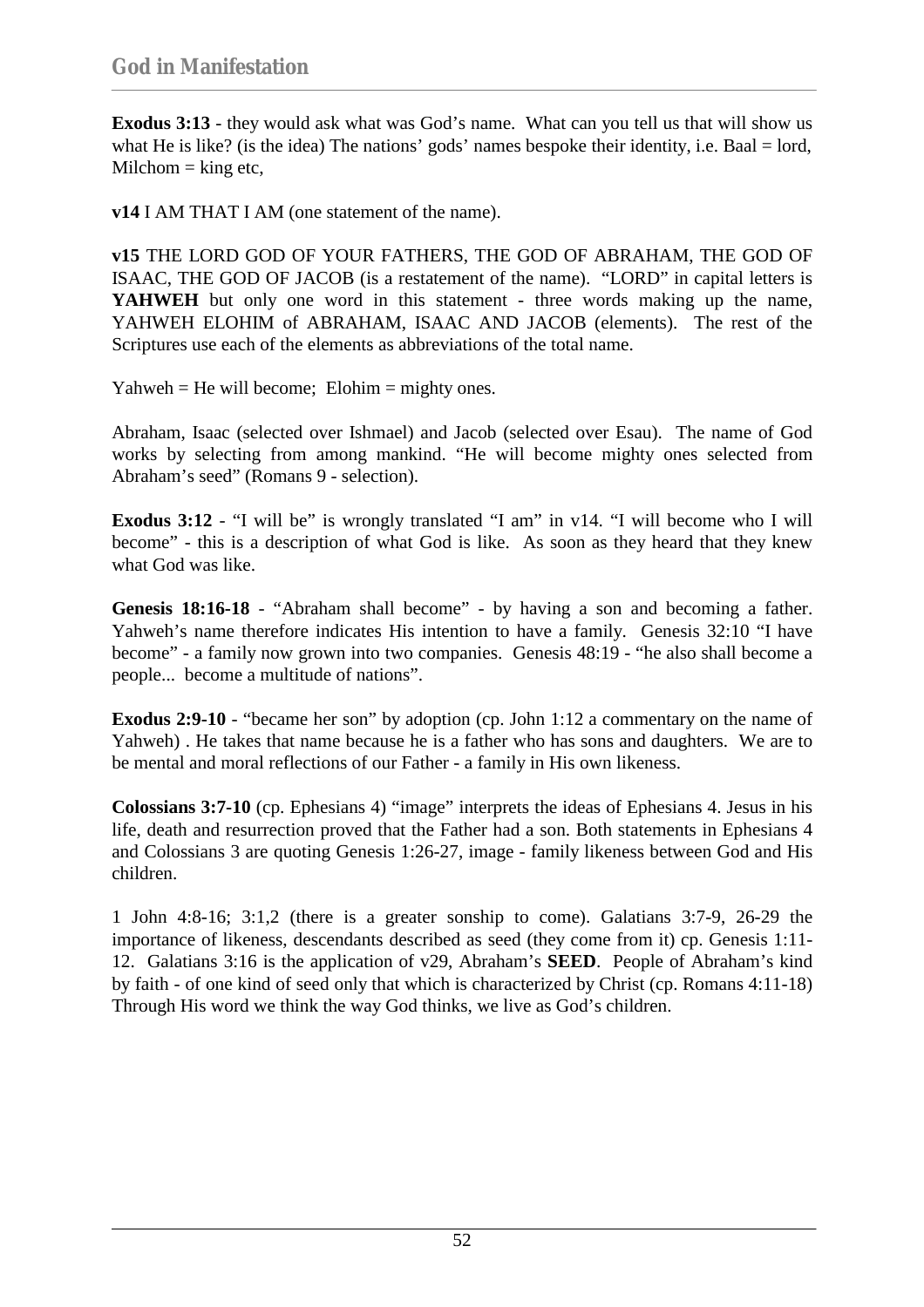**Exodus 3:13** - they would ask what was God’s name. What can you tell us that will show us what He is like? (is the idea) The nations’ gods’ names bespoke their identity, i.e. Baal = lord, Milchom = king etc,

**v14** I AM THAT I AM (one statement of the name).

**v15** THE LORD GOD OF YOUR FATHERS, THE GOD OF ABRAHAM, THE GOD OF ISAAC, THE GOD OF JACOB (is a restatement of the name). “LORD” in capital letters is **YAHWEH** but only one word in this statement - three words making up the name, YAHWEH ELOHIM of ABRAHAM, ISAAC AND JACOB (elements). The rest of the Scriptures use each of the elements as abbreviations of the total name.

Yahweh = He will become; Elohim = mighty ones.

Abraham, Isaac (selected over Ishmael) and Jacob (selected over Esau). The name of God works by selecting from among mankind. “He will become mighty ones selected from Abraham’s seed” (Romans 9 - selection).

**Exodus 3:12** - “I will be” is wrongly translated “I am” in v14. “I will become who I will become” - this is a description of what God is like. As soon as they heard that they knew what God was like.

**Genesis 18:16-18** - “Abraham shall become” - by having a son and becoming a father. Yahweh’s name therefore indicates His intention to have a family. Genesis 32:10 “I have become” - a family now grown into two companies. Genesis 48:19 - “he also shall become a people... become a multitude of nations”.

**Exodus 2:9-10** - “became her son” by adoption (cp. John 1:12 a commentary on the name of Yahweh) . He takes that name because he is a father who has sons and daughters. We are to be mental and moral reflections of our Father - a family in His own likeness.

**Colossians 3:7-10** (cp. Ephesians 4) “image” interprets the ideas of Ephesians 4. Jesus in his life, death and resurrection proved that the Father had a son. Both statements in Ephesians 4 and Colossians 3 are quoting Genesis 1:26-27, image - family likeness between God and His children.

1 John 4:8-16; 3:1,2 (there is a greater sonship to come). Galatians 3:7-9, 26-29 the importance of likeness, descendants described as seed (they come from it) cp. Genesis 1:11-12. Galatians 3:16 is the application of v29, Abraham’s **SEED**. People of Abraham’s kind by faith - of one kind of seed only that which is characterized by Christ (cp. Romans 4:11-18) Through His word we think the way God thinks, we live as God’s children.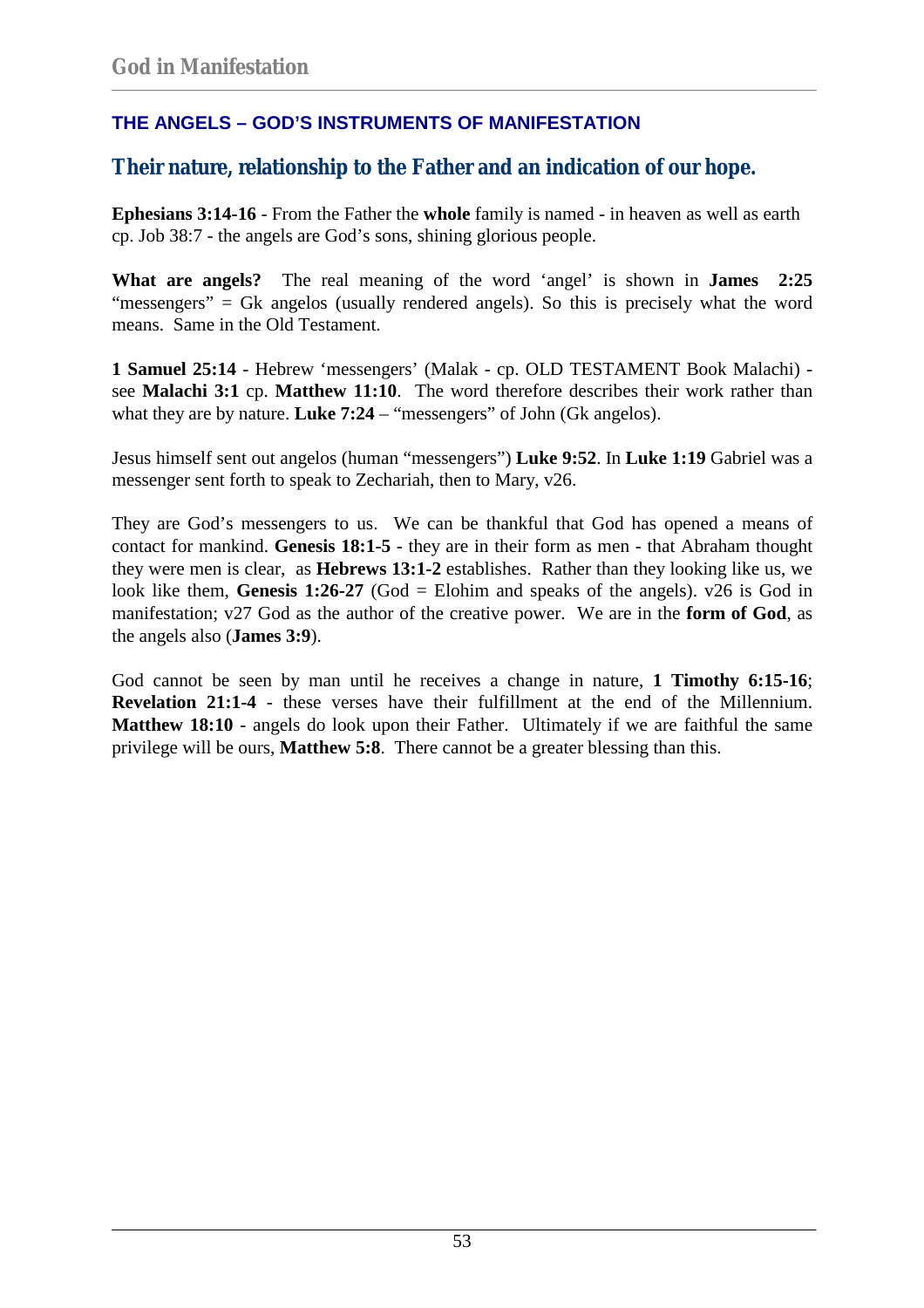## THE ANGELS – GOD'S INSTRUMENTS OF MANIFESTATION

### Their nature, relationship to the Father and an indication of our hope.

**Ephesians 3:14-16** - From the Father the **whole** family is named - in heaven as well as earth cp. Job 38:7 - the angels are God's sons, shining glorious people.

**What are angels?** The real meaning of the word 'angel' is shown in **James 2:25** "messengers" = Gk angelos (usually rendered angels). So this is precisely what the word means. Same in the Old Testament.

**1 Samuel 25:14** - Hebrew 'messengers' (Malak - cp. OLD TESTAMENT Book Malachi) - see **Malachi 3:1** cp. **Matthew 11:10**. The word therefore describes their work rather than what they are by nature. **Luke 7:24** – "messengers" of John (Gk angelos).

Jesus himself sent out angelos (human "messengers") **Luke 9:52**. In **Luke 1:19** Gabriel was a messenger sent forth to speak to Zechariah, then to Mary, v26.

They are God's messengers to us. We can be thankful that God has opened a means of contact for mankind. **Genesis 18:1-5** - they are in their form as men - that Abraham thought they were men is clear, as **Hebrews 13:1-2** establishes. Rather than they looking like us, we look like them, **Genesis 1:26-27** (God = Elohim and speaks of the angels). v26 is God in manifestation; v27 God as the author of the creative power. We are in the **form of God**, as the angels also (**James 3:9**).

God cannot be seen by man until he receives a change in nature, **1 Timothy 6:15-16**; **Revelation 21:1-4** - these verses have their fulfillment at the end of the Millennium. **Matthew 18:10** - angels do look upon their Father. Ultimately if we are faithful the same privilege will be ours, **Matthew 5:8**. There cannot be a greater blessing than this.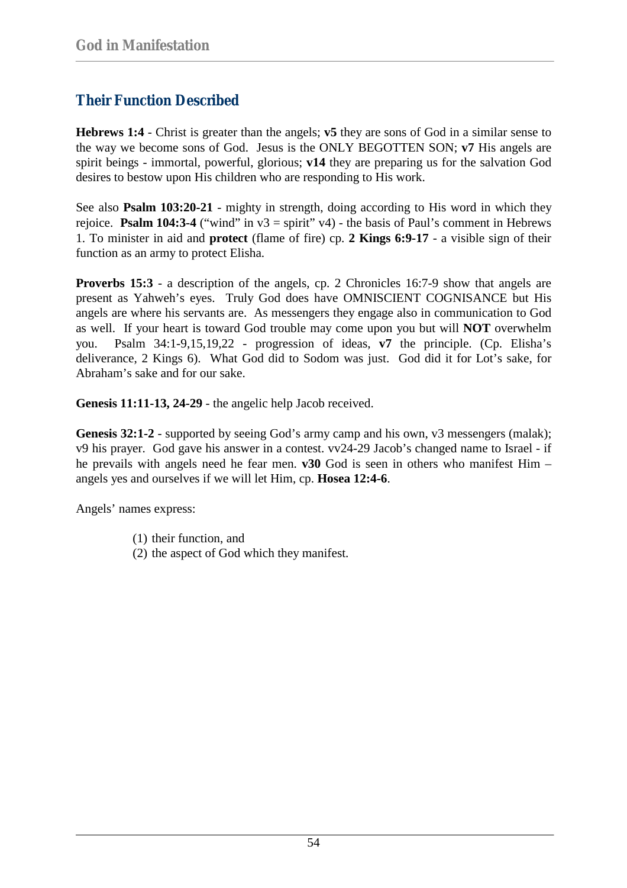## Their Function Described

**Hebrews 1:4** - Christ is greater than the angels; **v5** they are sons of God in a similar sense to the way we become sons of God. Jesus is the ONLY BEGOTTEN SON; **v7** His angels are spirit beings - immortal, powerful, glorious; **v14** they are preparing us for the salvation God desires to bestow upon His children who are responding to His work.

See also **Psalm 103:20-21** - mighty in strength, doing according to His word in which they rejoice. **Psalm 104:3-4** ("wind" in v3 = spirit" v4) - the basis of Paul's comment in Hebrews 1. To minister in aid and **protect** (flame of fire) cp. **2 Kings 6:9-17** - a visible sign of their function as an army to protect Elisha.

**Proverbs 15:3** - a description of the angels, cp. 2 Chronicles 16:7-9 show that angels are present as Yahweh's eyes. Truly God does have OMNISCIENT COGNISANCE but His angels are where his servants are. As messengers they engage also in communication to God as well. If your heart is toward God trouble may come upon you but will **NOT** overwhelm you. Psalm 34:1-9,15,19,22 - progression of ideas, **v7** the principle. (Cp. Elisha's deliverance, 2 Kings 6). What God did to Sodom was just. God did it for Lot's sake, for Abraham's sake and for our sake.

**Genesis 11:11-13, 24-29** - the angelic help Jacob received.

**Genesis 32:1-2** - supported by seeing God's army camp and his own, v3 messengers (malak); v9 his prayer. God gave his answer in a contest. vv24-29 Jacob's changed name to Israel - if he prevails with angels need he fear men. **v30** God is seen in others who manifest Him – angels yes and ourselves if we will let Him, cp. **Hosea 12:4-6**.

Angels' names express:

(1) their function, and
(2) the aspect of God which they manifest.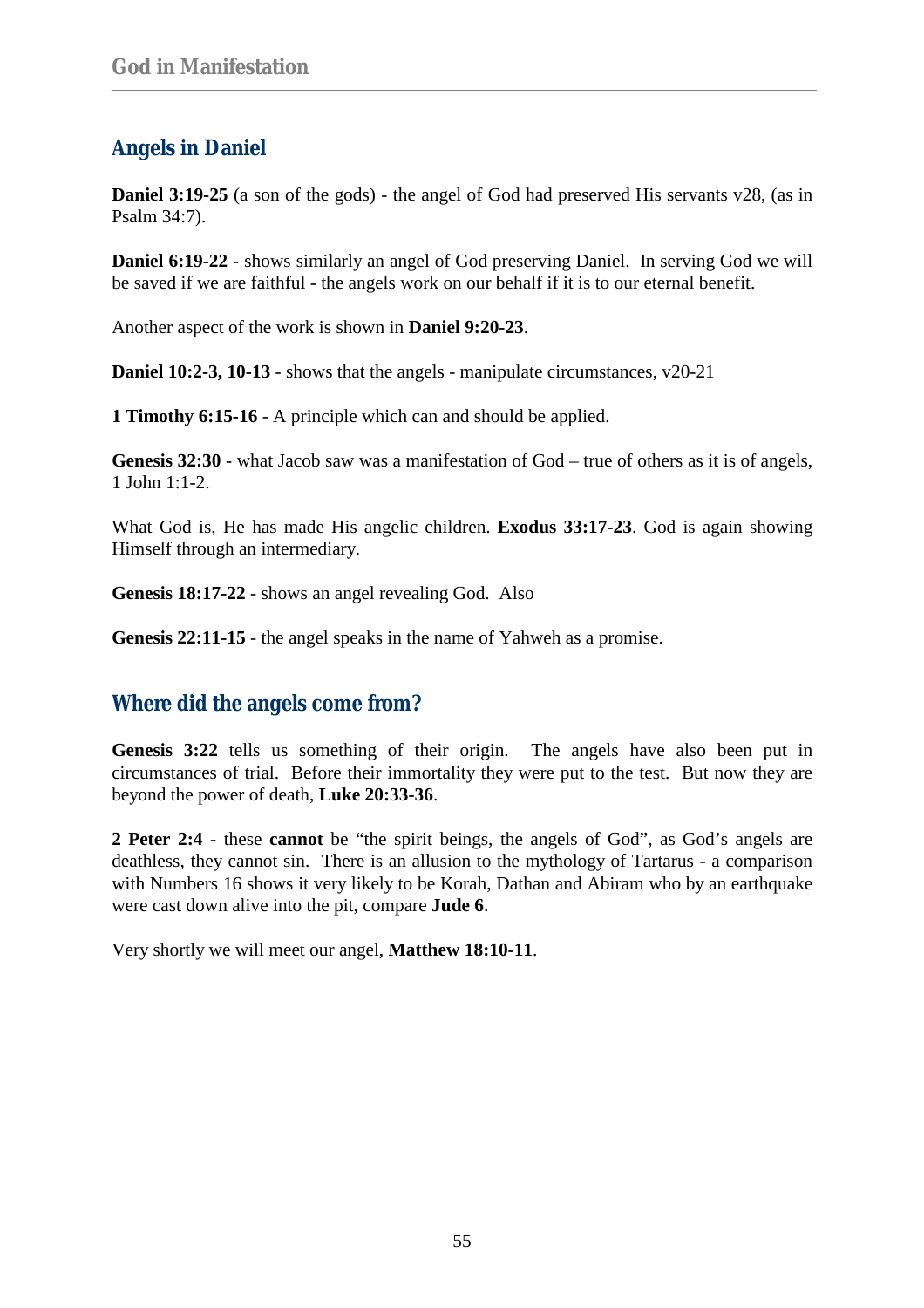## Angels in Daniel

**Daniel 3:19-25** (a son of the gods) - the angel of God had preserved His servants v28, (as in Psalm 34:7).

**Daniel 6:19-22** - shows similarly an angel of God preserving Daniel. In serving God we will be saved if we are faithful - the angels work on our behalf if it is to our eternal benefit.

Another aspect of the work is shown in **Daniel 9:20-23**.

**Daniel 10:2-3, 10-13** - shows that the angels - manipulate circumstances, v20-21

**1 Timothy 6:15-16** - A principle which can and should be applied.

**Genesis 32:30** - what Jacob saw was a manifestation of God – true of others as it is of angels, 1 John 1:1-2.

What God is, He has made His angelic children. **Exodus 33:17-23**. God is again showing Himself through an intermediary.

**Genesis 18:17-22** - shows an angel revealing God. Also

**Genesis 22:11-15** - the angel speaks in the name of Yahweh as a promise.

## Where did the angels come from?

**Genesis 3:22** tells us something of their origin. The angels have also been put in circumstances of trial. Before their immortality they were put to the test. But now they are beyond the power of death, **Luke 20:33-36**.

**2 Peter 2:4** - these **cannot** be "the spirit beings, the angels of God", as God's angels are deathless, they cannot sin. There is an allusion to the mythology of Tartarus - a comparison with Numbers 16 shows it very likely to be Korah, Dathan and Abiram who by an earthquake were cast down alive into the pit, compare **Jude 6**.

Very shortly we will meet our angel, **Matthew 18:10-11**.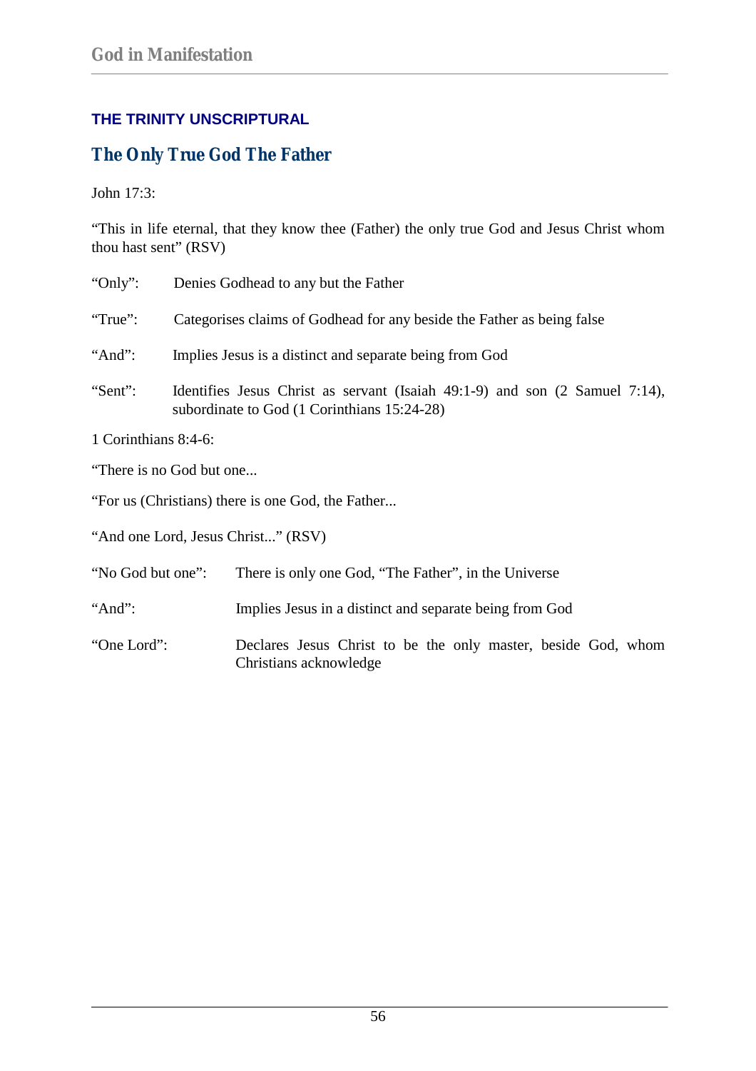## THE TRINITY UNSCRIPTURAL

### The Only True God The Father

John 17:3:

"This in life eternal, that they know thee (Father) the only true God and Jesus Christ whom thou hast sent" (RSV)

| | |
|---|---|
| "Only": | Denies Godhead to any but the Father |
| "True": | Categorises claims of Godhead for any beside the Father as being false |
| "And": | Implies Jesus is a distinct and separate being from God |
| "Sent": | Identifies Jesus Christ as servant (Isaiah 49:1-9) and son (2 Samuel 7:14), subordinate to God (1 Corinthians 15:24-28) |

1 Corinthians 8:4-6:

"There is no God but one...

"For us (Christians) there is one God, the Father...

"And one Lord, Jesus Christ..." (RSV)

| | |
|---|---|
| "No God but one": | There is only one God, "The Father", in the Universe |
| "And": | Implies Jesus in a distinct and separate being from God |
| "One Lord": | Declares Jesus Christ to be the only master, beside God, whom Christians acknowledge |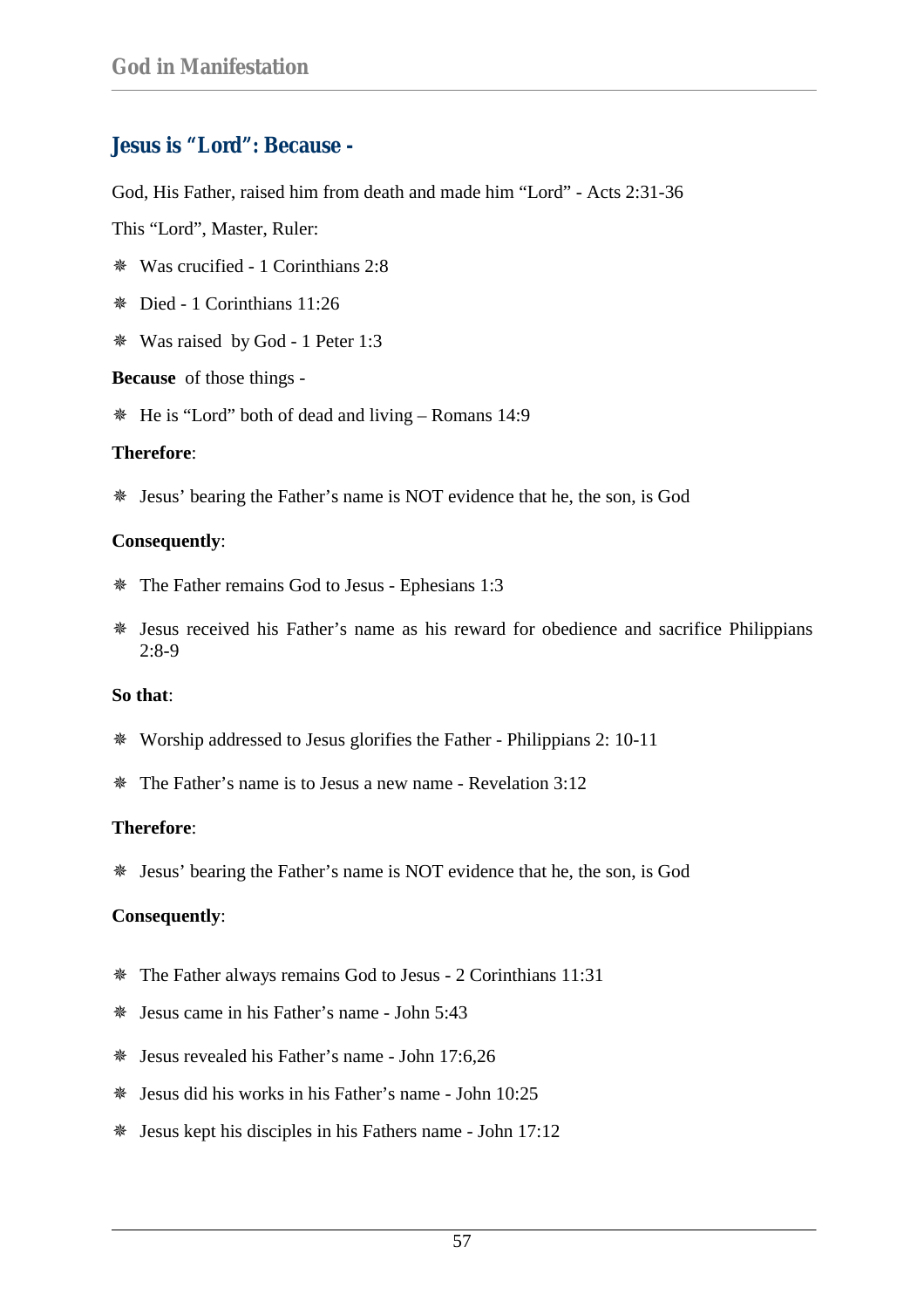## Jesus is “Lord”: Because -

God, His Father, raised him from death and made him “Lord” - Acts 2:31-36

This “Lord”, Master, Ruler:

- Was crucified - 1 Corinthians 2:8
- Died - 1 Corinthians 11:26
- Was raised by God - 1 Peter 1:3

**Because** of those things -

- He is “Lord” both of dead and living – Romans 14:9

**Therefore**:

- Jesus’ bearing the Father’s name is NOT evidence that he, the son, is God

**Consequently**:

- The Father remains God to Jesus - Ephesians 1:3
- Jesus received his Father’s name as his reward for obedience and sacrifice Philippians 2:8-9

**So that**:

- Worship addressed to Jesus glorifies the Father - Philippians 2: 10-11
- The Father’s name is to Jesus a new name - Revelation 3:12

**Therefore**:

- Jesus’ bearing the Father’s name is NOT evidence that he, the son, is God

**Consequently**:

- The Father always remains God to Jesus - 2 Corinthians 11:31
- Jesus came in his Father’s name - John 5:43
- Jesus revealed his Father’s name - John 17:6,26
- Jesus did his works in his Father’s name - John 10:25
- Jesus kept his disciples in his Fathers name - John 17:12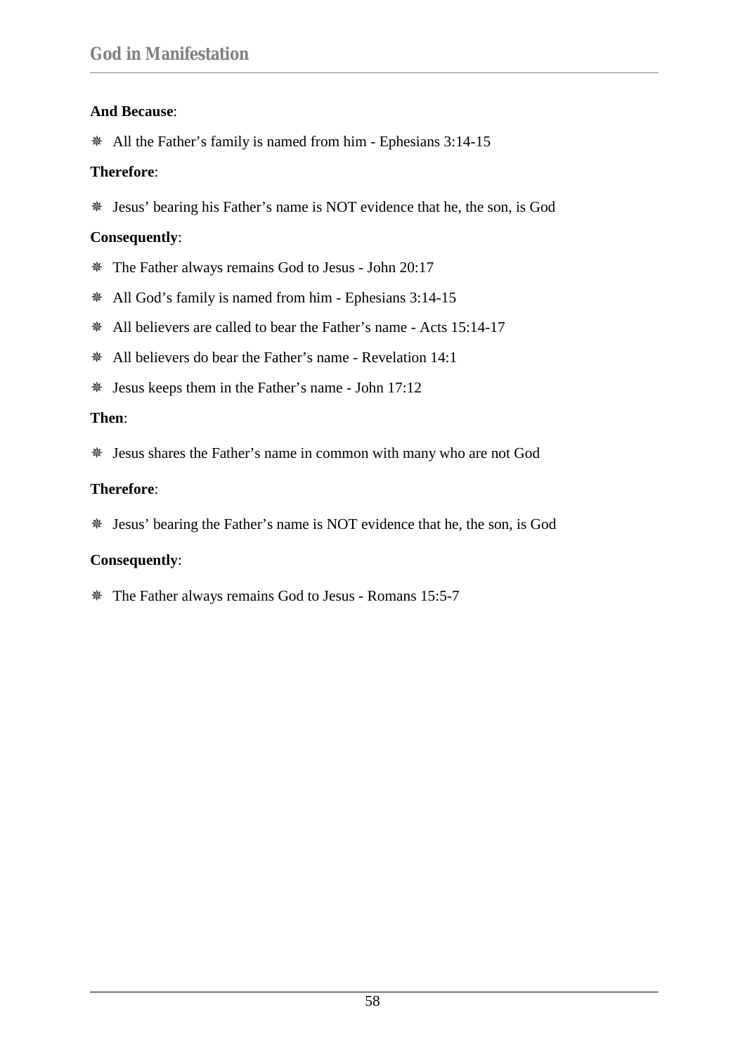**And Because**:

- All the Father's family is named from him - Ephesians 3:14-15

**Therefore**:

- Jesus' bearing his Father's name is NOT evidence that he, the son, is God

**Consequently**:

- The Father always remains God to Jesus - John 20:17
- All God's family is named from him - Ephesians 3:14-15
- All believers are called to bear the Father's name - Acts 15:14-17
- All believers do bear the Father's name - Revelation 14:1
- Jesus keeps them in the Father's name - John 17:12

**Then**:

- Jesus shares the Father's name in common with many who are not God

**Therefore**:

- Jesus' bearing the Father's name is NOT evidence that he, the son, is God

**Consequently**:

- The Father always remains God to Jesus - Romans 15:5-7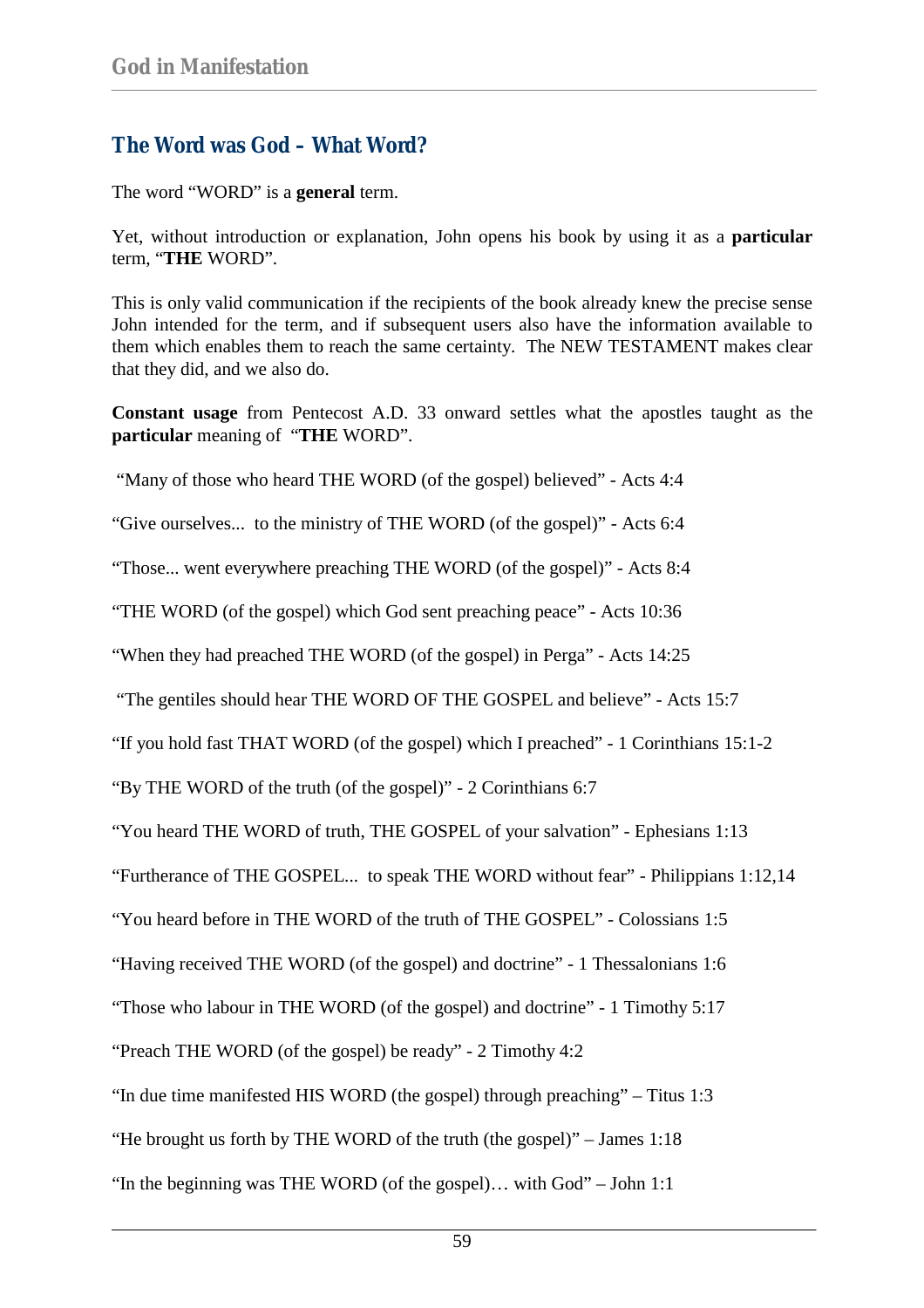## The Word was God – What Word?

The word “WORD” is a **general** term.

Yet, without introduction or explanation, John opens his book by using it as a **particular** term, “**THE** WORD”.

This is only valid communication if the recipients of the book already knew the precise sense John intended for the term, and if subsequent users also have the information available to them which enables them to reach the same certainty. The NEW TESTAMENT makes clear that they did, and we also do.

**Constant usage** from Pentecost A.D. 33 onward settles what the apostles taught as the **particular** meaning of “**THE** WORD”.

“Many of those who heard THE WORD (of the gospel) believed” - Acts 4:4

“Give ourselves... to the ministry of THE WORD (of the gospel)” - Acts 6:4

“Those... went everywhere preaching THE WORD (of the gospel)” - Acts 8:4

“THE WORD (of the gospel) which God sent preaching peace” - Acts 10:36

“When they had preached THE WORD (of the gospel) in Perga” - Acts 14:25

“The gentiles should hear THE WORD OF THE GOSPEL and believe” - Acts 15:7

“If you hold fast THAT WORD (of the gospel) which I preached” - 1 Corinthians 15:1-2

“By THE WORD of the truth (of the gospel)” - 2 Corinthians 6:7

“You heard THE WORD of truth, THE GOSPEL of your salvation” - Ephesians 1:13

“Furtherance of THE GOSPEL... to speak THE WORD without fear” - Philippians 1:12,14

“You heard before in THE WORD of the truth of THE GOSPEL” - Colossians 1:5

“Having received THE WORD (of the gospel) and doctrine” - 1 Thessalonians 1:6

“Those who labour in THE WORD (of the gospel) and doctrine” - 1 Timothy 5:17

“Preach THE WORD (of the gospel) be ready” - 2 Timothy 4:2

“In due time manifested HIS WORD (the gospel) through preaching” – Titus 1:3

“He brought us forth by THE WORD of the truth (the gospel)” – James 1:18

“In the beginning was THE WORD (of the gospel)… with God” – John 1:1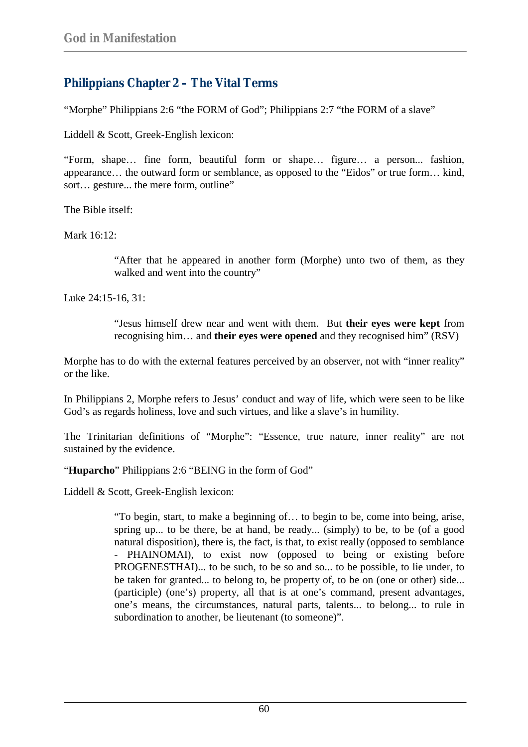## Philippians Chapter 2 – The Vital Terms

"Morphe" Philippians 2:6 "the FORM of God"; Philippians 2:7 "the FORM of a slave"

Liddell & Scott, Greek-English lexicon:

"Form, shape… fine form, beautiful form or shape… figure… a person... fashion, appearance… the outward form or semblance, as opposed to the "Eidos" or true form… kind, sort… gesture... the mere form, outline"

The Bible itself:

Mark 16:12:

> "After that he appeared in another form (Morphe) unto two of them, as they walked and went into the country"

Luke 24:15-16, 31:

> "Jesus himself drew near and went with them. But **their eyes were kept** from recognising him… and **their eyes were opened** and they recognised him" (RSV)

Morphe has to do with the external features perceived by an observer, not with "inner reality" or the like.

In Philippians 2, Morphe refers to Jesus' conduct and way of life, which were seen to be like God's as regards holiness, love and such virtues, and like a slave's in humility.

The Trinitarian definitions of "Morphe": "Essence, true nature, inner reality" are not sustained by the evidence.

"**Huparcho**" Philippians 2:6 "BEING in the form of God"

Liddell & Scott, Greek-English lexicon:

> "To begin, start, to make a beginning of… to begin to be, come into being, arise, spring up... to be there, be at hand, be ready... (simply) to be, to be (of a good natural disposition), there is, the fact, is that, to exist really (opposed to semblance - PHAINOMAI), to exist now (opposed to being or existing before PROGENESTHAI)... to be such, to be so and so... to be possible, to lie under, to be taken for granted... to belong to, be property of, to be on (one or other) side... (participle) (one's) property, all that is at one's command, present advantages, one's means, the circumstances, natural parts, talents... to belong... to rule in subordination to another, be lieutenant (to someone)".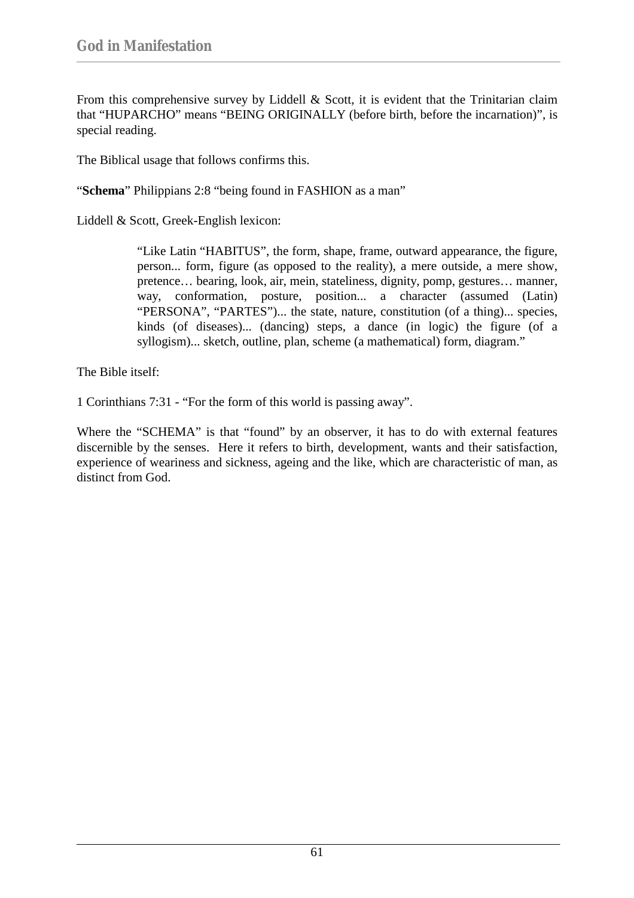From this comprehensive survey by Liddell & Scott, it is evident that the Trinitarian claim that “HUPARCHO” means “BEING ORIGINALLY (before birth, before the incarnation)”, is special reading.

The Biblical usage that follows confirms this.

“**Schema**” Philippians 2:8 “being found in FASHION as a man”

Liddell & Scott, Greek-English lexicon:

> “Like Latin “HABITUS”, the form, shape, frame, outward appearance, the figure, person... form, figure (as opposed to the reality), a mere outside, a mere show, pretence… bearing, look, air, mein, stateliness, dignity, pomp, gestures… manner, way, conformation, posture, position... a character (assumed (Latin) “PERSONA”, “PARTES”)... the state, nature, constitution (of a thing)... species, kinds (of diseases)... (dancing) steps, a dance (in logic) the figure (of a syllogism)... sketch, outline, plan, scheme (a mathematical) form, diagram.”

The Bible itself:

1 Corinthians 7:31 - “For the form of this world is passing away”.

Where the “SCHEMA” is that “found” by an observer, it has to do with external features discernible by the senses. Here it refers to birth, development, wants and their satisfaction, experience of weariness and sickness, ageing and the like, which are characteristic of man, as distinct from God.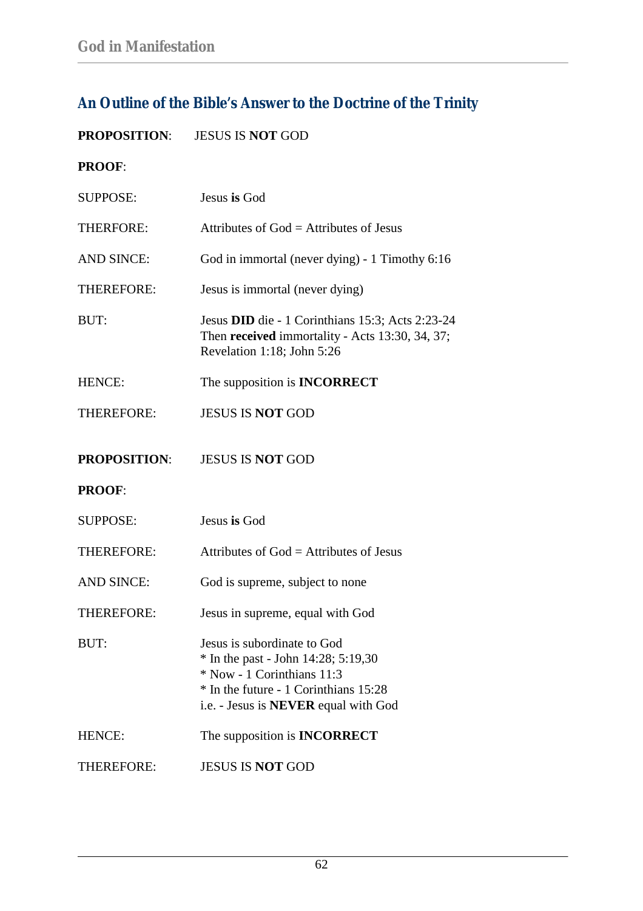## An Outline of the Bible's Answer to the Doctrine of the Trinity

**PROPOSITION**: JESUS IS **NOT** GOD

**PROOF**:

| | |
|---|---|
| SUPPOSE: | Jesus **is** God |
| THERFORE: | Attributes of God = Attributes of Jesus |
| AND SINCE: | God in immortal (never dying) - 1 Timothy 6:16 |
| THEREFORE: | Jesus is immortal (never dying) |
| BUT: | Jesus **DID** die - 1 Corinthians 15:3; Acts 2:23-24<br>Then **received** immortality - Acts 13:30, 34, 37; Revelation 1:18; John 5:26 |
| HENCE: | The supposition is **INCORRECT** |
| THEREFORE: | JESUS IS **NOT** GOD |

**PROPOSITION**: JESUS IS **NOT** GOD

**PROOF**:

| | |
|---|---|
| SUPPOSE: | Jesus **is** God |
| THEREFORE: | Attributes of God = Attributes of Jesus |
| AND SINCE: | God is supreme, subject to none |
| THEREFORE: | Jesus in supreme, equal with God |
| BUT: | Jesus is subordinate to God<br>* In the past - John 14:28; 5:19,30<br>* Now - 1 Corinthians 11:3<br>* In the future - 1 Corinthians 15:28<br>i.e. - Jesus is **NEVER** equal with God |
| HENCE: | The supposition is **INCORRECT** |
| THEREFORE: | JESUS IS **NOT** GOD |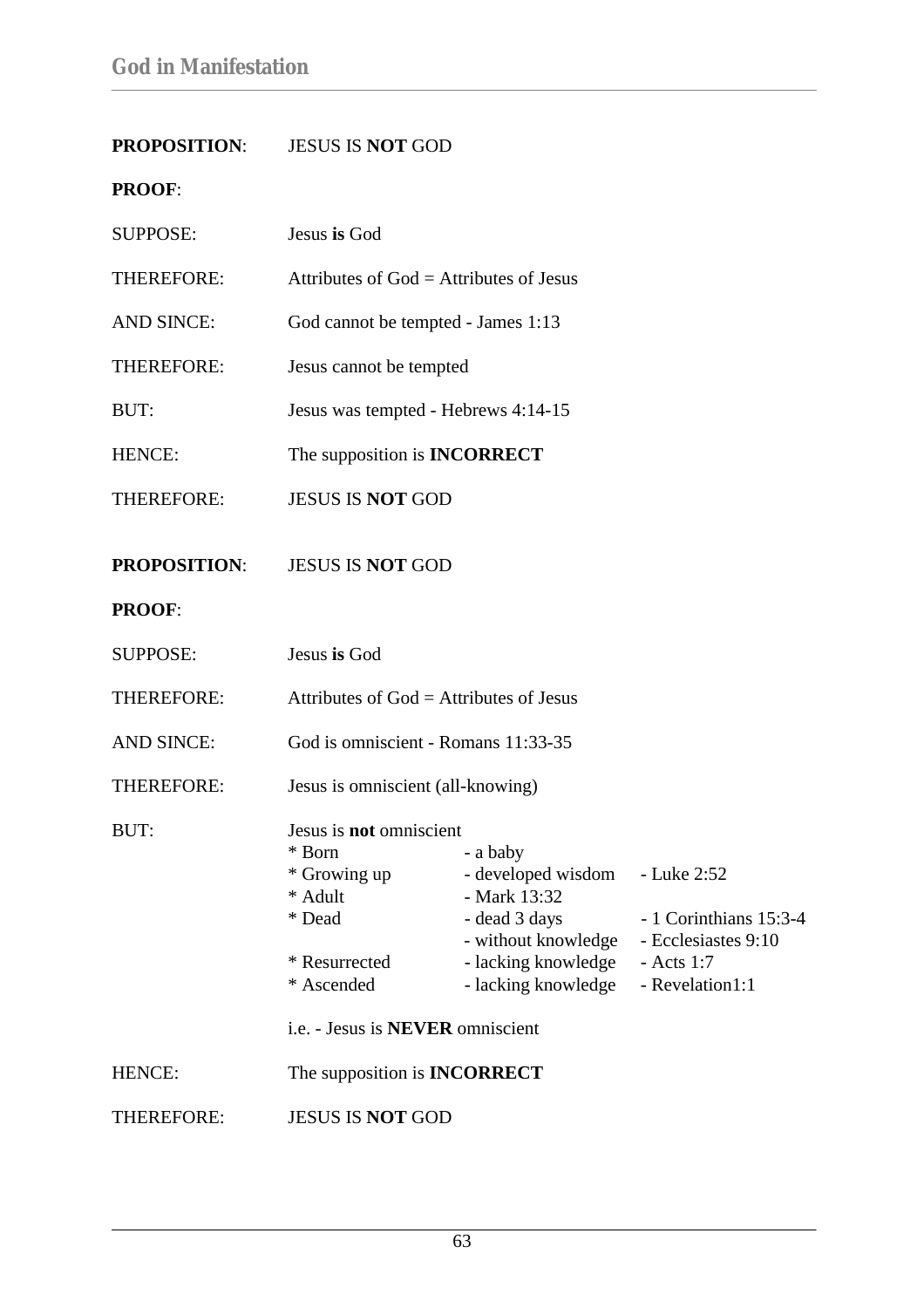**PROPOSITION**: JESUS IS **NOT** GOD

**PROOF**:

SUPPOSE: Jesus **is** God

THEREFORE: Attributes of God = Attributes of Jesus

AND SINCE: God cannot be tempted - James 1:13

THEREFORE: Jesus cannot be tempted

BUT: Jesus was tempted - Hebrews 4:14-15

HENCE: The supposition is **INCORRECT**

THEREFORE: JESUS IS **NOT** GOD

**PROPOSITION**: JESUS IS **NOT** GOD

**PROOF**:

SUPPOSE: Jesus **is** God

THEREFORE: Attributes of God = Attributes of Jesus

AND SINCE: God is omniscient - Romans 11:33-35

THEREFORE: Jesus is omniscient (all-knowing)

BUT: Jesus is **not** omniscient

| | | |
|---|---|---|
| * Born | - a baby | |
| * Growing up | - developed wisdom | - Luke 2:52 |
| * Adult | - Mark 13:32 | |
| * Dead | - dead 3 days | - 1 Corinthians 15:3-4 |
| | - without knowledge | - Ecclesiastes 9:10 |
| * Resurrected | - lacking knowledge | - Acts 1:7 |
| * Ascended | - lacking knowledge | - Revelation1:1 |

i.e. - Jesus is **NEVER** omniscient

HENCE: The supposition is **INCORRECT**

THEREFORE: JESUS IS **NOT** GOD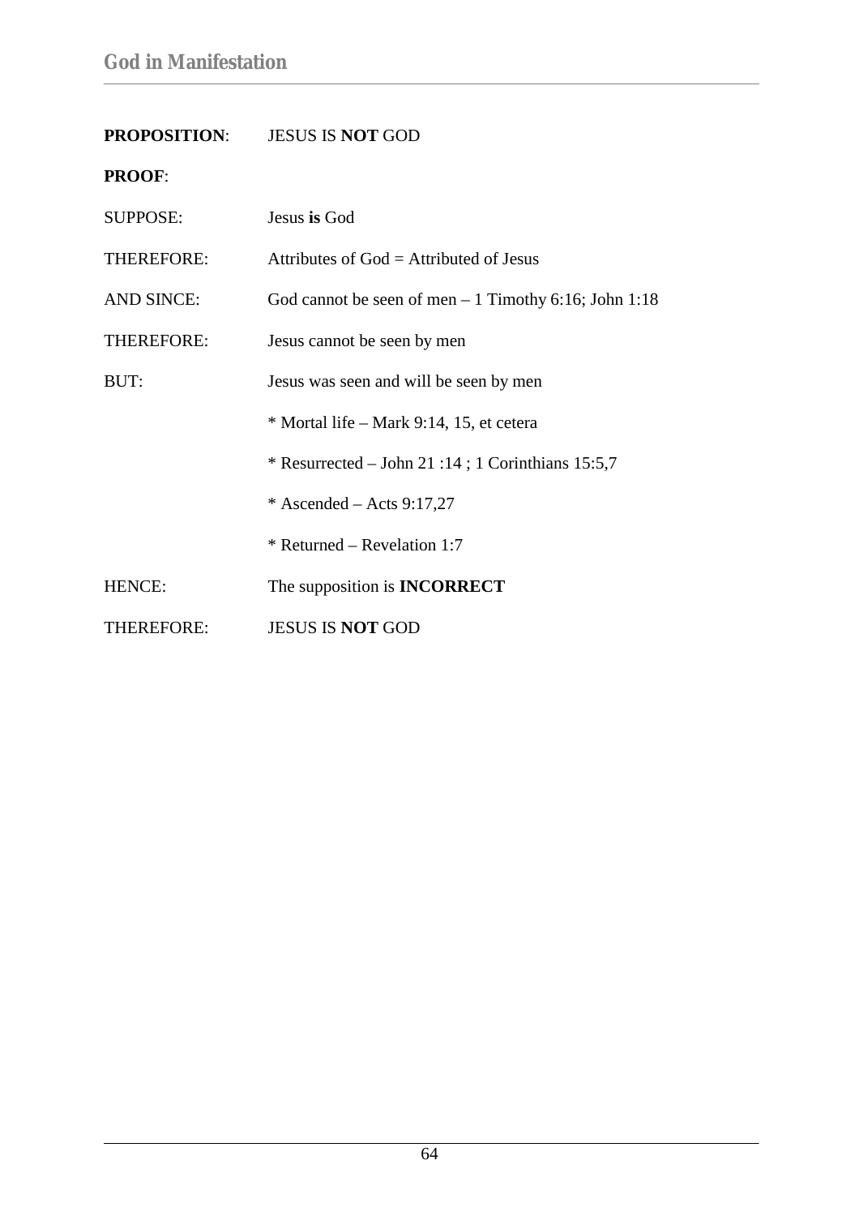**PROPOSITION**: JESUS IS **NOT** GOD

**PROOF**:

| | |
|---|---|
| SUPPOSE: | Jesus **is** God |
| THEREFORE: | Attributes of God = Attributed of Jesus |
| AND SINCE: | God cannot be seen of men – 1 Timothy 6:16; John 1:18 |
| THEREFORE: | Jesus cannot be seen by men |
| BUT: | Jesus was seen and will be seen by men |
| | * Mortal life – Mark 9:14, 15, et cetera |
| | * Resurrected – John 21 :14 ; 1 Corinthians 15:5,7 |
| | * Ascended – Acts 9:17,27 |
| | * Returned – Revelation 1:7 |
| HENCE: | The supposition is **INCORRECT** |
| THEREFORE: | JESUS IS **NOT** GOD |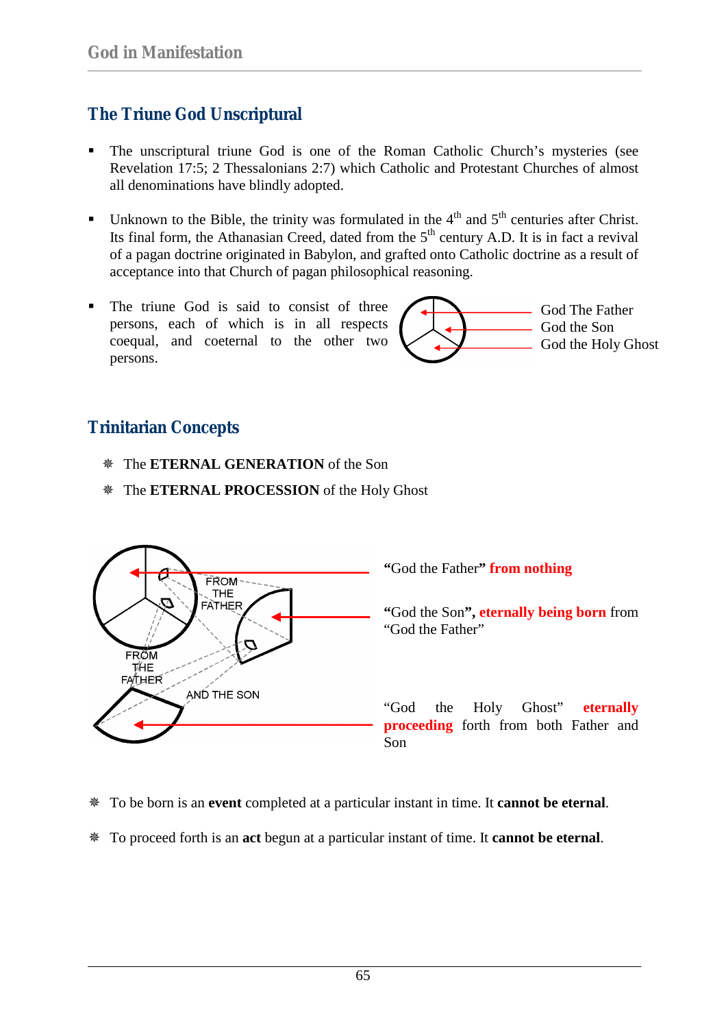## The Triune God Unscriptural

- The unscriptural triune God is one of the Roman Catholic Church's mysteries (see Revelation 17:5; 2 Thessalonians 2:7) which Catholic and Protestant Churches of almost all denominations have blindly adopted.

- Unknown to the Bible, the trinity was formulated in the 4th and 5th centuries after Christ. Its final form, the Athanasian Creed, dated from the 5th century A.D. It is in fact a revival of a pagan doctrine originated in Babylon, and grafted onto Catholic doctrine as a result of acceptance into that Church of pagan philosophical reasoning.

- The triune God is said to consist of three persons, each of which is in all respects coequal, and coeternal to the other two persons.

God The Father
God the Son
God the Holy Ghost

## Trinitarian Concepts

- The **ETERNAL GENERATION** of the Son
- The **ETERNAL PROCESSION** of the Holy Ghost

FROM THE FATHER

FROM THE FATHER AND THE SON

**"God the Father" from nothing**

**"God the Son", eternally being born** from "God the Father"

"God the Holy Ghost" **eternally proceeding** forth from both Father and Son

- To be born is an **event** completed at a particular instant in time. It **cannot be eternal**.

- To proceed forth is an **act** begun at a particular instant of time. It **cannot be eternal**.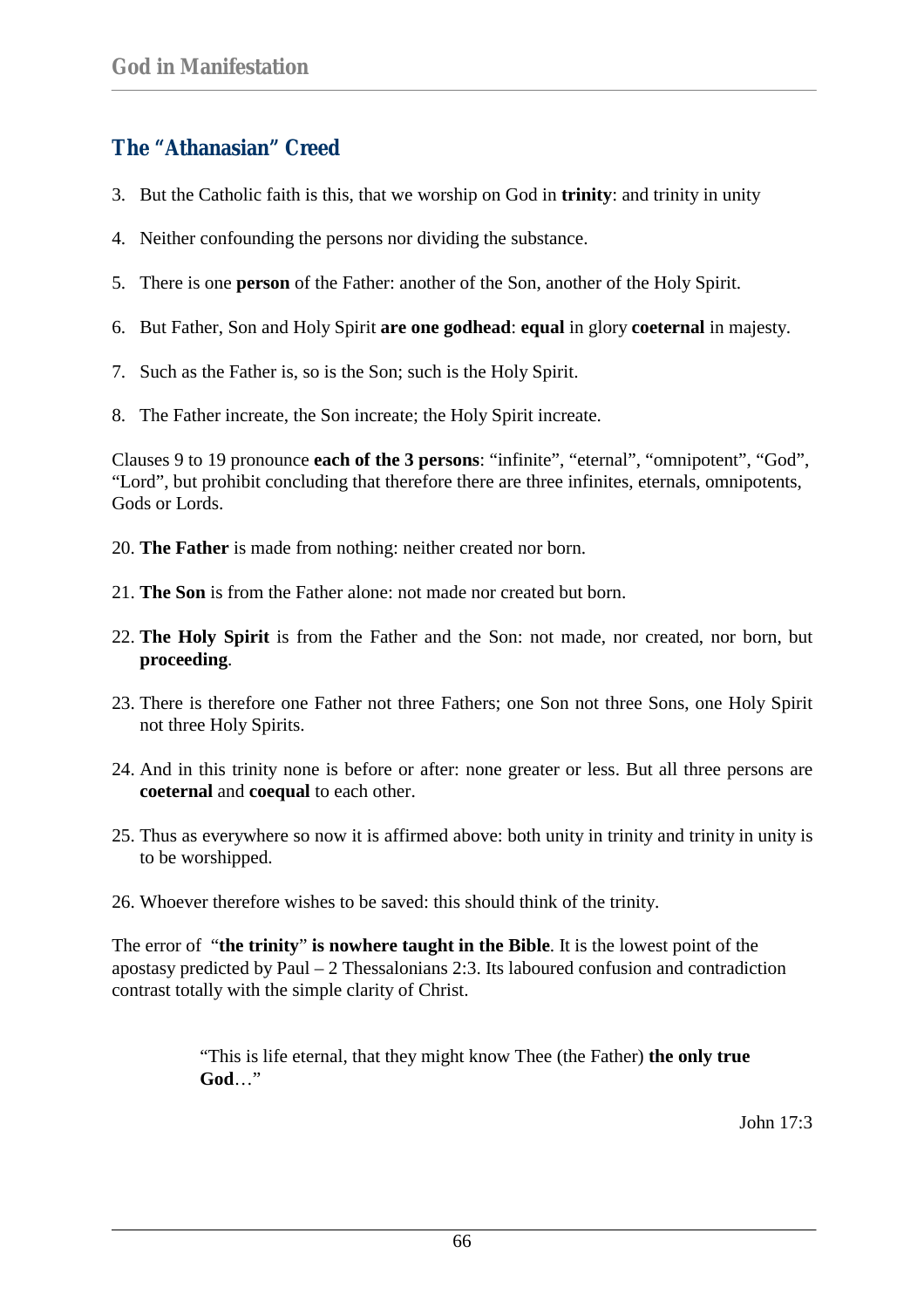## The "Athanasian" Creed

3. But the Catholic faith is this, that we worship on God in **trinity**: and trinity in unity
4. Neither confounding the persons nor dividing the substance.
5. There is one **person** of the Father: another of the Son, another of the Holy Spirit.
6. But Father, Son and Holy Spirit **are one godhead**: **equal** in glory **coeternal** in majesty.
7. Such as the Father is, so is the Son; such is the Holy Spirit.
8. The Father increate, the Son increate; the Holy Spirit increate.

Clauses 9 to 19 pronounce **each of the 3 persons**: "infinite", "eternal", "omnipotent", "God", "Lord", but prohibit concluding that therefore there are three infinites, eternals, omnipotents, Gods or Lords.

20. **The Father** is made from nothing: neither created nor born.
21. **The Son** is from the Father alone: not made nor created but born.
22. **The Holy Spirit** is from the Father and the Son: not made, nor created, nor born, but **proceeding**.
23. There is therefore one Father not three Fathers; one Son not three Sons, one Holy Spirit not three Holy Spirits.
24. And in this trinity none is before or after: none greater or less. But all three persons are **coeternal** and **coequal** to each other.
25. Thus as everywhere so now it is affirmed above: both unity in trinity and trinity in unity is to be worshipped.
26. Whoever therefore wishes to be saved: this should think of the trinity.

The error of "**the trinity**" **is nowhere taught in the Bible**. It is the lowest point of the apostasy predicted by Paul – 2 Thessalonians 2:3. Its laboured confusion and contradiction contrast totally with the simple clarity of Christ.

> "This is life eternal, that they might know Thee (the Father) **the only true God**…"
>
> John 17:3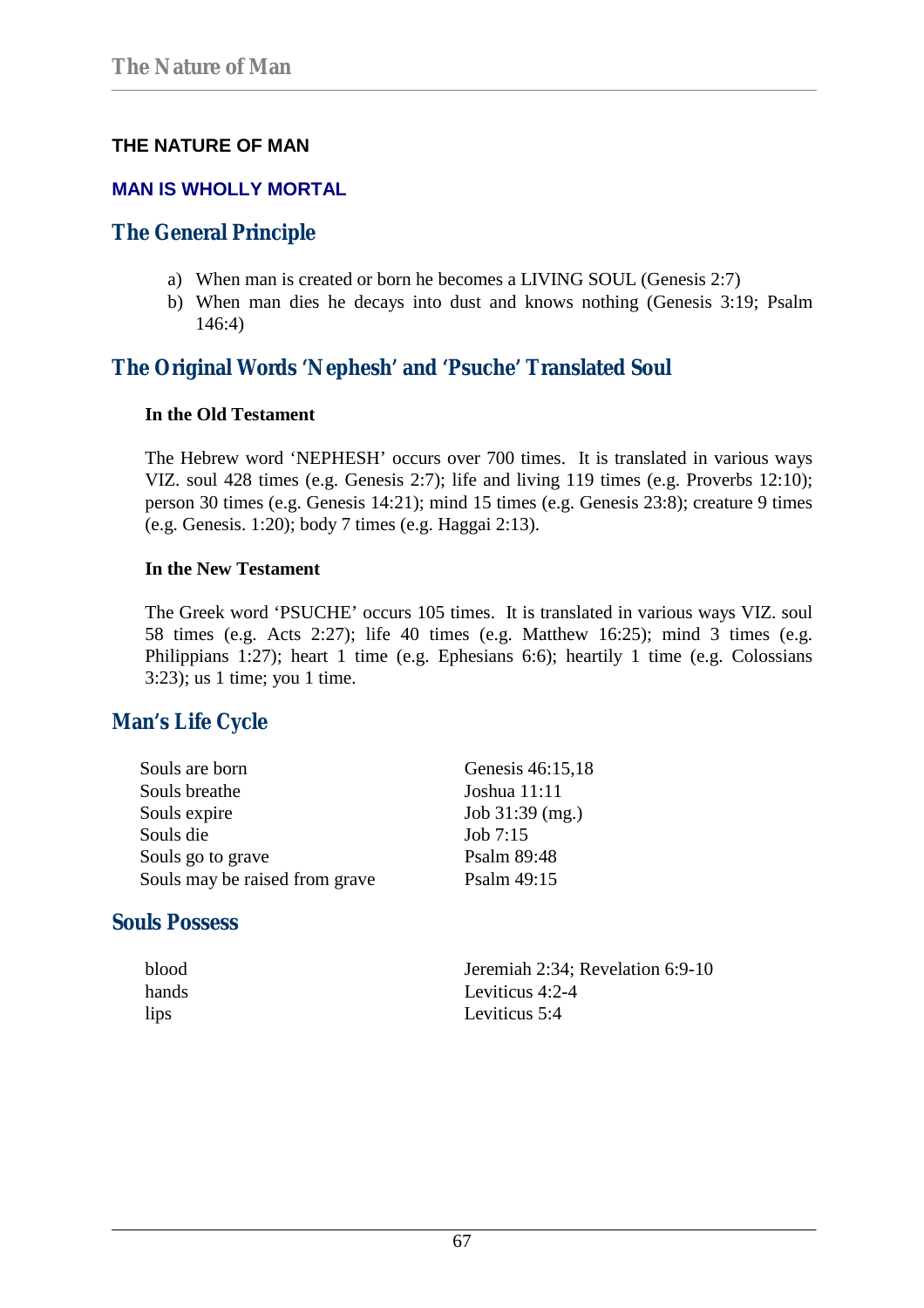# THE NATURE OF MAN

## MAN IS WHOLLY MORTAL

### The General Principle

a) When man is created or born he becomes a LIVING SOUL (Genesis 2:7)
b) When man dies he decays into dust and knows nothing (Genesis 3:19; Psalm 146:4)

### The Original Words 'Nephesh' and 'Psuche' Translated Soul

**In the Old Testament**

The Hebrew word 'NEPHESH' occurs over 700 times. It is translated in various ways VIZ. soul 428 times (e.g. Genesis 2:7); life and living 119 times (e.g. Proverbs 12:10); person 30 times (e.g. Genesis 14:21); mind 15 times (e.g. Genesis 23:8); creature 9 times (e.g. Genesis. 1:20); body 7 times (e.g. Haggai 2:13).

**In the New Testament**

The Greek word 'PSUCHE' occurs 105 times. It is translated in various ways VIZ. soul 58 times (e.g. Acts 2:27); life 40 times (e.g. Matthew 16:25); mind 3 times (e.g. Philippians 1:27); heart 1 time (e.g. Ephesians 6:6); heartily 1 time (e.g. Colossians 3:23); us 1 time; you 1 time.

### Man's Life Cycle

| | |
|---|---|
| Souls are born | Genesis 46:15,18 |
| Souls breathe | Joshua 11:11 |
| Souls expire | Job 31:39 (mg.) |
| Souls die | Job 7:15 |
| Souls go to grave | Psalm 89:48 |
| Souls may be raised from grave | Psalm 49:15 |

### Souls Possess

| | |
|---|---|
| blood | Jeremiah 2:34; Revelation 6:9-10 |
| hands | Leviticus 4:2-4 |
| lips | Leviticus 5:4 |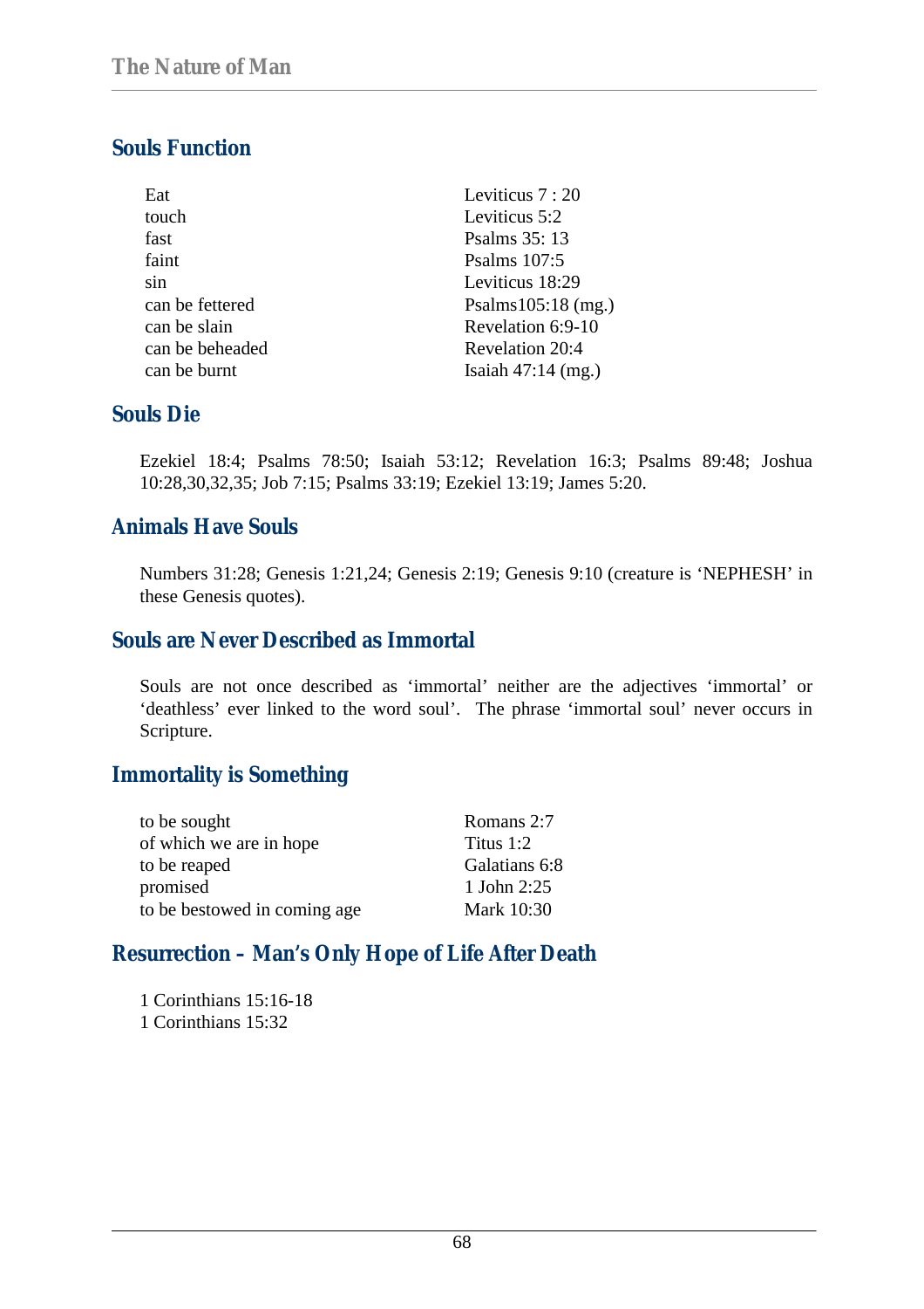## Souls Function

| | |
|---|---|
| Eat | Leviticus 7 : 20 |
| touch | Leviticus 5:2 |
| fast | Psalms 35: 13 |
| faint | Psalms 107:5 |
| sin | Leviticus 18:29 |
| can be fettered | Psalms105:18 (mg.) |
| can be slain | Revelation 6:9-10 |
| can be beheaded | Revelation 20:4 |
| can be burnt | Isaiah 47:14 (mg.) |

## Souls Die

Ezekiel 18:4; Psalms 78:50; Isaiah 53:12; Revelation 16:3; Psalms 89:48; Joshua 10:28,30,32,35; Job 7:15; Psalms 33:19; Ezekiel 13:19; James 5:20.

## Animals Have Souls

Numbers 31:28; Genesis 1:21,24; Genesis 2:19; Genesis 9:10 (creature is 'NEPHESH' in these Genesis quotes).

## Souls are Never Described as Immortal

Souls are not once described as 'immortal' neither are the adjectives 'immortal' or 'deathless' ever linked to the word soul'. The phrase 'immortal soul' never occurs in Scripture.

## Immortality is Something

| | |
|---|---|
| to be sought | Romans 2:7 |
| of which we are in hope | Titus 1:2 |
| to be reaped | Galatians 6:8 |
| promised | 1 John 2:25 |
| to be bestowed in coming age | Mark 10:30 |

## Resurrection – Man's Only Hope of Life After Death

1 Corinthians 15:16-18
1 Corinthians 15:32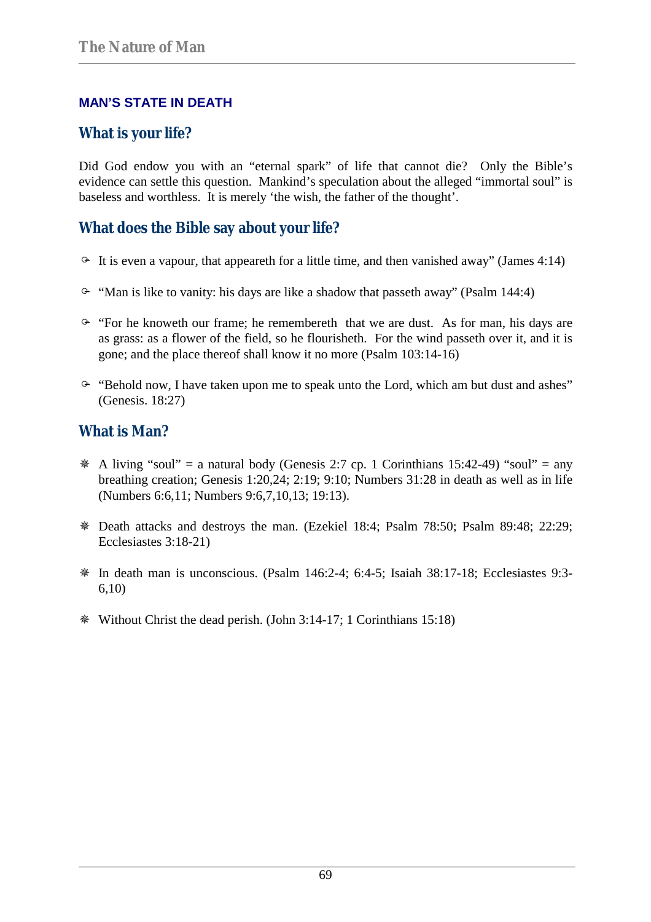## MAN'S STATE IN DEATH

### What is your life?

Did God endow you with an "eternal spark" of life that cannot die? Only the Bible's evidence can settle this question. Mankind's speculation about the alleged "immortal soul" is baseless and worthless. It is merely 'the wish, the father of the thought'.

### What does the Bible say about your life?

- It is even a vapour, that appeareth for a little time, and then vanished away" (James 4:14)
- "Man is like to vanity: his days are like a shadow that passeth away" (Psalm 144:4)
- "For he knoweth our frame; he remembereth that we are dust. As for man, his days are as grass: as a flower of the field, so he flourisheth. For the wind passeth over it, and it is gone; and the place thereof shall know it no more (Psalm 103:14-16)
- "Behold now, I have taken upon me to speak unto the Lord, which am but dust and ashes" (Genesis. 18:27)

### What is Man?

- A living "soul" = a natural body (Genesis 2:7 cp. 1 Corinthians 15:42-49) "soul" = any breathing creation; Genesis 1:20,24; 2:19; 9:10; Numbers 31:28 in death as well as in life (Numbers 6:6,11; Numbers 9:6,7,10,13; 19:13).
- Death attacks and destroys the man. (Ezekiel 18:4; Psalm 78:50; Psalm 89:48; 22:29; Ecclesiastes 3:18-21)
- In death man is unconscious. (Psalm 146:2-4; 6:4-5; Isaiah 38:17-18; Ecclesiastes 9:3-6,10)
- Without Christ the dead perish. (John 3:14-17; 1 Corinthians 15:18)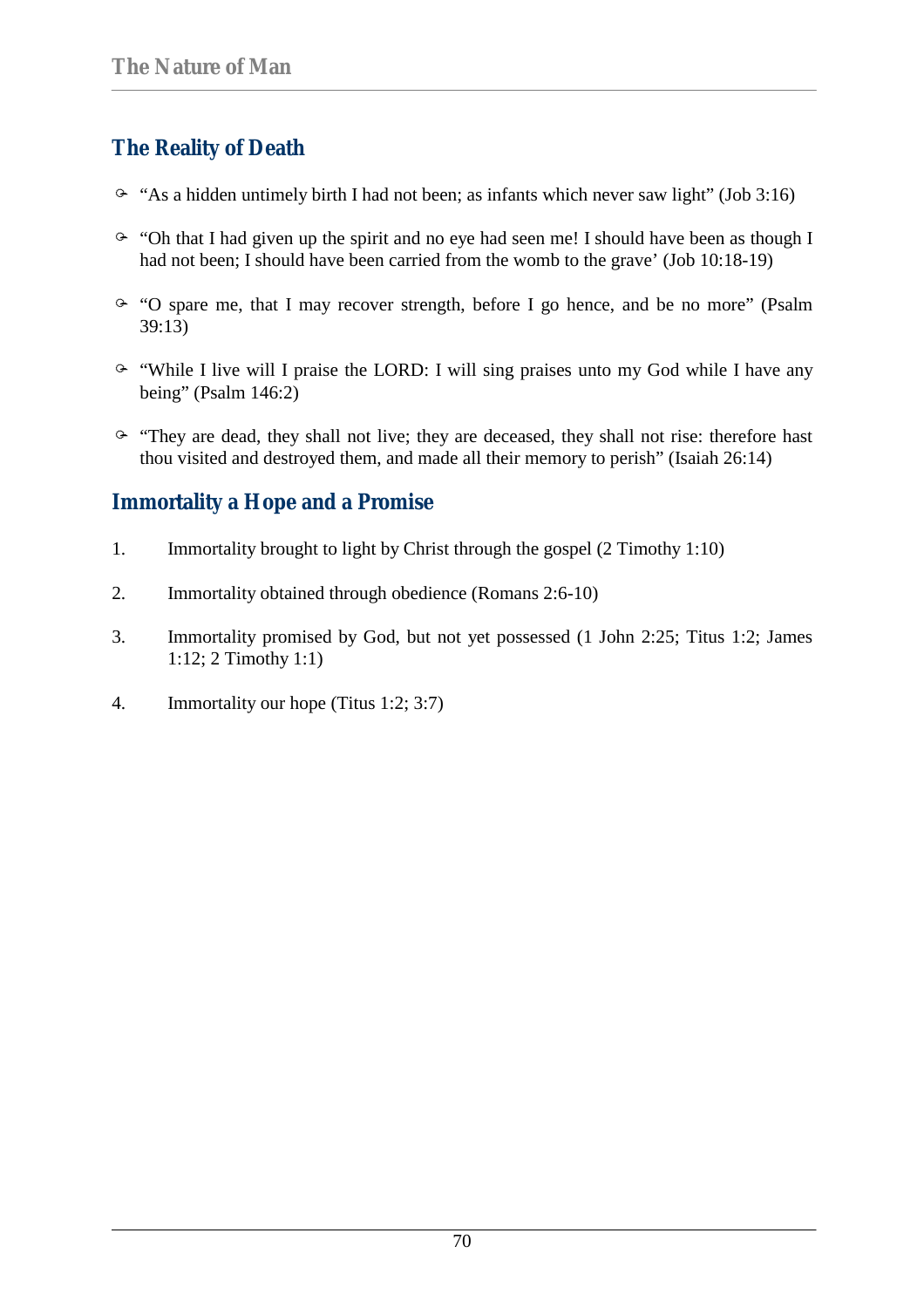## The Reality of Death

- "As a hidden untimely birth I had not been; as infants which never saw light" (Job 3:16)
- "Oh that I had given up the spirit and no eye had seen me! I should have been as though I had not been; I should have been carried from the womb to the grave' (Job 10:18-19)
- "O spare me, that I may recover strength, before I go hence, and be no more" (Psalm 39:13)
- "While I live will I praise the LORD: I will sing praises unto my God while I have any being" (Psalm 146:2)
- "They are dead, they shall not live; they are deceased, they shall not rise: therefore hast thou visited and destroyed them, and made all their memory to perish" (Isaiah 26:14)

## Immortality a Hope and a Promise

1. Immortality brought to light by Christ through the gospel (2 Timothy 1:10)
2. Immortality obtained through obedience (Romans 2:6-10)
3. Immortality promised by God, but not yet possessed (1 John 2:25; Titus 1:2; James 1:12; 2 Timothy 1:1)
4. Immortality our hope (Titus 1:2; 3:7)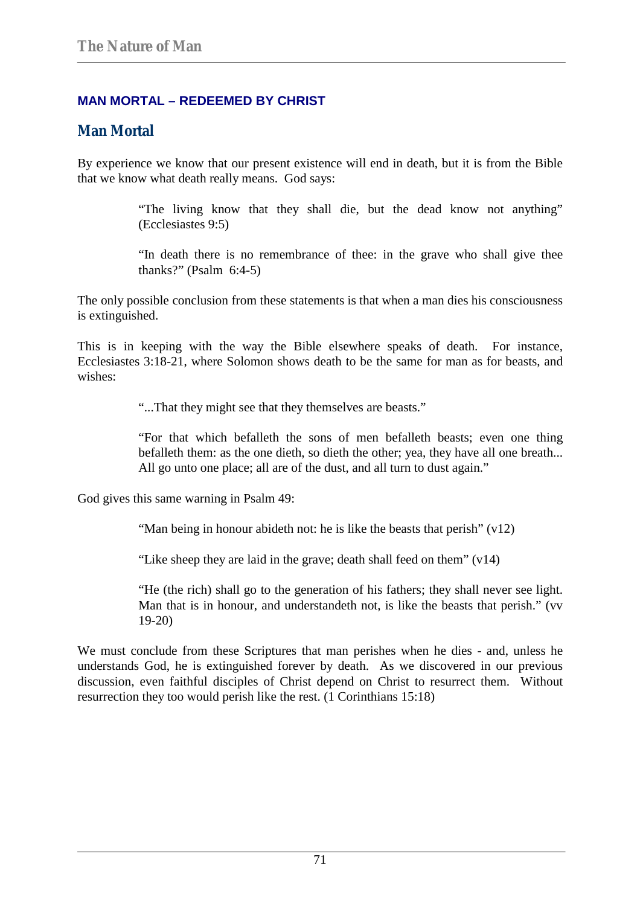## MAN MORTAL – REDEEMED BY CHRIST

## Man Mortal

By experience we know that our present existence will end in death, but it is from the Bible that we know what death really means. God says:

> "The living know that they shall die, but the dead know not anything" (Ecclesiastes 9:5)
>
> "In death there is no remembrance of thee: in the grave who shall give thee thanks?" (Psalm 6:4-5)

The only possible conclusion from these statements is that when a man dies his consciousness is extinguished.

This is in keeping with the way the Bible elsewhere speaks of death. For instance, Ecclesiastes 3:18-21, where Solomon shows death to be the same for man as for beasts, and wishes:

> "...That they might see that they themselves are beasts."
>
> "For that which befalleth the sons of men befalleth beasts; even one thing befalleth them: as the one dieth, so dieth the other; yea, they have all one breath... All go unto one place; all are of the dust, and all turn to dust again."

God gives this same warning in Psalm 49:

> "Man being in honour abideth not: he is like the beasts that perish" (v12)
>
> "Like sheep they are laid in the grave; death shall feed on them" (v14)
>
> "He (the rich) shall go to the generation of his fathers; they shall never see light. Man that is in honour, and understandeth not, is like the beasts that perish." (vv 19-20)

We must conclude from these Scriptures that man perishes when he dies - and, unless he understands God, he is extinguished forever by death. As we discovered in our previous discussion, even faithful disciples of Christ depend on Christ to resurrect them. Without resurrection they too would perish like the rest. (1 Corinthians 15:18)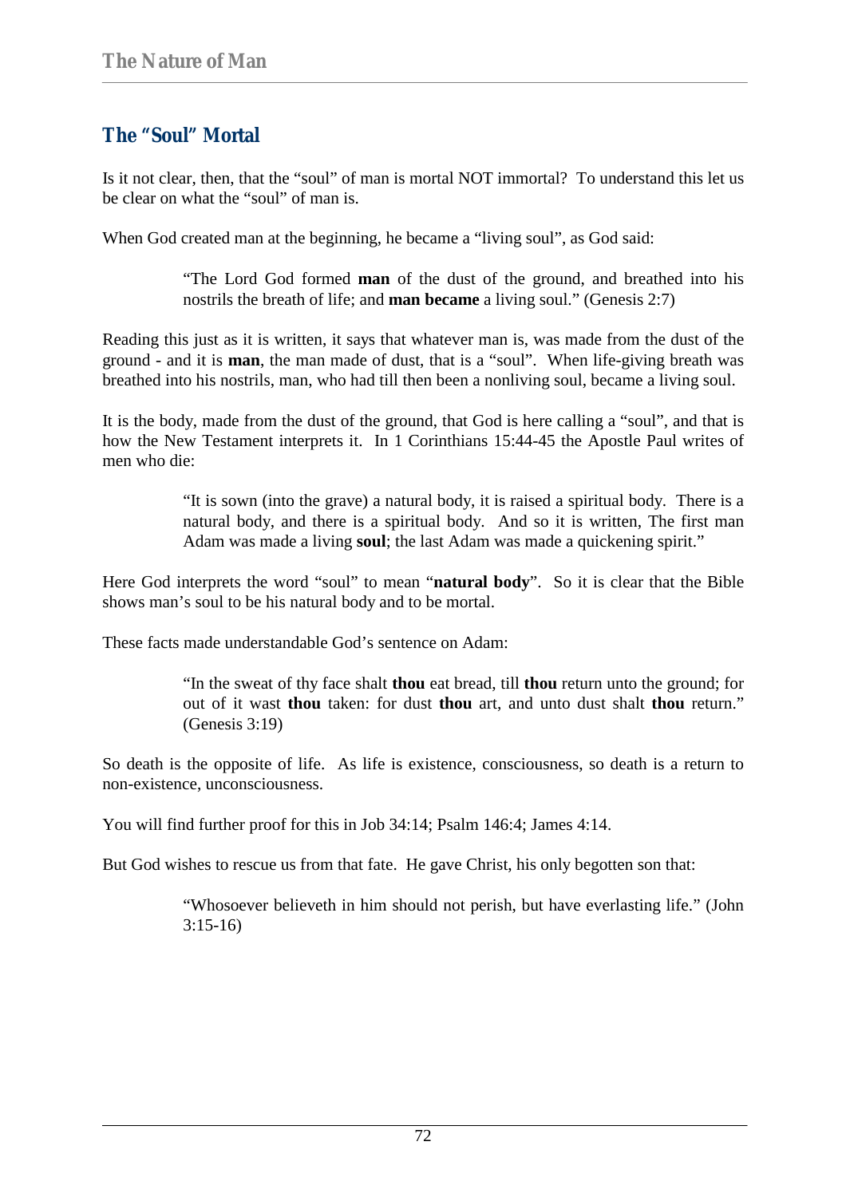## The "Soul" Mortal

Is it not clear, then, that the "soul" of man is mortal NOT immortal? To understand this let us be clear on what the "soul" of man is.

When God created man at the beginning, he became a "living soul", as God said:

> "The Lord God formed **man** of the dust of the ground, and breathed into his nostrils the breath of life; and **man became** a living soul." (Genesis 2:7)

Reading this just as it is written, it says that whatever man is, was made from the dust of the ground - and it is **man**, the man made of dust, that is a "soul". When life-giving breath was breathed into his nostrils, man, who had till then been a nonliving soul, became a living soul.

It is the body, made from the dust of the ground, that God is here calling a "soul", and that is how the New Testament interprets it. In 1 Corinthians 15:44-45 the Apostle Paul writes of men who die:

> "It is sown (into the grave) a natural body, it is raised a spiritual body. There is a natural body, and there is a spiritual body. And so it is written, The first man Adam was made a living **soul**; the last Adam was made a quickening spirit."

Here God interprets the word "soul" to mean "**natural body**". So it is clear that the Bible shows man's soul to be his natural body and to be mortal.

These facts made understandable God's sentence on Adam:

> "In the sweat of thy face shalt **thou** eat bread, till **thou** return unto the ground; for out of it wast **thou** taken: for dust **thou** art, and unto dust shalt **thou** return." (Genesis 3:19)

So death is the opposite of life. As life is existence, consciousness, so death is a return to non-existence, unconsciousness.

You will find further proof for this in Job 34:14; Psalm 146:4; James 4:14.

But God wishes to rescue us from that fate. He gave Christ, his only begotten son that:

> "Whosoever believeth in him should not perish, but have everlasting life." (John 3:15-16)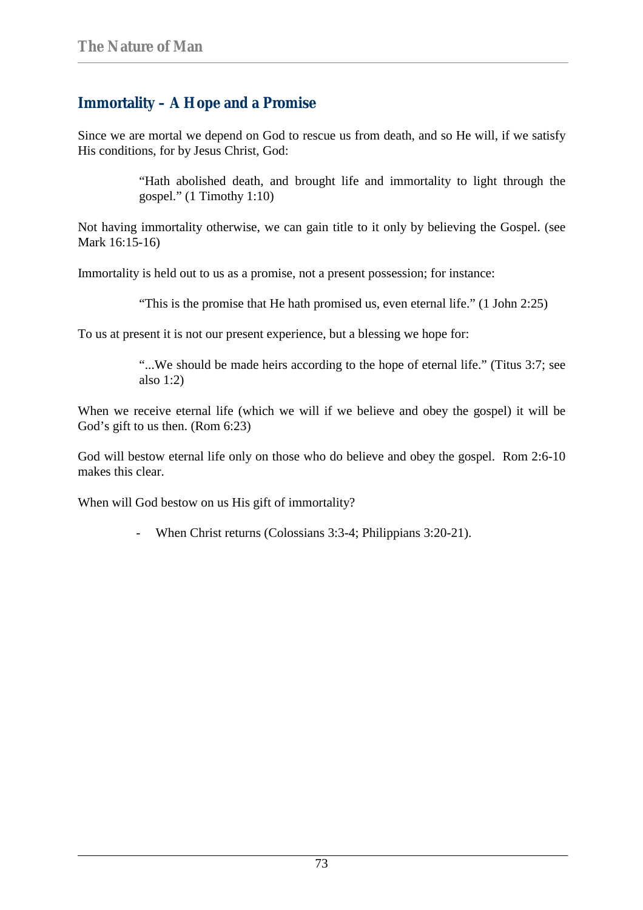## Immortality – A Hope and a Promise

Since we are mortal we depend on God to rescue us from death, and so He will, if we satisfy His conditions, for by Jesus Christ, God:

> "Hath abolished death, and brought life and immortality to light through the gospel." (1 Timothy 1:10)

Not having immortality otherwise, we can gain title to it only by believing the Gospel. (see Mark 16:15-16)

Immortality is held out to us as a promise, not a present possession; for instance:

> "This is the promise that He hath promised us, even eternal life." (1 John 2:25)

To us at present it is not our present experience, but a blessing we hope for:

> "...We should be made heirs according to the hope of eternal life." (Titus 3:7; see also 1:2)

When we receive eternal life (which we will if we believe and obey the gospel) it will be God's gift to us then. (Rom 6:23)

God will bestow eternal life only on those who do believe and obey the gospel. Rom 2:6-10 makes this clear.

When will God bestow on us His gift of immortality?

- When Christ returns (Colossians 3:3-4; Philippians 3:20-21).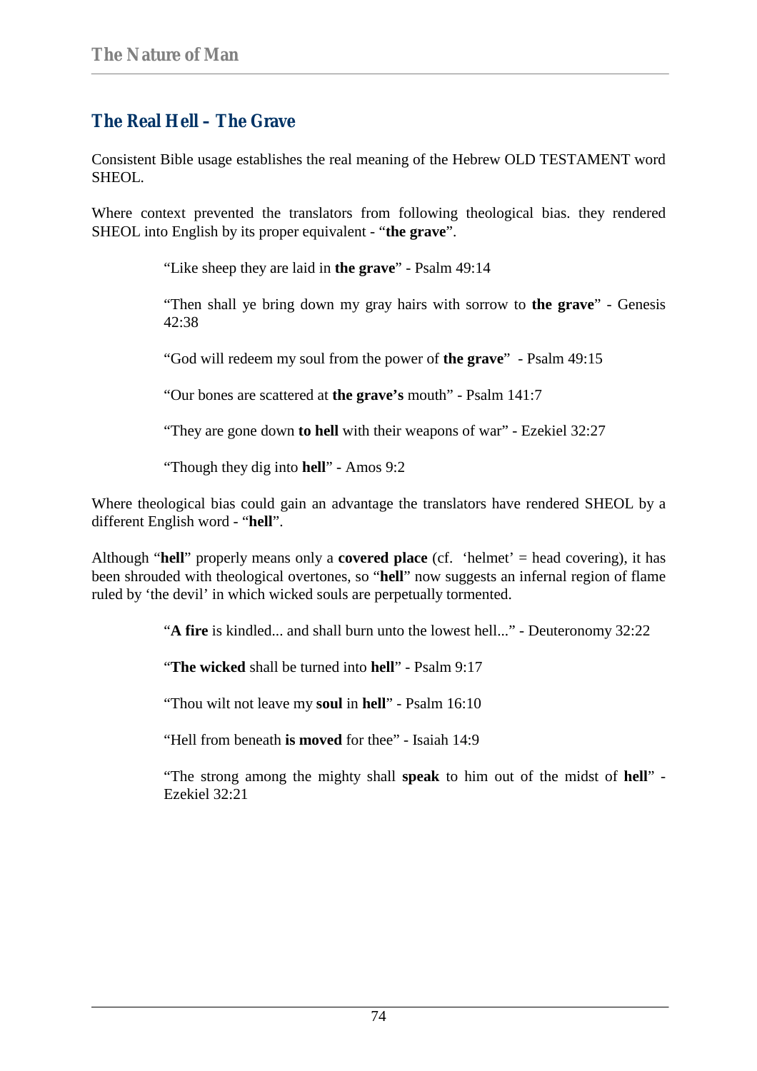## The Real Hell – The Grave

Consistent Bible usage establishes the real meaning of the Hebrew OLD TESTAMENT word SHEOL.

Where context prevented the translators from following theological bias. they rendered SHEOL into English by its proper equivalent - "**the grave**".

> "Like sheep they are laid in **the grave**" - Psalm 49:14
>
> "Then shall ye bring down my gray hairs with sorrow to **the grave**" - Genesis 42:38
>
> "God will redeem my soul from the power of **the grave**" - Psalm 49:15
>
> "Our bones are scattered at **the grave's** mouth" - Psalm 141:7
>
> "They are gone down **to hell** with their weapons of war" - Ezekiel 32:27
>
> "Though they dig into **hell**" - Amos 9:2

Where theological bias could gain an advantage the translators have rendered SHEOL by a different English word - "**hell**".

Although "**hell**" properly means only a **covered place** (cf. 'helmet' = head covering), it has been shrouded with theological overtones, so "**hell**" now suggests an infernal region of flame ruled by 'the devil' in which wicked souls are perpetually tormented.

> "**A fire** is kindled... and shall burn unto the lowest hell..." - Deuteronomy 32:22
>
> "**The wicked** shall be turned into **hell**" - Psalm 9:17
>
> "Thou wilt not leave my **soul** in **hell**" - Psalm 16:10
>
> "Hell from beneath **is moved** for thee" - Isaiah 14:9
>
> "The strong among the mighty shall **speak** to him out of the midst of **hell**" - Ezekiel 32:21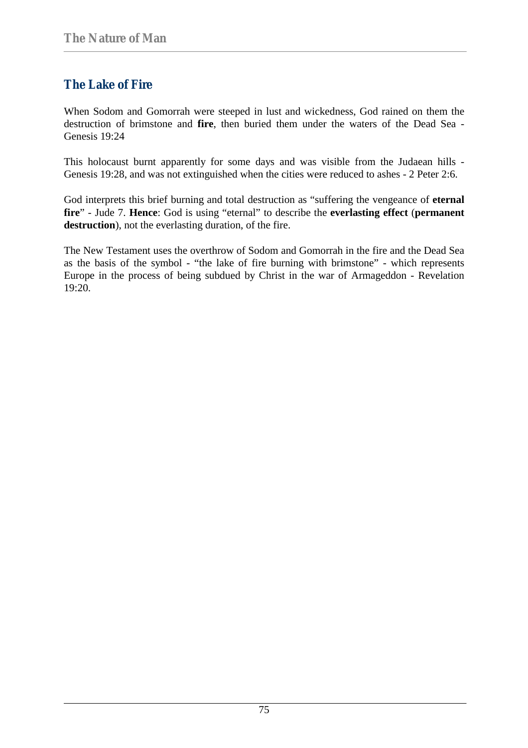## The Lake of Fire

When Sodom and Gomorrah were steeped in lust and wickedness, God rained on them the destruction of brimstone and **fire**, then buried them under the waters of the Dead Sea - Genesis 19:24

This holocaust burnt apparently for some days and was visible from the Judaean hills - Genesis 19:28, and was not extinguished when the cities were reduced to ashes - 2 Peter 2:6.

God interprets this brief burning and total destruction as "suffering the vengeance of **eternal fire**" - Jude 7. **Hence**: God is using "eternal" to describe the **everlasting effect** (**permanent destruction**), not the everlasting duration, of the fire.

The New Testament uses the overthrow of Sodom and Gomorrah in the fire and the Dead Sea as the basis of the symbol - "the lake of fire burning with brimstone" - which represents Europe in the process of being subdued by Christ in the war of Armageddon - Revelation 19:20.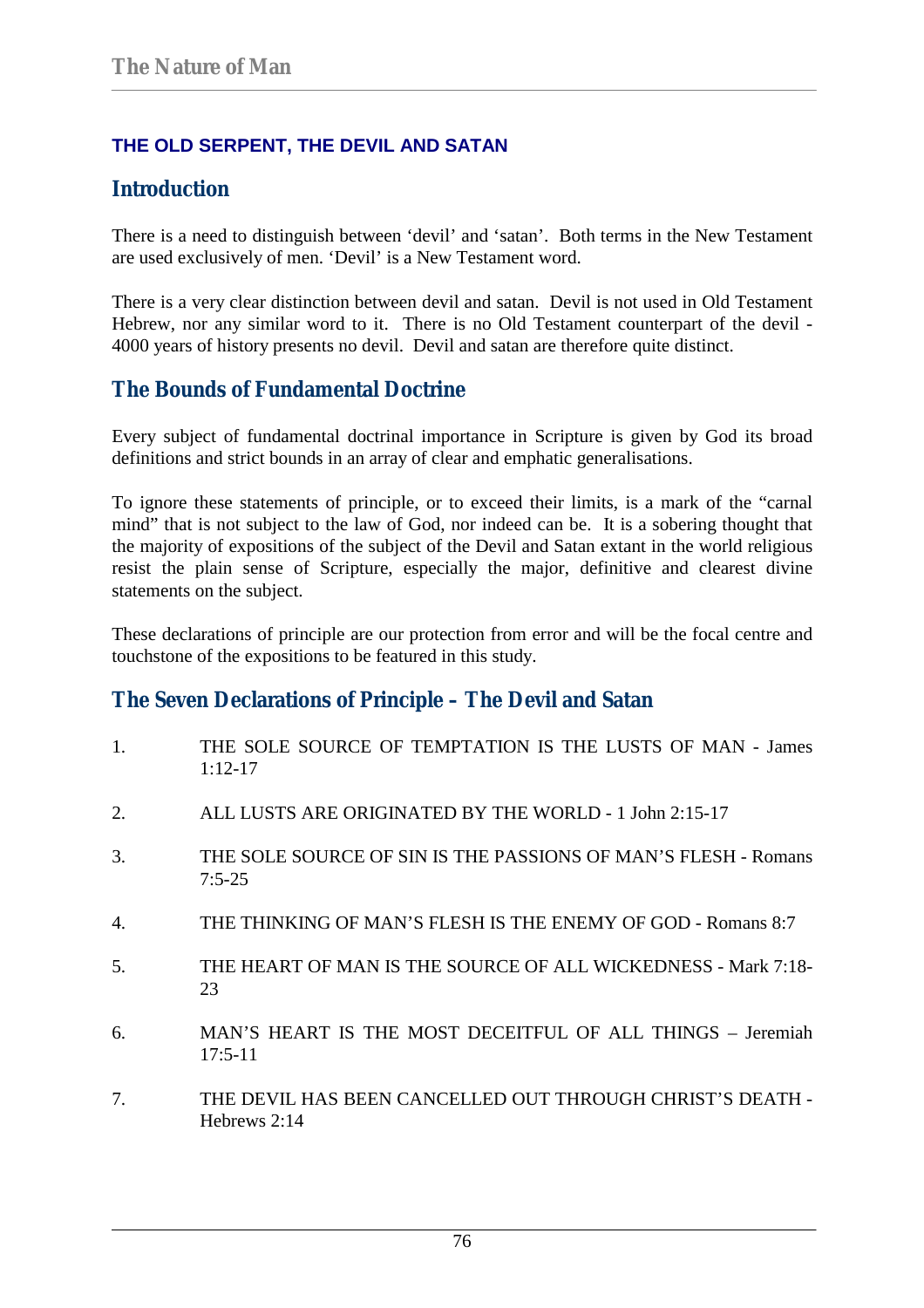## THE OLD SERPENT, THE DEVIL AND SATAN

### Introduction

There is a need to distinguish between 'devil' and 'satan'. Both terms in the New Testament are used exclusively of men. 'Devil' is a New Testament word.

There is a very clear distinction between devil and satan. Devil is not used in Old Testament Hebrew, nor any similar word to it. There is no Old Testament counterpart of the devil - 4000 years of history presents no devil. Devil and satan are therefore quite distinct.

### The Bounds of Fundamental Doctrine

Every subject of fundamental doctrinal importance in Scripture is given by God its broad definitions and strict bounds in an array of clear and emphatic generalisations.

To ignore these statements of principle, or to exceed their limits, is a mark of the "carnal mind" that is not subject to the law of God, nor indeed can be. It is a sobering thought that the majority of expositions of the subject of the Devil and Satan extant in the world religious resist the plain sense of Scripture, especially the major, definitive and clearest divine statements on the subject.

These declarations of principle are our protection from error and will be the focal centre and touchstone of the expositions to be featured in this study.

### The Seven Declarations of Principle – The Devil and Satan

1. THE SOLE SOURCE OF TEMPTATION IS THE LUSTS OF MAN - James 1:12-17

2. ALL LUSTS ARE ORIGINATED BY THE WORLD - 1 John 2:15-17

3. THE SOLE SOURCE OF SIN IS THE PASSIONS OF MAN'S FLESH - Romans 7:5-25

4. THE THINKING OF MAN'S FLESH IS THE ENEMY OF GOD - Romans 8:7

5. THE HEART OF MAN IS THE SOURCE OF ALL WICKEDNESS - Mark 7:18-23

6. MAN'S HEART IS THE MOST DECEITFUL OF ALL THINGS – Jeremiah 17:5-11

7. THE DEVIL HAS BEEN CANCELLED OUT THROUGH CHRIST'S DEATH - Hebrews 2:14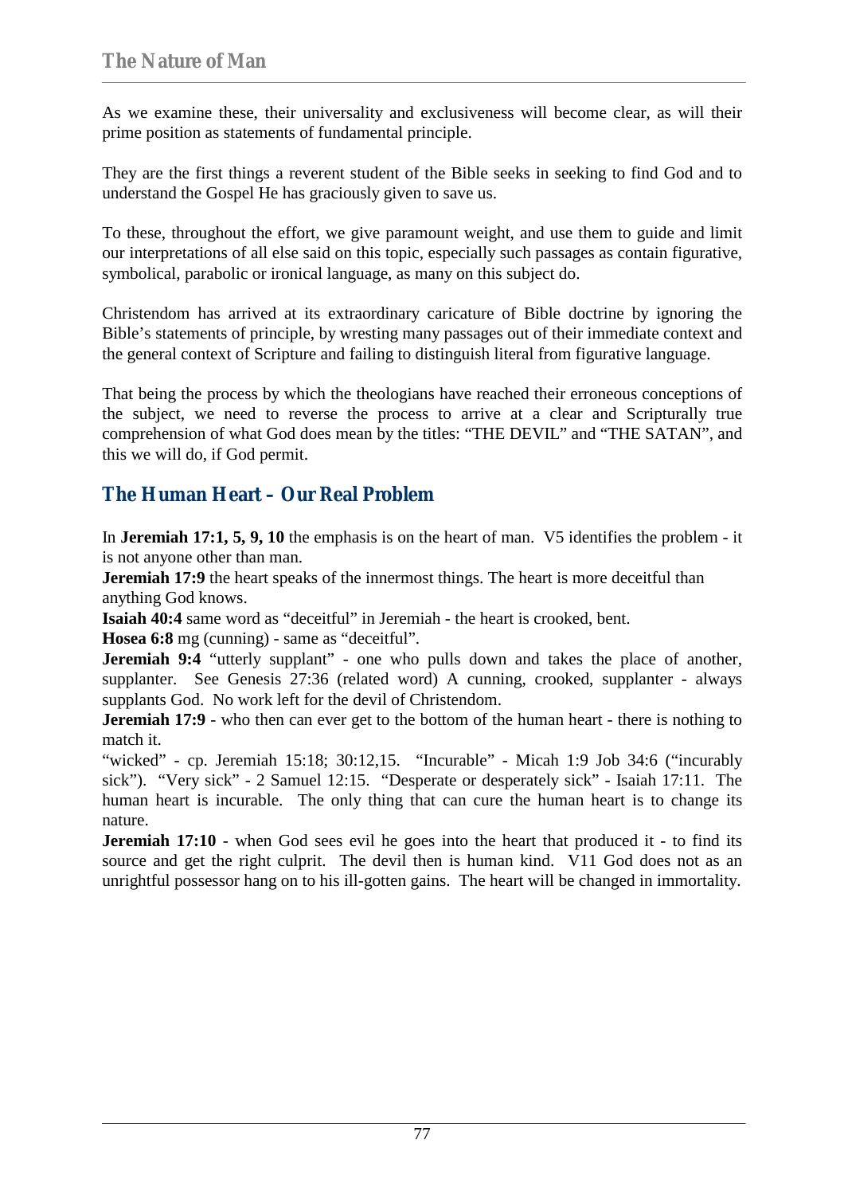As we examine these, their universality and exclusiveness will become clear, as will their prime position as statements of fundamental principle.

They are the first things a reverent student of the Bible seeks in seeking to find God and to understand the Gospel He has graciously given to save us.

To these, throughout the effort, we give paramount weight, and use them to guide and limit our interpretations of all else said on this topic, especially such passages as contain figurative, symbolical, parabolic or ironical language, as many on this subject do.

Christendom has arrived at its extraordinary caricature of Bible doctrine by ignoring the Bible's statements of principle, by wresting many passages out of their immediate context and the general context of Scripture and failing to distinguish literal from figurative language.

That being the process by which the theologians have reached their erroneous conceptions of the subject, we need to reverse the process to arrive at a clear and Scripturally true comprehension of what God does mean by the titles: "THE DEVIL" and "THE SATAN", and this we will do, if God permit.

## The Human Heart – Our Real Problem

In **Jeremiah 17:1, 5, 9, 10** the emphasis is on the heart of man. V5 identifies the problem - it is not anyone other than man.
**Jeremiah 17:9** the heart speaks of the innermost things. The heart is more deceitful than anything God knows.
**Isaiah 40:4** same word as "deceitful" in Jeremiah - the heart is crooked, bent.
**Hosea 6:8** mg (cunning) - same as "deceitful".
**Jeremiah 9:4** "utterly supplant" - one who pulls down and takes the place of another, supplanter. See Genesis 27:36 (related word) A cunning, crooked, supplanter - always supplants God. No work left for the devil of Christendom.
**Jeremiah 17:9** - who then can ever get to the bottom of the human heart - there is nothing to match it.
"wicked" - cp. Jeremiah 15:18; 30:12,15. "Incurable" - Micah 1:9 Job 34:6 ("incurably sick"). "Very sick" - 2 Samuel 12:15. "Desperate or desperately sick" - Isaiah 17:11. The human heart is incurable. The only thing that can cure the human heart is to change its nature.
**Jeremiah 17:10** - when God sees evil he goes into the heart that produced it - to find its source and get the right culprit. The devil then is human kind. V11 God does not as an unrightful possessor hang on to his ill-gotten gains. The heart will be changed in immortality.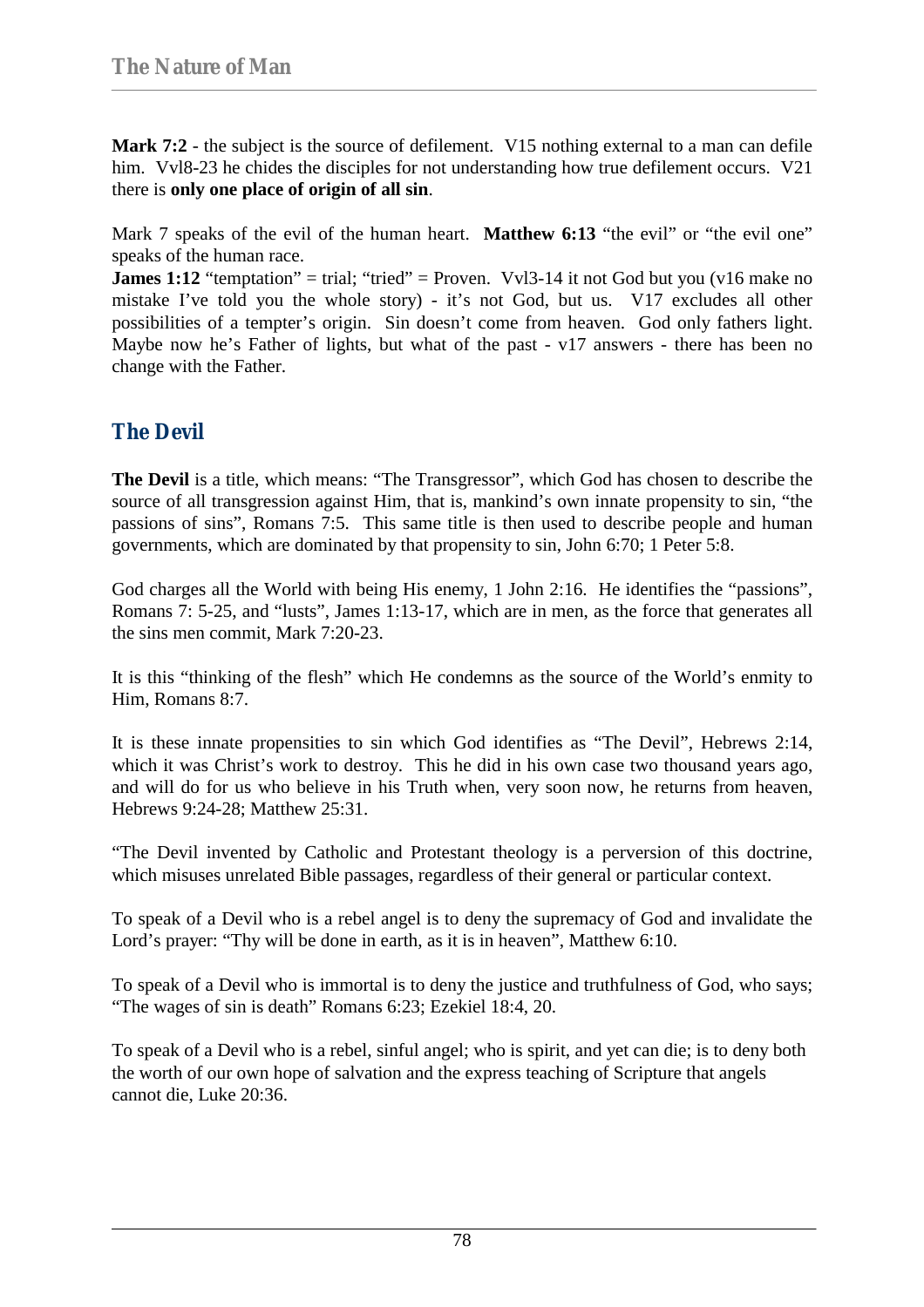**Mark 7:2** - the subject is the source of defilement. V15 nothing external to a man can defile him. Vvl8-23 he chides the disciples for not understanding how true defilement occurs. V21 there is **only one place of origin of all sin**.

Mark 7 speaks of the evil of the human heart. **Matthew 6:13** "the evil" or "the evil one" speaks of the human race.
**James 1:12** "temptation" = trial; "tried" = Proven. Vvl3-14 it not God but you (v16 make no mistake I've told you the whole story) - it's not God, but us. V17 excludes all other possibilities of a tempter's origin. Sin doesn't come from heaven. God only fathers light. Maybe now he's Father of lights, but what of the past - v17 answers - there has been no change with the Father.

## The Devil

**The Devil** is a title, which means: "The Transgressor", which God has chosen to describe the source of all transgression against Him, that is, mankind's own innate propensity to sin, "the passions of sins", Romans 7:5. This same title is then used to describe people and human governments, which are dominated by that propensity to sin, John 6:70; 1 Peter 5:8.

God charges all the World with being His enemy, 1 John 2:16. He identifies the "passions", Romans 7: 5-25, and "lusts", James 1:13-17, which are in men, as the force that generates all the sins men commit, Mark 7:20-23.

It is this "thinking of the flesh" which He condemns as the source of the World's enmity to Him, Romans 8:7.

It is these innate propensities to sin which God identifies as "The Devil", Hebrews 2:14, which it was Christ's work to destroy. This he did in his own case two thousand years ago, and will do for us who believe in his Truth when, very soon now, he returns from heaven, Hebrews 9:24-28; Matthew 25:31.

"The Devil invented by Catholic and Protestant theology is a perversion of this doctrine, which misuses unrelated Bible passages, regardless of their general or particular context.

To speak of a Devil who is a rebel angel is to deny the supremacy of God and invalidate the Lord's prayer: "Thy will be done in earth, as it is in heaven", Matthew 6:10.

To speak of a Devil who is immortal is to deny the justice and truthfulness of God, who says; "The wages of sin is death" Romans 6:23; Ezekiel 18:4, 20.

To speak of a Devil who is a rebel, sinful angel; who is spirit, and yet can die; is to deny both the worth of our own hope of salvation and the express teaching of Scripture that angels cannot die, Luke 20:36.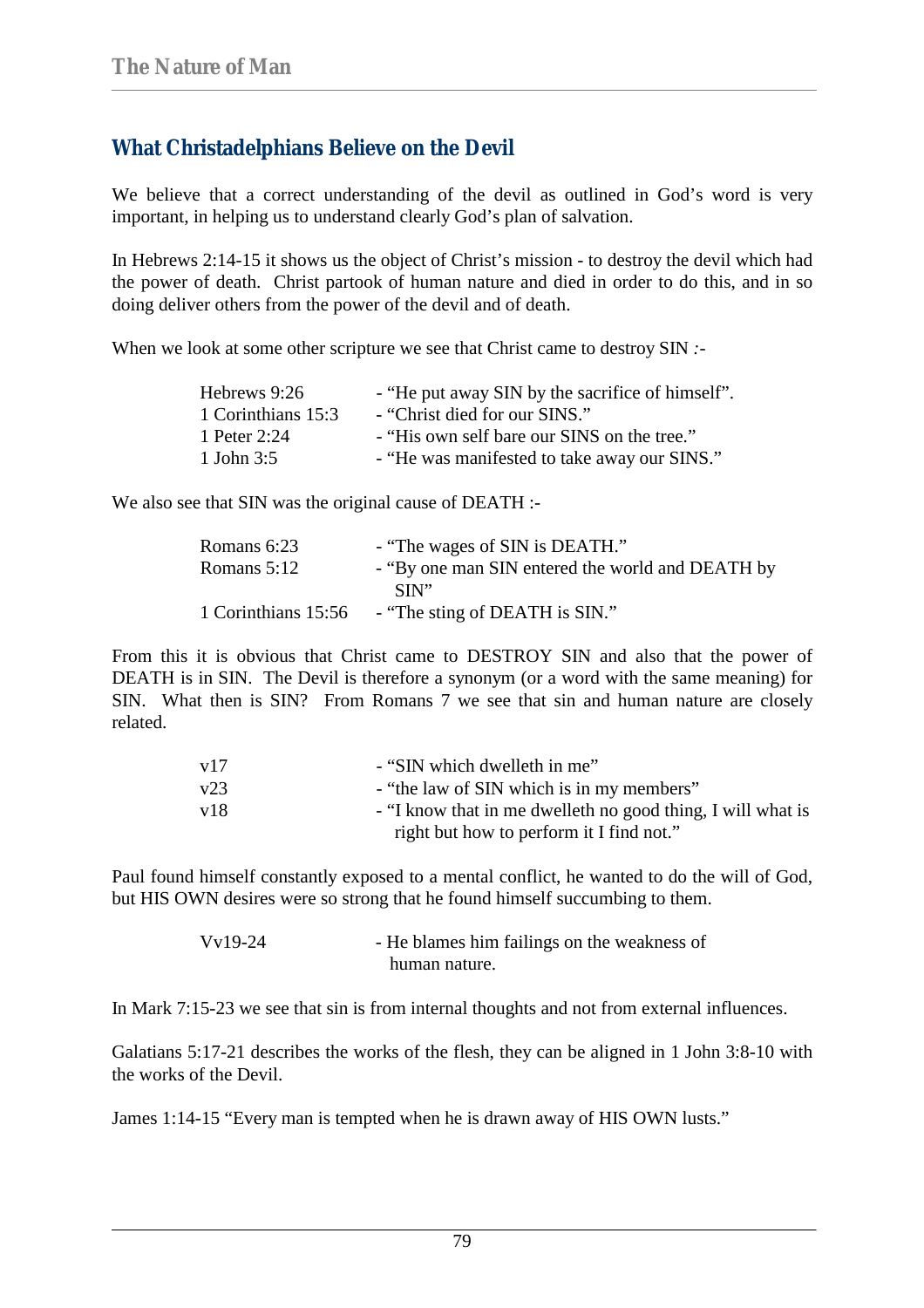## What Christadelphians Believe on the Devil

We believe that a correct understanding of the devil as outlined in God's word is very important, in helping us to understand clearly God's plan of salvation.

In Hebrews 2:14-15 it shows us the object of Christ's mission - to destroy the devil which had the power of death. Christ partook of human nature and died in order to do this, and in so doing deliver others from the power of the devil and of death.

When we look at some other scripture we see that Christ came to destroy SIN :-

| | |
|---|---|
| Hebrews 9:26 | - "He put away SIN by the sacrifice of himself". |
| 1 Corinthians 15:3 | - "Christ died for our SINS." |
| 1 Peter 2:24 | - "His own self bare our SINS on the tree." |
| 1 John 3:5 | - "He was manifested to take away our SINS." |

We also see that SIN was the original cause of DEATH :-

| | |
|---|---|
| Romans 6:23 | - "The wages of SIN is DEATH." |
| Romans 5:12 | - "By one man SIN entered the world and DEATH by SIN" |
| 1 Corinthians 15:56 | - "The sting of DEATH is SIN." |

From this it is obvious that Christ came to DESTROY SIN and also that the power of DEATH is in SIN. The Devil is therefore a synonym (or a word with the same meaning) for SIN. What then is SIN? From Romans 7 we see that sin and human nature are closely related.

| | |
|---|---|
| v17 | - "SIN which dwelleth in me" |
| v23 | - "the law of SIN which is in my members" |
| v18 | - "I know that in me dwelleth no good thing, I will what is right but how to perform it I find not." |

Paul found himself constantly exposed to a mental conflict, he wanted to do the will of God, but HIS OWN desires were so strong that he found himself succumbing to them.

| | |
|---|---|
| Vv19-24 | - He blames him failings on the weakness of human nature. |

In Mark 7:15-23 we see that sin is from internal thoughts and not from external influences.

Galatians 5:17-21 describes the works of the flesh, they can be aligned in 1 John 3:8-10 with the works of the Devil.

James 1:14-15 "Every man is tempted when he is drawn away of HIS OWN lusts."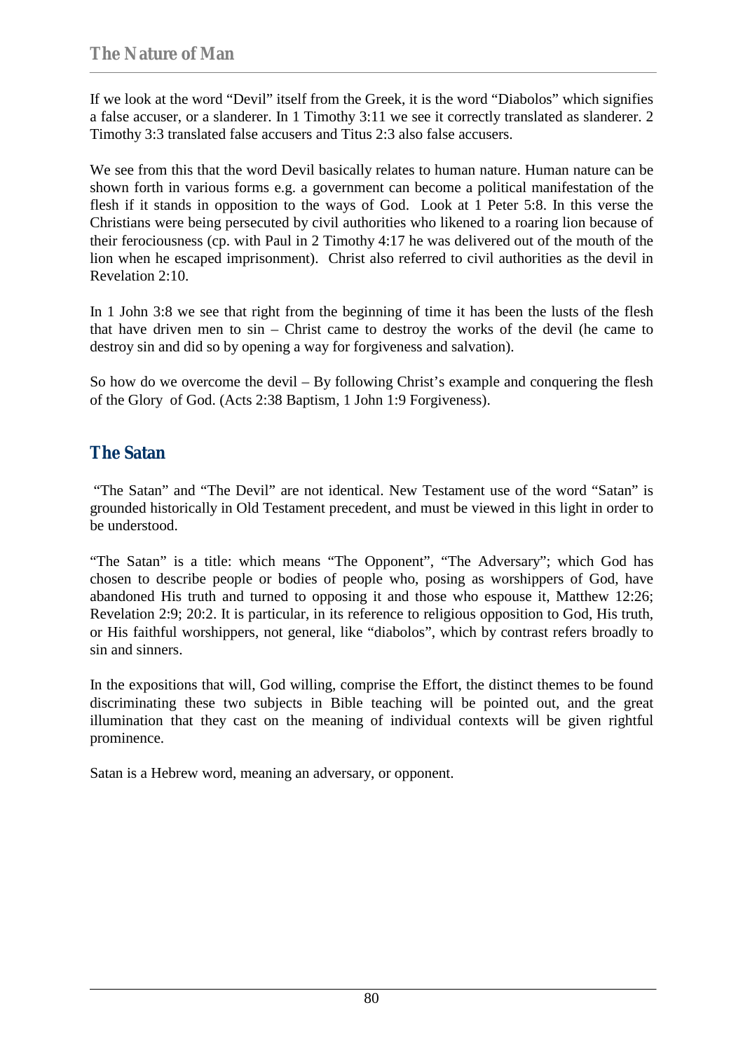If we look at the word "Devil" itself from the Greek, it is the word "Diabolos" which signifies a false accuser, or a slanderer. In 1 Timothy 3:11 we see it correctly translated as slanderer. 2 Timothy 3:3 translated false accusers and Titus 2:3 also false accusers.

We see from this that the word Devil basically relates to human nature. Human nature can be shown forth in various forms e.g. a government can become a political manifestation of the flesh if it stands in opposition to the ways of God. Look at 1 Peter 5:8. In this verse the Christians were being persecuted by civil authorities who likened to a roaring lion because of their ferociousness (cp. with Paul in 2 Timothy 4:17 he was delivered out of the mouth of the lion when he escaped imprisonment). Christ also referred to civil authorities as the devil in Revelation 2:10.

In 1 John 3:8 we see that right from the beginning of time it has been the lusts of the flesh that have driven men to sin – Christ came to destroy the works of the devil (he came to destroy sin and did so by opening a way for forgiveness and salvation).

So how do we overcome the devil – By following Christ's example and conquering the flesh of the Glory of God. (Acts 2:38 Baptism, 1 John 1:9 Forgiveness).

## The Satan

"The Satan" and "The Devil" are not identical. New Testament use of the word "Satan" is grounded historically in Old Testament precedent, and must be viewed in this light in order to be understood.

"The Satan" is a title: which means "The Opponent", "The Adversary"; which God has chosen to describe people or bodies of people who, posing as worshippers of God, have abandoned His truth and turned to opposing it and those who espouse it, Matthew 12:26; Revelation 2:9; 20:2. It is particular, in its reference to religious opposition to God, His truth, or His faithful worshippers, not general, like "diabolos", which by contrast refers broadly to sin and sinners.

In the expositions that will, God willing, comprise the Effort, the distinct themes to be found discriminating these two subjects in Bible teaching will be pointed out, and the great illumination that they cast on the meaning of individual contexts will be given rightful prominence.

Satan is a Hebrew word, meaning an adversary, or opponent.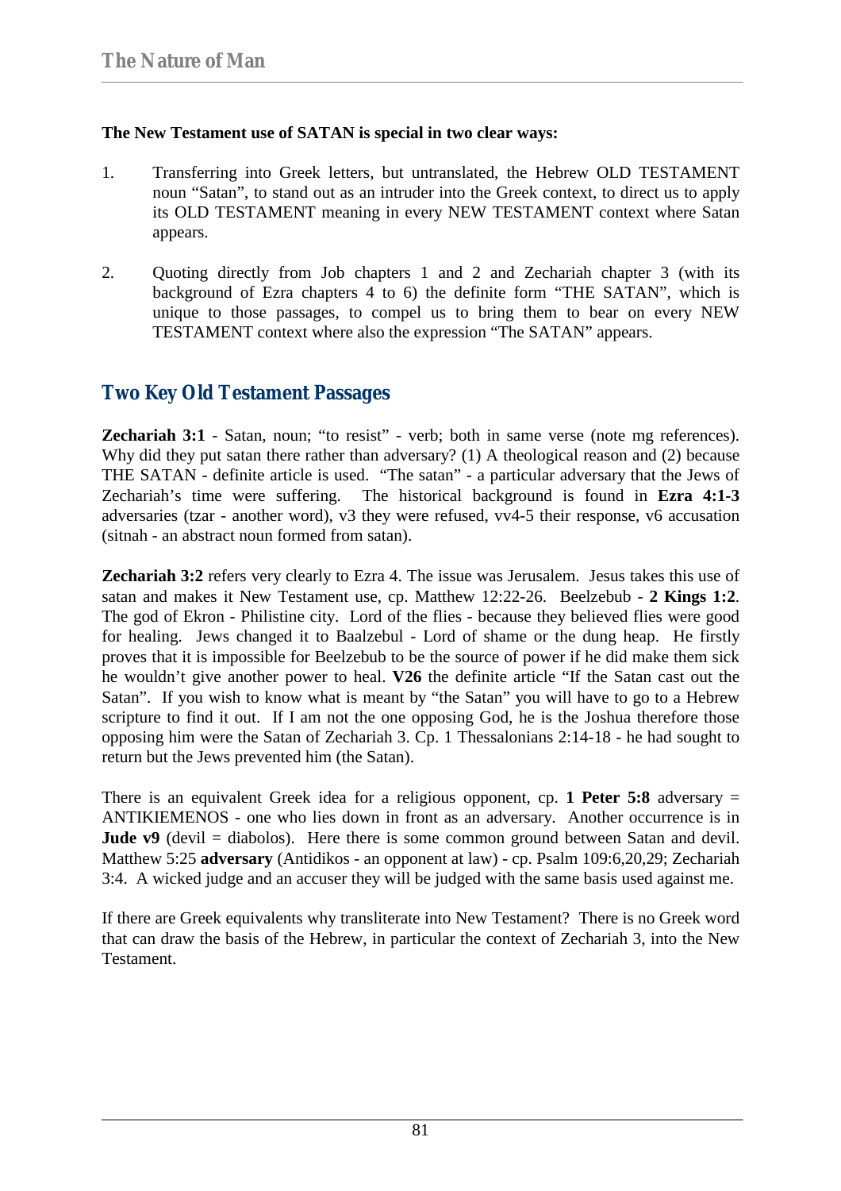**The New Testament use of SATAN is special in two clear ways:**

1. Transferring into Greek letters, but untranslated, the Hebrew OLD TESTAMENT noun "Satan", to stand out as an intruder into the Greek context, to direct us to apply its OLD TESTAMENT meaning in every NEW TESTAMENT context where Satan appears.

2. Quoting directly from Job chapters 1 and 2 and Zechariah chapter 3 (with its background of Ezra chapters 4 to 6) the definite form "THE SATAN", which is unique to those passages, to compel us to bring them to bear on every NEW TESTAMENT context where also the expression "The SATAN" appears.

## Two Key Old Testament Passages

**Zechariah 3:1** - Satan, noun; "to resist" - verb; both in same verse (note mg references). Why did they put satan there rather than adversary? (1) A theological reason and (2) because THE SATAN - definite article is used. "The satan" - a particular adversary that the Jews of Zechariah's time were suffering. The historical background is found in **Ezra 4:1-3** adversaries (tzar - another word), v3 they were refused, vv4-5 their response, v6 accusation (sitnah - an abstract noun formed from satan).

**Zechariah 3:2** refers very clearly to Ezra 4. The issue was Jerusalem. Jesus takes this use of satan and makes it New Testament use, cp. Matthew 12:22-26. Beelzebub - **2 Kings 1:2**. The god of Ekron - Philistine city. Lord of the flies - because they believed flies were good for healing. Jews changed it to Baalzebul - Lord of shame or the dung heap. He firstly proves that it is impossible for Beelzebub to be the source of power if he did make them sick he wouldn't give another power to heal. **V26** the definite article "If the Satan cast out the Satan". If you wish to know what is meant by "the Satan" you will have to go to a Hebrew scripture to find it out. If I am not the one opposing God, he is the Joshua therefore those opposing him were the Satan of Zechariah 3. Cp. 1 Thessalonians 2:14-18 - he had sought to return but the Jews prevented him (the Satan).

There is an equivalent Greek idea for a religious opponent, cp. **1 Peter 5:8** adversary = ANTIKIEMENOS - one who lies down in front as an adversary. Another occurrence is in **Jude v9** (devil = diabolos). Here there is some common ground between Satan and devil. Matthew 5:25 **adversary** (Antidikos - an opponent at law) - cp. Psalm 109:6,20,29; Zechariah 3:4. A wicked judge and an accuser they will be judged with the same basis used against me.

If there are Greek equivalents why transliterate into New Testament? There is no Greek word that can draw the basis of the Hebrew, in particular the context of Zechariah 3, into the New Testament.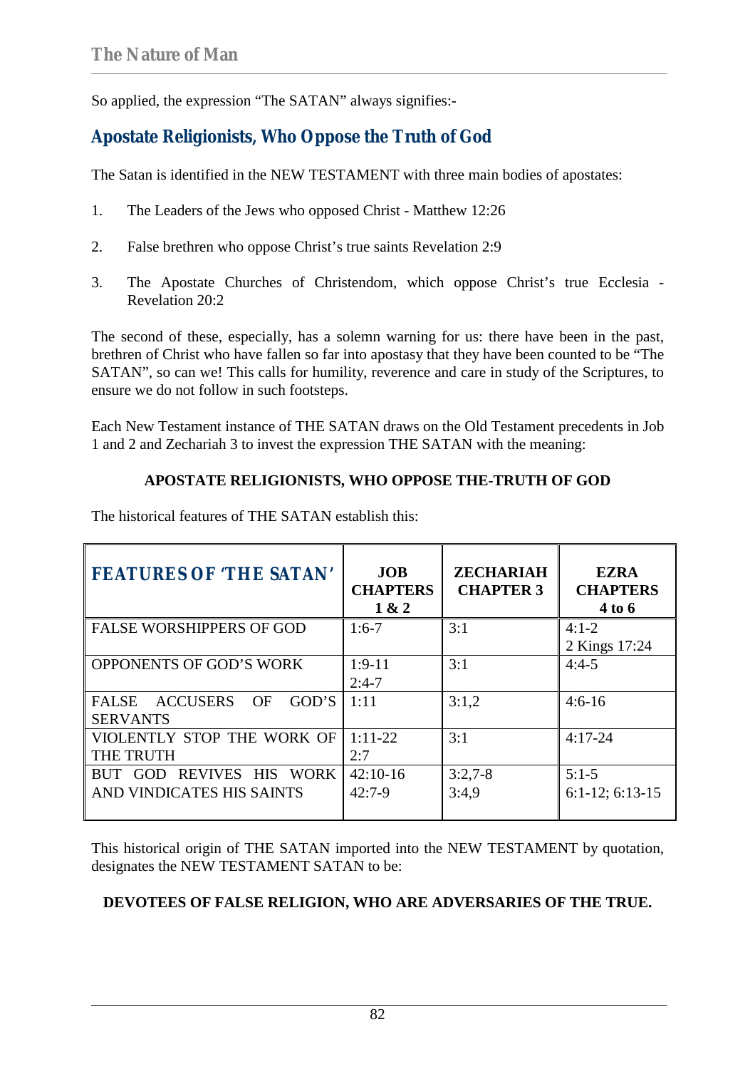So applied, the expression “The SATAN” always signifies:-

## Apostate Religionists, Who Oppose the Truth of God

The Satan is identified in the NEW TESTAMENT with three main bodies of apostates:

1. The Leaders of the Jews who opposed Christ - Matthew 12:26

2. False brethren who oppose Christ’s true saints Revelation 2:9

3. The Apostate Churches of Christendom, which oppose Christ’s true Ecclesia - Revelation 20:2

The second of these, especially, has a solemn warning for us: there have been in the past, brethren of Christ who have fallen so far into apostasy that they have been counted to be “The SATAN”, so can we! This calls for humility, reverence and care in study of the Scriptures, to ensure we do not follow in such footsteps.

Each New Testament instance of THE SATAN draws on the Old Testament precedents in Job 1 and 2 and Zechariah 3 to invest the expression THE SATAN with the meaning:

**APOSTATE RELIGIONISTS, WHO OPPOSE THE-TRUTH OF GOD**

The historical features of THE SATAN establish this:

| FEATURES OF ‘THE SATAN’ | JOB CHAPTERS 1 & 2 | ZECHARIAH CHAPTER 3 | EZRA CHAPTERS 4 to 6 |
|---|---|---|---|
| FALSE WORSHIPPERS OF GOD | 1:6-7 | 3:1 | 4:1-2<br>2 Kings 17:24 |
| OPPONENTS OF GOD’S WORK | 1:9-11<br>2:4-7 | 3:1 | 4:4-5 |
| FALSE ACCUSERS OF GOD’S SERVANTS | 1:11 | 3:1,2 | 4:6-16 |
| VIOLENTLY STOP THE WORK OF THE TRUTH | 1:11-22<br>2:7 | 3:1 | 4:17-24 |
| BUT GOD REVIVES HIS WORK AND VINDICATES HIS SAINTS | 42:10-16<br>42:7-9 | 3:2,7-8<br>3:4,9 | 5:1-5<br>6:1-12; 6:13-15 |

This historical origin of THE SATAN imported into the NEW TESTAMENT by quotation, designates the NEW TESTAMENT SATAN to be:

**DEVOTEES OF FALSE RELIGION, WHO ARE ADVERSARIES OF THE TRUE.**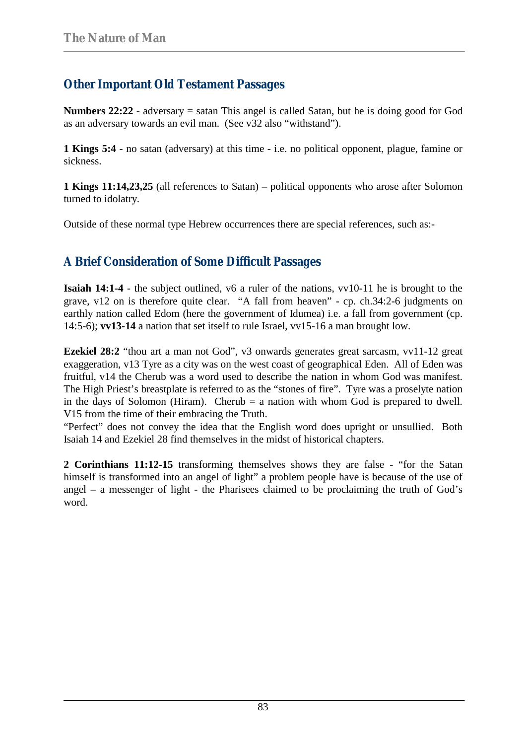## Other Important Old Testament Passages

**Numbers 22:22** - adversary = satan This angel is called Satan, but he is doing good for God as an adversary towards an evil man. (See v32 also "withstand").

**1 Kings 5:4** - no satan (adversary) at this time - i.e. no political opponent, plague, famine or sickness.

**1 Kings 11:14,23,25** (all references to Satan) – political opponents who arose after Solomon turned to idolatry.

Outside of these normal type Hebrew occurrences there are special references, such as:-

## A Brief Consideration of Some Difficult Passages

**Isaiah 14:1-4** - the subject outlined, v6 a ruler of the nations, vv10-11 he is brought to the grave, v12 on is therefore quite clear. "A fall from heaven" - cp. ch.34:2-6 judgments on earthly nation called Edom (here the government of Idumea) i.e. a fall from government (cp. 14:5-6); **vv13-14** a nation that set itself to rule Israel, vv15-16 a man brought low.

**Ezekiel 28:2** "thou art a man not God", v3 onwards generates great sarcasm, vv11-12 great exaggeration, v13 Tyre as a city was on the west coast of geographical Eden. All of Eden was fruitful, v14 the Cherub was a word used to describe the nation in whom God was manifest. The High Priest's breastplate is referred to as the "stones of fire". Tyre was a proselyte nation in the days of Solomon (Hiram). Cherub = a nation with whom God is prepared to dwell. V15 from the time of their embracing the Truth.
"Perfect" does not convey the idea that the English word does upright or unsullied. Both Isaiah 14 and Ezekiel 28 find themselves in the midst of historical chapters.

**2 Corinthians 11:12-15** transforming themselves shows they are false - "for the Satan himself is transformed into an angel of light" a problem people have is because of the use of angel – a messenger of light - the Pharisees claimed to be proclaiming the truth of God's word.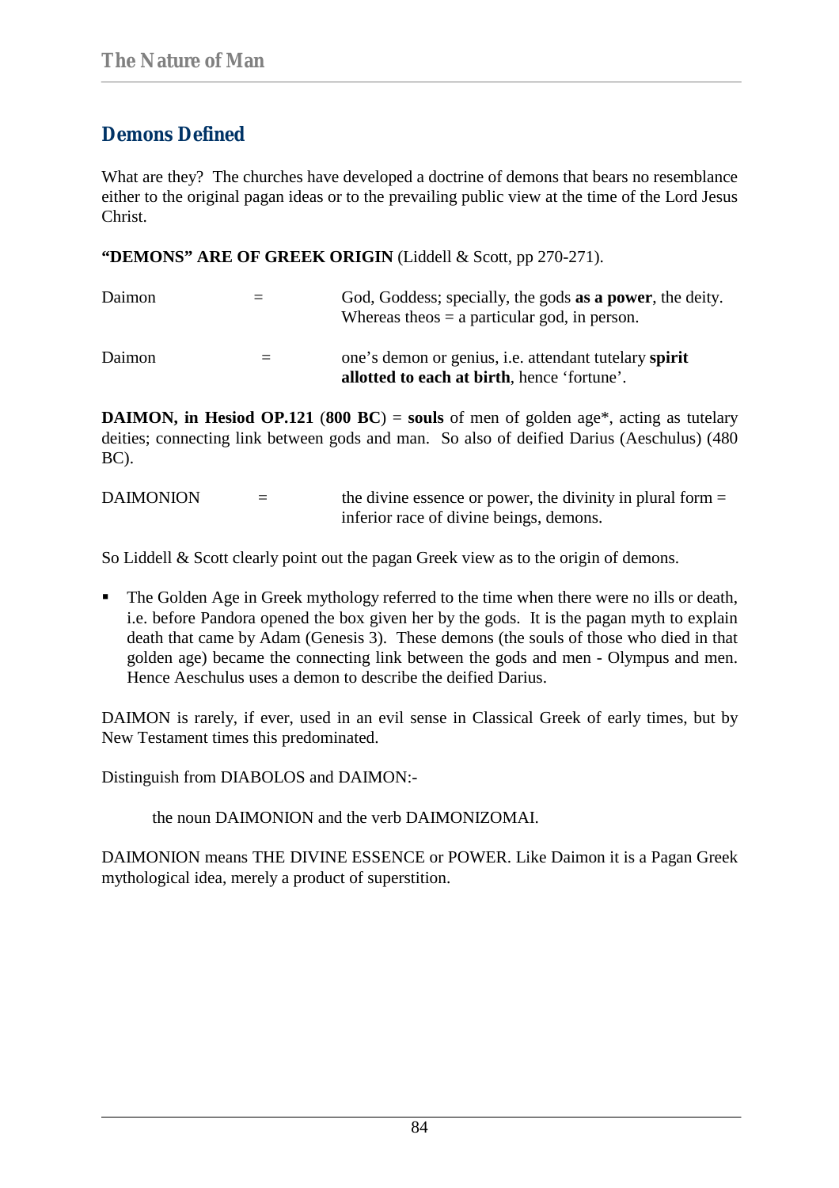## Demons Defined

What are they? The churches have developed a doctrine of demons that bears no resemblance either to the original pagan ideas or to the prevailing public view at the time of the Lord Jesus Christ.

**"DEMONS" ARE OF GREEK ORIGIN** (Liddell & Scott, pp 270-271).

| | | |
|---|---|---|
| Daimon | = | God, Goddess; specially, the gods **as a power**, the deity. Whereas theos = a particular god, in person. |
| Daimon | = | one's demon or genius, i.e. attendant tutelary **spirit allotted to each at birth**, hence 'fortune'. |

**DAIMON, in Hesiod OP.121** (**800 BC**) = **souls** of men of golden age*, acting as tutelary deities; connecting link between gods and man. So also of deified Darius (Aeschulus) (480 BC).

| | | |
|---|---|---|
| DAIMONION | = | the divine essence or power, the divinity in plural form = inferior race of divine beings, demons. |

So Liddell & Scott clearly point out the pagan Greek view as to the origin of demons.

- The Golden Age in Greek mythology referred to the time when there were no ills or death, i.e. before Pandora opened the box given her by the gods. It is the pagan myth to explain death that came by Adam (Genesis 3). These demons (the souls of those who died in that golden age) became the connecting link between the gods and men - Olympus and men. Hence Aeschulus uses a demon to describe the deified Darius.

DAIMON is rarely, if ever, used in an evil sense in Classical Greek of early times, but by New Testament times this predominated.

Distinguish from DIABOLOS and DAIMON:-

> the noun DAIMONION and the verb DAIMONIZOMAI.

DAIMONION means THE DIVINE ESSENCE or POWER. Like Daimon it is a Pagan Greek mythological idea, merely a product of superstition.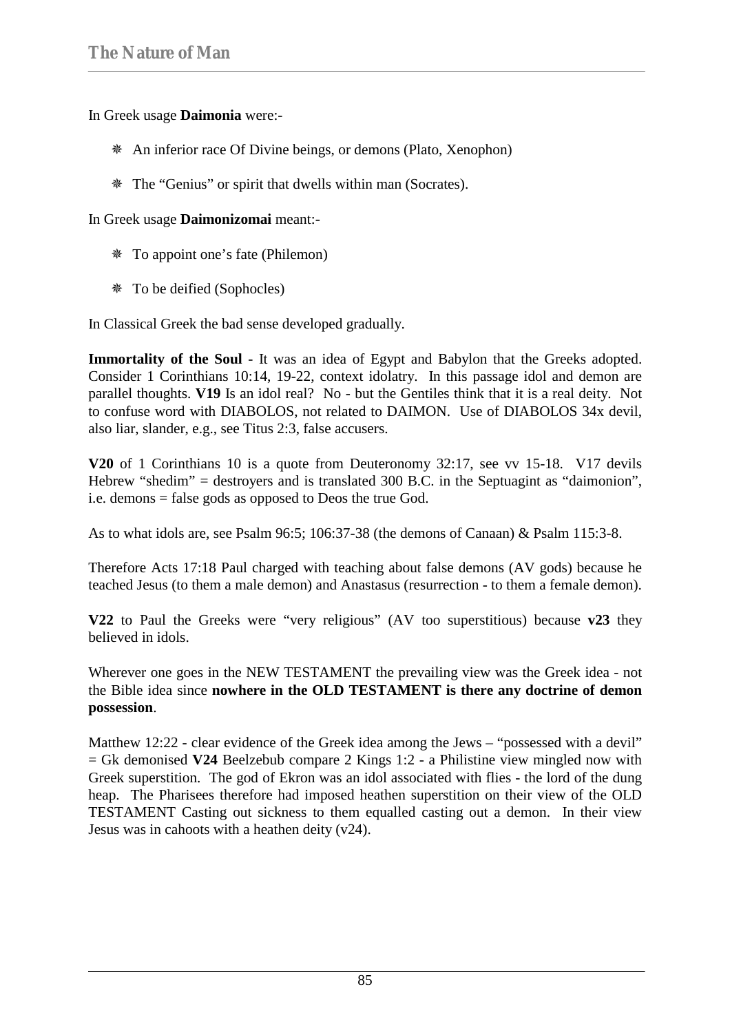In Greek usage **Daimonia** were:-

- An inferior race Of Divine beings, or demons (Plato, Xenophon)
- The "Genius" or spirit that dwells within man (Socrates).

In Greek usage **Daimonizomai** meant:-

- To appoint one's fate (Philemon)
- To be deified (Sophocles)

In Classical Greek the bad sense developed gradually.

**Immortality of the Soul** - It was an idea of Egypt and Babylon that the Greeks adopted. Consider 1 Corinthians 10:14, 19-22, context idolatry. In this passage idol and demon are parallel thoughts. **V19** Is an idol real? No - but the Gentiles think that it is a real deity. Not to confuse word with DIABOLOS, not related to DAIMON. Use of DIABOLOS 34x devil, also liar, slander, e.g., see Titus 2:3, false accusers.

**V20** of 1 Corinthians 10 is a quote from Deuteronomy 32:17, see vv 15-18. V17 devils Hebrew "shedim" = destroyers and is translated 300 B.C. in the Septuagint as "daimonion", i.e. demons = false gods as opposed to Deos the true God.

As to what idols are, see Psalm 96:5; 106:37-38 (the demons of Canaan) & Psalm 115:3-8.

Therefore Acts 17:18 Paul charged with teaching about false demons (AV gods) because he teached Jesus (to them a male demon) and Anastasus (resurrection - to them a female demon).

**V22** to Paul the Greeks were "very religious" (AV too superstitious) because **v23** they believed in idols.

Wherever one goes in the NEW TESTAMENT the prevailing view was the Greek idea - not the Bible idea since **nowhere in the OLD TESTAMENT is there any doctrine of demon possession**.

Matthew 12:22 - clear evidence of the Greek idea among the Jews – "possessed with a devil" = Gk demonised **V24** Beelzebub compare 2 Kings 1:2 - a Philistine view mingled now with Greek superstition. The god of Ekron was an idol associated with flies - the lord of the dung heap. The Pharisees therefore had imposed heathen superstition on their view of the OLD TESTAMENT Casting out sickness to them equalled casting out a demon. In their view Jesus was in cahoots with a heathen deity (v24).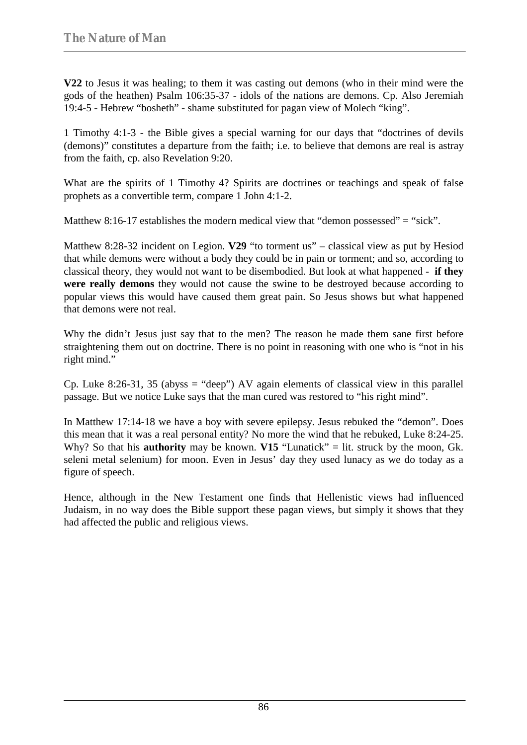**V22** to Jesus it was healing; to them it was casting out demons (who in their mind were the gods of the heathen) Psalm 106:35-37 - idols of the nations are demons. Cp. Also Jeremiah 19:4-5 - Hebrew "bosheth" - shame substituted for pagan view of Molech "king".

1 Timothy 4:1-3 - the Bible gives a special warning for our days that "doctrines of devils (demons)" constitutes a departure from the faith; i.e. to believe that demons are real is astray from the faith, cp. also Revelation 9:20.

What are the spirits of 1 Timothy 4? Spirits are doctrines or teachings and speak of false prophets as a convertible term, compare 1 John 4:1-2.

Matthew 8:16-17 establishes the modern medical view that "demon possessed" = "sick".

Matthew 8:28-32 incident on Legion. **V29** "to torment us" – classical view as put by Hesiod that while demons were without a body they could be in pain or torment; and so, according to classical theory, they would not want to be disembodied. But look at what happened - **if they were really demons** they would not cause the swine to be destroyed because according to popular views this would have caused them great pain. So Jesus shows but what happened that demons were not real.

Why the didn't Jesus just say that to the men? The reason he made them sane first before straightening them out on doctrine. There is no point in reasoning with one who is "not in his right mind."

Cp. Luke 8:26-31, 35 (abyss = "deep") AV again elements of classical view in this parallel passage. But we notice Luke says that the man cured was restored to "his right mind".

In Matthew 17:14-18 we have a boy with severe epilepsy. Jesus rebuked the "demon". Does this mean that it was a real personal entity? No more the wind that he rebuked, Luke 8:24-25. Why? So that his **authority** may be known. **V15** "Lunatick" = lit. struck by the moon, Gk. seleni metal selenium) for moon. Even in Jesus' day they used lunacy as we do today as a figure of speech.

Hence, although in the New Testament one finds that Hellenistic views had influenced Judaism, in no way does the Bible support these pagan views, but simply it shows that they had affected the public and religious views.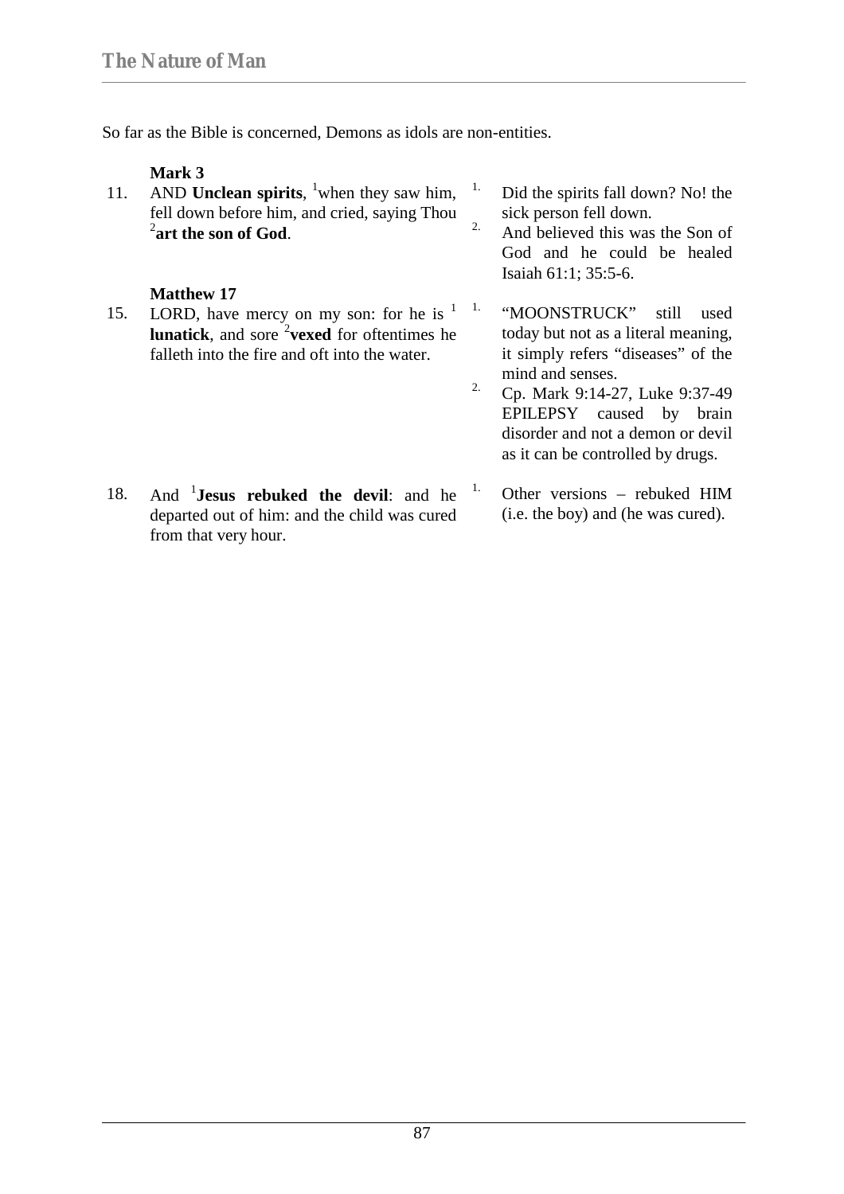So far as the Bible is concerned, Demons as idols are non-entities.

**Mark 3**

11. AND **Unclean spirits**, [1]when they saw him, fell down before him, and cried, saying Thou [2]**art the son of God**.

1. Did the spirits fall down? No! the sick person fell down.
2. And believed this was the Son of God and he could be healed Isaiah 61:1; 35:5-6.

**Matthew 17**

15. LORD, have mercy on my son: for he is [1] **lunatick**, and sore [2]**vexed** for oftentimes he falleth into the fire and oft into the water.

1. "MOONSTRUCK" still used today but not as a literal meaning, it simply refers "diseases" of the mind and senses.
2. Cp. Mark 9:14-27, Luke 9:37-49 EPILEPSY caused by brain disorder and not a demon or devil as it can be controlled by drugs.

18. And [1]**Jesus rebuked the devil**: and he departed out of him: and the child was cured from that very hour.

1. Other versions – rebuked HIM (i.e. the boy) and (he was cured).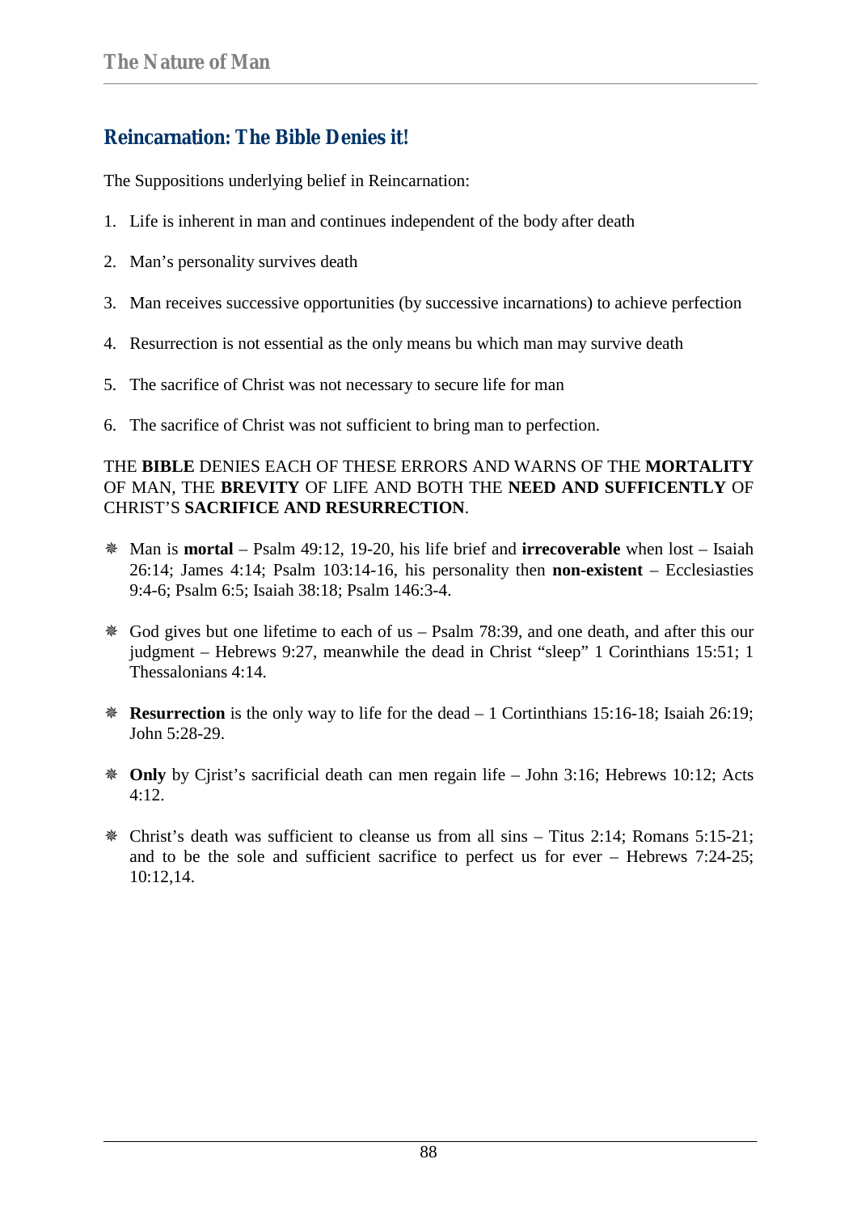## Reincarnation: The Bible Denies it!

The Suppositions underlying belief in Reincarnation:

1. Life is inherent in man and continues independent of the body after death
2. Man's personality survives death
3. Man receives successive opportunities (by successive incarnations) to achieve perfection
4. Resurrection is not essential as the only means bu which man may survive death
5. The sacrifice of Christ was not necessary to secure life for man
6. The sacrifice of Christ was not sufficient to bring man to perfection.

THE **BIBLE** DENIES EACH OF THESE ERRORS AND WARNS OF THE **MORTALITY** OF MAN, THE **BREVITY** OF LIFE AND BOTH THE **NEED AND SUFFICENTLY** OF CHRIST'S **SACRIFICE AND RESURRECTION**.

- Man is **mortal** – Psalm 49:12, 19-20, his life brief and **irrecoverable** when lost – Isaiah 26:14; James 4:14; Psalm 103:14-16, his personality then **non-existent** – Ecclesiasties 9:4-6; Psalm 6:5; Isaiah 38:18; Psalm 146:3-4.

- God gives but one lifetime to each of us – Psalm 78:39, and one death, and after this our judgment – Hebrews 9:27, meanwhile the dead in Christ "sleep" 1 Corinthians 15:51; 1 Thessalonians 4:14.

- **Resurrection** is the only way to life for the dead – 1 Cortinthians 15:16-18; Isaiah 26:19; John 5:28-29.

- **Only** by Cjrist's sacrificial death can men regain life – John 3:16; Hebrews 10:12; Acts 4:12.

- Christ's death was sufficient to cleanse us from all sins – Titus 2:14; Romans 5:15-21; and to be the sole and sufficient sacrifice to perfect us for ever – Hebrews 7:24-25; 10:12,14.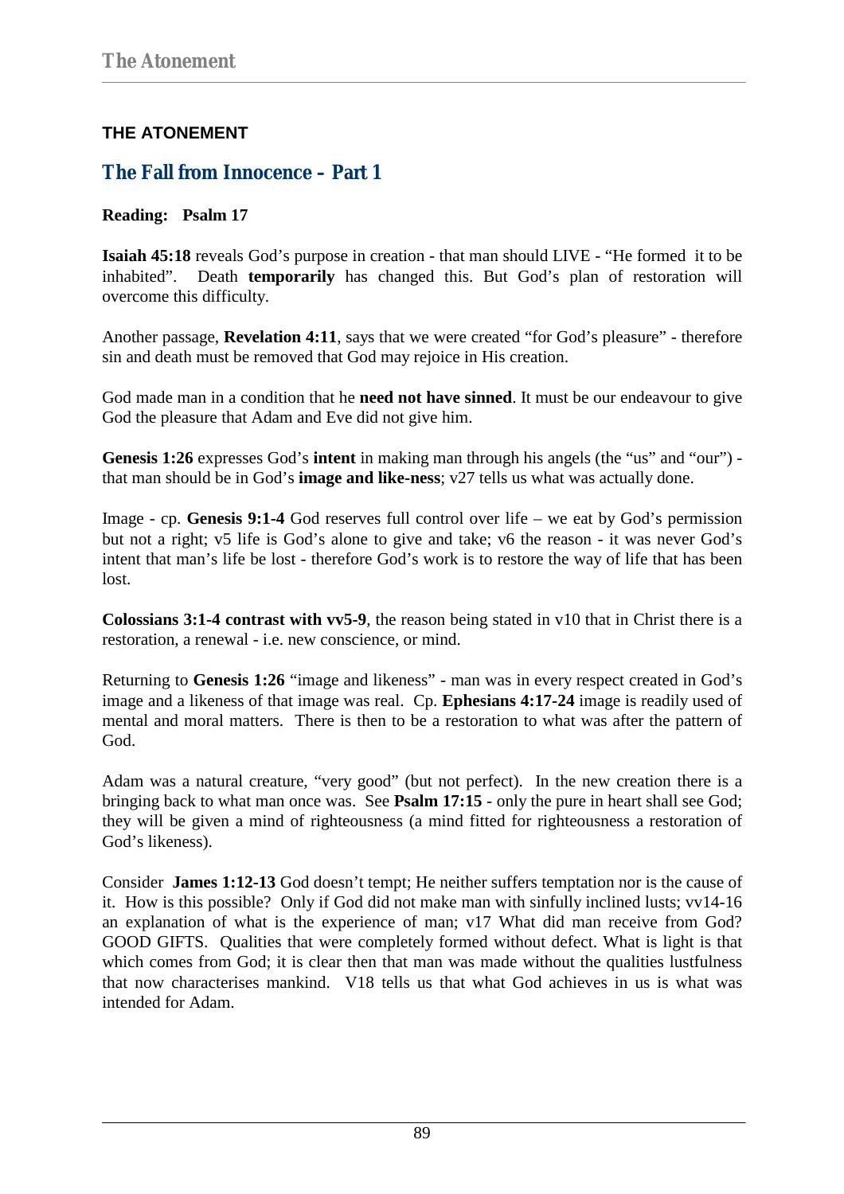# THE ATONEMENT

## The Fall from Innocence – Part 1

**Reading: Psalm 17**

**Isaiah 45:18** reveals God's purpose in creation - that man should LIVE - "He formed it to be inhabited". Death **temporarily** has changed this. But God's plan of restoration will overcome this difficulty.

Another passage, **Revelation 4:11**, says that we were created "for God's pleasure" - therefore sin and death must be removed that God may rejoice in His creation.

God made man in a condition that he **need not have sinned**. It must be our endeavour to give God the pleasure that Adam and Eve did not give him.

**Genesis 1:26** expresses God's **intent** in making man through his angels (the "us" and "our") - that man should be in God's **image and like-ness**; v27 tells us what was actually done.

Image - cp. **Genesis 9:1-4** God reserves full control over life – we eat by God's permission but not a right; v5 life is God's alone to give and take; v6 the reason - it was never God's intent that man's life be lost - therefore God's work is to restore the way of life that has been lost.

**Colossians 3:1-4 contrast with vv5-9**, the reason being stated in v10 that in Christ there is a restoration, a renewal - i.e. new conscience, or mind.

Returning to **Genesis 1:26** "image and likeness" - man was in every respect created in God's image and a likeness of that image was real. Cp. **Ephesians 4:17-24** image is readily used of mental and moral matters. There is then to be a restoration to what was after the pattern of God.

Adam was a natural creature, "very good" (but not perfect). In the new creation there is a bringing back to what man once was. See **Psalm 17:15** - only the pure in heart shall see God; they will be given a mind of righteousness (a mind fitted for righteousness a restoration of God's likeness).

Consider **James 1:12-13** God doesn't tempt; He neither suffers temptation nor is the cause of it. How is this possible? Only if God did not make man with sinfully inclined lusts; vv14-16 an explanation of what is the experience of man; v17 What did man receive from God? GOOD GIFTS. Qualities that were completely formed without defect. What is light is that which comes from God; it is clear then that man was made without the qualities lustfulness that now characterises mankind. V18 tells us that what God achieves in us is what was intended for Adam.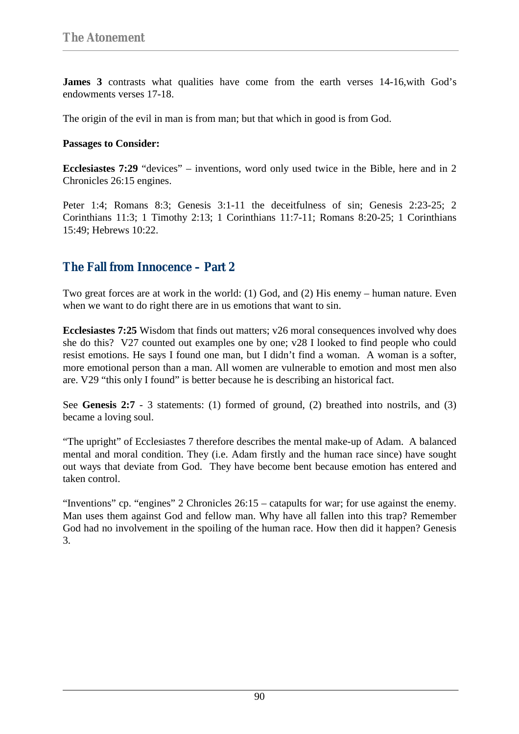**James 3** contrasts what qualities have come from the earth verses 14-16,with God's endowments verses 17-18.

The origin of the evil in man is from man; but that which in good is from God.

**Passages to Consider:**

**Ecclesiastes 7:29** "devices" – inventions, word only used twice in the Bible, here and in 2 Chronicles 26:15 engines.

Peter 1:4; Romans 8:3; Genesis 3:1-11 the deceitfulness of sin; Genesis 2:23-25; 2 Corinthians 11:3; 1 Timothy 2:13; 1 Corinthians 11:7-11; Romans 8:20-25; 1 Corinthians 15:49; Hebrews 10:22.

## The Fall from Innocence – Part 2

Two great forces are at work in the world: (1) God, and (2) His enemy – human nature. Even when we want to do right there are in us emotions that want to sin.

**Ecclesiastes 7:25** Wisdom that finds out matters; v26 moral consequences involved why does she do this? V27 counted out examples one by one; v28 I looked to find people who could resist emotions. He says I found one man, but I didn't find a woman. A woman is a softer, more emotional person than a man. All women are vulnerable to emotion and most men also are. V29 "this only I found" is better because he is describing an historical fact.

See **Genesis 2:7** - 3 statements: (1) formed of ground, (2) breathed into nostrils, and (3) became a loving soul.

"The upright" of Ecclesiastes 7 therefore describes the mental make-up of Adam. A balanced mental and moral condition. They (i.e. Adam firstly and the human race since) have sought out ways that deviate from God. They have become bent because emotion has entered and taken control.

"Inventions" cp. "engines" 2 Chronicles 26:15 – catapults for war; for use against the enemy. Man uses them against God and fellow man. Why have all fallen into this trap? Remember God had no involvement in the spoiling of the human race. How then did it happen? Genesis 3.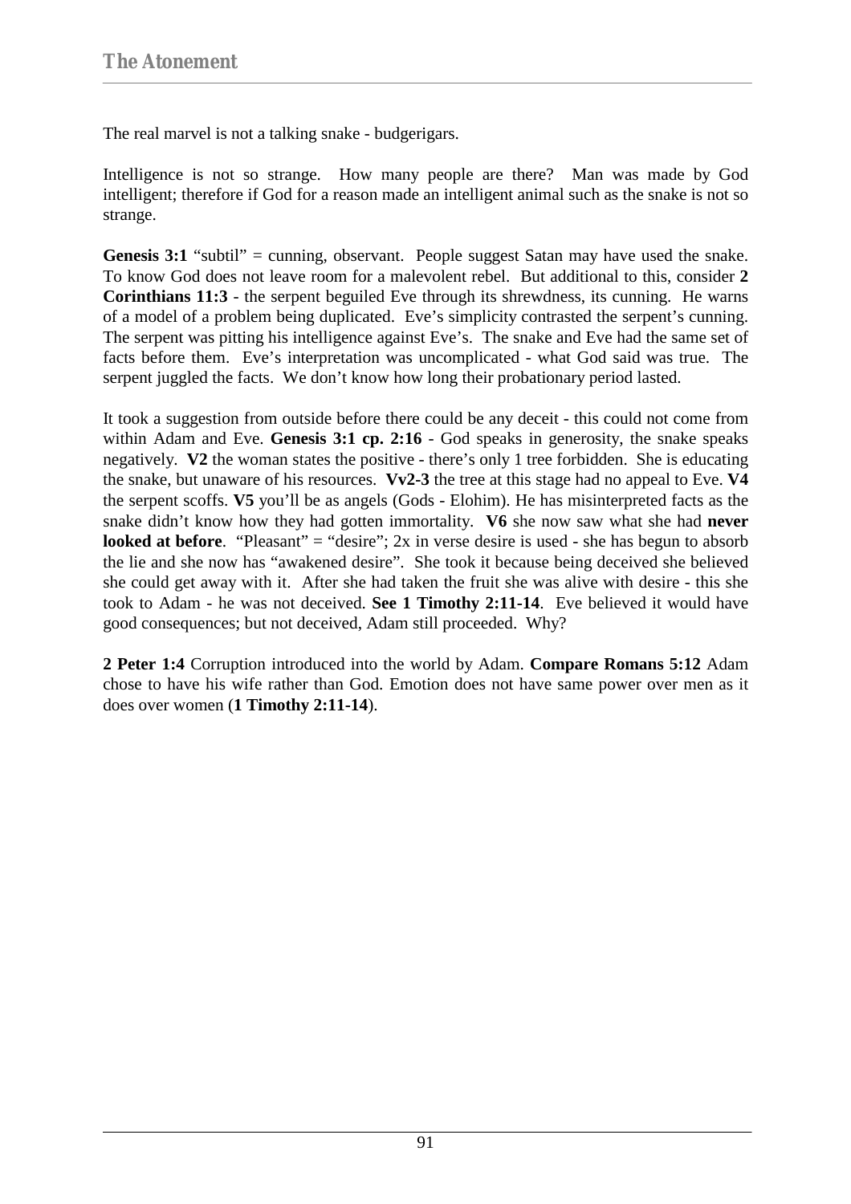The real marvel is not a talking snake - budgerigars.

Intelligence is not so strange. How many people are there? Man was made by God intelligent; therefore if God for a reason made an intelligent animal such as the snake is not so strange.

**Genesis 3:1** "subtil" = cunning, observant. People suggest Satan may have used the snake. To know God does not leave room for a malevolent rebel. But additional to this, consider **2 Corinthians 11:3** - the serpent beguiled Eve through its shrewdness, its cunning. He warns of a model of a problem being duplicated. Eve's simplicity contrasted the serpent's cunning. The serpent was pitting his intelligence against Eve's. The snake and Eve had the same set of facts before them. Eve's interpretation was uncomplicated - what God said was true. The serpent juggled the facts. We don't know how long their probationary period lasted.

It took a suggestion from outside before there could be any deceit - this could not come from within Adam and Eve. **Genesis 3:1 cp. 2:16** - God speaks in generosity, the snake speaks negatively. **V2** the woman states the positive - there's only 1 tree forbidden. She is educating the snake, but unaware of his resources. **Vv2-3** the tree at this stage had no appeal to Eve. **V4** the serpent scoffs. **V5** you'll be as angels (Gods - Elohim). He has misinterpreted facts as the snake didn't know how they had gotten immortality. **V6** she now saw what she had **never looked at before**. "Pleasant" = "desire"; 2x in verse desire is used - she has begun to absorb the lie and she now has "awakened desire". She took it because being deceived she believed she could get away with it. After she had taken the fruit she was alive with desire - this she took to Adam - he was not deceived. **See 1 Timothy 2:11-14**. Eve believed it would have good consequences; but not deceived, Adam still proceeded. Why?

**2 Peter 1:4** Corruption introduced into the world by Adam. **Compare Romans 5:12** Adam chose to have his wife rather than God. Emotion does not have same power over men as it does over women (**1 Timothy 2:11-14**).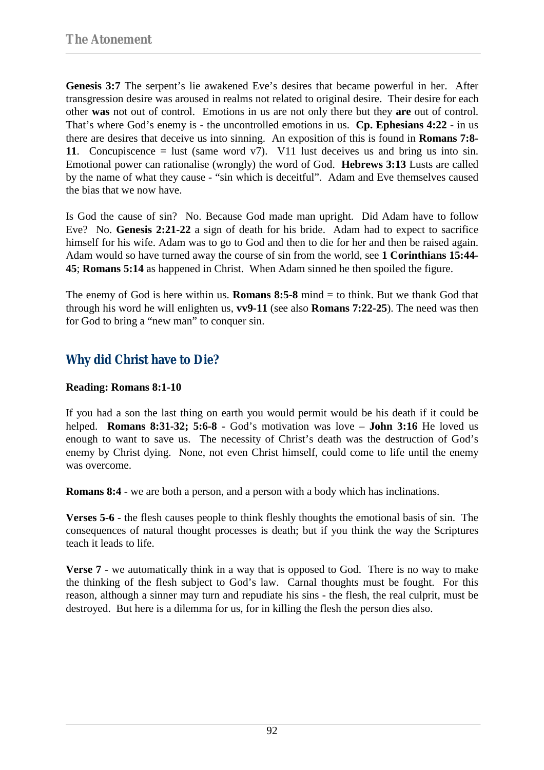**Genesis 3:7** The serpent's lie awakened Eve's desires that became powerful in her. After transgression desire was aroused in realms not related to original desire. Their desire for each other **was** not out of control. Emotions in us are not only there but they **are** out of control. That's where God's enemy is - the uncontrolled emotions in us. **Cp. Ephesians 4:22** - in us there are desires that deceive us into sinning. An exposition of this is found in **Romans 7:8-11**. Concupiscence = lust (same word v7). V11 lust deceives us and bring us into sin. Emotional power can rationalise (wrongly) the word of God. **Hebrews 3:13** Lusts are called by the name of what they cause - "sin which is deceitful". Adam and Eve themselves caused the bias that we now have.

Is God the cause of sin? No. Because God made man upright. Did Adam have to follow Eve? No. **Genesis 2:21-22** a sign of death for his bride. Adam had to expect to sacrifice himself for his wife. Adam was to go to God and then to die for her and then be raised again. Adam would so have turned away the course of sin from the world, see **1 Corinthians 15:44-45**; **Romans 5:14** as happened in Christ. When Adam sinned he then spoiled the figure.

The enemy of God is here within us. **Romans 8:5-8** mind = to think. But we thank God that through his word he will enlighten us, **vv9-11** (see also **Romans 7:22-25**). The need was then for God to bring a "new man" to conquer sin.

## Why did Christ have to Die?

**Reading: Romans 8:1-10**

If you had a son the last thing on earth you would permit would be his death if it could be helped. **Romans 8:31-32; 5:6-8** - God's motivation was love – **John 3:16** He loved us enough to want to save us. The necessity of Christ's death was the destruction of God's enemy by Christ dying. None, not even Christ himself, could come to life until the enemy was overcome.

**Romans 8:4** - we are both a person, and a person with a body which has inclinations.

**Verses 5-6** - the flesh causes people to think fleshly thoughts the emotional basis of sin. The consequences of natural thought processes is death; but if you think the way the Scriptures teach it leads to life.

**Verse 7** - we automatically think in a way that is opposed to God. There is no way to make the thinking of the flesh subject to God's law. Carnal thoughts must be fought. For this reason, although a sinner may turn and repudiate his sins - the flesh, the real culprit, must be destroyed. But here is a dilemma for us, for in killing the flesh the person dies also.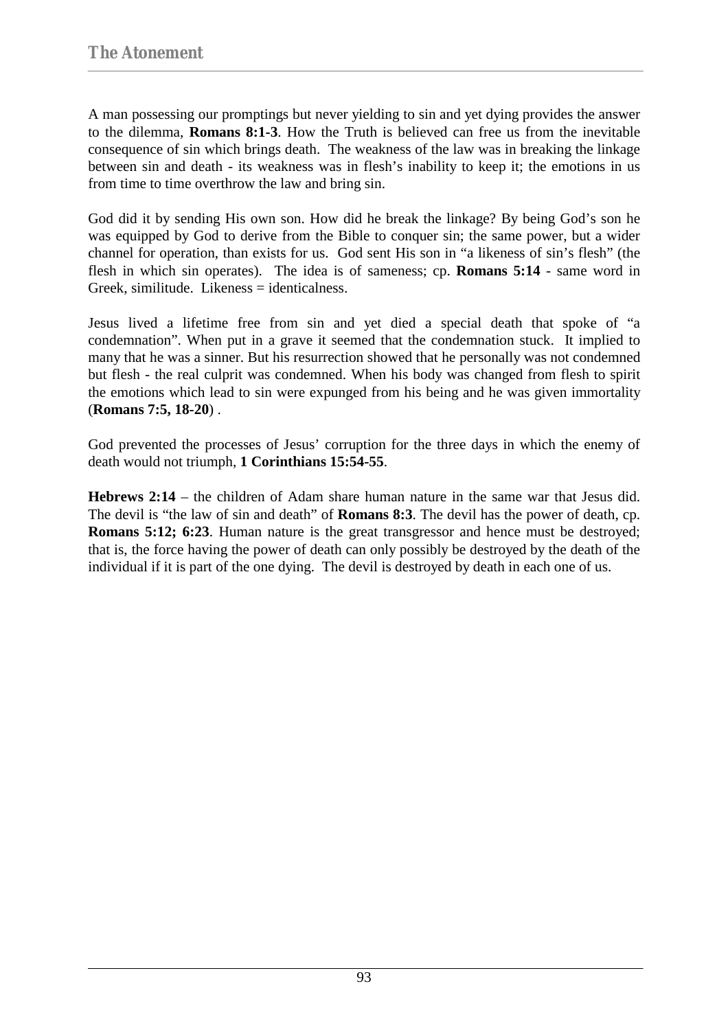A man possessing our promptings but never yielding to sin and yet dying provides the answer to the dilemma, **Romans 8:1-3**. How the Truth is believed can free us from the inevitable consequence of sin which brings death. The weakness of the law was in breaking the linkage between sin and death - its weakness was in flesh's inability to keep it; the emotions in us from time to time overthrow the law and bring sin.

God did it by sending His own son. How did he break the linkage? By being God's son he was equipped by God to derive from the Bible to conquer sin; the same power, but a wider channel for operation, than exists for us. God sent His son in "a likeness of sin's flesh" (the flesh in which sin operates). The idea is of sameness; cp. **Romans 5:14** - same word in Greek, similitude. Likeness = identicalness.

Jesus lived a lifetime free from sin and yet died a special death that spoke of "a condemnation". When put in a grave it seemed that the condemnation stuck. It implied to many that he was a sinner. But his resurrection showed that he personally was not condemned but flesh - the real culprit was condemned. When his body was changed from flesh to spirit the emotions which lead to sin were expunged from his being and he was given immortality (**Romans 7:5, 18-20**) .

God prevented the processes of Jesus' corruption for the three days in which the enemy of death would not triumph, **1 Corinthians 15:54-55**.

**Hebrews 2:14** – the children of Adam share human nature in the same war that Jesus did. The devil is "the law of sin and death" of **Romans 8:3**. The devil has the power of death, cp. **Romans 5:12; 6:23**. Human nature is the great transgressor and hence must be destroyed; that is, the force having the power of death can only possibly be destroyed by the death of the individual if it is part of the one dying. The devil is destroyed by death in each one of us.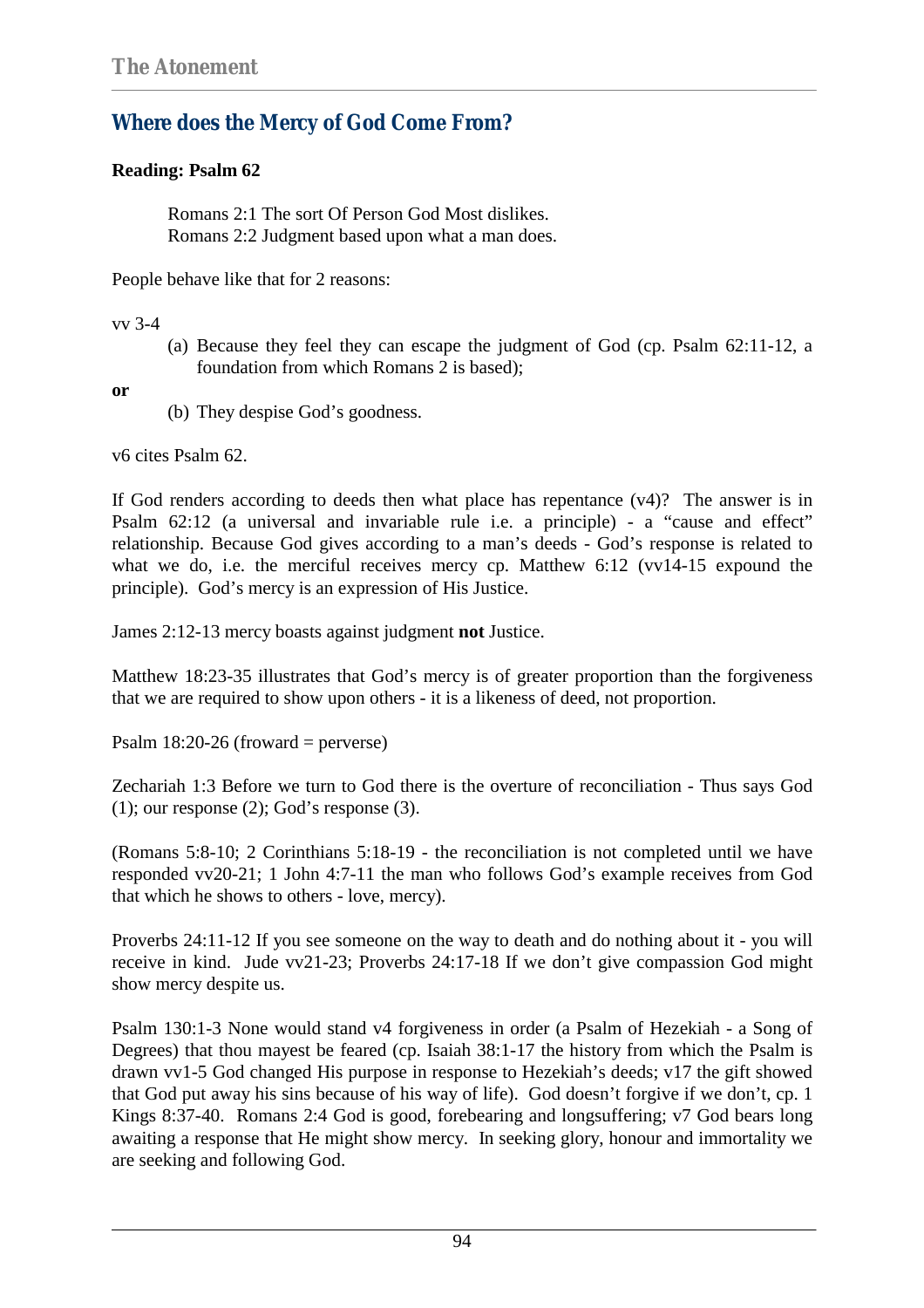## Where does the Mercy of God Come From?

**Reading: Psalm 62**

> Romans 2:1 The sort Of Person God Most dislikes.
> Romans 2:2 Judgment based upon what a man does.

People behave like that for 2 reasons:

vv 3-4

(a) Because they feel they can escape the judgment of God (cp. Psalm 62:11-12, a foundation from which Romans 2 is based);

**or**

(b) They despise God's goodness.

v6 cites Psalm 62.

If God renders according to deeds then what place has repentance (v4)? The answer is in Psalm 62:12 (a universal and invariable rule i.e. a principle) - a "cause and effect" relationship. Because God gives according to a man's deeds - God's response is related to what we do, i.e. the merciful receives mercy cp. Matthew 6:12 (vv14-15 expound the principle). God's mercy is an expression of His Justice.

James 2:12-13 mercy boasts against judgment **not** Justice.

Matthew 18:23-35 illustrates that God's mercy is of greater proportion than the forgiveness that we are required to show upon others - it is a likeness of deed, not proportion.

Psalm 18:20-26 (froward = perverse)

Zechariah 1:3 Before we turn to God there is the overture of reconciliation - Thus says God (1); our response (2); God's response (3).

(Romans 5:8-10; 2 Corinthians 5:18-19 - the reconciliation is not completed until we have responded vv20-21; 1 John 4:7-11 the man who follows God's example receives from God that which he shows to others - love, mercy).

Proverbs 24:11-12 If you see someone on the way to death and do nothing about it - you will receive in kind. Jude vv21-23; Proverbs 24:17-18 If we don't give compassion God might show mercy despite us.

Psalm 130:1-3 None would stand v4 forgiveness in order (a Psalm of Hezekiah - a Song of Degrees) that thou mayest be feared (cp. Isaiah 38:1-17 the history from which the Psalm is drawn vv1-5 God changed His purpose in response to Hezekiah's deeds; v17 the gift showed that God put away his sins because of his way of life). God doesn't forgive if we don't, cp. 1 Kings 8:37-40. Romans 2:4 God is good, forebearing and longsuffering; v7 God bears long awaiting a response that He might show mercy. In seeking glory, honour and immortality we are seeking and following God.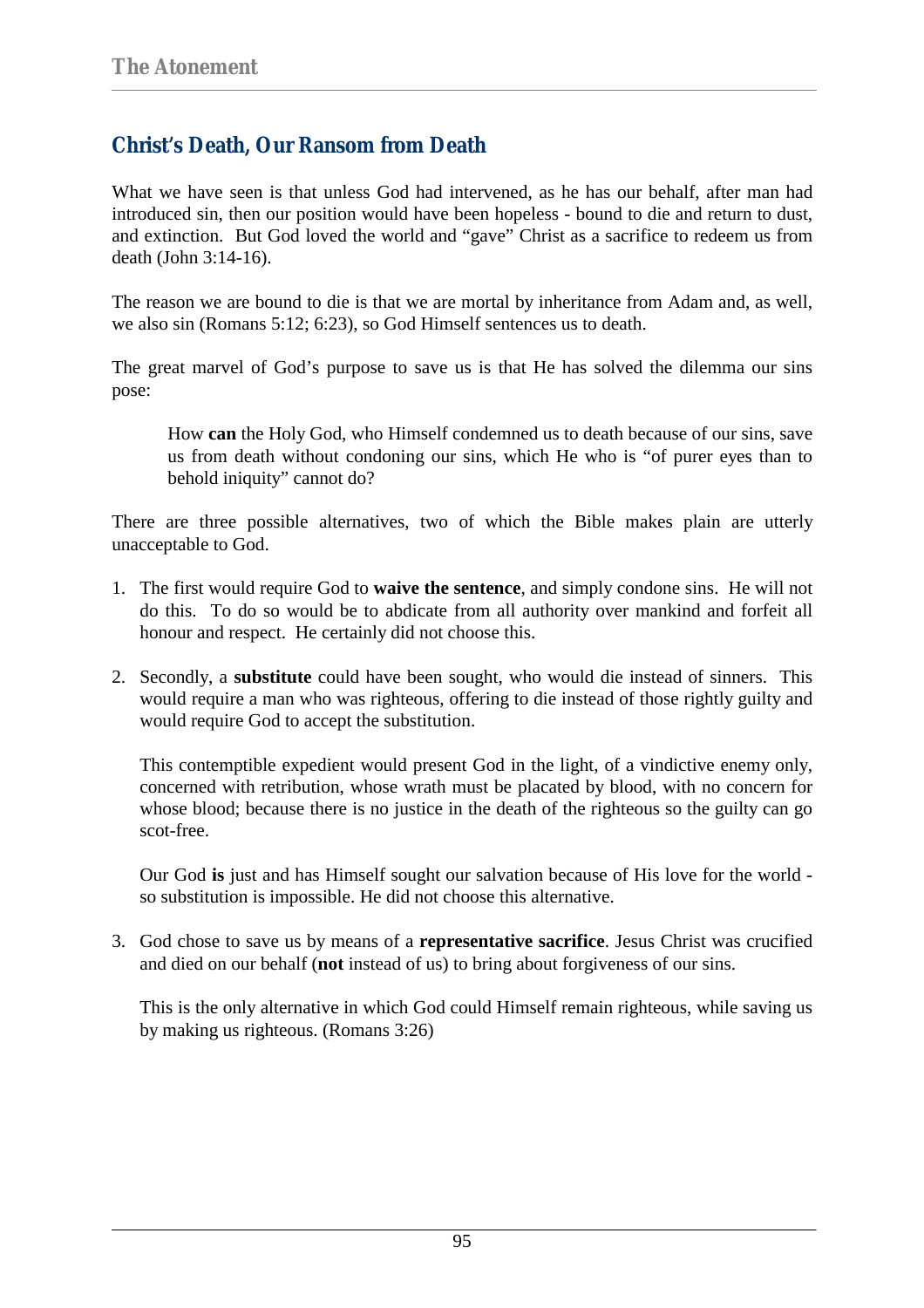## Christ's Death, Our Ransom from Death

What we have seen is that unless God had intervened, as he has our behalf, after man had introduced sin, then our position would have been hopeless - bound to die and return to dust, and extinction. But God loved the world and "gave" Christ as a sacrifice to redeem us from death (John 3:14-16).

The reason we are bound to die is that we are mortal by inheritance from Adam and, as well, we also sin (Romans 5:12; 6:23), so God Himself sentences us to death.

The great marvel of God's purpose to save us is that He has solved the dilemma our sins pose:

> How **can** the Holy God, who Himself condemned us to death because of our sins, save us from death without condoning our sins, which He who is "of purer eyes than to behold iniquity" cannot do?

There are three possible alternatives, two of which the Bible makes plain are utterly unacceptable to God.

1. The first would require God to **waive the sentence**, and simply condone sins. He will not do this. To do so would be to abdicate from all authority over mankind and forfeit all honour and respect. He certainly did not choose this.

2. Secondly, a **substitute** could have been sought, who would die instead of sinners. This would require a man who was righteous, offering to die instead of those rightly guilty and would require God to accept the substitution.

   This contemptible expedient would present God in the light, of a vindictive enemy only, concerned with retribution, whose wrath must be placated by blood, with no concern for whose blood; because there is no justice in the death of the righteous so the guilty can go scot-free.

   Our God **is** just and has Himself sought our salvation because of His love for the world - so substitution is impossible. He did not choose this alternative.

3. God chose to save us by means of a **representative sacrifice**. Jesus Christ was crucified and died on our behalf (**not** instead of us) to bring about forgiveness of our sins.

   This is the only alternative in which God could Himself remain righteous, while saving us by making us righteous. (Romans 3:26)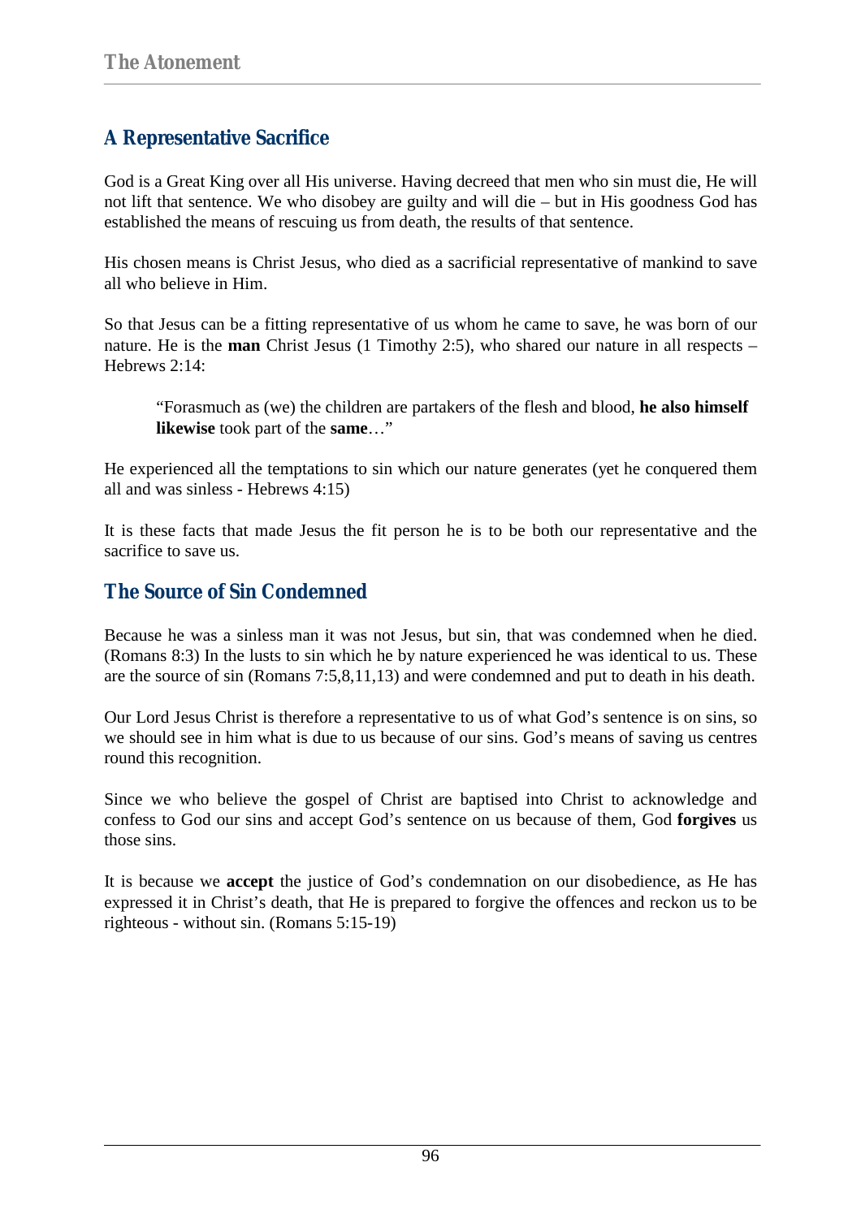## A Representative Sacrifice

God is a Great King over all His universe. Having decreed that men who sin must die, He will not lift that sentence. We who disobey are guilty and will die – but in His goodness God has established the means of rescuing us from death, the results of that sentence.

His chosen means is Christ Jesus, who died as a sacrificial representative of mankind to save all who believe in Him.

So that Jesus can be a fitting representative of us whom he came to save, he was born of our nature. He is the **man** Christ Jesus (1 Timothy 2:5), who shared our nature in all respects – Hebrews 2:14:

> "Forasmuch as (we) the children are partakers of the flesh and blood, **he also himself likewise** took part of the **same**…"

He experienced all the temptations to sin which our nature generates (yet he conquered them all and was sinless - Hebrews 4:15)

It is these facts that made Jesus the fit person he is to be both our representative and the sacrifice to save us.

## The Source of Sin Condemned

Because he was a sinless man it was not Jesus, but sin, that was condemned when he died. (Romans 8:3) In the lusts to sin which he by nature experienced he was identical to us. These are the source of sin (Romans 7:5,8,11,13) and were condemned and put to death in his death.

Our Lord Jesus Christ is therefore a representative to us of what God's sentence is on sins, so we should see in him what is due to us because of our sins. God's means of saving us centres round this recognition.

Since we who believe the gospel of Christ are baptised into Christ to acknowledge and confess to God our sins and accept God's sentence on us because of them, God **forgives** us those sins.

It is because we **accept** the justice of God's condemnation on our disobedience, as He has expressed it in Christ's death, that He is prepared to forgive the offences and reckon us to be righteous - without sin. (Romans 5:15-19)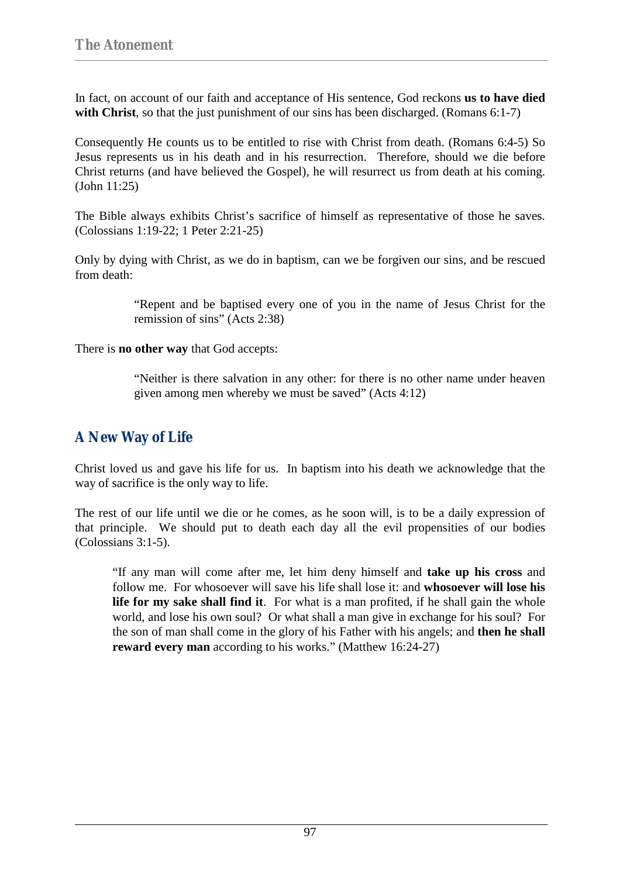In fact, on account of our faith and acceptance of His sentence, God reckons **us to have died with Christ**, so that the just punishment of our sins has been discharged. (Romans 6:1-7)

Consequently He counts us to be entitled to rise with Christ from death. (Romans 6:4-5) So Jesus represents us in his death and in his resurrection. Therefore, should we die before Christ returns (and have believed the Gospel), he will resurrect us from death at his coming. (John 11:25)

The Bible always exhibits Christ's sacrifice of himself as representative of those he saves. (Colossians 1:19-22; 1 Peter 2:21-25)

Only by dying with Christ, as we do in baptism, can we be forgiven our sins, and be rescued from death:

> "Repent and be baptised every one of you in the name of Jesus Christ for the remission of sins" (Acts 2:38)

There is **no other way** that God accepts:

> "Neither is there salvation in any other: for there is no other name under heaven given among men whereby we must be saved" (Acts 4:12)

## A New Way of Life

Christ loved us and gave his life for us. In baptism into his death we acknowledge that the way of sacrifice is the only way to life.

The rest of our life until we die or he comes, as he soon will, is to be a daily expression of that principle. We should put to death each day all the evil propensities of our bodies (Colossians 3:1-5).

> "If any man will come after me, let him deny himself and **take up his cross** and follow me. For whosoever will save his life shall lose it: and **whosoever will lose his life for my sake shall find it**. For what is a man profited, if he shall gain the whole world, and lose his own soul? Or what shall a man give in exchange for his soul? For the son of man shall come in the glory of his Father with his angels; and **then he shall reward every man** according to his works." (Matthew 16:24-27)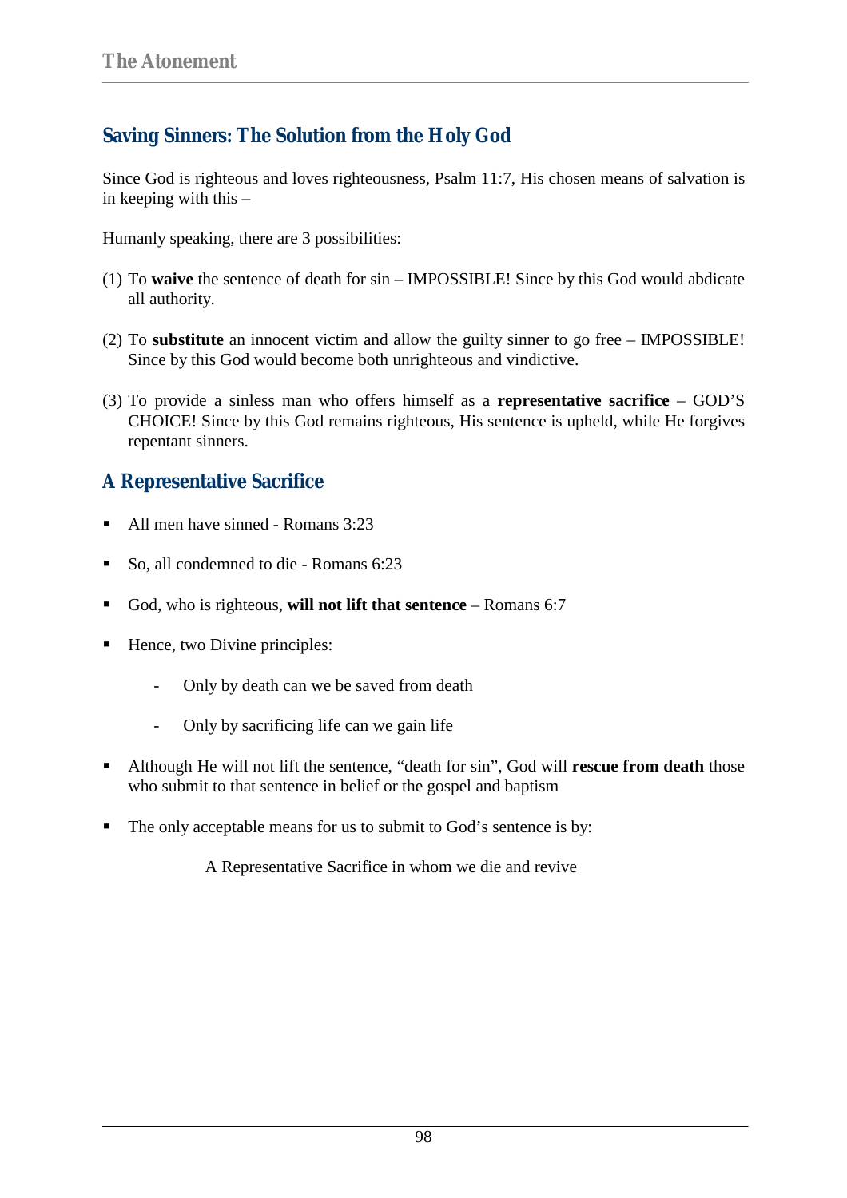## Saving Sinners: The Solution from the Holy God

Since God is righteous and loves righteousness, Psalm 11:7, His chosen means of salvation is in keeping with this –

Humanly speaking, there are 3 possibilities:

(1) To **waive** the sentence of death for sin – IMPOSSIBLE! Since by this God would abdicate all authority.

(2) To **substitute** an innocent victim and allow the guilty sinner to go free – IMPOSSIBLE! Since by this God would become both unrighteous and vindictive.

(3) To provide a sinless man who offers himself as a **representative sacrifice** – GOD'S CHOICE! Since by this God remains righteous, His sentence is upheld, while He forgives repentant sinners.

## A Representative Sacrifice

- All men have sinned - Romans 3:23
- So, all condemned to die - Romans 6:23
- God, who is righteous, **will not lift that sentence** – Romans 6:7
- Hence, two Divine principles:
  - Only by death can we be saved from death
  - Only by sacrificing life can we gain life
- Although He will not lift the sentence, "death for sin", God will **rescue from death** those who submit to that sentence in belief or the gospel and baptism
- The only acceptable means for us to submit to God's sentence is by:

  A Representative Sacrifice in whom we die and revive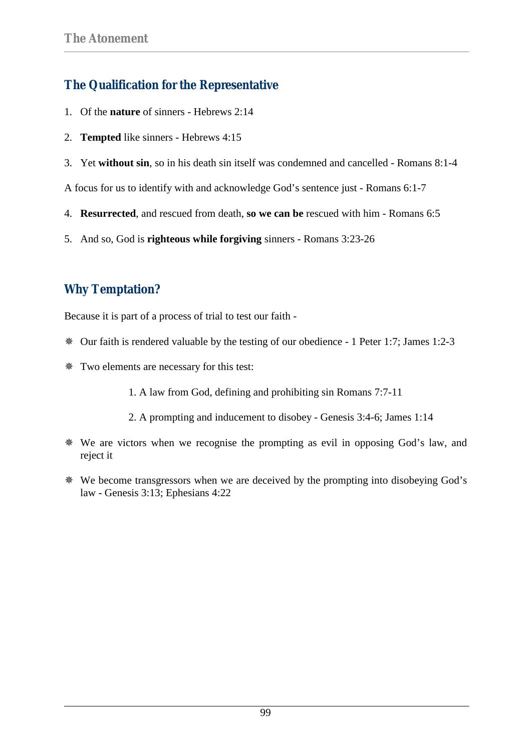## The Qualification for the Representative

1. Of the **nature** of sinners - Hebrews 2:14
2. **Tempted** like sinners - Hebrews 4:15
3. Yet **without sin**, so in his death sin itself was condemned and cancelled - Romans 8:1-4

A focus for us to identify with and acknowledge God's sentence just - Romans 6:1-7

4. **Resurrected**, and rescued from death, **so we can be** rescued with him - Romans 6:5
5. And so, God is **righteous while forgiving** sinners - Romans 3:23-26

## Why Temptation?

Because it is part of a process of trial to test our faith -

- Our faith is rendered valuable by the testing of our obedience - 1 Peter 1:7; James 1:2-3
- Two elements are necessary for this test:
    1. A law from God, defining and prohibiting sin Romans 7:7-11
    2. A prompting and inducement to disobey - Genesis 3:4-6; James 1:14
- We are victors when we recognise the prompting as evil in opposing God's law, and reject it
- We become transgressors when we are deceived by the prompting into disobeying God's law - Genesis 3:13; Ephesians 4:22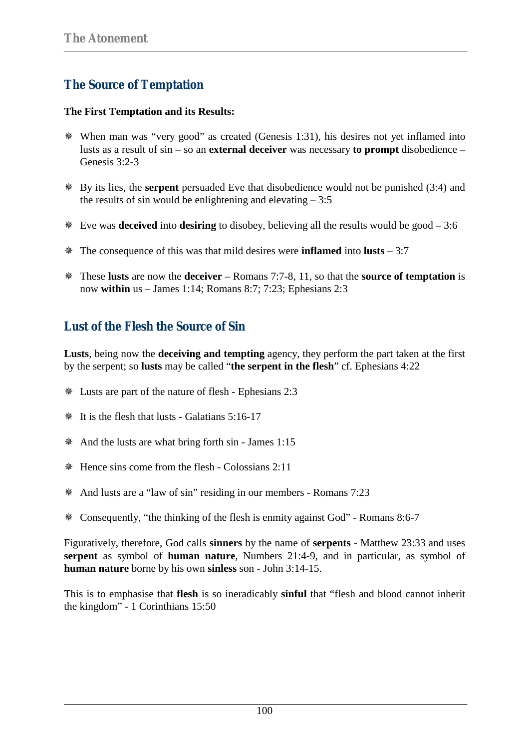## The Source of Temptation

**The First Temptation and its Results:**

- When man was "very good" as created (Genesis 1:31), his desires not yet inflamed into lusts as a result of sin – so an **external deceiver** was necessary **to prompt** disobedience – Genesis 3:2-3

- By its lies, the **serpent** persuaded Eve that disobedience would not be punished (3:4) and the results of sin would be enlightening and elevating – 3:5

- Eve was **deceived** into **desiring** to disobey, believing all the results would be good – 3:6

- The consequence of this was that mild desires were **inflamed** into **lusts** – 3:7

- These **lusts** are now the **deceiver** – Romans 7:7-8, 11, so that the **source of temptation** is now **within** us – James 1:14; Romans 8:7; 7:23; Ephesians 2:3

## Lust of the Flesh the Source of Sin

**Lusts**, being now the **deceiving and tempting** agency, they perform the part taken at the first by the serpent; so **lusts** may be called "**the serpent in the flesh**" cf. Ephesians 4:22

- Lusts are part of the nature of flesh - Ephesians 2:3

- It is the flesh that lusts - Galatians 5:16-17

- And the lusts are what bring forth sin - James 1:15

- Hence sins come from the flesh - Colossians 2:11

- And lusts are a "law of sin" residing in our members - Romans 7:23

- Consequently, "the thinking of the flesh is enmity against God" - Romans 8:6-7

Figuratively, therefore, God calls **sinners** by the name of **serpents** - Matthew 23:33 and uses **serpent** as symbol of **human nature**, Numbers 21:4-9, and in particular, as symbol of **human nature** borne by his own **sinless** son - John 3:14-15.

This is to emphasise that **flesh** is so ineradicably **sinful** that "flesh and blood cannot inherit the kingdom" - 1 Corinthians 15:50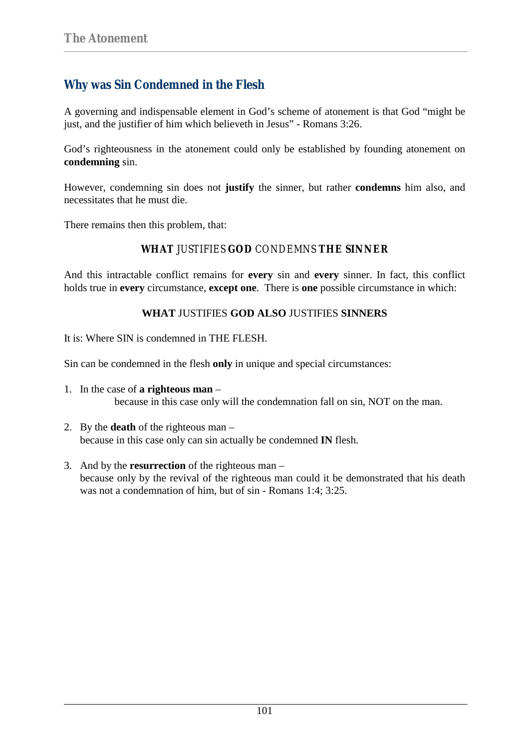## Why was Sin Condemned in the Flesh

A governing and indispensable element in God's scheme of atonement is that God "might be just, and the justifier of him which believeth in Jesus" - Romans 3:26.

God's righteousness in the atonement could only be established by founding atonement on **condemning** sin.

However, condemning sin does not **justify** the sinner, but rather **condemns** him also, and necessitates that he must die.

There remains then this problem, that:

**WHAT** JUSTIFIES **GOD** CONDEMNS **THE SINNER**

And this intractable conflict remains for **every** sin and **every** sinner. In fact, this conflict holds true in **every** circumstance, **except one**. There is **one** possible circumstance in which:

**WHAT** JUSTIFIES **GOD ALSO** JUSTIFIES **SINNERS**

It is: Where SIN is condemned in THE FLESH.

Sin can be condemned in the flesh **only** in unique and special circumstances:

1. In the case of **a righteous man** –
   because in this case only will the condemnation fall on sin, NOT on the man.

2. By the **death** of the righteous man –
   because in this case only can sin actually be condemned **IN** flesh.

3. And by the **resurrection** of the righteous man –
   because only by the revival of the righteous man could it be demonstrated that his death was not a condemnation of him, but of sin - Romans 1:4; 3:25.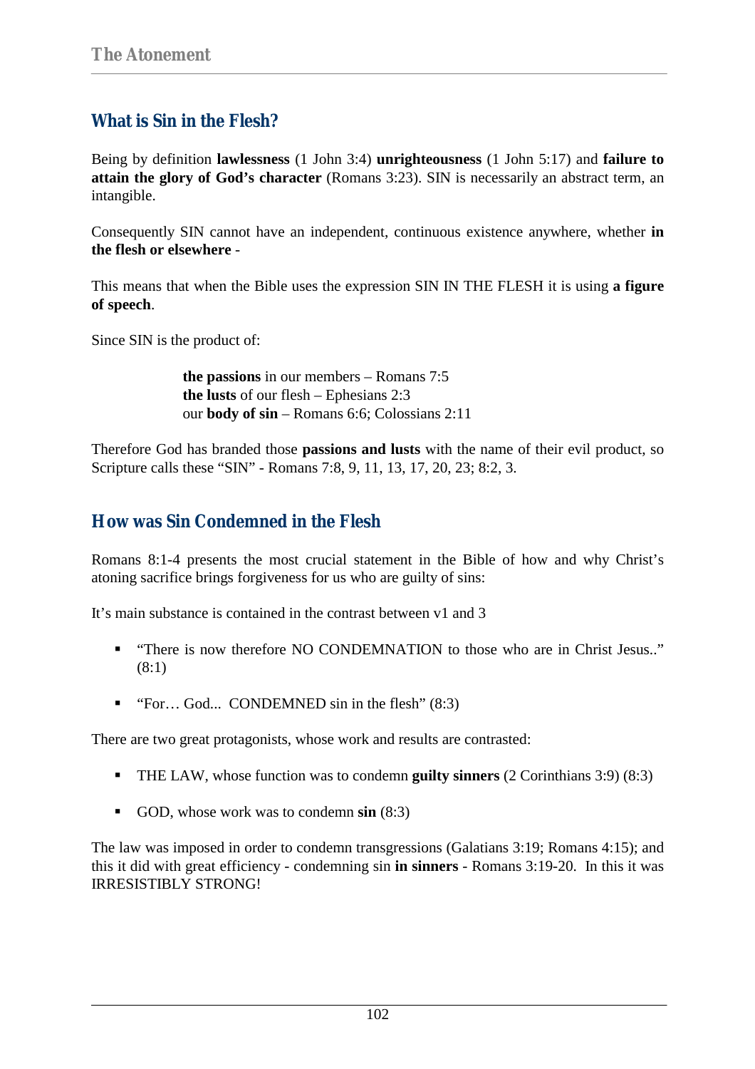## What is Sin in the Flesh?

Being by definition **lawlessness** (1 John 3:4) **unrighteousness** (1 John 5:17) and **failure to attain the glory of God's character** (Romans 3:23). SIN is necessarily an abstract term, an intangible.

Consequently SIN cannot have an independent, continuous existence anywhere, whether **in the flesh or elsewhere** -

This means that when the Bible uses the expression SIN IN THE FLESH it is using **a figure of speech**.

Since SIN is the product of:

> **the passions** in our members – Romans 7:5
> **the lusts** of our flesh – Ephesians 2:3
> our **body of sin** – Romans 6:6; Colossians 2:11

Therefore God has branded those **passions and lusts** with the name of their evil product, so Scripture calls these "SIN" - Romans 7:8, 9, 11, 13, 17, 20, 23; 8:2, 3.

## How was Sin Condemned in the Flesh

Romans 8:1-4 presents the most crucial statement in the Bible of how and why Christ's atoning sacrifice brings forgiveness for us who are guilty of sins:

It's main substance is contained in the contrast between v1 and 3

- "There is now therefore NO CONDEMNATION to those who are in Christ Jesus.." (8:1)
- "For… God... CONDEMNED sin in the flesh" (8:3)

There are two great protagonists, whose work and results are contrasted:

- THE LAW, whose function was to condemn **guilty sinners** (2 Corinthians 3:9) (8:3)
- GOD, whose work was to condemn **sin** (8:3)

The law was imposed in order to condemn transgressions (Galatians 3:19; Romans 4:15); and this it did with great efficiency - condemning sin **in sinners** - Romans 3:19-20. In this it was IRRESISTIBLY STRONG!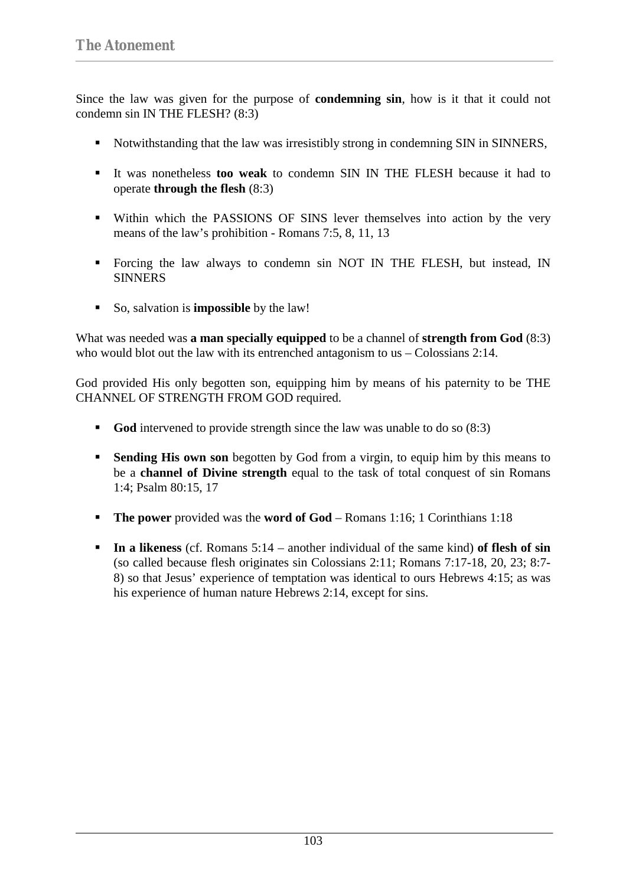Since the law was given for the purpose of **condemning sin**, how is it that it could not condemn sin IN THE FLESH? (8:3)

- Notwithstanding that the law was irresistibly strong in condemning SIN in SINNERS,
- It was nonetheless **too weak** to condemn SIN IN THE FLESH because it had to operate **through the flesh** (8:3)
- Within which the PASSIONS OF SINS lever themselves into action by the very means of the law's prohibition - Romans 7:5, 8, 11, 13
- Forcing the law always to condemn sin NOT IN THE FLESH, but instead, IN SINNERS
- So, salvation is **impossible** by the law!

What was needed was **a man specially equipped** to be a channel of **strength from God** (8:3) who would blot out the law with its entrenched antagonism to us – Colossians 2:14.

God provided His only begotten son, equipping him by means of his paternity to be THE CHANNEL OF STRENGTH FROM GOD required.

- **God** intervened to provide strength since the law was unable to do so (8:3)
- **Sending His own son** begotten by God from a virgin, to equip him by this means to be a **channel of Divine strength** equal to the task of total conquest of sin Romans 1:4; Psalm 80:15, 17
- **The power** provided was the **word of God** – Romans 1:16; 1 Corinthians 1:18
- **In a likeness** (cf. Romans 5:14 – another individual of the same kind) **of flesh of sin** (so called because flesh originates sin Colossians 2:11; Romans 7:17-18, 20, 23; 8:7-8) so that Jesus' experience of temptation was identical to ours Hebrews 4:15; as was his experience of human nature Hebrews 2:14, except for sins.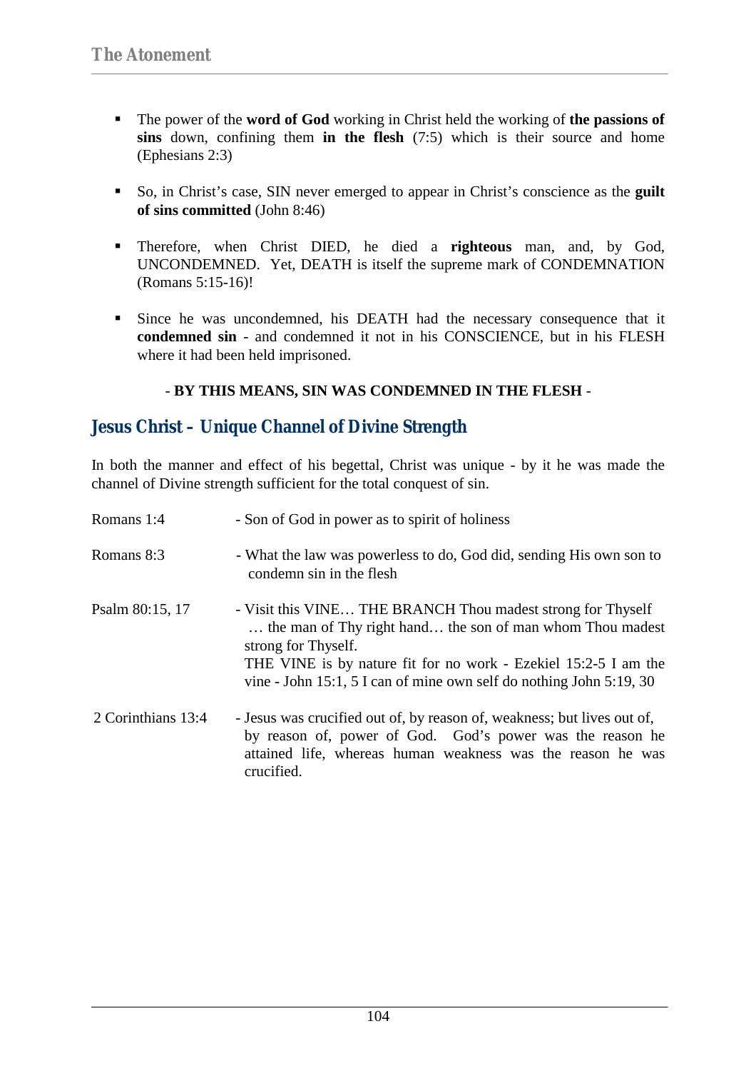- The power of the **word of God** working in Christ held the working of **the passions of sins** down, confining them **in the flesh** (7:5) which is their source and home (Ephesians 2:3)

- So, in Christ's case, SIN never emerged to appear in Christ's conscience as the **guilt of sins committed** (John 8:46)

- Therefore, when Christ DIED, he died a **righteous** man, and, by God, UNCONDEMNED. Yet, DEATH is itself the supreme mark of CONDEMNATION (Romans 5:15-16)!

- Since he was uncondemned, his DEATH had the necessary consequence that it **condemned sin** - and condemned it not in his CONSCIENCE, but in his FLESH where it had been held imprisoned.

- **BY THIS MEANS, SIN WAS CONDEMNED IN THE FLESH** -

## Jesus Christ – Unique Channel of Divine Strength

In both the manner and effect of his begettal, Christ was unique - by it he was made the channel of Divine strength sufficient for the total conquest of sin.

| | |
|---|---|
| Romans 1:4 | - Son of God in power as to spirit of holiness |
| Romans 8:3 | - What the law was powerless to do, God did, sending His own son to condemn sin in the flesh |
| Psalm 80:15, 17 | - Visit this VINE… THE BRANCH Thou madest strong for Thyself … the man of Thy right hand… the son of man whom Thou madest strong for Thyself. THE VINE is by nature fit for no work - Ezekiel 15:2-5 I am the vine - John 15:1, 5 I can of mine own self do nothing John 5:19, 30 |
| 2 Corinthians 13:4 | - Jesus was crucified out of, by reason of, weakness; but lives out of, by reason of, power of God. God's power was the reason he attained life, whereas human weakness was the reason he was crucified. |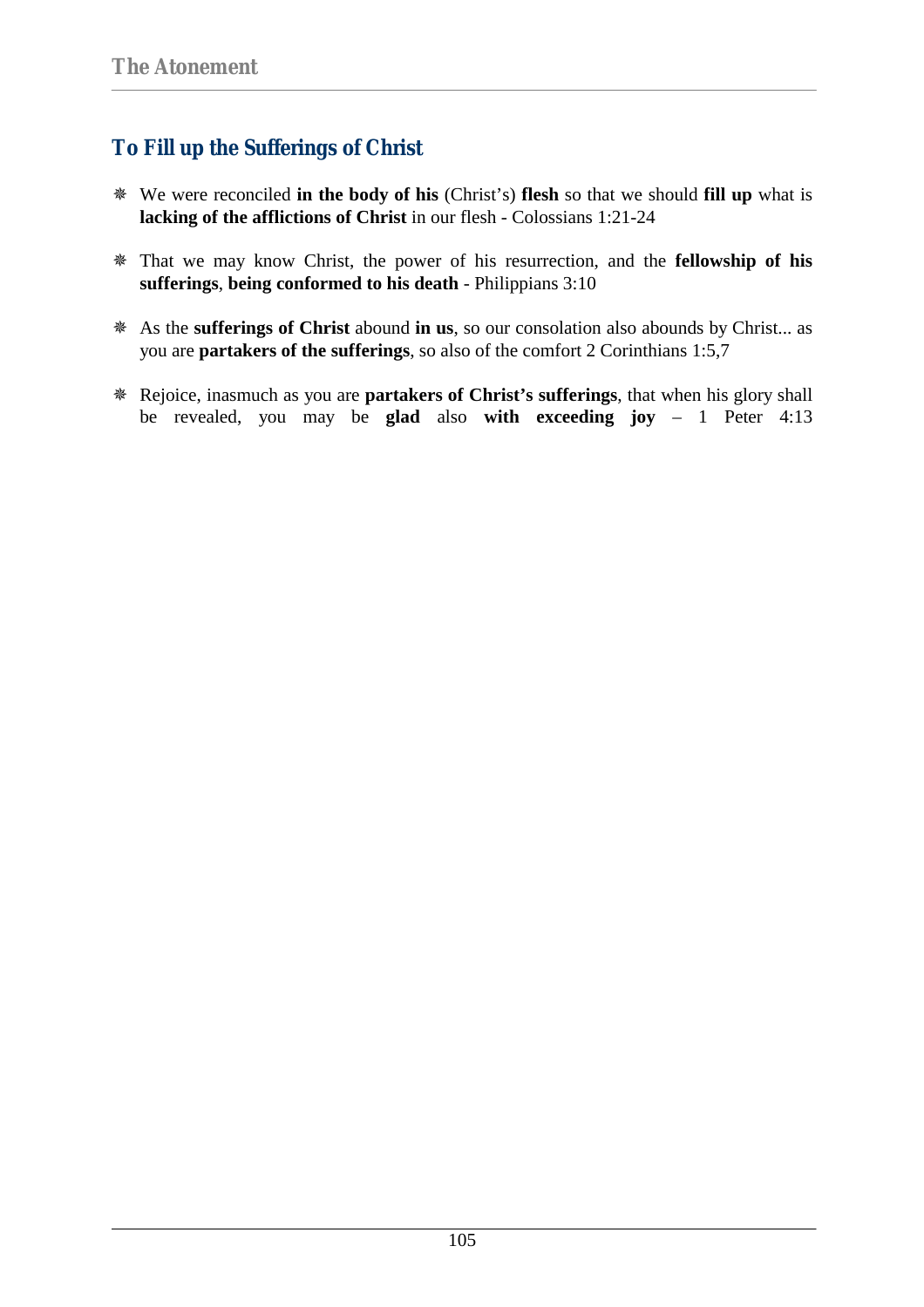## To Fill up the Sufferings of Christ

- We were reconciled **in the body of his** (Christ's) **flesh** so that we should **fill up** what is **lacking of the afflictions of Christ** in our flesh - Colossians 1:21-24

- That we may know Christ, the power of his resurrection, and the **fellowship of his sufferings**, **being conformed to his death** - Philippians 3:10

- As the **sufferings of Christ** abound **in us**, so our consolation also abounds by Christ... as you are **partakers of the sufferings**, so also of the comfort 2 Corinthians 1:5,7

- Rejoice, inasmuch as you are **partakers of Christ's sufferings**, that when his glory shall be revealed, you may be **glad** also **with exceeding joy** – 1 Peter 4:13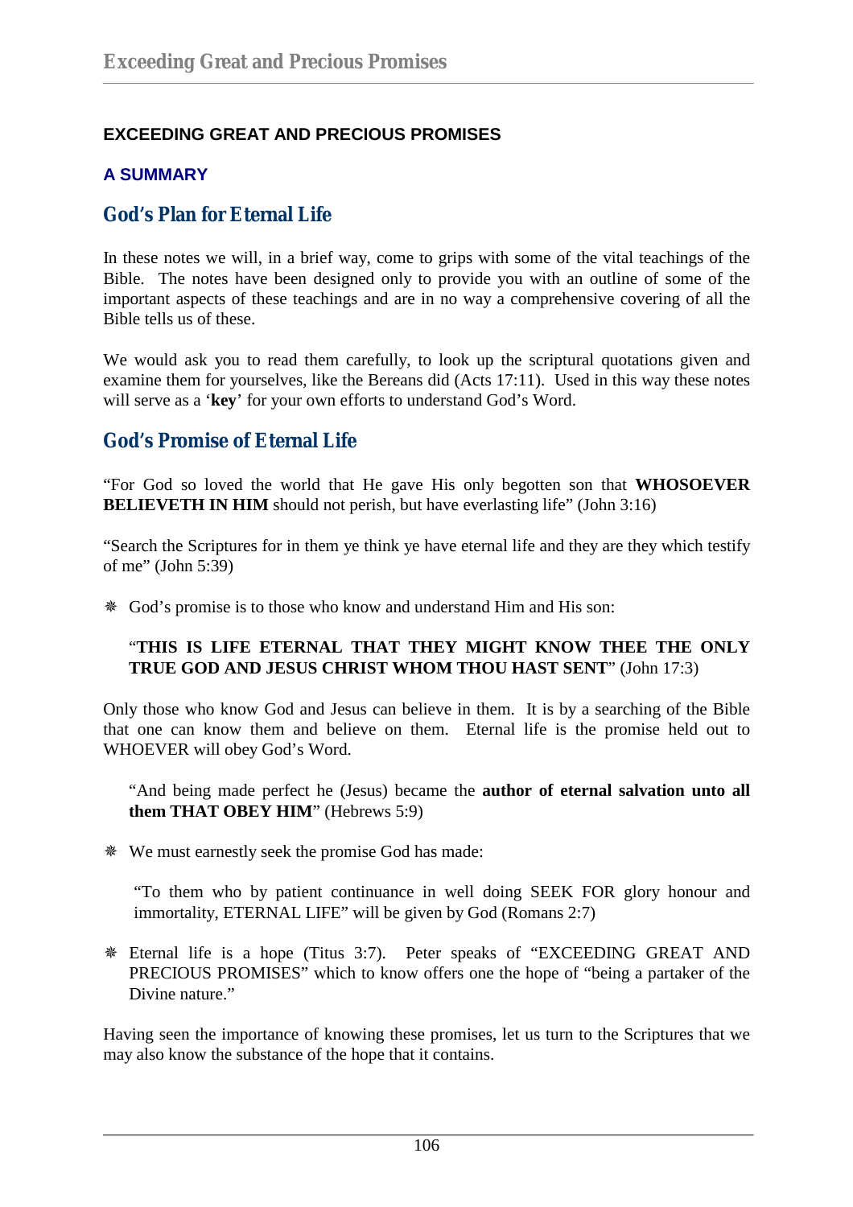## EXCEEDING GREAT AND PRECIOUS PROMISES

### A SUMMARY

### God's Plan for Eternal Life

In these notes we will, in a brief way, come to grips with some of the vital teachings of the Bible. The notes have been designed only to provide you with an outline of some of the important aspects of these teachings and are in no way a comprehensive covering of all the Bible tells us of these.

We would ask you to read them carefully, to look up the scriptural quotations given and examine them for yourselves, like the Bereans did (Acts 17:11). Used in this way these notes will serve as a '**key**' for your own efforts to understand God's Word.

### God's Promise of Eternal Life

"For God so loved the world that He gave His only begotten son that **WHOSOEVER BELIEVETH IN HIM** should not perish, but have everlasting life" (John 3:16)

"Search the Scriptures for in them ye think ye have eternal life and they are they which testify of me" (John 5:39)

- God's promise is to those who know and understand Him and His son:

  "**THIS IS LIFE ETERNAL THAT THEY MIGHT KNOW THEE THE ONLY TRUE GOD AND JESUS CHRIST WHOM THOU HAST SENT**" (John 17:3)

Only those who know God and Jesus can believe in them. It is by a searching of the Bible that one can know them and believe on them. Eternal life is the promise held out to WHOEVER will obey God's Word.

> "And being made perfect he (Jesus) became the **author of eternal salvation unto all them THAT OBEY HIM**" (Hebrews 5:9)

- We must earnestly seek the promise God has made:

  "To them who by patient continuance in well doing SEEK FOR glory honour and immortality, ETERNAL LIFE" will be given by God (Romans 2:7)

- Eternal life is a hope (Titus 3:7). Peter speaks of "EXCEEDING GREAT AND PRECIOUS PROMISES" which to know offers one the hope of "being a partaker of the Divine nature."

Having seen the importance of knowing these promises, let us turn to the Scriptures that we may also know the substance of the hope that it contains.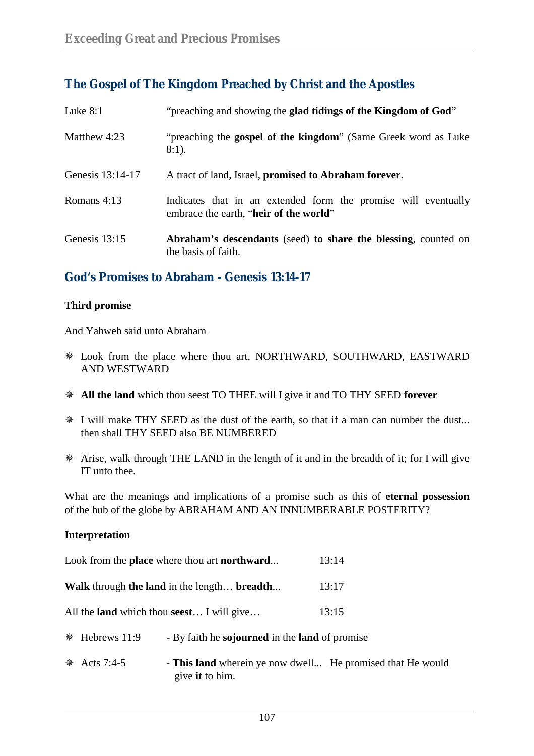## The Gospel of The Kingdom Preached by Christ and the Apostles

| | |
|---|---|
| Luke 8:1 | "preaching and showing the **glad tidings of the Kingdom of God**" |
| Matthew 4:23 | "preaching the **gospel of the kingdom**" (Same Greek word as Luke 8:1). |
| Genesis 13:14-17 | A tract of land, Israel, **promised to Abraham forever**. |
| Romans 4:13 | Indicates that in an extended form the promise will eventually embrace the earth, "**heir of the world**" |
| Genesis 13:15 | **Abraham's descendants** (seed) **to share the blessing**, counted on the basis of faith. |

## God's Promises to Abraham - Genesis 13:14-17

**Third promise**

And Yahweh said unto Abraham

- ❋ Look from the place where thou art, NORTHWARD, SOUTHWARD, EASTWARD AND WESTWARD
- ❋ **All the land** which thou seest TO THEE will I give it and TO THY SEED **forever**
- ❋ I will make THY SEED as the dust of the earth, so that if a man can number the dust... then shall THY SEED also BE NUMBERED
- ❋ Arise, walk through THE LAND in the length of it and in the breadth of it; for I will give IT unto thee.

What are the meanings and implications of a promise such as this of **eternal possession** of the hub of the globe by ABRAHAM AND AN INNUMBERABLE POSTERITY?

**Interpretation**

| | |
|---|---|
| Look from the **place** where thou art **northward**... | 13:14 |
| **Walk** through **the land** in the length… **breadth**... | 13:17 |
| All the **land** which thou **seest**… I will give… | 13:15 |

- ❋ Hebrews 11:9 - By faith he **sojourned** in the **land** of promise
- ❋ Acts 7:4-5 - **This land** wherein ye now dwell... He promised that He would give **it** to him.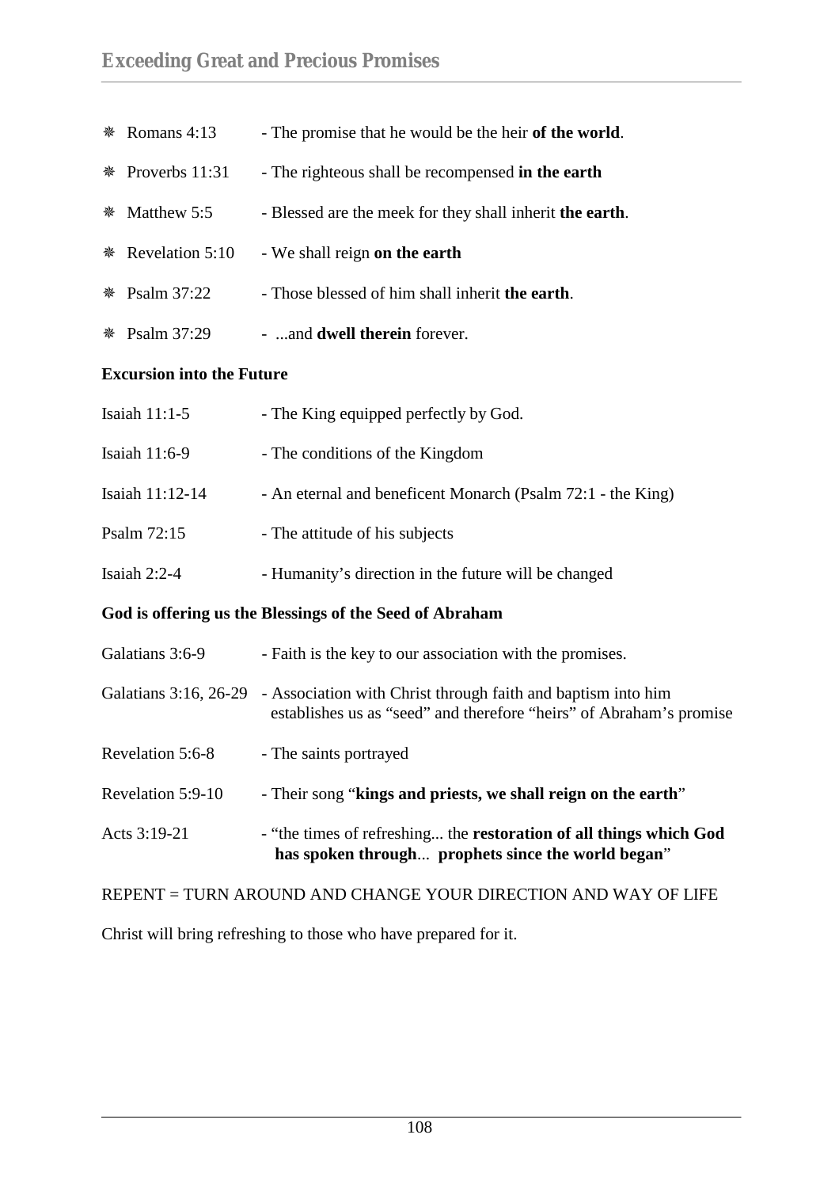- ❋ Romans 4:13 - The promise that he would be the heir **of the world**.
- ❋ Proverbs 11:31 - The righteous shall be recompensed **in the earth**
- ❋ Matthew 5:5 - Blessed are the meek for they shall inherit **the earth**.
- ❋ Revelation 5:10 - We shall reign **on the earth**
- ❋ Psalm 37:22 - Those blessed of him shall inherit **the earth**.
- ❋ Psalm 37:29 - ...and **dwell therein** forever.

**Excursion into the Future**

Isaiah 11:1-5 - The King equipped perfectly by God.

Isaiah 11:6-9 - The conditions of the Kingdom

Isaiah 11:12-14 - An eternal and beneficent Monarch (Psalm 72:1 - the King)

Psalm 72:15 - The attitude of his subjects

Isaiah 2:2-4 - Humanity's direction in the future will be changed

**God is offering us the Blessings of the Seed of Abraham**

Galatians 3:6-9 - Faith is the key to our association with the promises.

Galatians 3:16, 26-29 - Association with Christ through faith and baptism into him establishes us as "seed" and therefore "heirs" of Abraham's promise

Revelation 5:6-8 - The saints portrayed

Revelation 5:9-10 - Their song "**kings and priests, we shall reign on the earth**"

Acts 3:19-21 - "the times of refreshing... the **restoration of all things which God has spoken through**... **prophets since the world began**"

REPENT = TURN AROUND AND CHANGE YOUR DIRECTION AND WAY OF LIFE

Christ will bring refreshing to those who have prepared for it.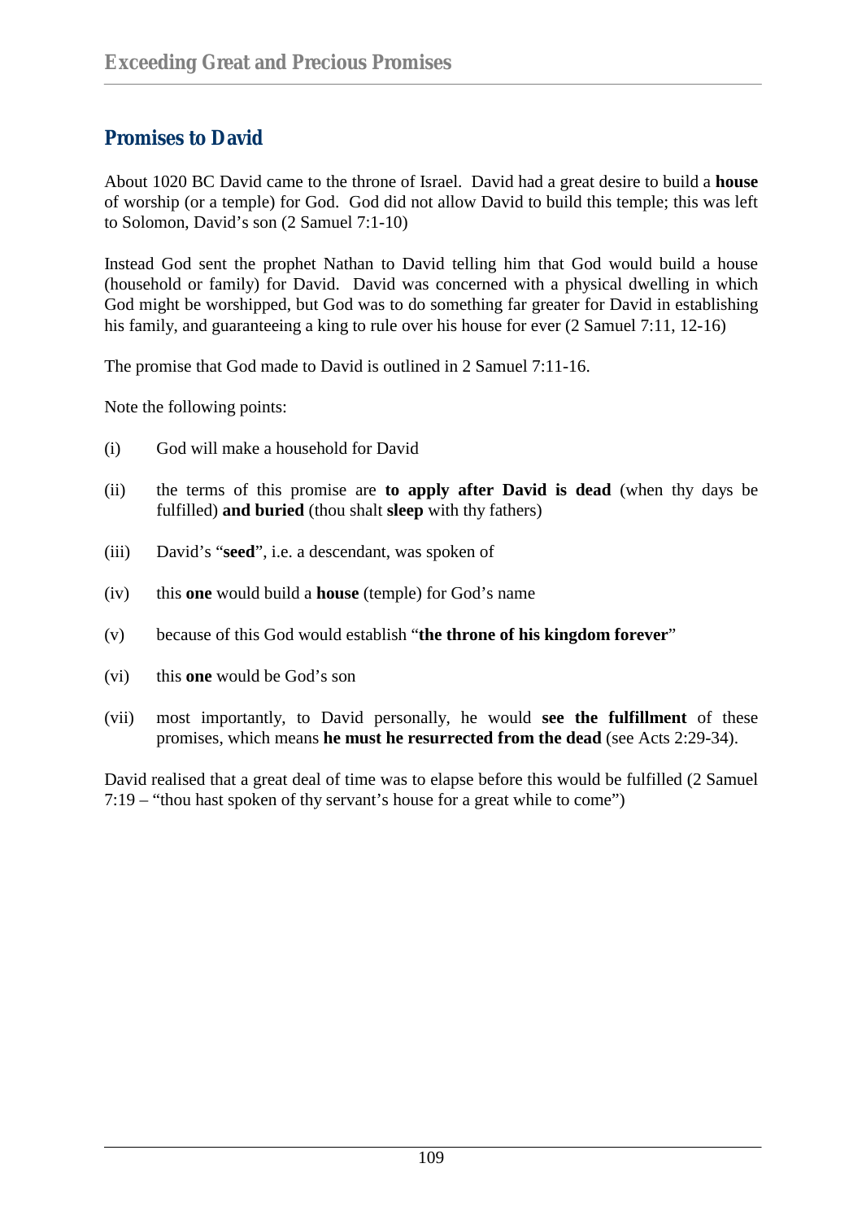## Promises to David

About 1020 BC David came to the throne of Israel. David had a great desire to build a **house** of worship (or a temple) for God. God did not allow David to build this temple; this was left to Solomon, David's son (2 Samuel 7:1-10)

Instead God sent the prophet Nathan to David telling him that God would build a house (household or family) for David. David was concerned with a physical dwelling in which God might be worshipped, but God was to do something far greater for David in establishing his family, and guaranteeing a king to rule over his house for ever (2 Samuel 7:11, 12-16)

The promise that God made to David is outlined in 2 Samuel 7:11-16.

Note the following points:

(i) God will make a household for David

(ii) the terms of this promise are **to apply after David is dead** (when thy days be fulfilled) **and buried** (thou shalt **sleep** with thy fathers)

(iii) David's "**seed**", i.e. a descendant, was spoken of

(iv) this **one** would build a **house** (temple) for God's name

(v) because of this God would establish "**the throne of his kingdom forever**"

(vi) this **one** would be God's son

(vii) most importantly, to David personally, he would **see the fulfillment** of these promises, which means **he must he resurrected from the dead** (see Acts 2:29-34).

David realised that a great deal of time was to elapse before this would be fulfilled (2 Samuel 7:19 – "thou hast spoken of thy servant's house for a great while to come")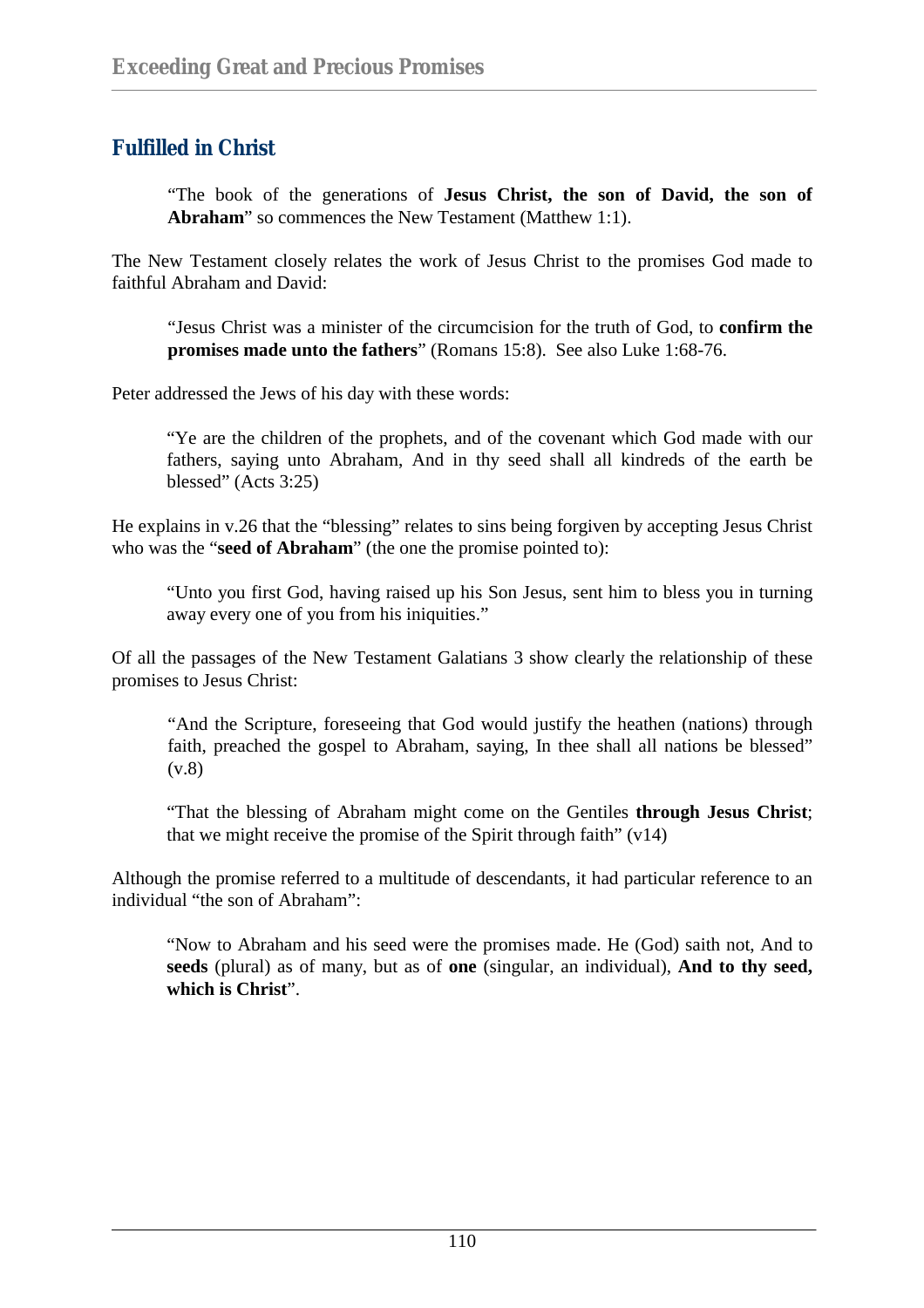## Fulfilled in Christ

> "The book of the generations of **Jesus Christ, the son of David, the son of Abraham**" so commences the New Testament (Matthew 1:1).

The New Testament closely relates the work of Jesus Christ to the promises God made to faithful Abraham and David:

> "Jesus Christ was a minister of the circumcision for the truth of God, to **confirm the promises made unto the fathers**" (Romans 15:8). See also Luke 1:68-76.

Peter addressed the Jews of his day with these words:

> "Ye are the children of the prophets, and of the covenant which God made with our fathers, saying unto Abraham, And in thy seed shall all kindreds of the earth be blessed" (Acts 3:25)

He explains in v.26 that the "blessing" relates to sins being forgiven by accepting Jesus Christ who was the "**seed of Abraham**" (the one the promise pointed to):

> "Unto you first God, having raised up his Son Jesus, sent him to bless you in turning away every one of you from his iniquities."

Of all the passages of the New Testament Galatians 3 show clearly the relationship of these promises to Jesus Christ:

> "And the Scripture, foreseeing that God would justify the heathen (nations) through faith, preached the gospel to Abraham, saying, In thee shall all nations be blessed" (v.8)

> "That the blessing of Abraham might come on the Gentiles **through Jesus Christ**; that we might receive the promise of the Spirit through faith" (v14)

Although the promise referred to a multitude of descendants, it had particular reference to an individual "the son of Abraham":

> "Now to Abraham and his seed were the promises made. He (God) saith not, And to **seeds** (plural) as of many, but as of **one** (singular, an individual), **And to thy seed, which is Christ**".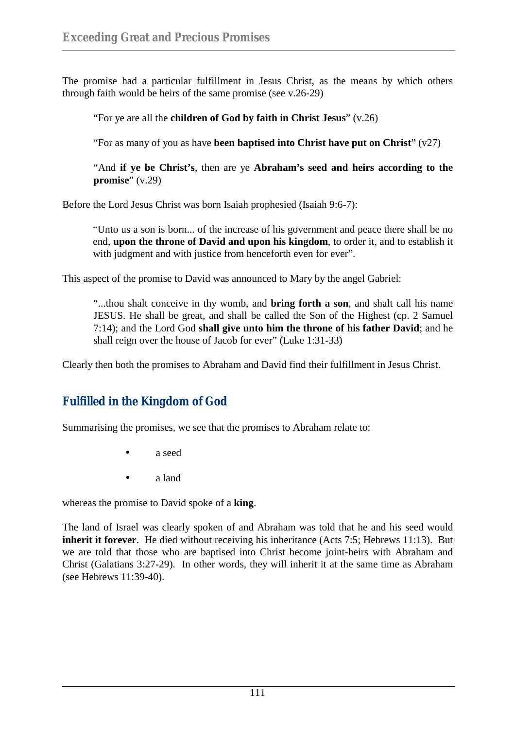The promise had a particular fulfillment in Jesus Christ, as the means by which others through faith would be heirs of the same promise (see v.26-29)

> "For ye are all the **children of God by faith in Christ Jesus**" (v.26)
>
> "For as many of you as have **been baptised into Christ have put on Christ**" (v27)
>
> "And **if ye be Christ's**, then are ye **Abraham's seed and heirs according to the promise**" (v.29)

Before the Lord Jesus Christ was born Isaiah prophesied (Isaiah 9:6-7):

> "Unto us a son is born... of the increase of his government and peace there shall be no end, **upon the throne of David and upon his kingdom**, to order it, and to establish it with judgment and with justice from henceforth even for ever".

This aspect of the promise to David was announced to Mary by the angel Gabriel:

> "...thou shalt conceive in thy womb, and **bring forth a son**, and shalt call his name JESUS. He shall be great, and shall be called the Son of the Highest (cp. 2 Samuel 7:14); and the Lord God **shall give unto him the throne of his father David**; and he shall reign over the house of Jacob for ever" (Luke 1:31-33)

Clearly then both the promises to Abraham and David find their fulfillment in Jesus Christ.

## Fulfilled in the Kingdom of God

Summarising the promises, we see that the promises to Abraham relate to:

- a seed
- a land

whereas the promise to David spoke of a **king**.

The land of Israel was clearly spoken of and Abraham was told that he and his seed would **inherit it forever**. He died without receiving his inheritance (Acts 7:5; Hebrews 11:13). But we are told that those who are baptised into Christ become joint-heirs with Abraham and Christ (Galatians 3:27-29). In other words, they will inherit it at the same time as Abraham (see Hebrews 11:39-40).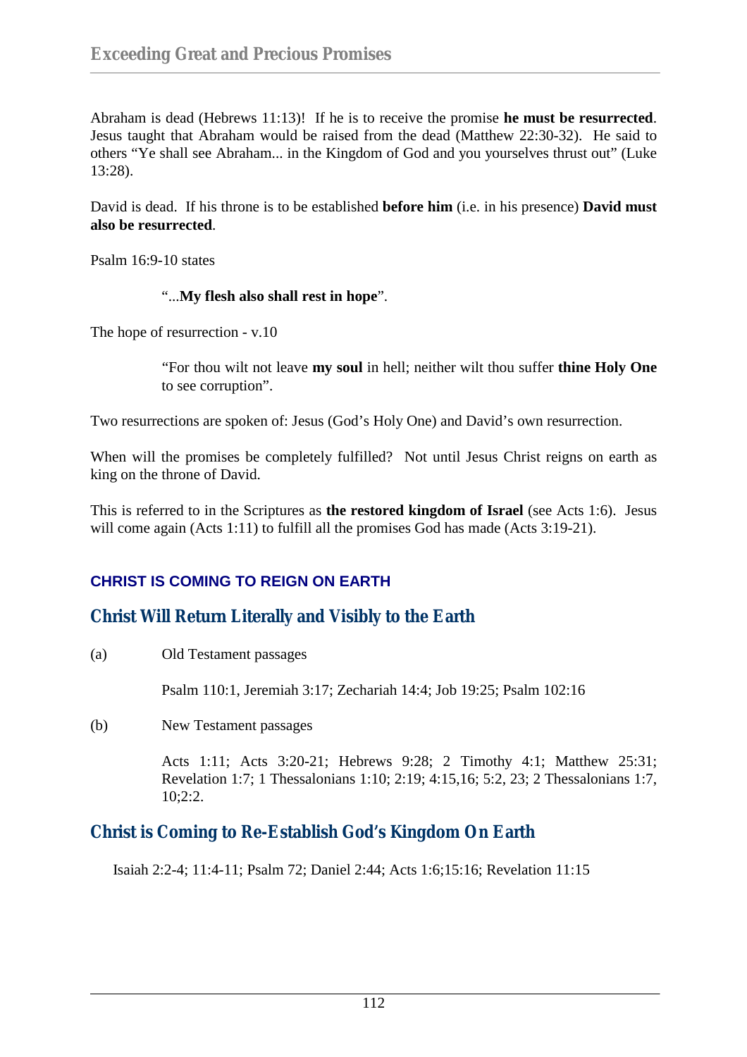Abraham is dead (Hebrews 11:13)! If he is to receive the promise **he must be resurrected**. Jesus taught that Abraham would be raised from the dead (Matthew 22:30-32). He said to others "Ye shall see Abraham... in the Kingdom of God and you yourselves thrust out" (Luke 13:28).

David is dead. If his throne is to be established **before him** (i.e. in his presence) **David must also be resurrected**.

Psalm 16:9-10 states

> "...**My flesh also shall rest in hope**".

The hope of resurrection - v.10

> "For thou wilt not leave **my soul** in hell; neither wilt thou suffer **thine Holy One** to see corruption".

Two resurrections are spoken of: Jesus (God's Holy One) and David's own resurrection.

When will the promises be completely fulfilled? Not until Jesus Christ reigns on earth as king on the throne of David.

This is referred to in the Scriptures as **the restored kingdom of Israel** (see Acts 1:6). Jesus will come again (Acts 1:11) to fulfill all the promises God has made (Acts 3:19-21).

## CHRIST IS COMING TO REIGN ON EARTH

### Christ Will Return Literally and Visibly to the Earth

(a) Old Testament passages

Psalm 110:1, Jeremiah 3:17; Zechariah 14:4; Job 19:25; Psalm 102:16

(b) New Testament passages

Acts 1:11; Acts 3:20-21; Hebrews 9:28; 2 Timothy 4:1; Matthew 25:31; Revelation 1:7; 1 Thessalonians 1:10; 2:19; 4:15,16; 5:2, 23; 2 Thessalonians 1:7, 10;2:2.

### Christ is Coming to Re-Establish God's Kingdom On Earth

Isaiah 2:2-4; 11:4-11; Psalm 72; Daniel 2:44; Acts 1:6;15:16; Revelation 11:15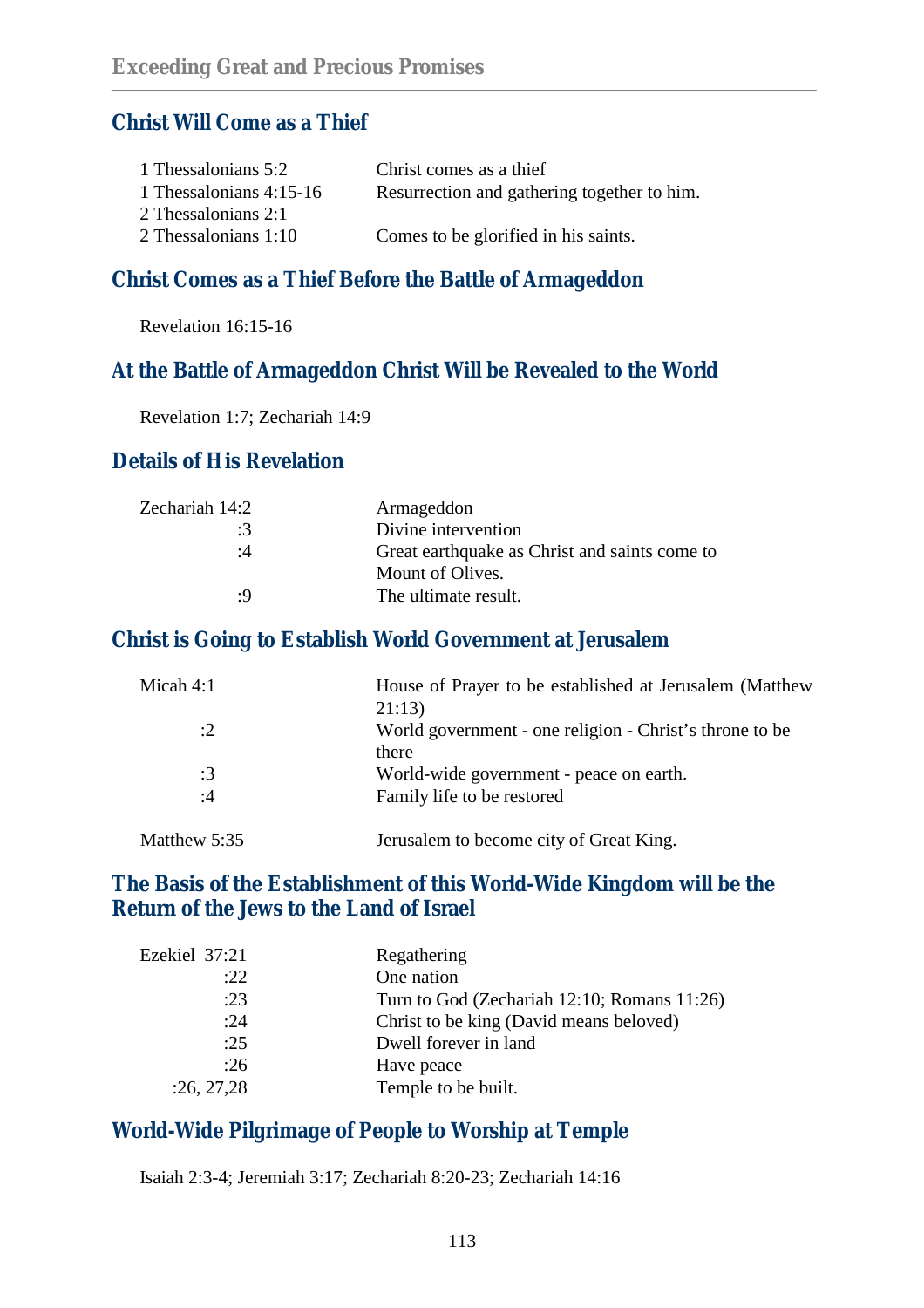## Christ Will Come as a Thief

| | |
|---|---|
| 1 Thessalonians 5:2 | Christ comes as a thief |
| 1 Thessalonians 4:15-16 | Resurrection and gathering together to him. |
| 2 Thessalonians 2:1 | |
| 2 Thessalonians 1:10 | Comes to be glorified in his saints. |

## Christ Comes as a Thief Before the Battle of Armageddon

Revelation 16:15-16

## At the Battle of Armageddon Christ Will be Revealed to the World

Revelation 1:7; Zechariah 14:9

## Details of His Revelation

| | |
|---|---|
| Zechariah 14:2 | Armageddon |
| :3 | Divine intervention |
| :4 | Great earthquake as Christ and saints come to Mount of Olives. |
| :9 | The ultimate result. |

## Christ is Going to Establish World Government at Jerusalem

| | |
|---|---|
| Micah 4:1 | House of Prayer to be established at Jerusalem (Matthew 21:13) |
| :2 | World government - one religion - Christ's throne to be there |
| :3 | World-wide government - peace on earth. |
| :4 | Family life to be restored |
| Matthew 5:35 | Jerusalem to become city of Great King. |

## The Basis of the Establishment of this World-Wide Kingdom will be the Return of the Jews to the Land of Israel

| | |
|---|---|
| Ezekiel 37:21 | Regathering |
| :22 | One nation |
| :23 | Turn to God (Zechariah 12:10; Romans 11:26) |
| :24 | Christ to be king (David means beloved) |
| :25 | Dwell forever in land |
| :26 | Have peace |
| :26, 27,28 | Temple to be built. |

## World-Wide Pilgrimage of People to Worship at Temple

Isaiah 2:3-4; Jeremiah 3:17; Zechariah 8:20-23; Zechariah 14:16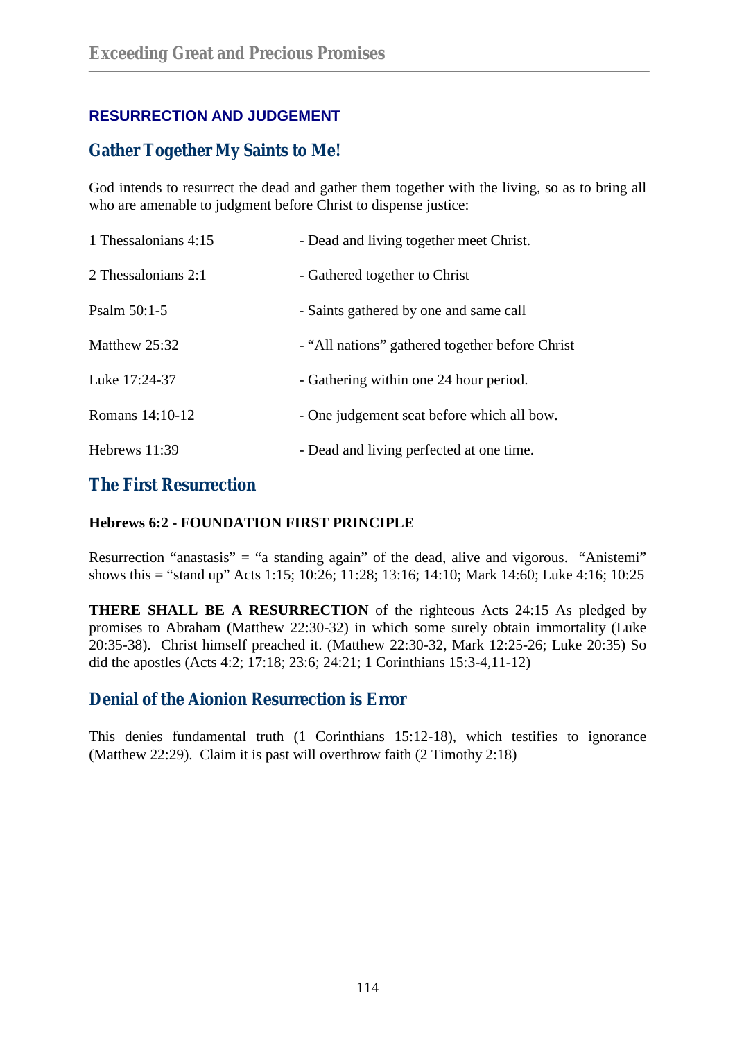## RESURRECTION AND JUDGEMENT

### Gather Together My Saints to Me!

God intends to resurrect the dead and gather them together with the living, so as to bring all who are amenable to judgment before Christ to dispense justice:

| | |
|---|---|
| 1 Thessalonians 4:15 | - Dead and living together meet Christ. |
| 2 Thessalonians 2:1 | - Gathered together to Christ |
| Psalm 50:1-5 | - Saints gathered by one and same call |
| Matthew 25:32 | - "All nations" gathered together before Christ |
| Luke 17:24-37 | - Gathering within one 24 hour period. |
| Romans 14:10-12 | - One judgement seat before which all bow. |
| Hebrews 11:39 | - Dead and living perfected at one time. |

### The First Resurrection

**Hebrews 6:2 - FOUNDATION FIRST PRINCIPLE**

Resurrection "anastasis" = "a standing again" of the dead, alive and vigorous. "Anistemi" shows this = "stand up" Acts 1:15; 10:26; 11:28; 13:16; 14:10; Mark 14:60; Luke 4:16; 10:25

**THERE SHALL BE A RESURRECTION** of the righteous Acts 24:15 As pledged by promises to Abraham (Matthew 22:30-32) in which some surely obtain immortality (Luke 20:35-38). Christ himself preached it. (Matthew 22:30-32, Mark 12:25-26; Luke 20:35) So did the apostles (Acts 4:2; 17:18; 23:6; 24:21; 1 Corinthians 15:3-4,11-12)

### Denial of the Aionion Resurrection is Error

This denies fundamental truth (1 Corinthians 15:12-18), which testifies to ignorance (Matthew 22:29). Claim it is past will overthrow faith (2 Timothy 2:18)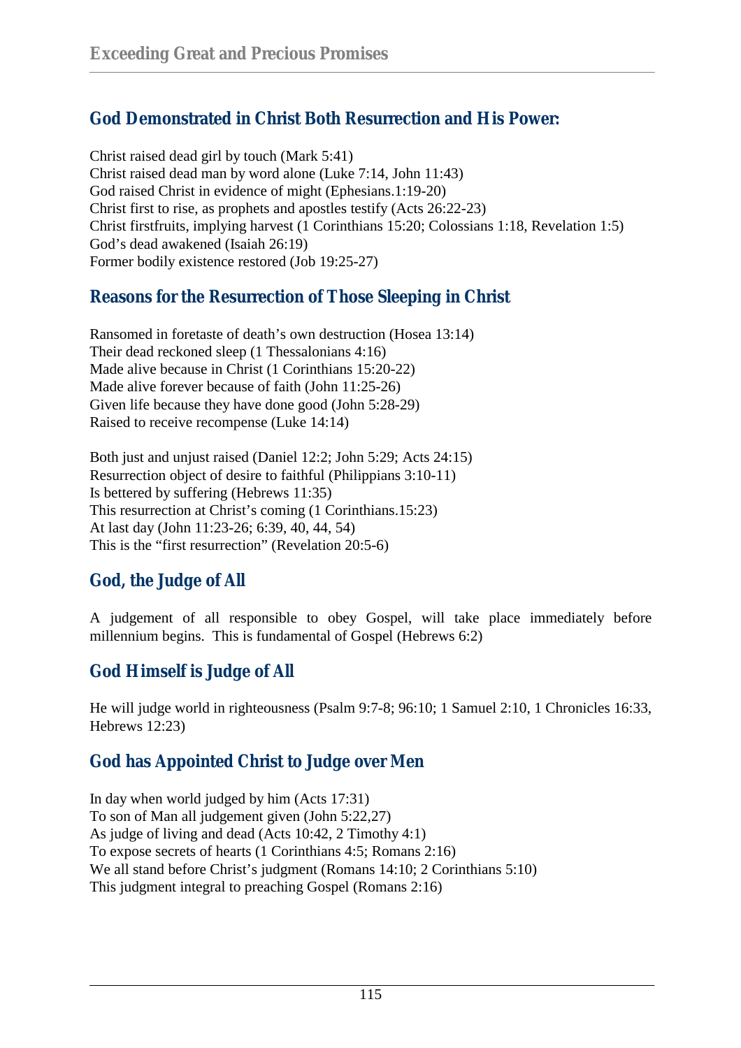## God Demonstrated in Christ Both Resurrection and His Power:

Christ raised dead girl by touch (Mark 5:41)
Christ raised dead man by word alone (Luke 7:14, John 11:43)
God raised Christ in evidence of might (Ephesians.1:19-20)
Christ first to rise, as prophets and apostles testify (Acts 26:22-23)
Christ firstfruits, implying harvest (1 Corinthians 15:20; Colossians 1:18, Revelation 1:5)
God's dead awakened (Isaiah 26:19)
Former bodily existence restored (Job 19:25-27)

## Reasons for the Resurrection of Those Sleeping in Christ

Ransomed in foretaste of death's own destruction (Hosea 13:14)
Their dead reckoned sleep (1 Thessalonians 4:16)
Made alive because in Christ (1 Corinthians 15:20-22)
Made alive forever because of faith (John 11:25-26)
Given life because they have done good (John 5:28-29)
Raised to receive recompense (Luke 14:14)

Both just and unjust raised (Daniel 12:2; John 5:29; Acts 24:15)
Resurrection object of desire to faithful (Philippians 3:10-11)
Is bettered by suffering (Hebrews 11:35)
This resurrection at Christ's coming (1 Corinthians.15:23)
At last day (John 11:23-26; 6:39, 40, 44, 54)
This is the "first resurrection" (Revelation 20:5-6)

## God, the Judge of All

A judgement of all responsible to obey Gospel, will take place immediately before millennium begins. This is fundamental of Gospel (Hebrews 6:2)

## God Himself is Judge of All

He will judge world in righteousness (Psalm 9:7-8; 96:10; 1 Samuel 2:10, 1 Chronicles 16:33, Hebrews 12:23)

## God has Appointed Christ to Judge over Men

In day when world judged by him (Acts 17:31)
To son of Man all judgement given (John 5:22,27)
As judge of living and dead (Acts 10:42, 2 Timothy 4:1)
To expose secrets of hearts (1 Corinthians 4:5; Romans 2:16)
We all stand before Christ's judgment (Romans 14:10; 2 Corinthians 5:10)
This judgment integral to preaching Gospel (Romans 2:16)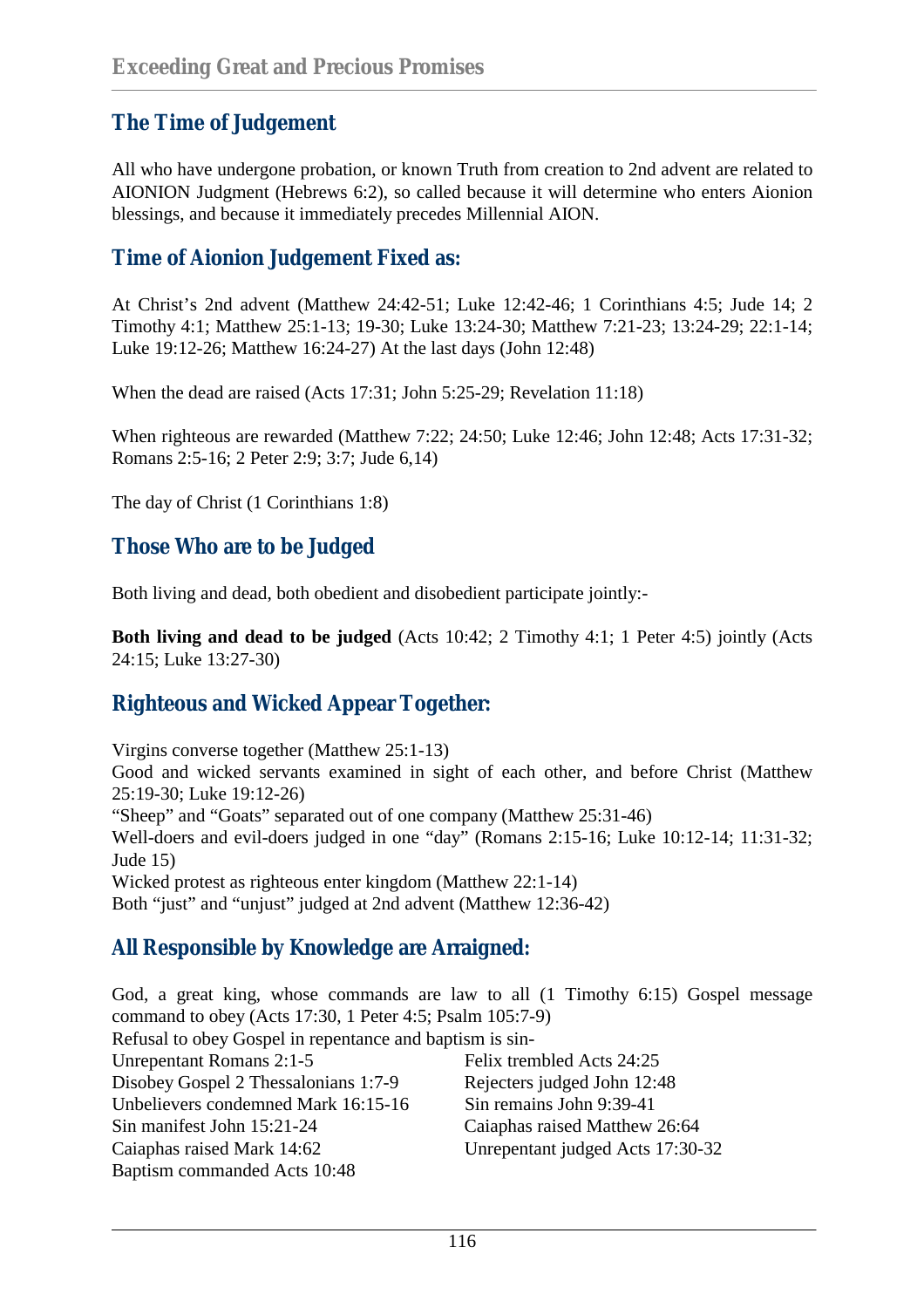## The Time of Judgement

All who have undergone probation, or known Truth from creation to 2nd advent are related to AIONION Judgment (Hebrews 6:2), so called because it will determine who enters Aionion blessings, and because it immediately precedes Millennial AION.

## Time of Aionion Judgement Fixed as:

At Christ's 2nd advent (Matthew 24:42-51; Luke 12:42-46; 1 Corinthians 4:5; Jude 14; 2 Timothy 4:1; Matthew 25:1-13; 19-30; Luke 13:24-30; Matthew 7:21-23; 13:24-29; 22:1-14; Luke 19:12-26; Matthew 16:24-27) At the last days (John 12:48)

When the dead are raised (Acts 17:31; John 5:25-29; Revelation 11:18)

When righteous are rewarded (Matthew 7:22; 24:50; Luke 12:46; John 12:48; Acts 17:31-32; Romans 2:5-16; 2 Peter 2:9; 3:7; Jude 6,14)

The day of Christ (1 Corinthians 1:8)

## Those Who are to be Judged

Both living and dead, both obedient and disobedient participate jointly:-

**Both living and dead to be judged** (Acts 10:42; 2 Timothy 4:1; 1 Peter 4:5) jointly (Acts 24:15; Luke 13:27-30)

## Righteous and Wicked Appear Together:

Virgins converse together (Matthew 25:1-13)
Good and wicked servants examined in sight of each other, and before Christ (Matthew 25:19-30; Luke 19:12-26)
"Sheep" and "Goats" separated out of one company (Matthew 25:31-46)
Well-doers and evil-doers judged in one "day" (Romans 2:15-16; Luke 10:12-14; 11:31-32; Jude 15)
Wicked protest as righteous enter kingdom (Matthew 22:1-14)
Both "just" and "unjust" judged at 2nd advent (Matthew 12:36-42)

## All Responsible by Knowledge are Arraigned:

God, a great king, whose commands are law to all (1 Timothy 6:15) Gospel message command to obey (Acts 17:30, 1 Peter 4:5; Psalm 105:7-9)
Refusal to obey Gospel in repentance and baptism is sin-

Unrepentant Romans 2:1-5
Disobey Gospel 2 Thessalonians 1:7-9
Unbelievers condemned Mark 16:15-16
Sin manifest John 15:21-24
Caiaphas raised Mark 14:62
Baptism commanded Acts 10:48
Felix trembled Acts 24:25
Rejecters judged John 12:48
Sin remains John 9:39-41
Caiaphas raised Matthew 26:64
Unrepentant judged Acts 17:30-32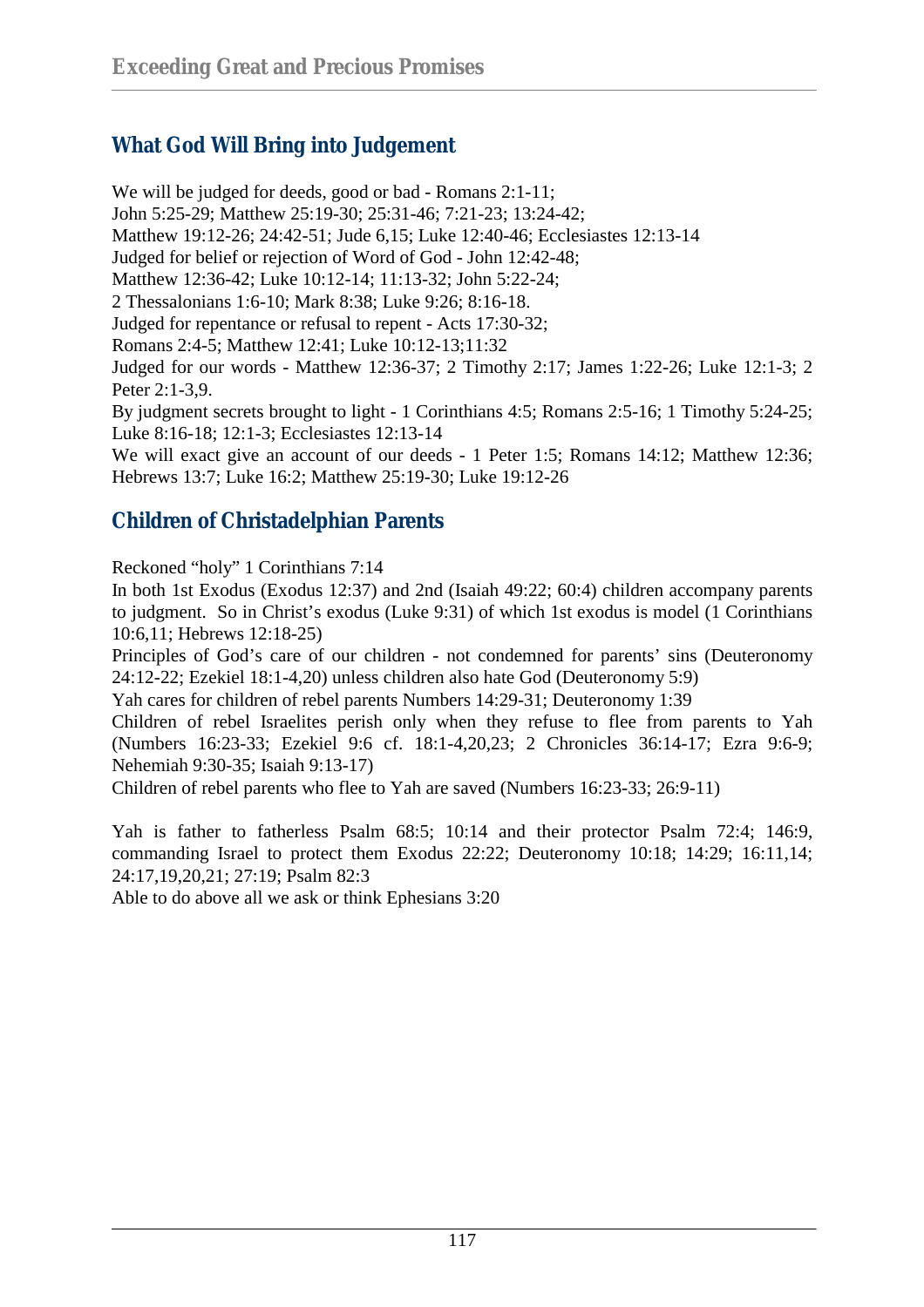## What God Will Bring into Judgement

We will be judged for deeds, good or bad - Romans 2:1-11;
John 5:25-29; Matthew 25:19-30; 25:31-46; 7:21-23; 13:24-42;
Matthew 19:12-26; 24:42-51; Jude 6,15; Luke 12:40-46; Ecclesiastes 12:13-14
Judged for belief or rejection of Word of God - John 12:42-48;
Matthew 12:36-42; Luke 10:12-14; 11:13-32; John 5:22-24;
2 Thessalonians 1:6-10; Mark 8:38; Luke 9:26; 8:16-18.
Judged for repentance or refusal to repent - Acts 17:30-32;
Romans 2:4-5; Matthew 12:41; Luke 10:12-13;11:32
Judged for our words - Matthew 12:36-37; 2 Timothy 2:17; James 1:22-26; Luke 12:1-3; 2 Peter 2:1-3,9.
By judgment secrets brought to light - 1 Corinthians 4:5; Romans 2:5-16; 1 Timothy 5:24-25; Luke 8:16-18; 12:1-3; Ecclesiastes 12:13-14
We will exact give an account of our deeds - 1 Peter 1:5; Romans 14:12; Matthew 12:36; Hebrews 13:7; Luke 16:2; Matthew 25:19-30; Luke 19:12-26

## Children of Christadelphian Parents

Reckoned "holy" 1 Corinthians 7:14
In both 1st Exodus (Exodus 12:37) and 2nd (Isaiah 49:22; 60:4) children accompany parents to judgment. So in Christ's exodus (Luke 9:31) of which 1st exodus is model (1 Corinthians 10:6,11; Hebrews 12:18-25)
Principles of God's care of our children - not condemned for parents' sins (Deuteronomy 24:12-22; Ezekiel 18:1-4,20) unless children also hate God (Deuteronomy 5:9)
Yah cares for children of rebel parents Numbers 14:29-31; Deuteronomy 1:39
Children of rebel Israelites perish only when they refuse to flee from parents to Yah (Numbers 16:23-33; Ezekiel 9:6 cf. 18:1-4,20,23; 2 Chronicles 36:14-17; Ezra 9:6-9; Nehemiah 9:30-35; Isaiah 9:13-17)
Children of rebel parents who flee to Yah are saved (Numbers 16:23-33; 26:9-11)

Yah is father to fatherless Psalm 68:5; 10:14 and their protector Psalm 72:4; 146:9, commanding Israel to protect them Exodus 22:22; Deuteronomy 10:18; 14:29; 16:11,14; 24:17,19,20,21; 27:19; Psalm 82:3
Able to do above all we ask or think Ephesians 3:20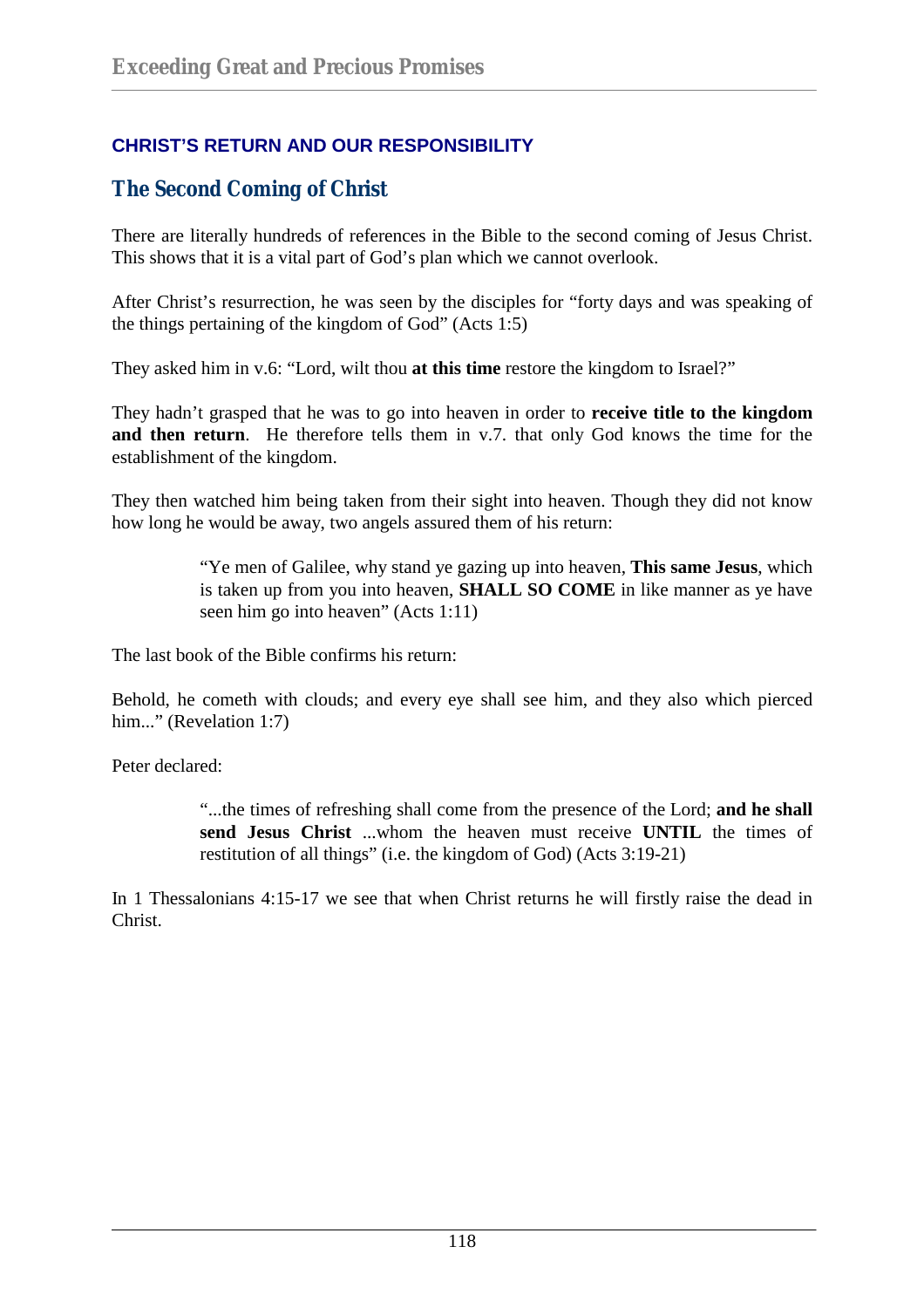**CHRIST'S RETURN AND OUR RESPONSIBILITY**

## The Second Coming of Christ

There are literally hundreds of references in the Bible to the second coming of Jesus Christ. This shows that it is a vital part of God's plan which we cannot overlook.

After Christ's resurrection, he was seen by the disciples for "forty days and was speaking of the things pertaining of the kingdom of God" (Acts 1:5)

They asked him in v.6: "Lord, wilt thou **at this time** restore the kingdom to Israel?"

They hadn't grasped that he was to go into heaven in order to **receive title to the kingdom and then return**. He therefore tells them in v.7. that only God knows the time for the establishment of the kingdom.

They then watched him being taken from their sight into heaven. Though they did not know how long he would be away, two angels assured them of his return:

> "Ye men of Galilee, why stand ye gazing up into heaven, **This same Jesus**, which is taken up from you into heaven, **SHALL SO COME** in like manner as ye have seen him go into heaven" (Acts 1:11)

The last book of the Bible confirms his return:

Behold, he cometh with clouds; and every eye shall see him, and they also which pierced him..." (Revelation 1:7)

Peter declared:

> "...the times of refreshing shall come from the presence of the Lord; **and he shall send Jesus Christ** ...whom the heaven must receive **UNTIL** the times of restitution of all things" (i.e. the kingdom of God) (Acts 3:19-21)

In 1 Thessalonians 4:15-17 we see that when Christ returns he will firstly raise the dead in Christ.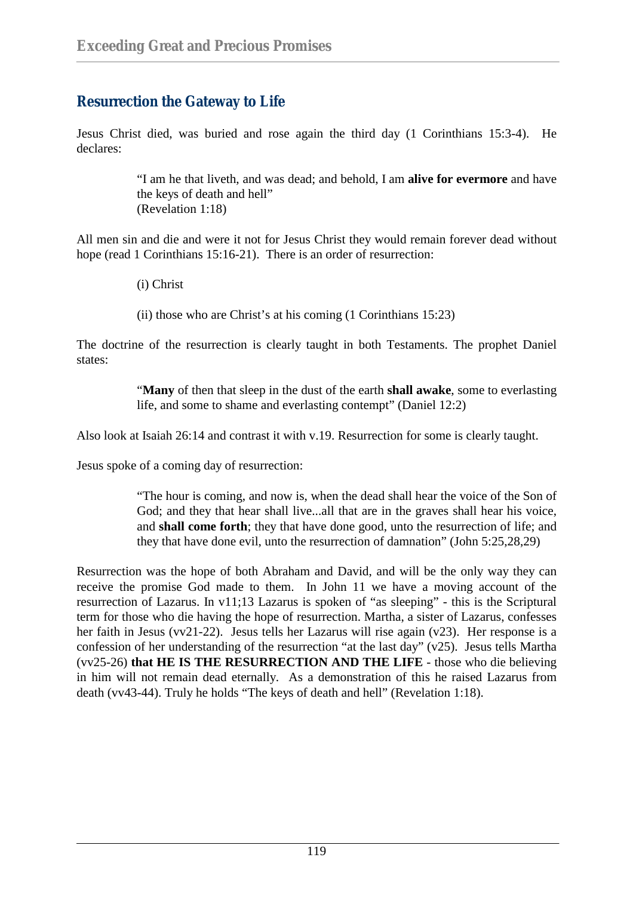## Resurrection the Gateway to Life

Jesus Christ died, was buried and rose again the third day (1 Corinthians 15:3-4). He declares:

> "I am he that liveth, and was dead; and behold, I am **alive for evermore** and have the keys of death and hell"
> (Revelation 1:18)

All men sin and die and were it not for Jesus Christ they would remain forever dead without hope (read 1 Corinthians 15:16-21). There is an order of resurrection:

> (i) Christ
>
> (ii) those who are Christ's at his coming (1 Corinthians 15:23)

The doctrine of the resurrection is clearly taught in both Testaments. The prophet Daniel states:

> "**Many** of then that sleep in the dust of the earth **shall awake**, some to everlasting life, and some to shame and everlasting contempt" (Daniel 12:2)

Also look at Isaiah 26:14 and contrast it with v.19. Resurrection for some is clearly taught.

Jesus spoke of a coming day of resurrection:

> "The hour is coming, and now is, when the dead shall hear the voice of the Son of God; and they that hear shall live...all that are in the graves shall hear his voice, and **shall come forth**; they that have done good, unto the resurrection of life; and they that have done evil, unto the resurrection of damnation" (John 5:25,28,29)

Resurrection was the hope of both Abraham and David, and will be the only way they can receive the promise God made to them. In John 11 we have a moving account of the resurrection of Lazarus. In v11;13 Lazarus is spoken of "as sleeping" - this is the Scriptural term for those who die having the hope of resurrection. Martha, a sister of Lazarus, confesses her faith in Jesus (vv21-22). Jesus tells her Lazarus will rise again (v23). Her response is a confession of her understanding of the resurrection "at the last day" (v25). Jesus tells Martha (vv25-26) **that HE IS THE RESURRECTION AND THE LIFE** - those who die believing in him will not remain dead eternally. As a demonstration of this he raised Lazarus from death (vv43-44). Truly he holds "The keys of death and hell" (Revelation 1:18).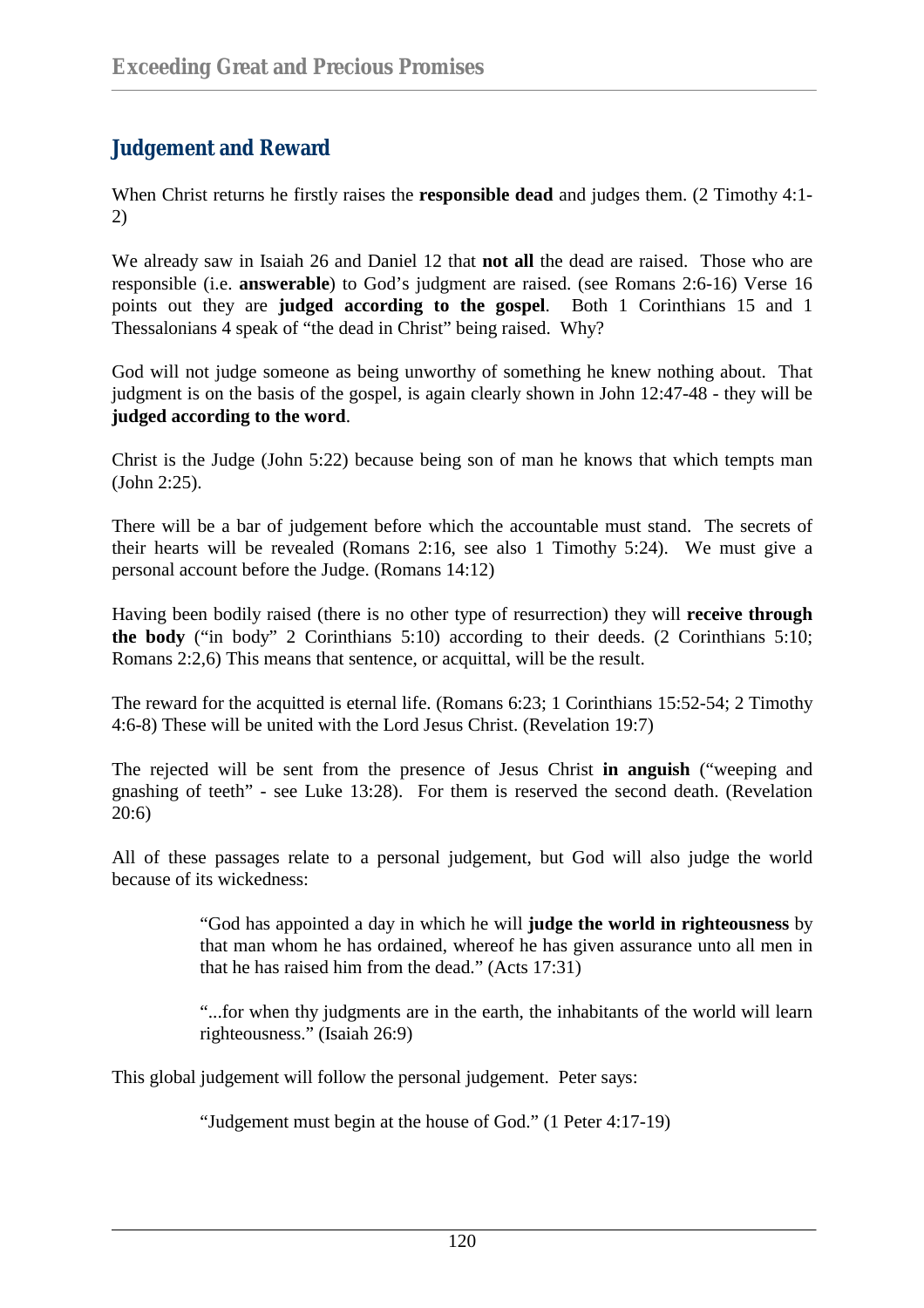## Judgement and Reward

When Christ returns he firstly raises the **responsible dead** and judges them. (2 Timothy 4:1-2)

We already saw in Isaiah 26 and Daniel 12 that **not all** the dead are raised. Those who are responsible (i.e. **answerable**) to God's judgment are raised. (see Romans 2:6-16) Verse 16 points out they are **judged according to the gospel**. Both 1 Corinthians 15 and 1 Thessalonians 4 speak of "the dead in Christ" being raised. Why?

God will not judge someone as being unworthy of something he knew nothing about. That judgment is on the basis of the gospel, is again clearly shown in John 12:47-48 - they will be **judged according to the word**.

Christ is the Judge (John 5:22) because being son of man he knows that which tempts man (John 2:25).

There will be a bar of judgement before which the accountable must stand. The secrets of their hearts will be revealed (Romans 2:16, see also 1 Timothy 5:24). We must give a personal account before the Judge. (Romans 14:12)

Having been bodily raised (there is no other type of resurrection) they will **receive through the body** ("in body" 2 Corinthians 5:10) according to their deeds. (2 Corinthians 5:10; Romans 2:2,6) This means that sentence, or acquittal, will be the result.

The reward for the acquitted is eternal life. (Romans 6:23; 1 Corinthians 15:52-54; 2 Timothy 4:6-8) These will be united with the Lord Jesus Christ. (Revelation 19:7)

The rejected will be sent from the presence of Jesus Christ **in anguish** ("weeping and gnashing of teeth" - see Luke 13:28). For them is reserved the second death. (Revelation 20:6)

All of these passages relate to a personal judgement, but God will also judge the world because of its wickedness:

> "God has appointed a day in which he will **judge the world in righteousness** by that man whom he has ordained, whereof he has given assurance unto all men in that he has raised him from the dead." (Acts 17:31)
>
> "...for when thy judgments are in the earth, the inhabitants of the world will learn righteousness." (Isaiah 26:9)

This global judgement will follow the personal judgement. Peter says:

> "Judgement must begin at the house of God." (1 Peter 4:17-19)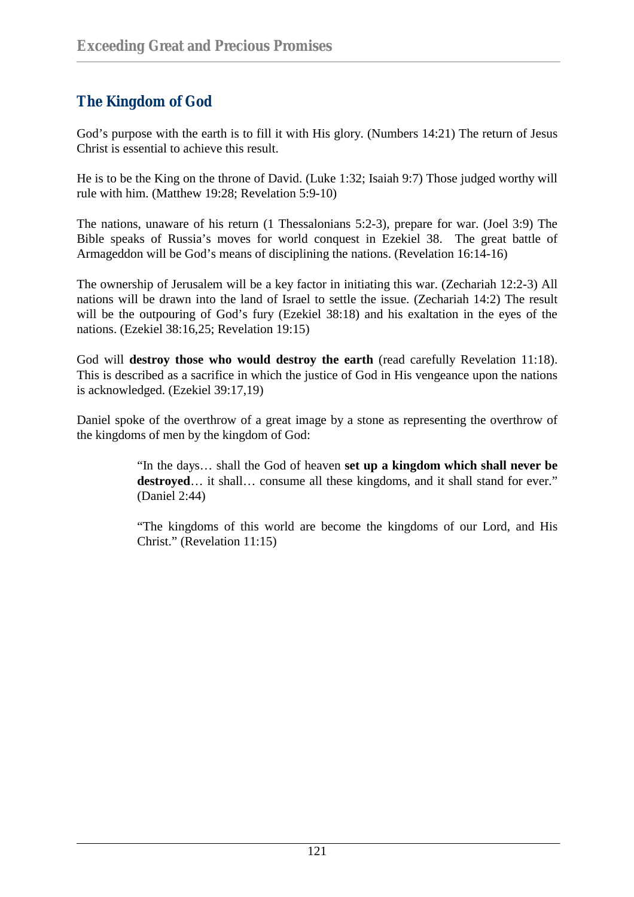## The Kingdom of God

God's purpose with the earth is to fill it with His glory. (Numbers 14:21) The return of Jesus Christ is essential to achieve this result.

He is to be the King on the throne of David. (Luke 1:32; Isaiah 9:7) Those judged worthy will rule with him. (Matthew 19:28; Revelation 5:9-10)

The nations, unaware of his return (1 Thessalonians 5:2-3), prepare for war. (Joel 3:9) The Bible speaks of Russia's moves for world conquest in Ezekiel 38. The great battle of Armageddon will be God's means of disciplining the nations. (Revelation 16:14-16)

The ownership of Jerusalem will be a key factor in initiating this war. (Zechariah 12:2-3) All nations will be drawn into the land of Israel to settle the issue. (Zechariah 14:2) The result will be the outpouring of God's fury (Ezekiel 38:18) and his exaltation in the eyes of the nations. (Ezekiel 38:16,25; Revelation 19:15)

God will **destroy those who would destroy the earth** (read carefully Revelation 11:18). This is described as a sacrifice in which the justice of God in His vengeance upon the nations is acknowledged. (Ezekiel 39:17,19)

Daniel spoke of the overthrow of a great image by a stone as representing the overthrow of the kingdoms of men by the kingdom of God:

> "In the days… shall the God of heaven **set up a kingdom which shall never be destroyed**… it shall… consume all these kingdoms, and it shall stand for ever." (Daniel 2:44)
>
> "The kingdoms of this world are become the kingdoms of our Lord, and His Christ." (Revelation 11:15)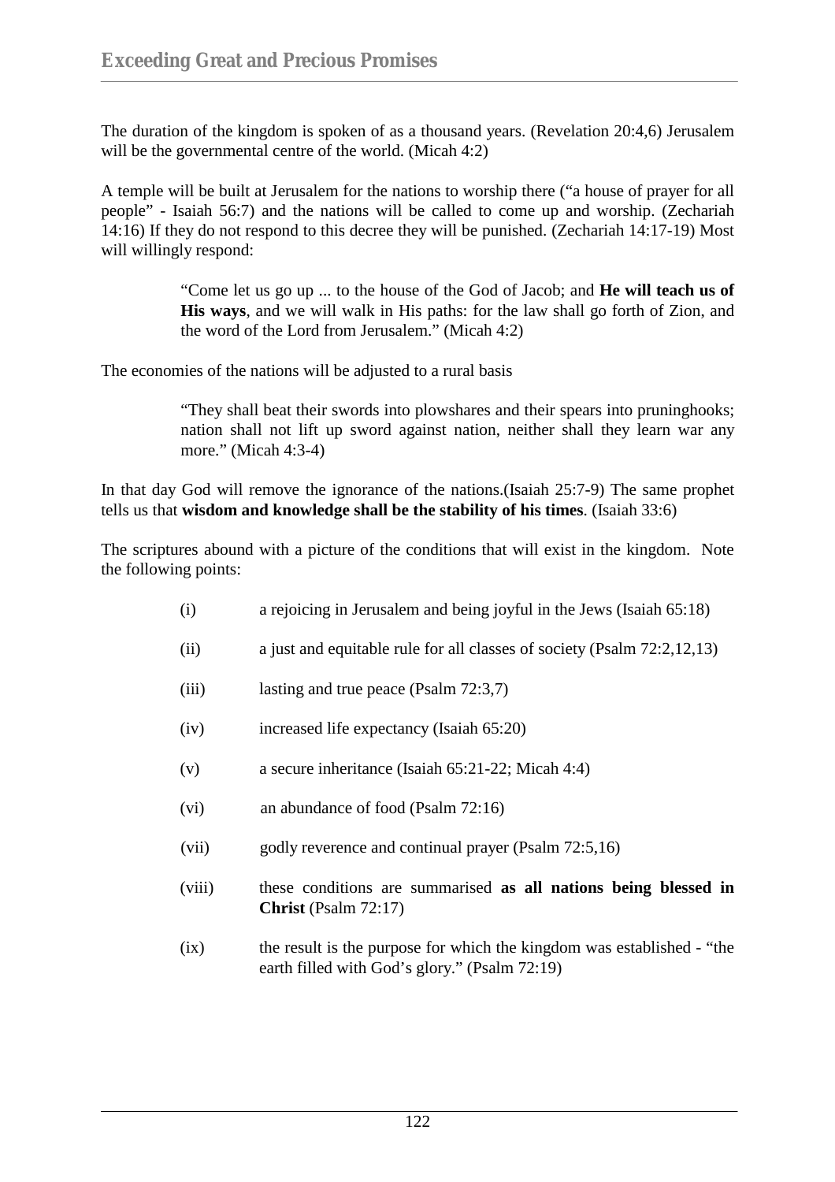The duration of the kingdom is spoken of as a thousand years. (Revelation 20:4,6) Jerusalem will be the governmental centre of the world. (Micah 4:2)

A temple will be built at Jerusalem for the nations to worship there ("a house of prayer for all people" - Isaiah 56:7) and the nations will be called to come up and worship. (Zechariah 14:16) If they do not respond to this decree they will be punished. (Zechariah 14:17-19) Most will willingly respond:

> "Come let us go up ... to the house of the God of Jacob; and **He will teach us of His ways**, and we will walk in His paths: for the law shall go forth of Zion, and the word of the Lord from Jerusalem." (Micah 4:2)

The economies of the nations will be adjusted to a rural basis

> "They shall beat their swords into plowshares and their spears into pruninghooks; nation shall not lift up sword against nation, neither shall they learn war any more." (Micah 4:3-4)

In that day God will remove the ignorance of the nations.(Isaiah 25:7-9) The same prophet tells us that **wisdom and knowledge shall be the stability of his times**. (Isaiah 33:6)

The scriptures abound with a picture of the conditions that will exist in the kingdom. Note the following points:

- (i) a rejoicing in Jerusalem and being joyful in the Jews (Isaiah 65:18)
- (ii) a just and equitable rule for all classes of society (Psalm 72:2,12,13)
- (iii) lasting and true peace (Psalm 72:3,7)
- (iv) increased life expectancy (Isaiah 65:20)
- (v) a secure inheritance (Isaiah 65:21-22; Micah 4:4)
- (vi) an abundance of food (Psalm 72:16)
- (vii) godly reverence and continual prayer (Psalm 72:5,16)
- (viii) these conditions are summarised **as all nations being blessed in Christ** (Psalm 72:17)
- (ix) the result is the purpose for which the kingdom was established - "the earth filled with God's glory." (Psalm 72:19)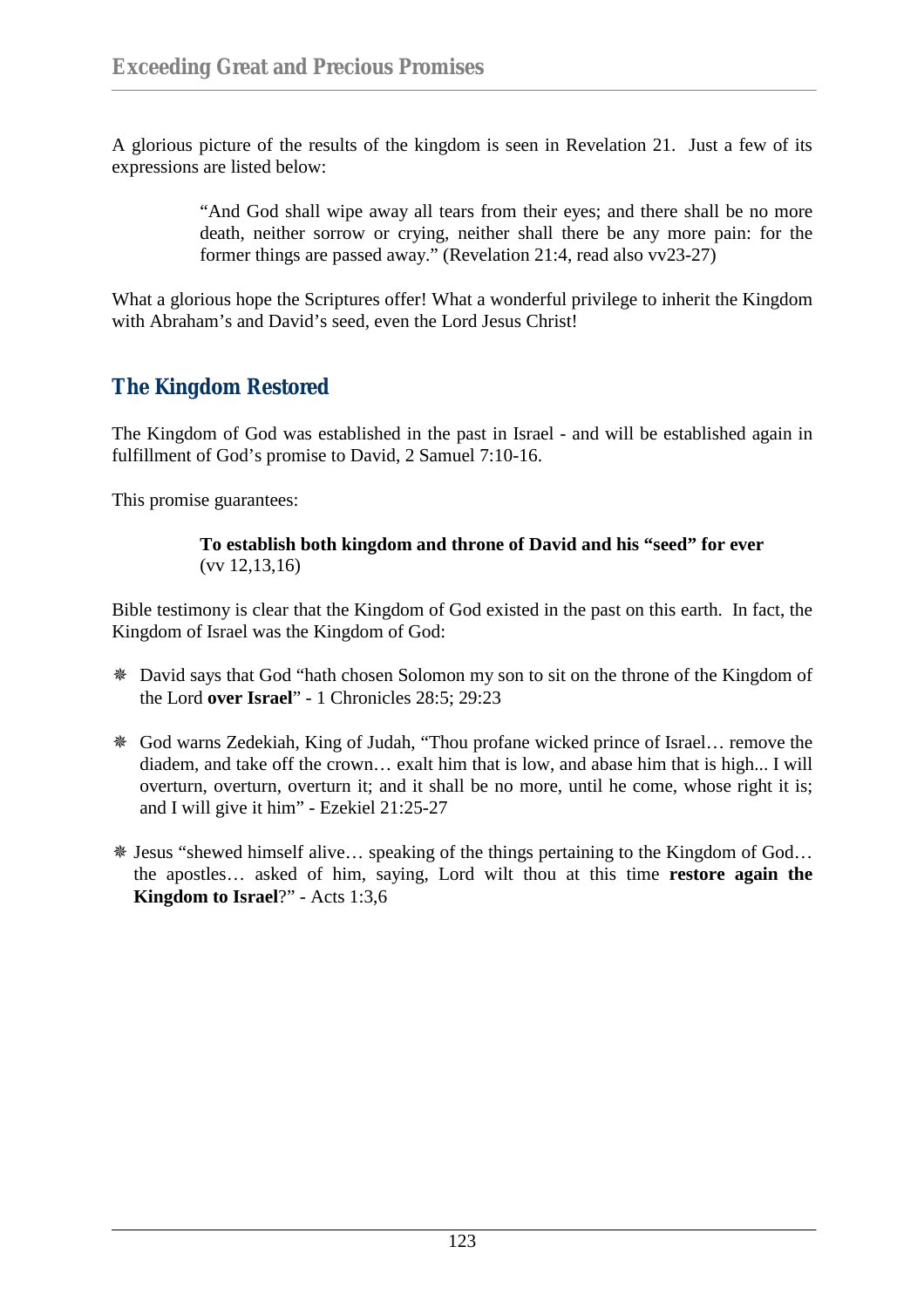A glorious picture of the results of the kingdom is seen in Revelation 21. Just a few of its expressions are listed below:

> "And God shall wipe away all tears from their eyes; and there shall be no more death, neither sorrow or crying, neither shall there be any more pain: for the former things are passed away." (Revelation 21:4, read also vv23-27)

What a glorious hope the Scriptures offer! What a wonderful privilege to inherit the Kingdom with Abraham's and David's seed, even the Lord Jesus Christ!

## The Kingdom Restored

The Kingdom of God was established in the past in Israel - and will be established again in fulfillment of God's promise to David, 2 Samuel 7:10-16.

This promise guarantees:

> **To establish both kingdom and throne of David and his "seed" for ever** (vv 12,13,16)

Bible testimony is clear that the Kingdom of God existed in the past on this earth. In fact, the Kingdom of Israel was the Kingdom of God:

- David says that God "hath chosen Solomon my son to sit on the throne of the Kingdom of the Lord **over Israel**" - 1 Chronicles 28:5; 29:23
- God warns Zedekiah, King of Judah, "Thou profane wicked prince of Israel… remove the diadem, and take off the crown… exalt him that is low, and abase him that is high... I will overturn, overturn, overturn it; and it shall be no more, until he come, whose right it is; and I will give it him" - Ezekiel 21:25-27
- Jesus "shewed himself alive… speaking of the things pertaining to the Kingdom of God… the apostles… asked of him, saying, Lord wilt thou at this time **restore again the Kingdom to Israel**?" - Acts 1:3,6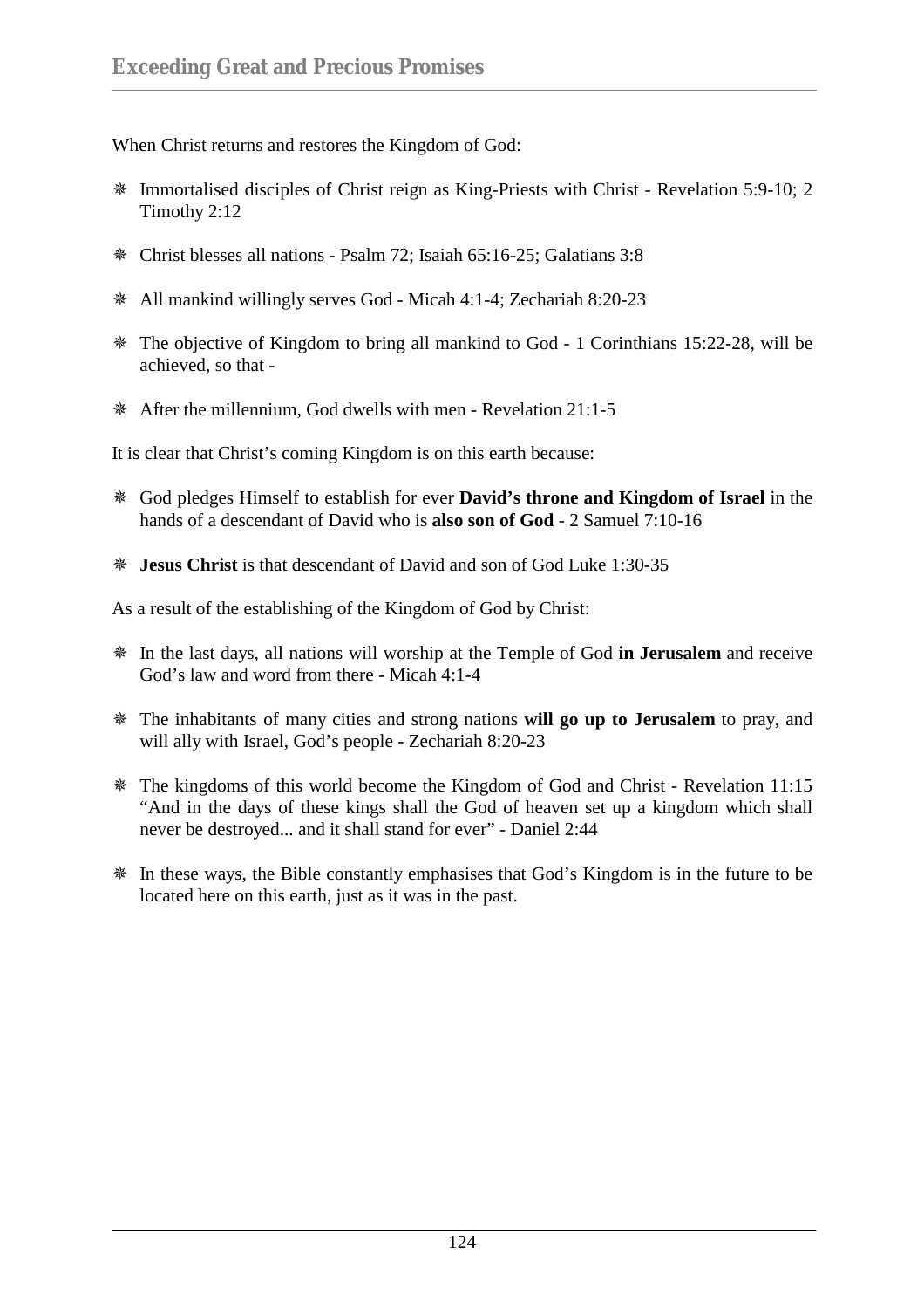When Christ returns and restores the Kingdom of God:

- Immortalised disciples of Christ reign as King-Priests with Christ - Revelation 5:9-10; 2 Timothy 2:12
- Christ blesses all nations - Psalm 72; Isaiah 65:16-25; Galatians 3:8
- All mankind willingly serves God - Micah 4:1-4; Zechariah 8:20-23
- The objective of Kingdom to bring all mankind to God - 1 Corinthians 15:22-28, will be achieved, so that -
- After the millennium, God dwells with men - Revelation 21:1-5

It is clear that Christ's coming Kingdom is on this earth because:

- God pledges Himself to establish for ever **David's throne and Kingdom of Israel** in the hands of a descendant of David who is **also son of God** - 2 Samuel 7:10-16
- **Jesus Christ** is that descendant of David and son of God Luke 1:30-35

As a result of the establishing of the Kingdom of God by Christ:

- In the last days, all nations will worship at the Temple of God **in Jerusalem** and receive God's law and word from there - Micah 4:1-4
- The inhabitants of many cities and strong nations **will go up to Jerusalem** to pray, and will ally with Israel, God's people - Zechariah 8:20-23
- The kingdoms of this world become the Kingdom of God and Christ - Revelation 11:15 "And in the days of these kings shall the God of heaven set up a kingdom which shall never be destroyed... and it shall stand for ever" - Daniel 2:44
- In these ways, the Bible constantly emphasises that God's Kingdom is in the future to be located here on this earth, just as it was in the past.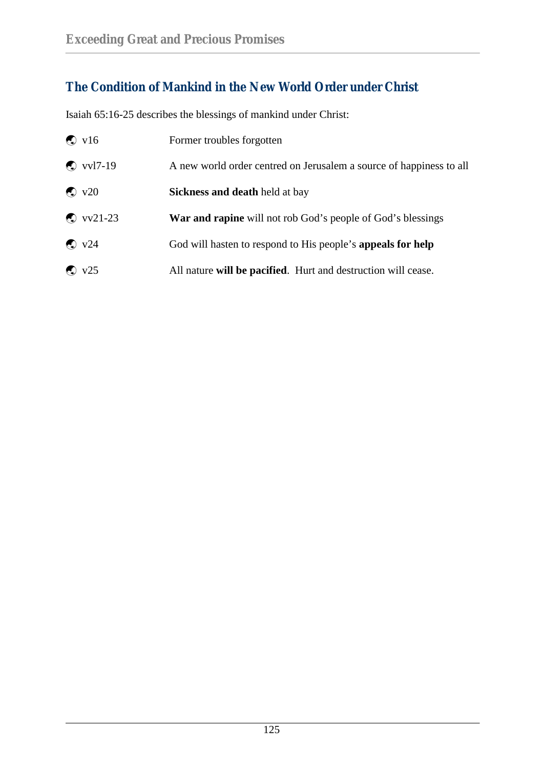## The Condition of Mankind in the New World Order under Christ

Isaiah 65:16-25 describes the blessings of mankind under Christ:

- v16 — Former troubles forgotten
- vvl7-19 — A new world order centred on Jerusalem a source of happiness to all
- v20 — **Sickness and death** held at bay
- vv21-23 — **War and rapine** will not rob God's people of God's blessings
- v24 — God will hasten to respond to His people's **appeals for help**
- v25 — All nature **will be pacified**. Hurt and destruction will cease.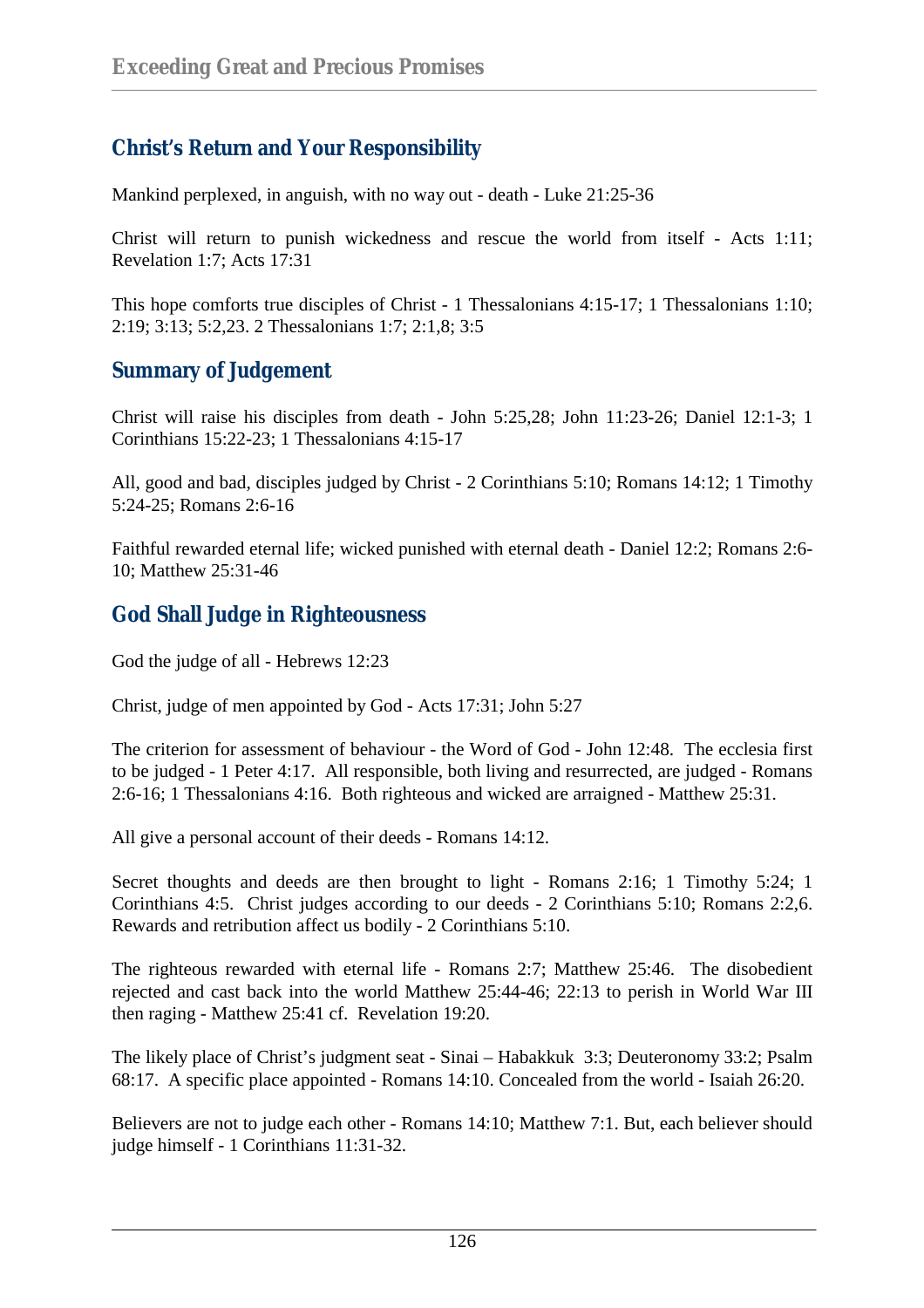## Christ's Return and Your Responsibility

Mankind perplexed, in anguish, with no way out - death - Luke 21:25-36

Christ will return to punish wickedness and rescue the world from itself - Acts 1:11; Revelation 1:7; Acts 17:31

This hope comforts true disciples of Christ - 1 Thessalonians 4:15-17; 1 Thessalonians 1:10; 2:19; 3:13; 5:2,23. 2 Thessalonians 1:7; 2:1,8; 3:5

## Summary of Judgement

Christ will raise his disciples from death - John 5:25,28; John 11:23-26; Daniel 12:1-3; 1 Corinthians 15:22-23; 1 Thessalonians 4:15-17

All, good and bad, disciples judged by Christ - 2 Corinthians 5:10; Romans 14:12; 1 Timothy 5:24-25; Romans 2:6-16

Faithful rewarded eternal life; wicked punished with eternal death - Daniel 12:2; Romans 2:6-10; Matthew 25:31-46

## God Shall Judge in Righteousness

God the judge of all - Hebrews 12:23

Christ, judge of men appointed by God - Acts 17:31; John 5:27

The criterion for assessment of behaviour - the Word of God - John 12:48. The ecclesia first to be judged - 1 Peter 4:17. All responsible, both living and resurrected, are judged - Romans 2:6-16; 1 Thessalonians 4:16. Both righteous and wicked are arraigned - Matthew 25:31.

All give a personal account of their deeds - Romans 14:12.

Secret thoughts and deeds are then brought to light - Romans 2:16; 1 Timothy 5:24; 1 Corinthians 4:5. Christ judges according to our deeds - 2 Corinthians 5:10; Romans 2:2,6. Rewards and retribution affect us bodily - 2 Corinthians 5:10.

The righteous rewarded with eternal life - Romans 2:7; Matthew 25:46. The disobedient rejected and cast back into the world Matthew 25:44-46; 22:13 to perish in World War III then raging - Matthew 25:41 cf. Revelation 19:20.

The likely place of Christ's judgment seat - Sinai – Habakkuk 3:3; Deuteronomy 33:2; Psalm 68:17. A specific place appointed - Romans 14:10. Concealed from the world - Isaiah 26:20.

Believers are not to judge each other - Romans 14:10; Matthew 7:1. But, each believer should judge himself - 1 Corinthians 11:31-32.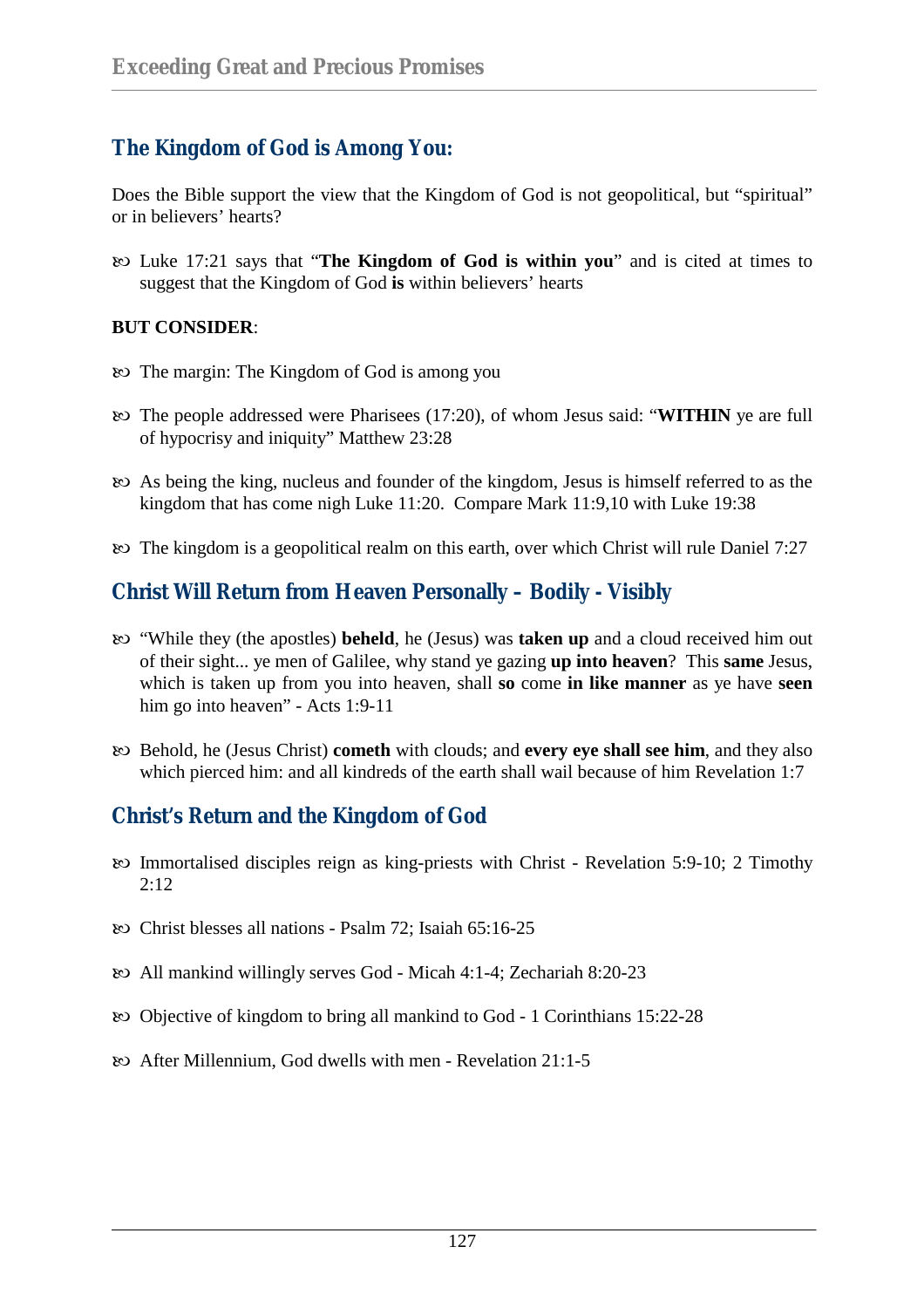## The Kingdom of God is Among You:

Does the Bible support the view that the Kingdom of God is not geopolitical, but "spiritual" or in believers' hearts?

- Luke 17:21 says that "**The Kingdom of God is within you**" and is cited at times to suggest that the Kingdom of God **is** within believers' hearts

**BUT CONSIDER**:

- The margin: The Kingdom of God is among you
- The people addressed were Pharisees (17:20), of whom Jesus said: "**WITHIN** ye are full of hypocrisy and iniquity" Matthew 23:28
- As being the king, nucleus and founder of the kingdom, Jesus is himself referred to as the kingdom that has come nigh Luke 11:20. Compare Mark 11:9,10 with Luke 19:38
- The kingdom is a geopolitical realm on this earth, over which Christ will rule Daniel 7:27

## Christ Will Return from Heaven Personally – Bodily - Visibly

- "While they (the apostles) **beheld**, he (Jesus) was **taken up** and a cloud received him out of their sight... ye men of Galilee, why stand ye gazing **up into heaven**? This **same** Jesus, which is taken up from you into heaven, shall **so** come **in like manner** as ye have **seen** him go into heaven" - Acts 1:9-11
- Behold, he (Jesus Christ) **cometh** with clouds; and **every eye shall see him**, and they also which pierced him: and all kindreds of the earth shall wail because of him Revelation 1:7

## Christ's Return and the Kingdom of God

- Immortalised disciples reign as king-priests with Christ - Revelation 5:9-10; 2 Timothy 2:12
- Christ blesses all nations - Psalm 72; Isaiah 65:16-25
- All mankind willingly serves God - Micah 4:1-4; Zechariah 8:20-23
- Objective of kingdom to bring all mankind to God - 1 Corinthians 15:22-28
- After Millennium, God dwells with men - Revelation 21:1-5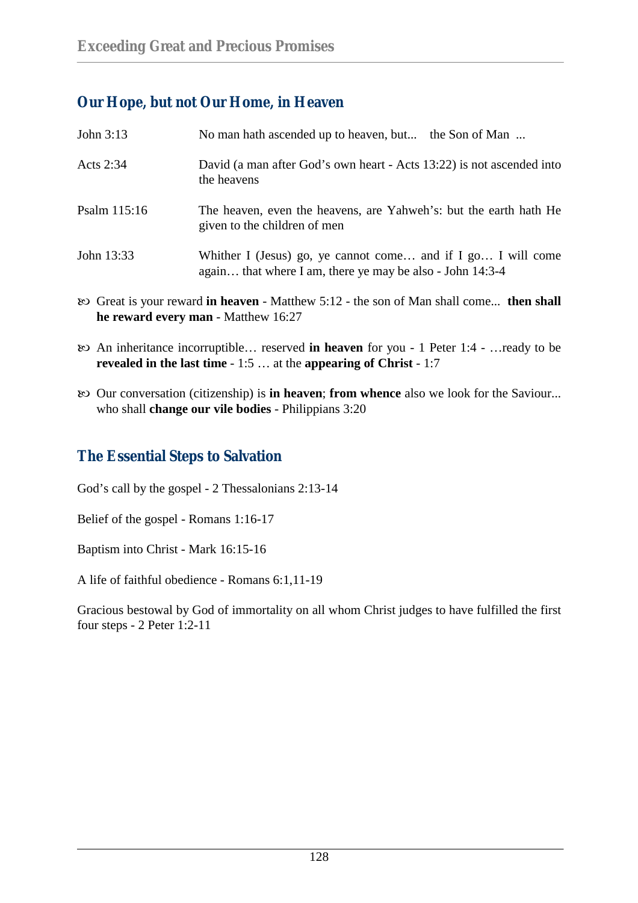## Our Hope, but not Our Home, in Heaven

| | |
|---|---|
| John 3:13 | No man hath ascended up to heaven, but... the Son of Man ... |
| Acts 2:34 | David (a man after God's own heart - Acts 13:22) is not ascended into the heavens |
| Psalm 115:16 | The heaven, even the heavens, are Yahweh's: but the earth hath He given to the children of men |
| John 13:33 | Whither I (Jesus) go, ye cannot come… and if I go… I will come again… that where I am, there ye may be also - John 14:3-4 |

- Great is your reward **in heaven** - Matthew 5:12 - the son of Man shall come... **then shall he reward every man** - Matthew 16:27
- An inheritance incorruptible… reserved **in heaven** for you - 1 Peter 1:4 - …ready to be **revealed in the last time** - 1:5 … at the **appearing of Christ** - 1:7
- Our conversation (citizenship) is **in heaven**; **from whence** also we look for the Saviour... who shall **change our vile bodies** - Philippians 3:20

## The Essential Steps to Salvation

God's call by the gospel - 2 Thessalonians 2:13-14

Belief of the gospel - Romans 1:16-17

Baptism into Christ - Mark 16:15-16

A life of faithful obedience - Romans 6:1,11-19

Gracious bestowal by God of immortality on all whom Christ judges to have fulfilled the first four steps - 2 Peter 1:2-11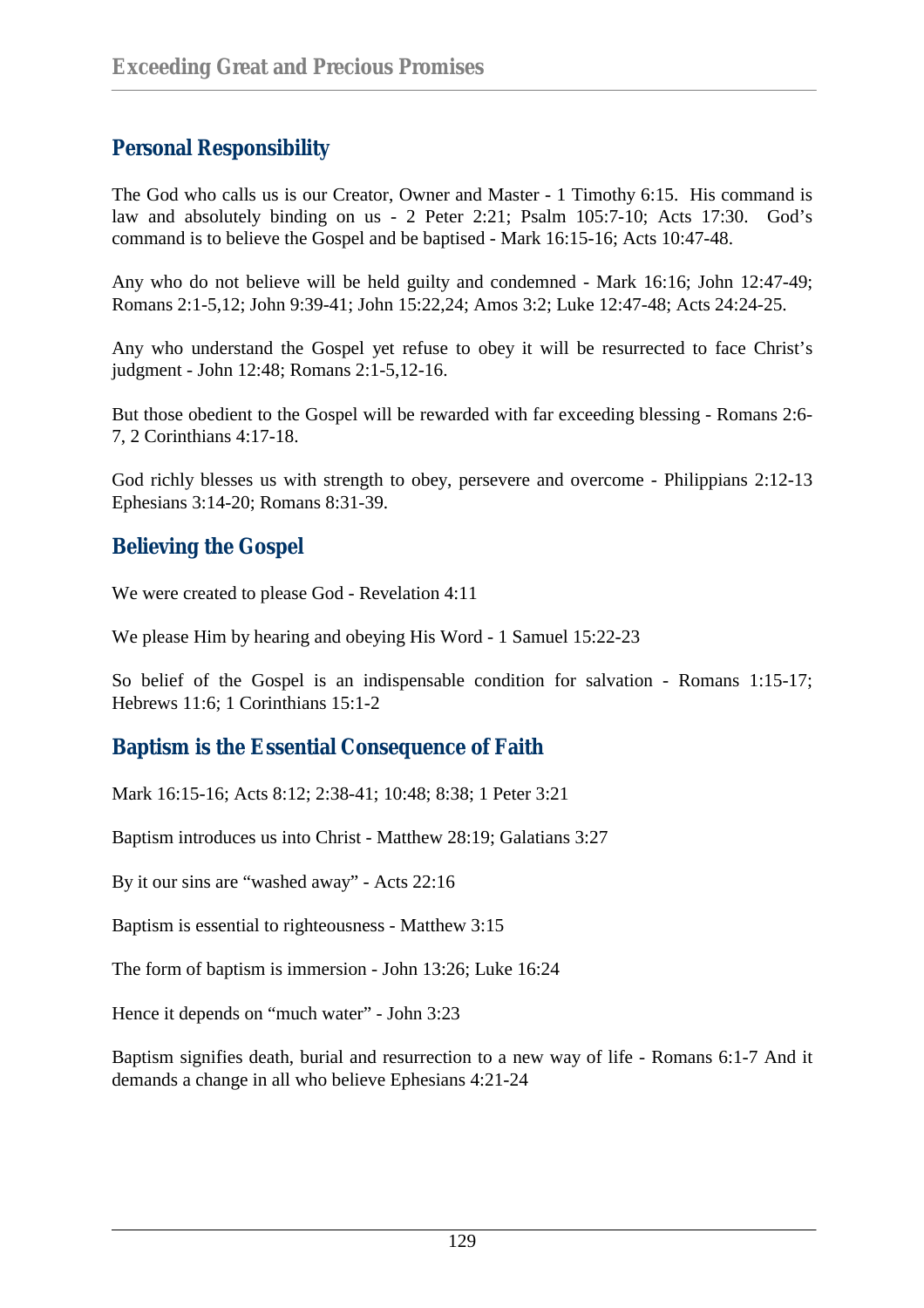## Personal Responsibility

The God who calls us is our Creator, Owner and Master - 1 Timothy 6:15. His command is law and absolutely binding on us - 2 Peter 2:21; Psalm 105:7-10; Acts 17:30. God's command is to believe the Gospel and be baptised - Mark 16:15-16; Acts 10:47-48.

Any who do not believe will be held guilty and condemned - Mark 16:16; John 12:47-49; Romans 2:1-5,12; John 9:39-41; John 15:22,24; Amos 3:2; Luke 12:47-48; Acts 24:24-25.

Any who understand the Gospel yet refuse to obey it will be resurrected to face Christ's judgment - John 12:48; Romans 2:1-5,12-16.

But those obedient to the Gospel will be rewarded with far exceeding blessing - Romans 2:6-7, 2 Corinthians 4:17-18.

God richly blesses us with strength to obey, persevere and overcome - Philippians 2:12-13 Ephesians 3:14-20; Romans 8:31-39.

## Believing the Gospel

We were created to please God - Revelation 4:11

We please Him by hearing and obeying His Word - 1 Samuel 15:22-23

So belief of the Gospel is an indispensable condition for salvation - Romans 1:15-17; Hebrews 11:6; 1 Corinthians 15:1-2

## Baptism is the Essential Consequence of Faith

Mark 16:15-16; Acts 8:12; 2:38-41; 10:48; 8:38; 1 Peter 3:21

Baptism introduces us into Christ - Matthew 28:19; Galatians 3:27

By it our sins are "washed away" - Acts 22:16

Baptism is essential to righteousness - Matthew 3:15

The form of baptism is immersion - John 13:26; Luke 16:24

Hence it depends on "much water" - John 3:23

Baptism signifies death, burial and resurrection to a new way of life - Romans 6:1-7 And it demands a change in all who believe Ephesians 4:21-24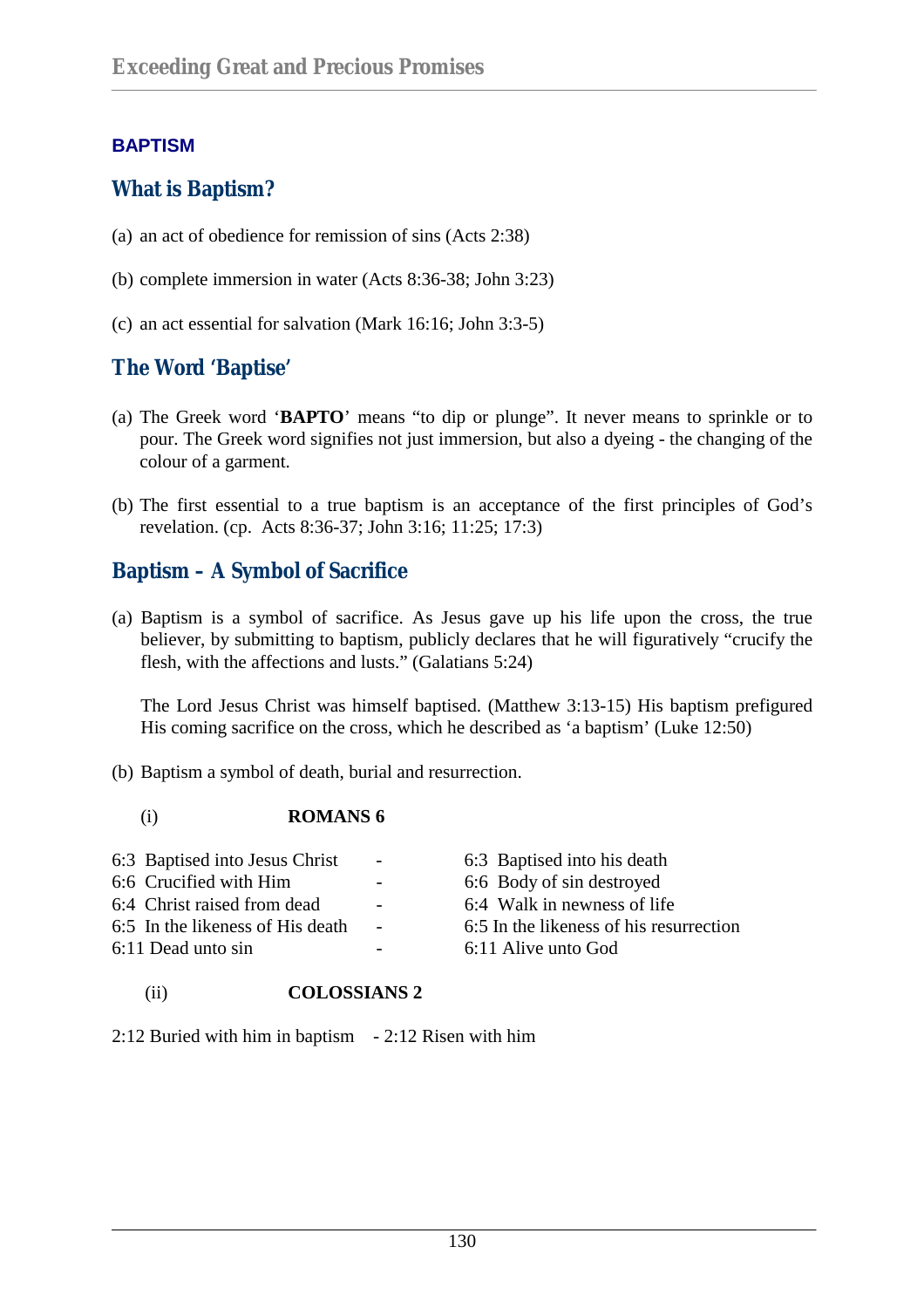## BAPTISM

### What is Baptism?

(a) an act of obedience for remission of sins (Acts 2:38)

(b) complete immersion in water (Acts 8:36-38; John 3:23)

(c) an act essential for salvation (Mark 16:16; John 3:3-5)

### The Word 'Baptise'

(a) The Greek word '**BAPTO**' means "to dip or plunge". It never means to sprinkle or to pour. The Greek word signifies not just immersion, but also a dyeing - the changing of the colour of a garment.

(b) The first essential to a true baptism is an acceptance of the first principles of God's revelation. (cp. Acts 8:36-37; John 3:16; 11:25; 17:3)

### Baptism – A Symbol of Sacrifice

(a) Baptism is a symbol of sacrifice. As Jesus gave up his life upon the cross, the true believer, by submitting to baptism, publicly declares that he will figuratively "crucify the flesh, with the affections and lusts." (Galatians 5:24)

The Lord Jesus Christ was himself baptised. (Matthew 3:13-15) His baptism prefigured His coming sacrifice on the cross, which he described as 'a baptism' (Luke 12:50)

(b) Baptism a symbol of death, burial and resurrection.

(i) **ROMANS 6**

| | | |
|---|---|---|
| 6:3 Baptised into Jesus Christ | - | 6:3 Baptised into his death |
| 6:6 Crucified with Him | - | 6:6 Body of sin destroyed |
| 6:4 Christ raised from dead | - | 6:4 Walk in newness of life |
| 6:5 In the likeness of His death | - | 6:5 In the likeness of his resurrection |
| 6:11 Dead unto sin | - | 6:11 Alive unto God |

(ii) **COLOSSIANS 2**

2:12 Buried with him in baptism - 2:12 Risen with him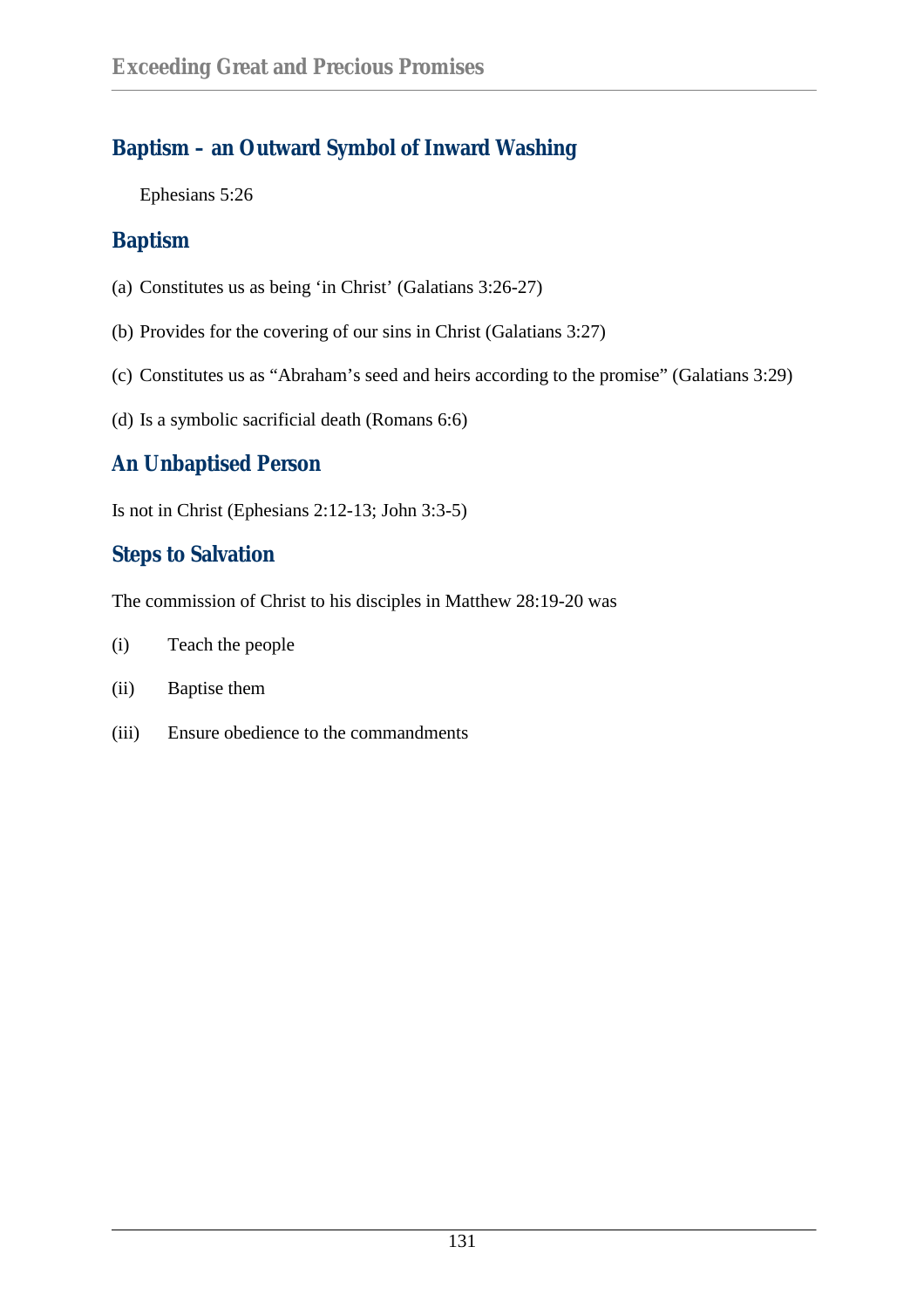## Baptism – an Outward Symbol of Inward Washing

Ephesians 5:26

## Baptism

(a) Constitutes us as being ‘in Christ’ (Galatians 3:26-27)

(b) Provides for the covering of our sins in Christ (Galatians 3:27)

(c) Constitutes us as “Abraham’s seed and heirs according to the promise” (Galatians 3:29)

(d) Is a symbolic sacrificial death (Romans 6:6)

## An Unbaptised Person

Is not in Christ (Ephesians 2:12-13; John 3:3-5)

## Steps to Salvation

The commission of Christ to his disciples in Matthew 28:19-20 was

(i) Teach the people

(ii) Baptise them

(iii) Ensure obedience to the commandments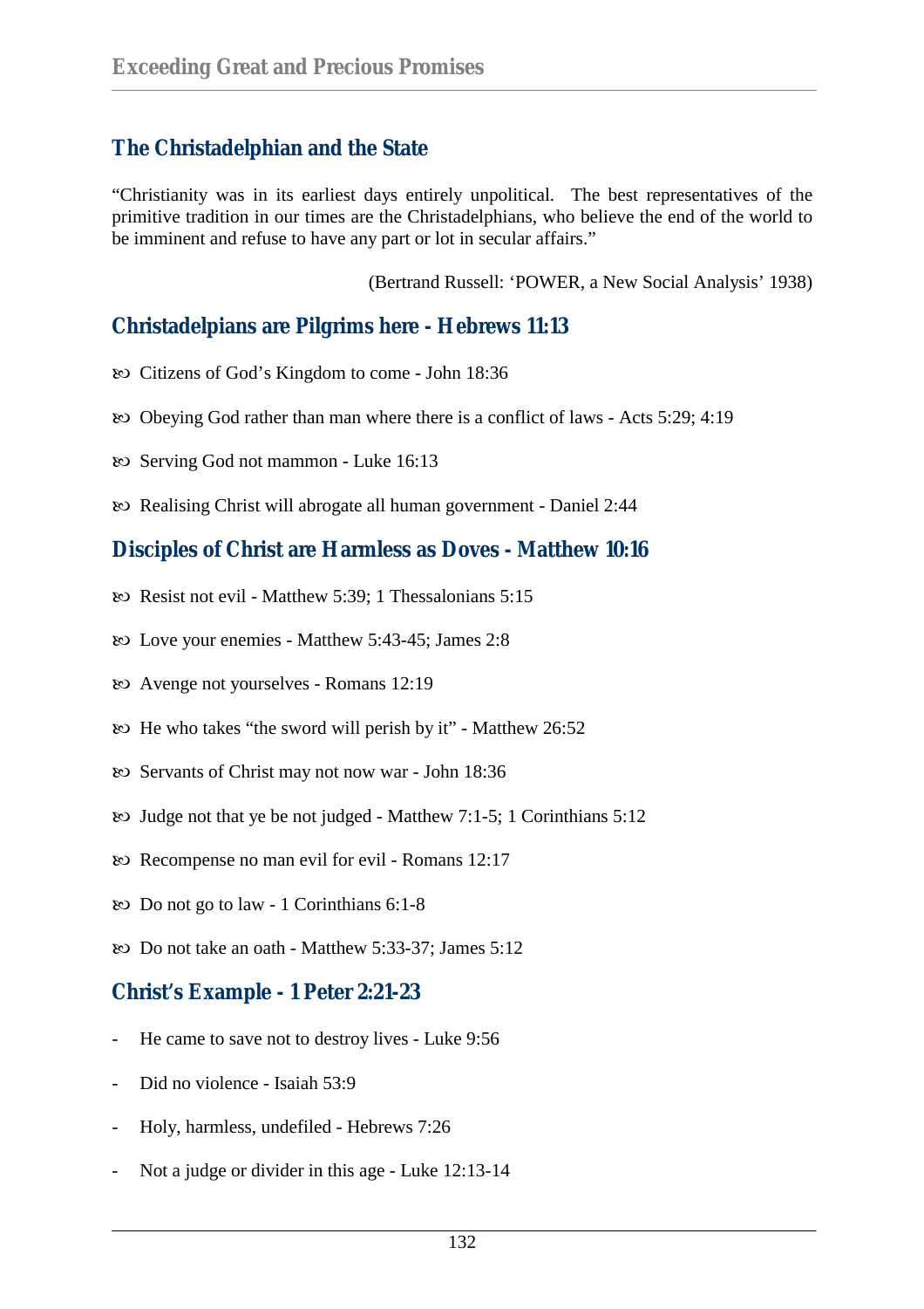## The Christadelphian and the State

"Christianity was in its earliest days entirely unpolitical. The best representatives of the primitive tradition in our times are the Christadelphians, who believe the end of the world to be imminent and refuse to have any part or lot in secular affairs."

(Bertrand Russell: 'POWER, a New Social Analysis' 1938)

## Christadelpians are Pilgrims here - Hebrews 11:13

- Citizens of God's Kingdom to come - John 18:36
- Obeying God rather than man where there is a conflict of laws - Acts 5:29; 4:19
- Serving God not mammon - Luke 16:13
- Realising Christ will abrogate all human government - Daniel 2:44

## Disciples of Christ are Harmless as Doves - Matthew 10:16

- Resist not evil - Matthew 5:39; 1 Thessalonians 5:15
- Love your enemies - Matthew 5:43-45; James 2:8
- Avenge not yourselves - Romans 12:19
- He who takes "the sword will perish by it" - Matthew 26:52
- Servants of Christ may not now war - John 18:36
- Judge not that ye be not judged - Matthew 7:1-5; 1 Corinthians 5:12
- Recompense no man evil for evil - Romans 12:17
- Do not go to law - 1 Corinthians 6:1-8
- Do not take an oath - Matthew 5:33-37; James 5:12

## Christ's Example - 1 Peter 2:21-23

- He came to save not to destroy lives - Luke 9:56
- Did no violence - Isaiah 53:9
- Holy, harmless, undefiled - Hebrews 7:26
- Not a judge or divider in this age - Luke 12:13-14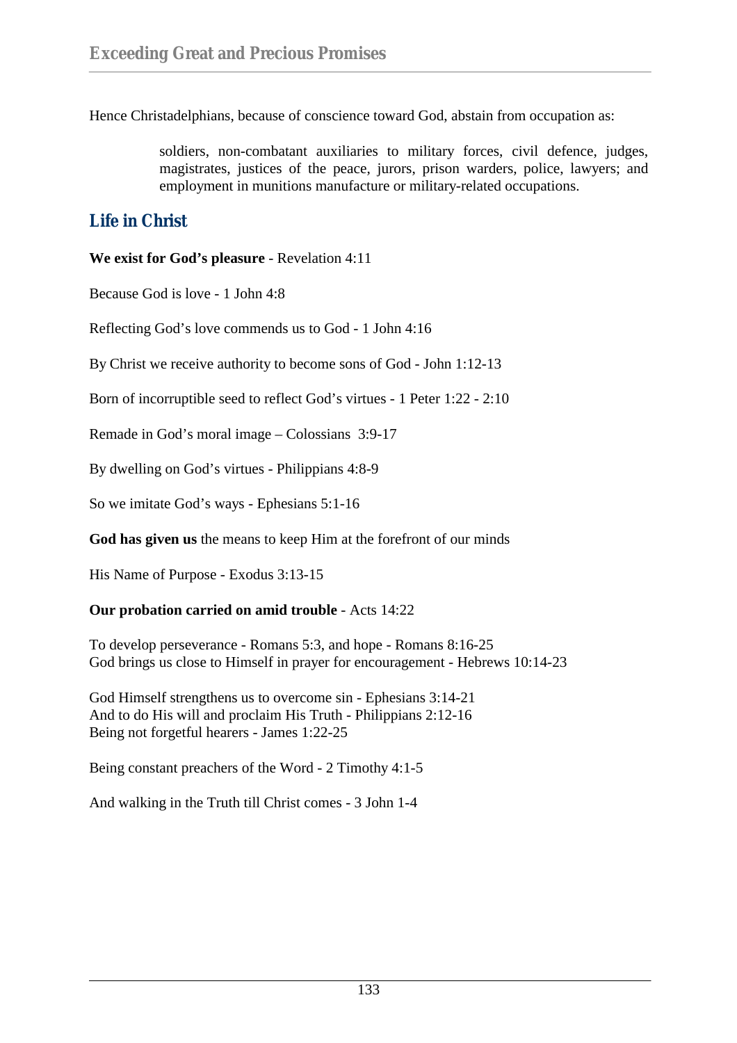Hence Christadelphians, because of conscience toward God, abstain from occupation as:

> soldiers, non-combatant auxiliaries to military forces, civil defence, judges, magistrates, justices of the peace, jurors, prison warders, police, lawyers; and employment in munitions manufacture or military-related occupations.

## Life in Christ

**We exist for God's pleasure** - Revelation 4:11

Because God is love - 1 John 4:8

Reflecting God's love commends us to God - 1 John 4:16

By Christ we receive authority to become sons of God - John 1:12-13

Born of incorruptible seed to reflect God's virtues - 1 Peter 1:22 - 2:10

Remade in God's moral image – Colossians 3:9-17

By dwelling on God's virtues - Philippians 4:8-9

So we imitate God's ways - Ephesians 5:1-16

**God has given us** the means to keep Him at the forefront of our minds

His Name of Purpose - Exodus 3:13-15

**Our probation carried on amid trouble** - Acts 14:22

To develop perseverance - Romans 5:3, and hope - Romans 8:16-25
God brings us close to Himself in prayer for encouragement - Hebrews 10:14-23

God Himself strengthens us to overcome sin - Ephesians 3:14-21
And to do His will and proclaim His Truth - Philippians 2:12-16
Being not forgetful hearers - James 1:22-25

Being constant preachers of the Word - 2 Timothy 4:1-5

And walking in the Truth till Christ comes - 3 John 1-4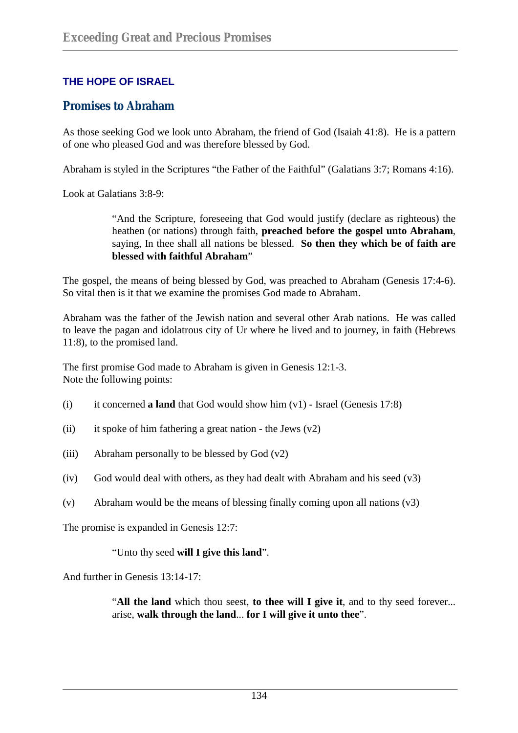## THE HOPE OF ISRAEL

### Promises to Abraham

As those seeking God we look unto Abraham, the friend of God (Isaiah 41:8). He is a pattern of one who pleased God and was therefore blessed by God.

Abraham is styled in the Scriptures "the Father of the Faithful" (Galatians 3:7; Romans 4:16).

Look at Galatians 3:8-9:

> "And the Scripture, foreseeing that God would justify (declare as righteous) the heathen (or nations) through faith, **preached before the gospel unto Abraham**, saying, In thee shall all nations be blessed. **So then they which be of faith are blessed with faithful Abraham**"

The gospel, the means of being blessed by God, was preached to Abraham (Genesis 17:4-6). So vital then is it that we examine the promises God made to Abraham.

Abraham was the father of the Jewish nation and several other Arab nations. He was called to leave the pagan and idolatrous city of Ur where he lived and to journey, in faith (Hebrews 11:8), to the promised land.

The first promise God made to Abraham is given in Genesis 12:1-3.
Note the following points:

(i) it concerned **a land** that God would show him (v1) - Israel (Genesis 17:8)

(ii) it spoke of him fathering a great nation - the Jews (v2)

(iii) Abraham personally to be blessed by God (v2)

(iv) God would deal with others, as they had dealt with Abraham and his seed (v3)

(v) Abraham would be the means of blessing finally coming upon all nations (v3)

The promise is expanded in Genesis 12:7:

> "Unto thy seed **will I give this land**".

And further in Genesis 13:14-17:

> "**All the land** which thou seest, **to thee will I give it**, and to thy seed forever... arise, **walk through the land**... **for I will give it unto thee**".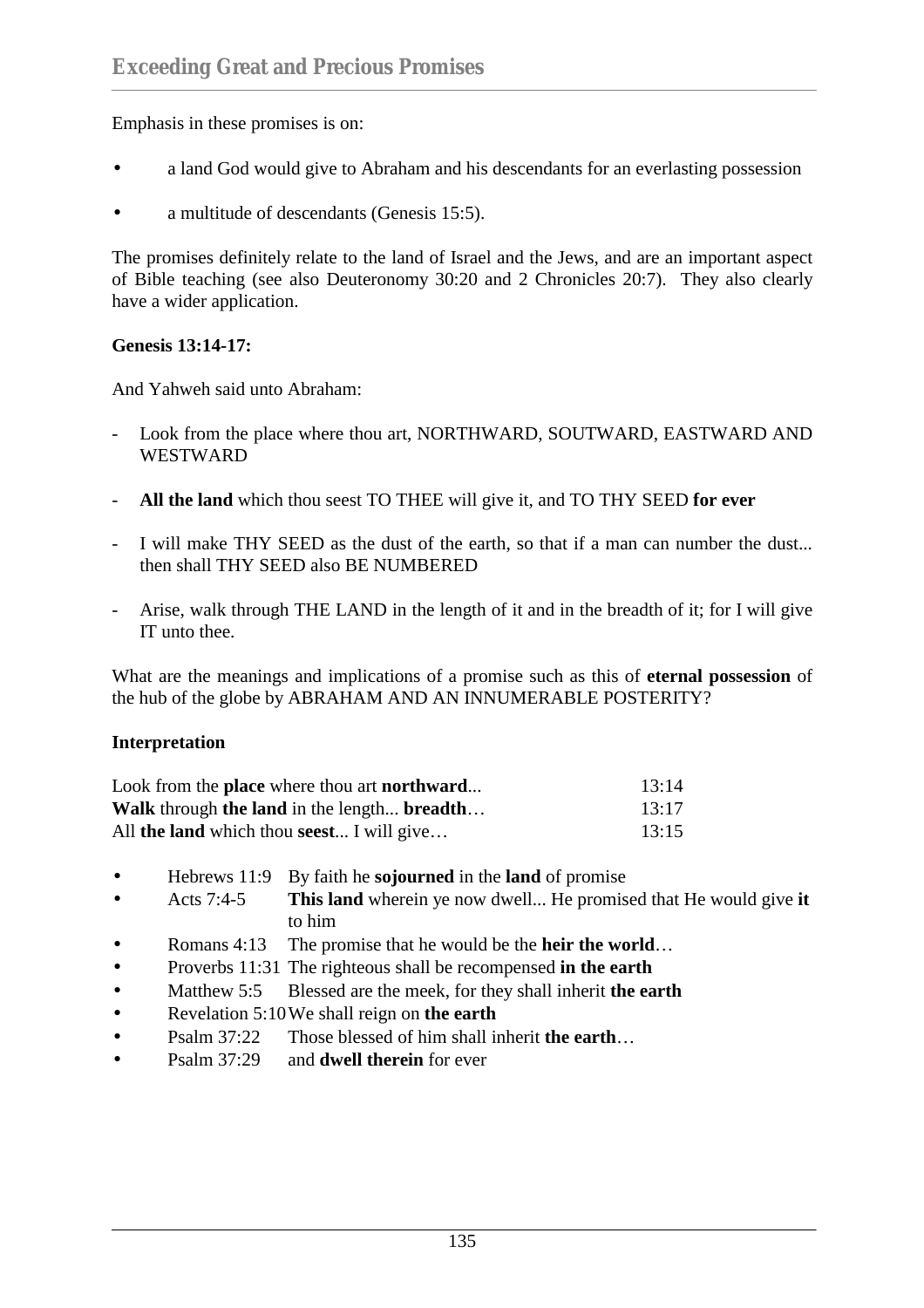Emphasis in these promises is on:

- a land God would give to Abraham and his descendants for an everlasting possession
- a multitude of descendants (Genesis 15:5).

The promises definitely relate to the land of Israel and the Jews, and are an important aspect of Bible teaching (see also Deuteronomy 30:20 and 2 Chronicles 20:7). They also clearly have a wider application.

**Genesis 13:14-17:**

And Yahweh said unto Abraham:

- Look from the place where thou art, NORTHWARD, SOUTWARD, EASTWARD AND WESTWARD
- **All the land** which thou seest TO THEE will give it, and TO THY SEED **for ever**
- I will make THY SEED as the dust of the earth, so that if a man can number the dust... then shall THY SEED also BE NUMBERED
- Arise, walk through THE LAND in the length of it and in the breadth of it; for I will give IT unto thee.

What are the meanings and implications of a promise such as this of **eternal possession** of the hub of the globe by ABRAHAM AND AN INNUMERABLE POSTERITY?

**Interpretation**

| | |
|---|---|
| Look from the **place** where thou art **northward**... | 13:14 |
| **Walk** through **the land** in the length... **breadth**… | 13:17 |
| All **the land** which thou **seest**... I will give… | 13:15 |

- Hebrews 11:9 By faith he **sojourned** in the **land** of promise
- Acts 7:4-5 **This land** wherein ye now dwell... He promised that He would give **it** to him
- Romans 4:13 The promise that he would be the **heir the world**…
- Proverbs 11:31 The righteous shall be recompensed **in the earth**
- Matthew 5:5 Blessed are the meek, for they shall inherit **the earth**
- Revelation 5:10 We shall reign on **the earth**
- Psalm 37:22 Those blessed of him shall inherit **the earth**…
- Psalm 37:29 and **dwell therein** for ever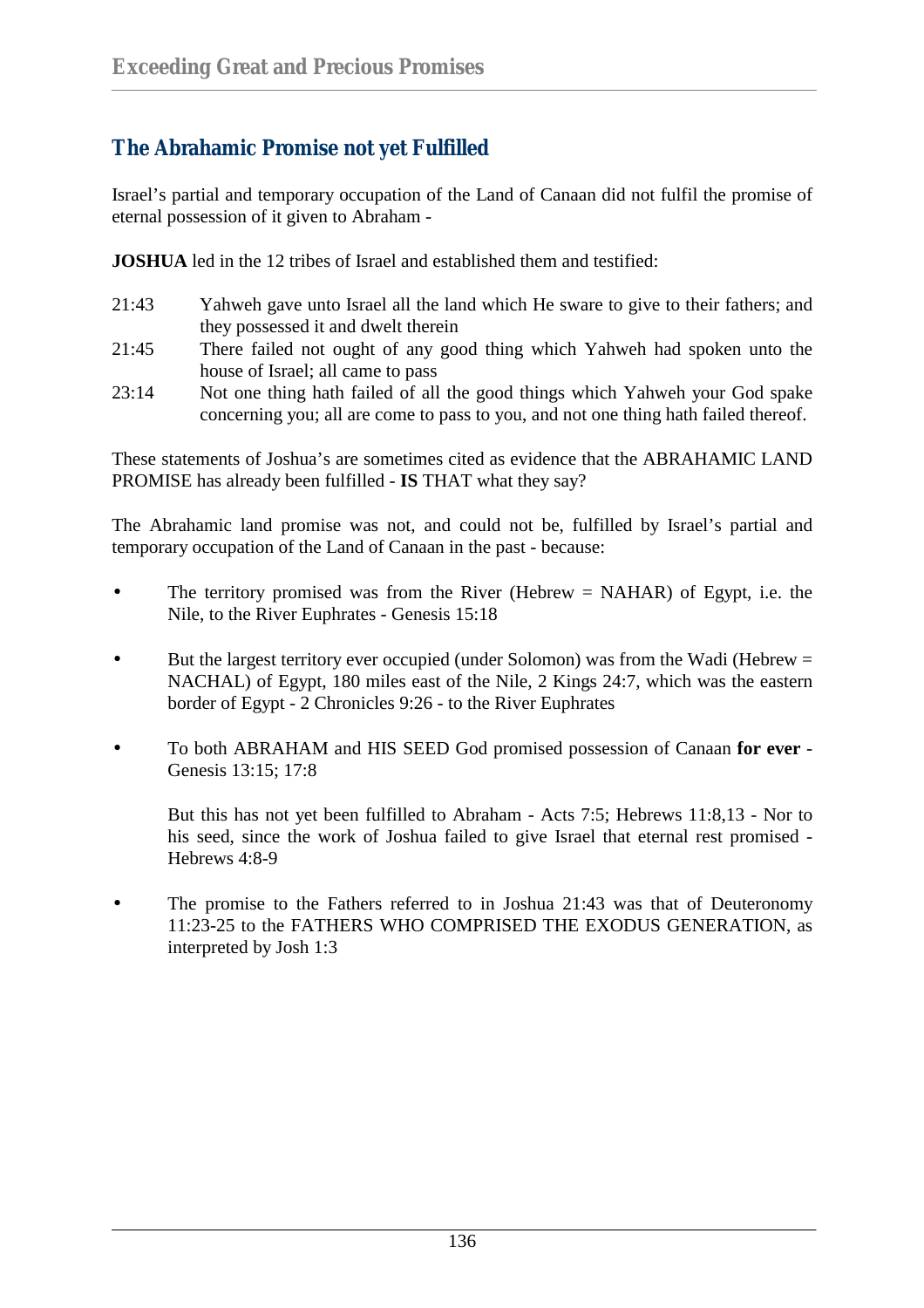## The Abrahamic Promise not yet Fulfilled

Israel's partial and temporary occupation of the Land of Canaan did not fulfil the promise of eternal possession of it given to Abraham -

**JOSHUA** led in the 12 tribes of Israel and established them and testified:

| | |
|---|---|
| 21:43 | Yahweh gave unto Israel all the land which He sware to give to their fathers; and they possessed it and dwelt therein |
| 21:45 | There failed not ought of any good thing which Yahweh had spoken unto the house of Israel; all came to pass |
| 23:14 | Not one thing hath failed of all the good things which Yahweh your God spake concerning you; all are come to pass to you, and not one thing hath failed thereof. |

These statements of Joshua's are sometimes cited as evidence that the ABRAHAMIC LAND PROMISE has already been fulfilled - **IS** THAT what they say?

The Abrahamic land promise was not, and could not be, fulfilled by Israel's partial and temporary occupation of the Land of Canaan in the past - because:

- The territory promised was from the River (Hebrew = NAHAR) of Egypt, i.e. the Nile, to the River Euphrates - Genesis 15:18

- But the largest territory ever occupied (under Solomon) was from the Wadi (Hebrew = NACHAL) of Egypt, 180 miles east of the Nile, 2 Kings 24:7, which was the eastern border of Egypt - 2 Chronicles 9:26 - to the River Euphrates

- To both ABRAHAM and HIS SEED God promised possession of Canaan **for ever** - Genesis 13:15; 17:8

  But this has not yet been fulfilled to Abraham - Acts 7:5; Hebrews 11:8,13 - Nor to his seed, since the work of Joshua failed to give Israel that eternal rest promised - Hebrews 4:8-9

- The promise to the Fathers referred to in Joshua 21:43 was that of Deuteronomy 11:23-25 to the FATHERS WHO COMPRISED THE EXODUS GENERATION, as interpreted by Josh 1:3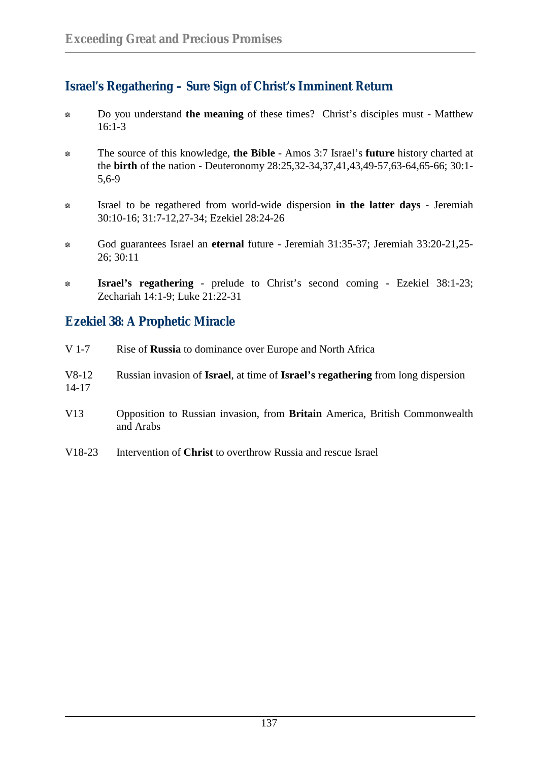## Israel's Regathering – Sure Sign of Christ's Imminent Return

- Do you understand **the meaning** of these times? Christ's disciples must - Matthew 16:1-3
- The source of this knowledge, **the Bible** - Amos 3:7 Israel's **future** history charted at the **birth** of the nation - Deuteronomy 28:25,32-34,37,41,43,49-57,63-64,65-66; 30:1-5,6-9
- Israel to be regathered from world-wide dispersion **in the latter days** - Jeremiah 30:10-16; 31:7-12,27-34; Ezekiel 28:24-26
- God guarantees Israel an **eternal** future - Jeremiah 31:35-37; Jeremiah 33:20-21,25-26; 30:11
- **Israel's regathering** - prelude to Christ's second coming - Ezekiel 38:1-23; Zechariah 14:1-9; Luke 21:22-31

## Ezekiel 38: A Prophetic Miracle

| | |
|---|---|
| V 1-7 | Rise of **Russia** to dominance over Europe and North Africa |
| V8-12 14-17 | Russian invasion of **Israel**, at time of **Israel's regathering** from long dispersion |
| V13 | Opposition to Russian invasion, from **Britain** America, British Commonwealth and Arabs |
| V18-23 | Intervention of **Christ** to overthrow Russia and rescue Israel |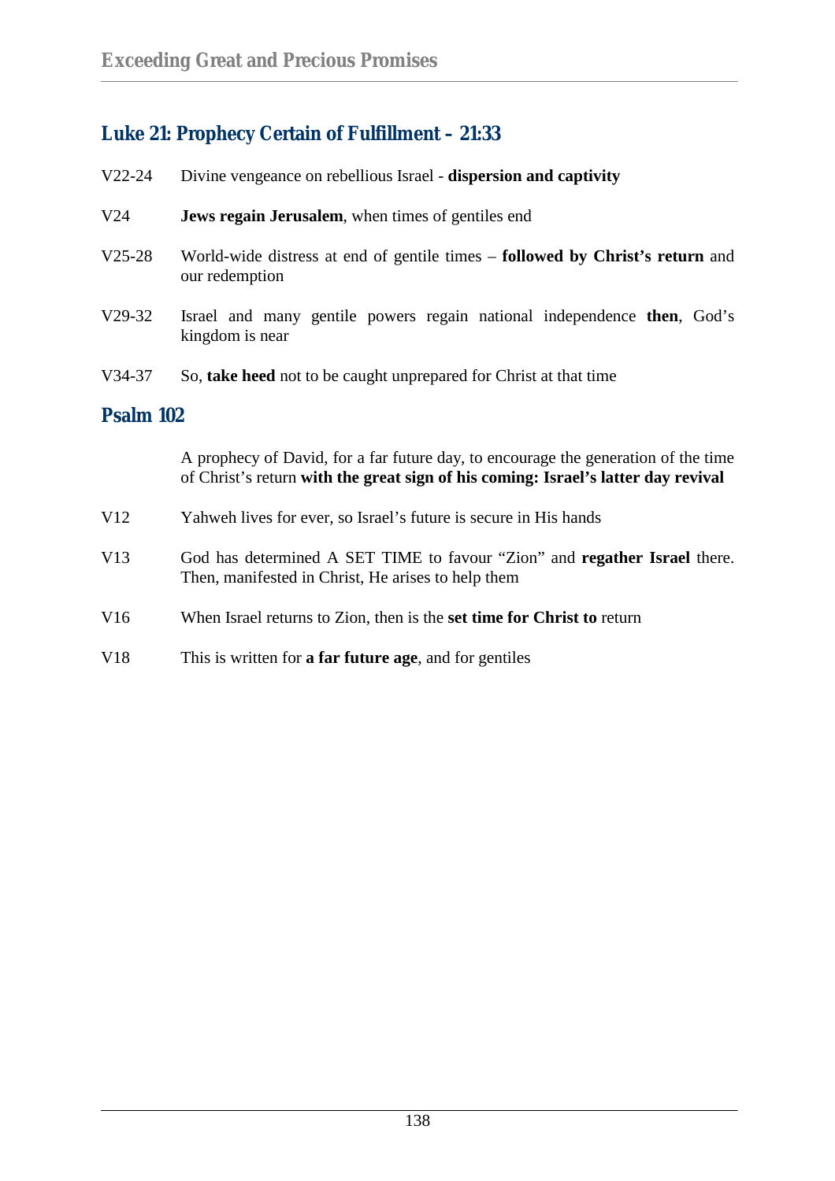## Luke 21: Prophecy Certain of Fulfillment – 21:33

V22-24 Divine vengeance on rebellious Israel - **dispersion and captivity**

V24 **Jews regain Jerusalem**, when times of gentiles end

V25-28 World-wide distress at end of gentile times – **followed by Christ's return** and our redemption

V29-32 Israel and many gentile powers regain national independence **then**, God's kingdom is near

V34-37 So, **take heed** not to be caught unprepared for Christ at that time

## Psalm 102

A prophecy of David, for a far future day, to encourage the generation of the time of Christ's return **with the great sign of his coming: Israel's latter day revival**

V12 Yahweh lives for ever, so Israel's future is secure in His hands

V13 God has determined A SET TIME to favour "Zion" and **regather Israel** there. Then, manifested in Christ, He arises to help them

V16 When Israel returns to Zion, then is the **set time for Christ to** return

V18 This is written for **a far future age**, and for gentiles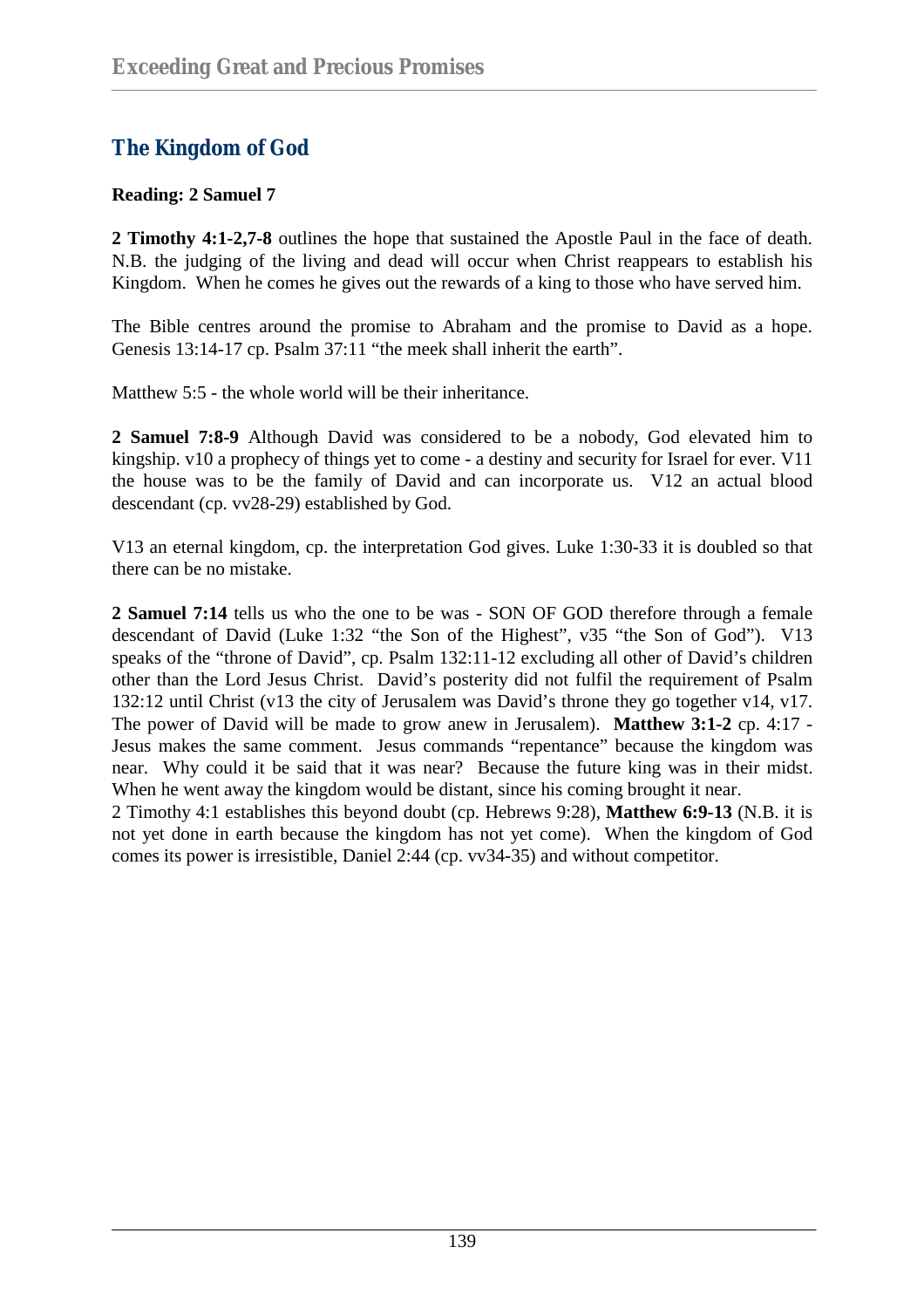## The Kingdom of God

**Reading: 2 Samuel 7**

**2 Timothy 4:1-2,7-8** outlines the hope that sustained the Apostle Paul in the face of death. N.B. the judging of the living and dead will occur when Christ reappears to establish his Kingdom. When he comes he gives out the rewards of a king to those who have served him.

The Bible centres around the promise to Abraham and the promise to David as a hope. Genesis 13:14-17 cp. Psalm 37:11 "the meek shall inherit the earth".

Matthew 5:5 - the whole world will be their inheritance.

**2 Samuel 7:8-9** Although David was considered to be a nobody, God elevated him to kingship. v10 a prophecy of things yet to come - a destiny and security for Israel for ever. V11 the house was to be the family of David and can incorporate us. V12 an actual blood descendant (cp. vv28-29) established by God.

V13 an eternal kingdom, cp. the interpretation God gives. Luke 1:30-33 it is doubled so that there can be no mistake.

**2 Samuel 7:14** tells us who the one to be was - SON OF GOD therefore through a female descendant of David (Luke 1:32 "the Son of the Highest", v35 "the Son of God"). V13 speaks of the "throne of David", cp. Psalm 132:11-12 excluding all other of David's children other than the Lord Jesus Christ. David's posterity did not fulfil the requirement of Psalm 132:12 until Christ (v13 the city of Jerusalem was David's throne they go together v14, v17. The power of David will be made to grow anew in Jerusalem). **Matthew 3:1-2** cp. 4:17 - Jesus makes the same comment. Jesus commands "repentance" because the kingdom was near. Why could it be said that it was near? Because the future king was in their midst. When he went away the kingdom would be distant, since his coming brought it near.
2 Timothy 4:1 establishes this beyond doubt (cp. Hebrews 9:28), **Matthew 6:9-13** (N.B. it is not yet done in earth because the kingdom has not yet come). When the kingdom of God comes its power is irresistible, Daniel 2:44 (cp. vv34-35) and without competitor.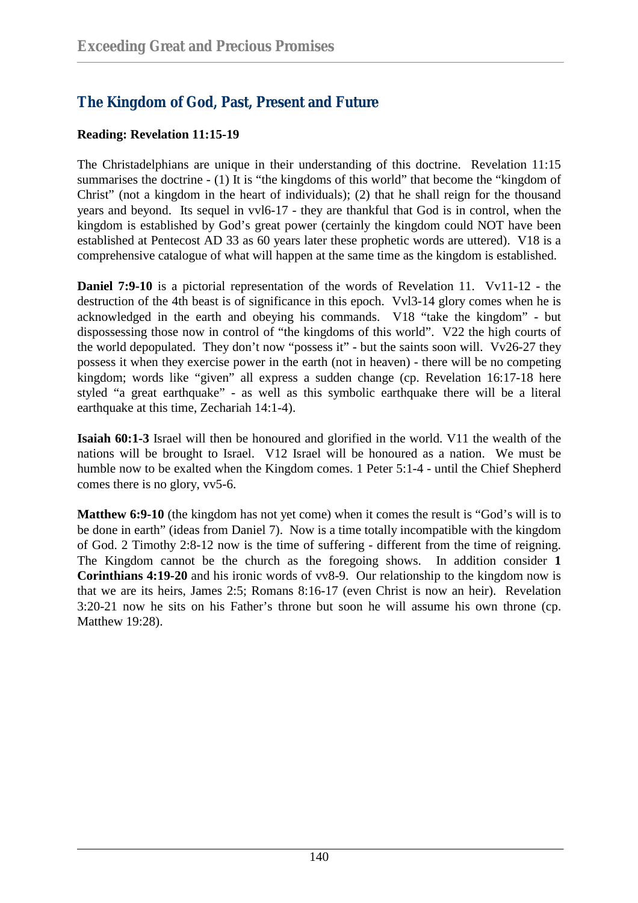## The Kingdom of God, Past, Present and Future

**Reading: Revelation 11:15-19**

The Christadelphians are unique in their understanding of this doctrine. Revelation 11:15 summarises the doctrine - (1) It is "the kingdoms of this world" that become the "kingdom of Christ" (not a kingdom in the heart of individuals); (2) that he shall reign for the thousand years and beyond. Its sequel in vvl6-17 - they are thankful that God is in control, when the kingdom is established by God's great power (certainly the kingdom could NOT have been established at Pentecost AD 33 as 60 years later these prophetic words are uttered). V18 is a comprehensive catalogue of what will happen at the same time as the kingdom is established.

**Daniel 7:9-10** is a pictorial representation of the words of Revelation 11. Vv11-12 - the destruction of the 4th beast is of significance in this epoch. Vvl3-14 glory comes when he is acknowledged in the earth and obeying his commands. V18 "take the kingdom" - but dispossessing those now in control of "the kingdoms of this world". V22 the high courts of the world depopulated. They don't now "possess it" - but the saints soon will. Vv26-27 they possess it when they exercise power in the earth (not in heaven) - there will be no competing kingdom; words like "given" all express a sudden change (cp. Revelation 16:17-18 here styled "a great earthquake" - as well as this symbolic earthquake there will be a literal earthquake at this time, Zechariah 14:1-4).

**Isaiah 60:1-3** Israel will then be honoured and glorified in the world. V11 the wealth of the nations will be brought to Israel. V12 Israel will be honoured as a nation. We must be humble now to be exalted when the Kingdom comes. 1 Peter 5:1-4 - until the Chief Shepherd comes there is no glory, vv5-6.

**Matthew 6:9-10** (the kingdom has not yet come) when it comes the result is "God's will is to be done in earth" (ideas from Daniel 7). Now is a time totally incompatible with the kingdom of God. 2 Timothy 2:8-12 now is the time of suffering - different from the time of reigning. The Kingdom cannot be the church as the foregoing shows. In addition consider **1 Corinthians 4:19-20** and his ironic words of vv8-9. Our relationship to the kingdom now is that we are its heirs, James 2:5; Romans 8:16-17 (even Christ is now an heir). Revelation 3:20-21 now he sits on his Father's throne but soon he will assume his own throne (cp. Matthew 19:28).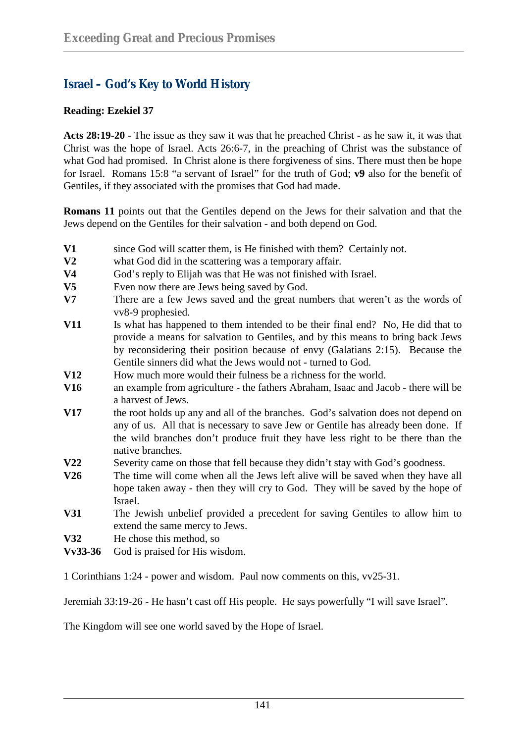## Israel – God's Key to World History

**Reading: Ezekiel 37**

**Acts 28:19-20** - The issue as they saw it was that he preached Christ - as he saw it, it was that Christ was the hope of Israel. Acts 26:6-7, in the preaching of Christ was the substance of what God had promised. In Christ alone is there forgiveness of sins. There must then be hope for Israel. Romans 15:8 "a servant of Israel" for the truth of God; **v9** also for the benefit of Gentiles, if they associated with the promises that God had made.

**Romans 11** points out that the Gentiles depend on the Jews for their salvation and that the Jews depend on the Gentiles for their salvation - and both depend on God.

**V1** since God will scatter them, is He finished with them? Certainly not.

**V2** what God did in the scattering was a temporary affair.

**V4** God's reply to Elijah was that He was not finished with Israel.

**V5** Even now there are Jews being saved by God.

**V7** There are a few Jews saved and the great numbers that weren't as the words of vv8-9 prophesied.

**V11** Is what has happened to them intended to be their final end? No, He did that to provide a means for salvation to Gentiles, and by this means to bring back Jews by reconsidering their position because of envy (Galatians 2:15). Because the Gentile sinners did what the Jews would not - turned to God.

**V12** How much more would their fulness be a richness for the world.

**V16** an example from agriculture - the fathers Abraham, Isaac and Jacob - there will be a harvest of Jews.

**V17** the root holds up any and all of the branches. God's salvation does not depend on any of us. All that is necessary to save Jew or Gentile has already been done. If the wild branches don't produce fruit they have less right to be there than the native branches.

**V22** Severity came on those that fell because they didn't stay with God's goodness.

**V26** The time will come when all the Jews left alive will be saved when they have all hope taken away - then they will cry to God. They will be saved by the hope of Israel.

**V31** The Jewish unbelief provided a precedent for saving Gentiles to allow him to extend the same mercy to Jews.

**V32** He chose this method, so

**Vv33-36** God is praised for His wisdom.

1 Corinthians 1:24 - power and wisdom. Paul now comments on this, vv25-31.

Jeremiah 33:19-26 - He hasn't cast off His people. He says powerfully "I will save Israel".

The Kingdom will see one world saved by the Hope of Israel.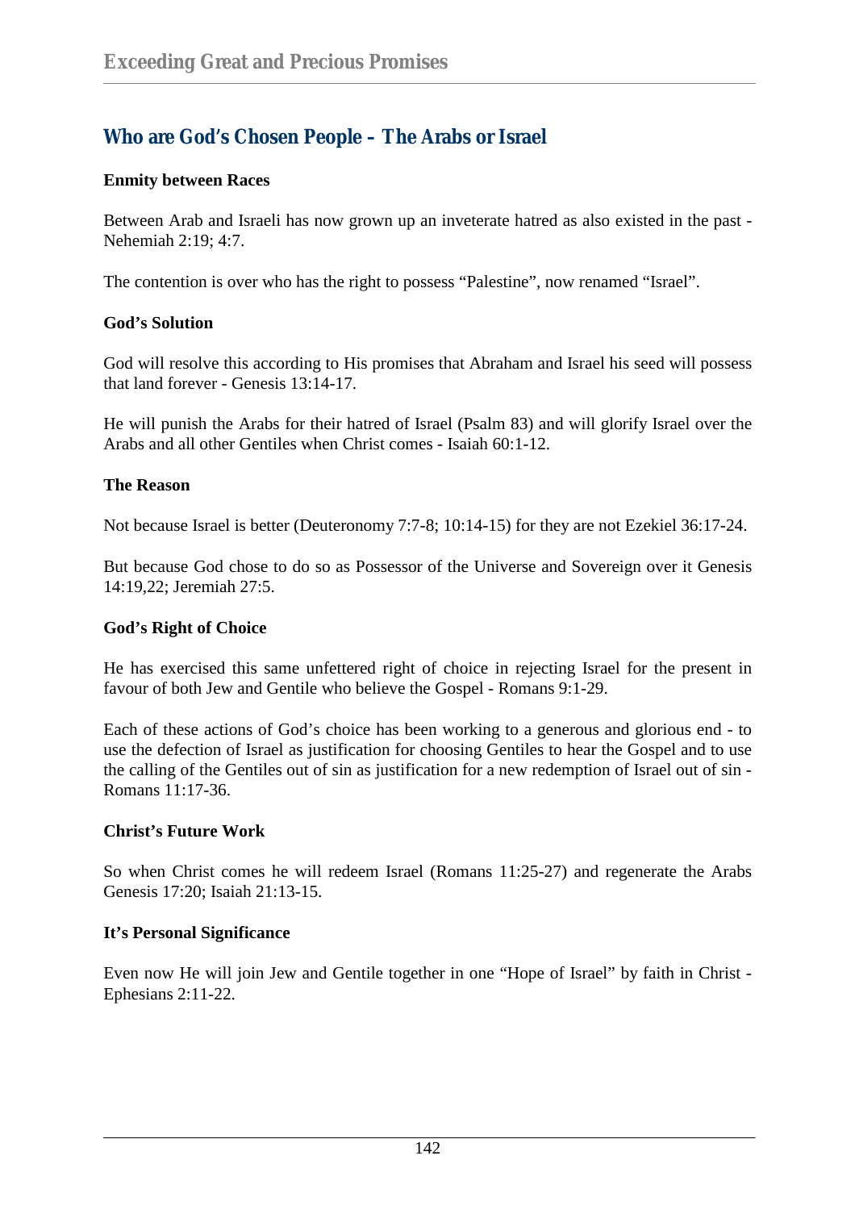## Who are God's Chosen People – The Arabs or Israel

**Enmity between Races**

Between Arab and Israeli has now grown up an inveterate hatred as also existed in the past - Nehemiah 2:19; 4:7.

The contention is over who has the right to possess "Palestine", now renamed "Israel".

**God's Solution**

God will resolve this according to His promises that Abraham and Israel his seed will possess that land forever - Genesis 13:14-17.

He will punish the Arabs for their hatred of Israel (Psalm 83) and will glorify Israel over the Arabs and all other Gentiles when Christ comes - Isaiah 60:1-12.

**The Reason**

Not because Israel is better (Deuteronomy 7:7-8; 10:14-15) for they are not Ezekiel 36:17-24.

But because God chose to do so as Possessor of the Universe and Sovereign over it Genesis 14:19,22; Jeremiah 27:5.

**God's Right of Choice**

He has exercised this same unfettered right of choice in rejecting Israel for the present in favour of both Jew and Gentile who believe the Gospel - Romans 9:1-29.

Each of these actions of God's choice has been working to a generous and glorious end - to use the defection of Israel as justification for choosing Gentiles to hear the Gospel and to use the calling of the Gentiles out of sin as justification for a new redemption of Israel out of sin - Romans 11:17-36.

**Christ's Future Work**

So when Christ comes he will redeem Israel (Romans 11:25-27) and regenerate the Arabs Genesis 17:20; Isaiah 21:13-15.

**It's Personal Significance**

Even now He will join Jew and Gentile together in one "Hope of Israel" by faith in Christ - Ephesians 2:11-22.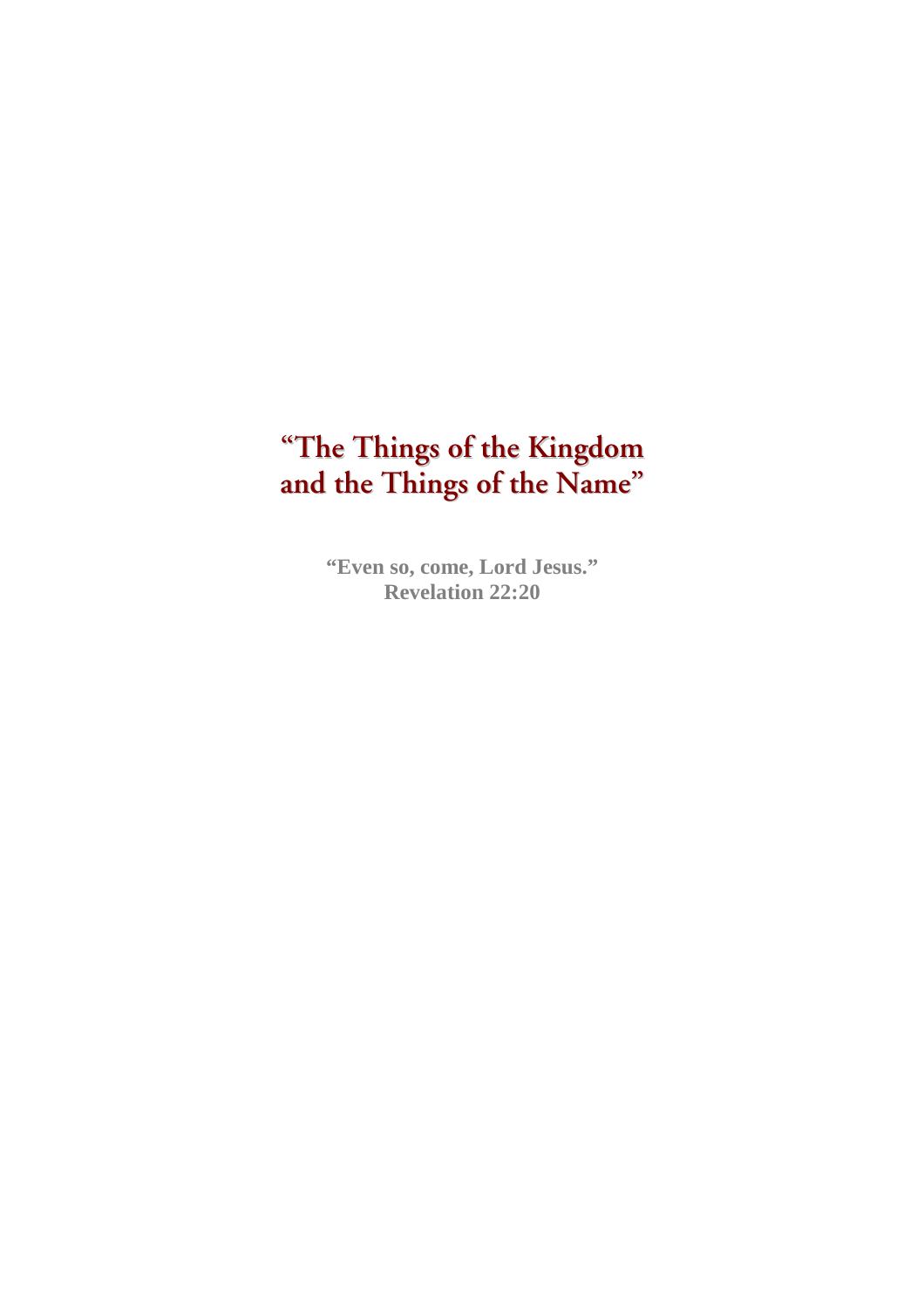# "The Things of the Kingdom and the Things of the Name"

**"Even so, come, Lord Jesus."**
**Revelation 22:20**